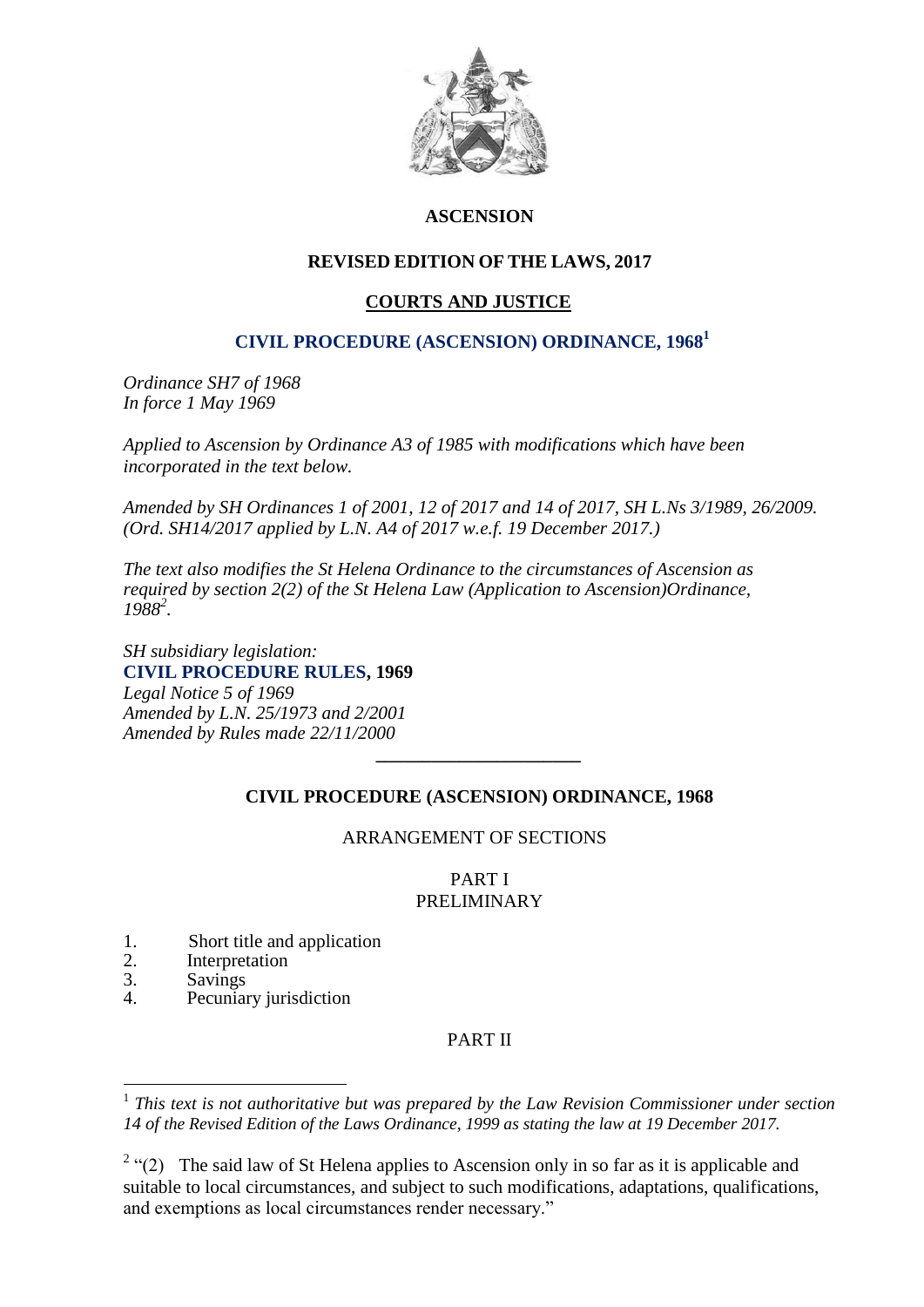# ASCENSION

## REVISED EDITION OF THE LAWS, 2017

## COURTS AND JUSTICE

## CIVIL PROCEDURE (ASCENSION) ORDINANCE, 1968[1]

*Ordinance SH7 of 1968*
*In force 1 May 1969*

*Applied to Ascension by Ordinance A3 of 1985 with modifications which have been incorporated in the text below.*

*Amended by SH Ordinances 1 of 2001, 12 of 2017 and 14 of 2017, SH L.Ns 3/1989, 26/2009. (Ord. SH14/2017 applied by L.N. A4 of 2017 w.e.f. 19 December 2017.)*

*The text also modifies the St Helena Ordinance to the circumstances of Ascension as required by section 2(2) of the St Helena Law (Application to Ascension)Ordinance, 1988[2].*

*SH subsidiary legislation:*
**CIVIL PROCEDURE RULES, 1969**
*Legal Notice 5 of 1969*
*Amended by L.N. 25/1973 and 2/2001*
*Amended by Rules made 22/11/2000*

---

## CIVIL PROCEDURE (ASCENSION) ORDINANCE, 1968

ARRANGEMENT OF SECTIONS

PART I
PRELIMINARY

1. Short title and application
2. Interpretation
3. Savings
4. Pecuniary jurisdiction

PART II

---

[1] *This text is not authoritative but was prepared by the Law Revision Commissioner under section 14 of the Revised Edition of the Laws Ordinance, 1999 as stating the law at 19 December 2017.*

[2] "(2) The said law of St Helena applies to Ascension only in so far as it is applicable and suitable to local circumstances, and subject to such modifications, adaptations, qualifications, and exemptions as local circumstances render necessary."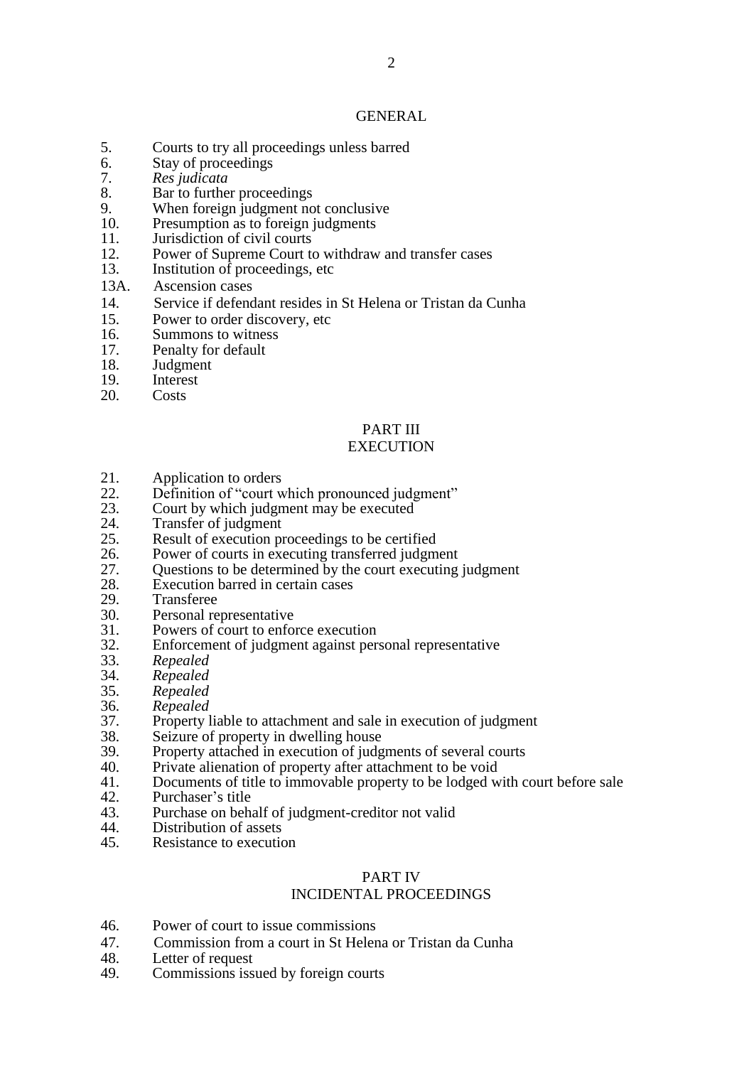## GENERAL

5. Courts to try all proceedings unless barred
6. Stay of proceedings
7. *Res judicata*
8. Bar to further proceedings
9. When foreign judgment not conclusive
10. Presumption as to foreign judgments
11. Jurisdiction of civil courts
12. Power of Supreme Court to withdraw and transfer cases
13. Institution of proceedings, etc

13A. Ascension cases

14. Service if defendant resides in St Helena or Tristan da Cunha
15. Power to order discovery, etc
16. Summons to witness
17. Penalty for default
18. Judgment
19. Interest
20. Costs

## PART III
## EXECUTION

21. Application to orders
22. Definition of "court which pronounced judgment"
23. Court by which judgment may be executed
24. Transfer of judgment
25. Result of execution proceedings to be certified
26. Power of courts in executing transferred judgment
27. Questions to be determined by the court executing judgment
28. Execution barred in certain cases
29. Transferee
30. Personal representative
31. Powers of court to enforce execution
32. Enforcement of judgment against personal representative
33. *Repealed*
34. *Repealed*
35. *Repealed*
36. *Repealed*
37. Property liable to attachment and sale in execution of judgment
38. Seizure of property in dwelling house
39. Property attached in execution of judgments of several courts
40. Private alienation of property after attachment to be void
41. Documents of title to immovable property to be lodged with court before sale
42. Purchaser's title
43. Purchase on behalf of judgment-creditor not valid
44. Distribution of assets
45. Resistance to execution

## PART IV
## INCIDENTAL PROCEEDINGS

46. Power of court to issue commissions
47. Commission from a court in St Helena or Tristan da Cunha
48. Letter of request
49. Commissions issued by foreign courts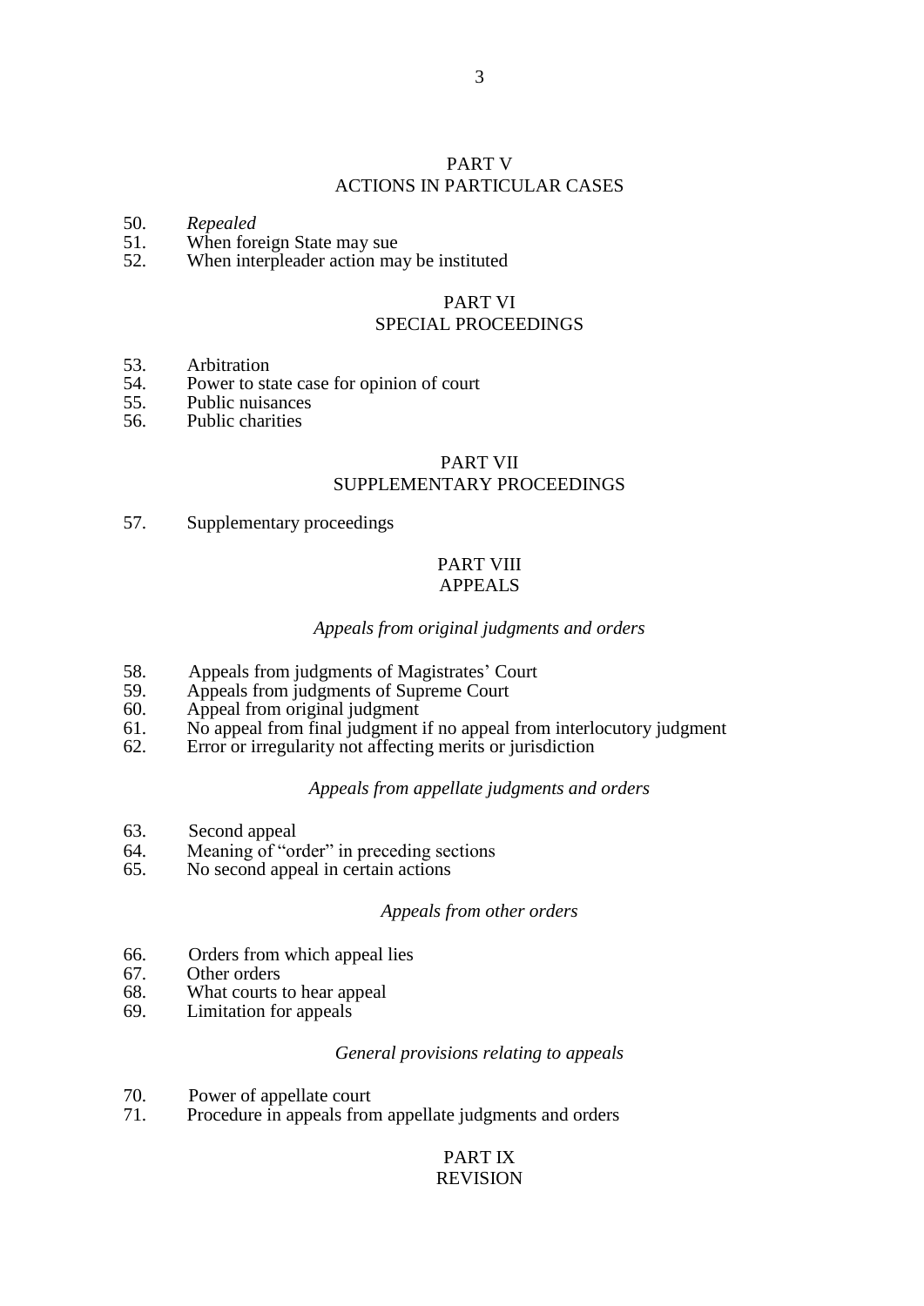## PART V
## ACTIONS IN PARTICULAR CASES

50. *Repealed*
51. When foreign State may sue
52. When interpleader action may be instituted

## PART VI
## SPECIAL PROCEEDINGS

53. Arbitration
54. Power to state case for opinion of court
55. Public nuisances
56. Public charities

## PART VII
## SUPPLEMENTARY PROCEEDINGS

57. Supplementary proceedings

## PART VIII
## APPEALS

*Appeals from original judgments and orders*

58. Appeals from judgments of Magistrates' Court
59. Appeals from judgments of Supreme Court
60. Appeal from original judgment
61. No appeal from final judgment if no appeal from interlocutory judgment
62. Error or irregularity not affecting merits or jurisdiction

*Appeals from appellate judgments and orders*

63. Second appeal
64. Meaning of "order" in preceding sections
65. No second appeal in certain actions

*Appeals from other orders*

66. Orders from which appeal lies
67. Other orders
68. What courts to hear appeal
69. Limitation for appeals

*General provisions relating to appeals*

70. Power of appellate court
71. Procedure in appeals from appellate judgments and orders

## PART IX
## REVISION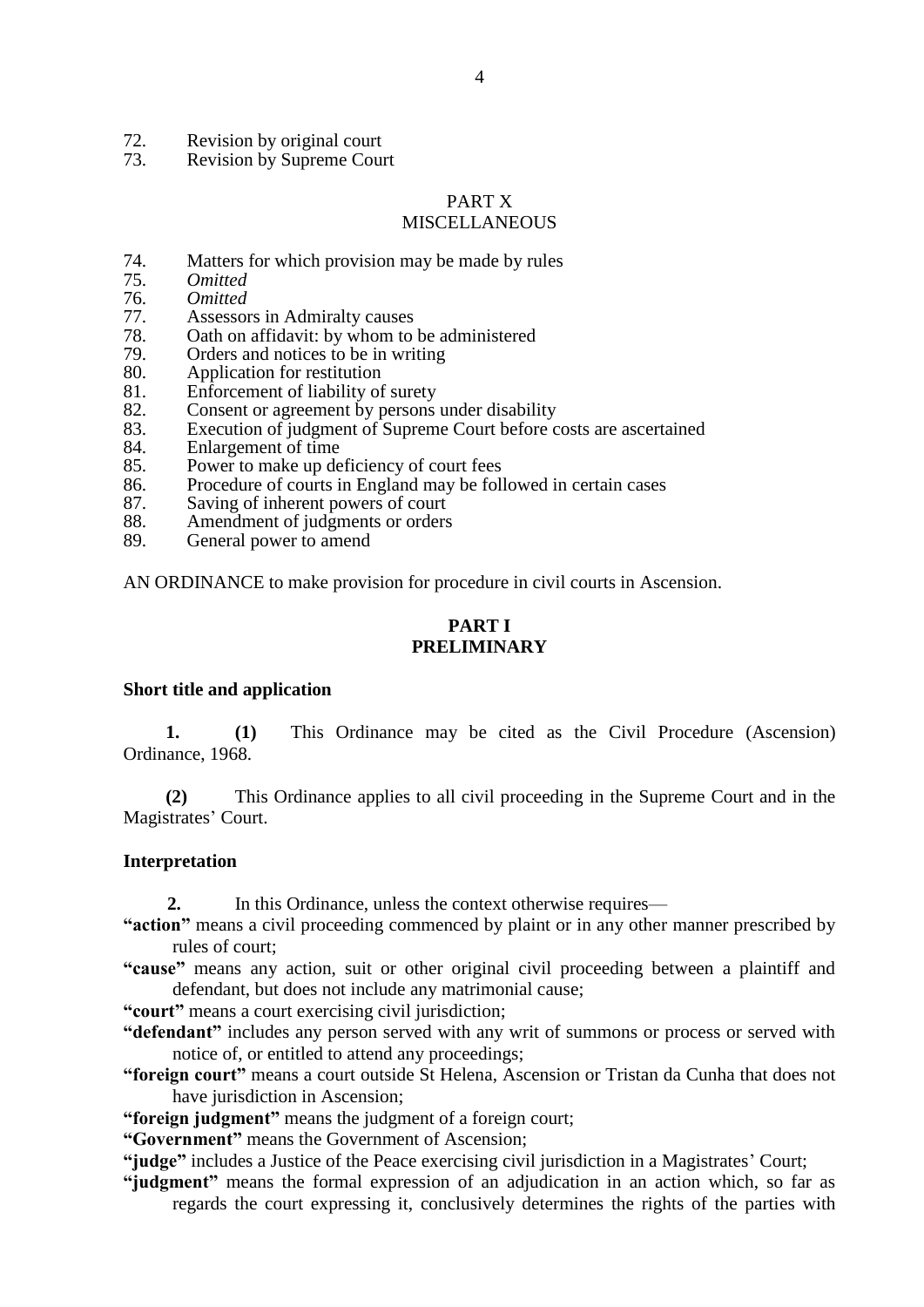72. Revision by original court
73. Revision by Supreme Court

PART X
MISCELLANEOUS

74. Matters for which provision may be made by rules
75. *Omitted*
76. *Omitted*
77. Assessors in Admiralty causes
78. Oath on affidavit: by whom to be administered
79. Orders and notices to be in writing
80. Application for restitution
81. Enforcement of liability of surety
82. Consent or agreement by persons under disability
83. Execution of judgment of Supreme Court before costs are ascertained
84. Enlargement of time
85. Power to make up deficiency of court fees
86. Procedure of courts in England may be followed in certain cases
87. Saving of inherent powers of court
88. Amendment of judgments or orders
89. General power to amend

AN ORDINANCE to make provision for procedure in civil courts in Ascension.

## PART I
## PRELIMINARY

### Short title and application

**1.** **(1)** This Ordinance may be cited as the Civil Procedure (Ascension) Ordinance, 1968.

**(2)** This Ordinance applies to all civil proceeding in the Supreme Court and in the Magistrates' Court.

### Interpretation

**2.** In this Ordinance, unless the context otherwise requires—

**"action"** means a civil proceeding commenced by plaint or in any other manner prescribed by rules of court;

**"cause"** means any action, suit or other original civil proceeding between a plaintiff and defendant, but does not include any matrimonial cause;

**"court"** means a court exercising civil jurisdiction;

**"defendant"** includes any person served with any writ of summons or process or served with notice of, or entitled to attend any proceedings;

**"foreign court"** means a court outside St Helena, Ascension or Tristan da Cunha that does not have jurisdiction in Ascension;

**"foreign judgment"** means the judgment of a foreign court;

**"Government"** means the Government of Ascension;

**"judge"** includes a Justice of the Peace exercising civil jurisdiction in a Magistrates' Court;

**"judgment"** means the formal expression of an adjudication in an action which, so far as regards the court expressing it, conclusively determines the rights of the parties with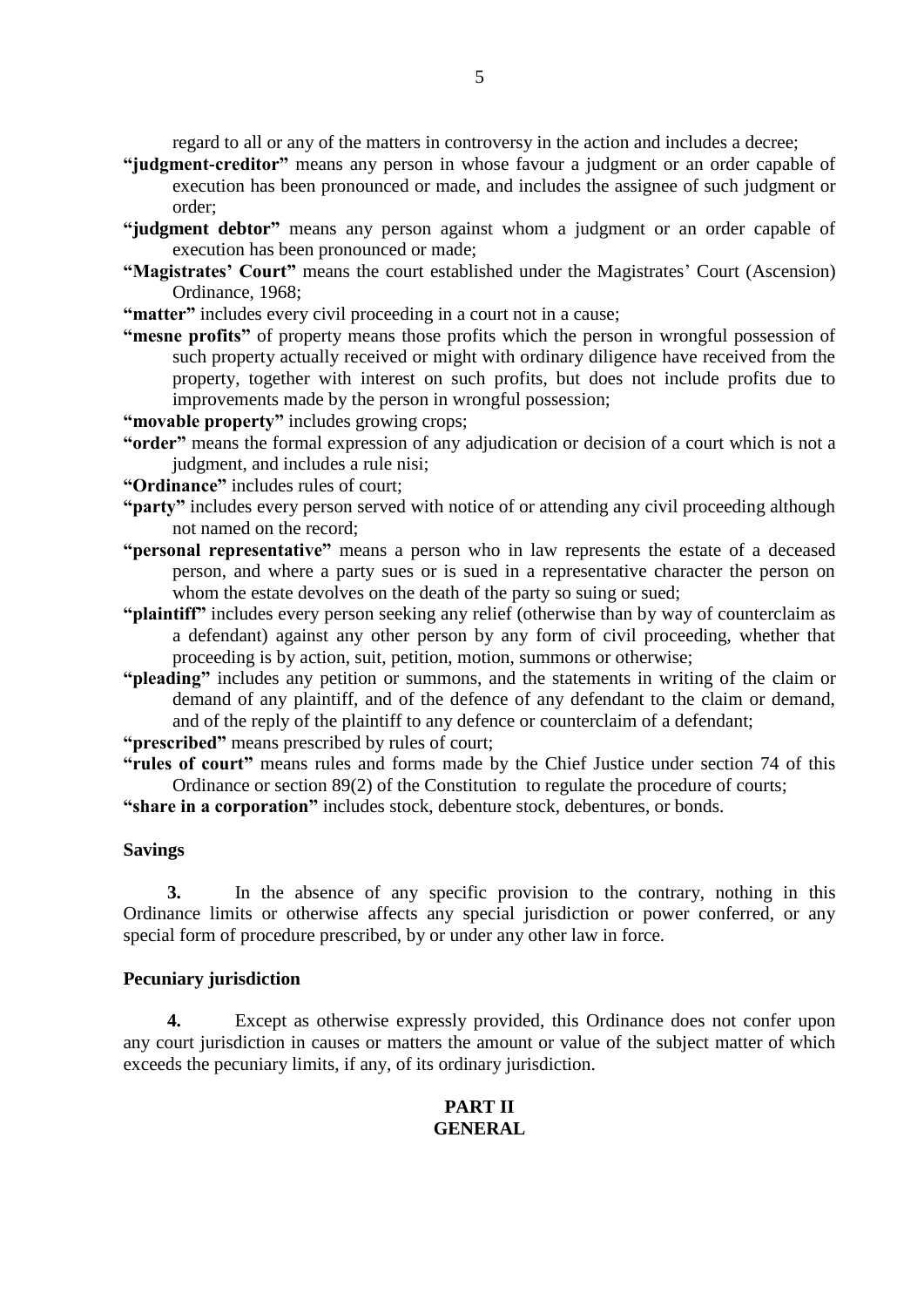regard to all or any of the matters in controversy in the action and includes a decree;

**"judgment-creditor"** means any person in whose favour a judgment or an order capable of execution has been pronounced or made, and includes the assignee of such judgment or order;

**"judgment debtor"** means any person against whom a judgment or an order capable of execution has been pronounced or made;

**"Magistrates' Court"** means the court established under the Magistrates' Court (Ascension) Ordinance, 1968;

**"matter"** includes every civil proceeding in a court not in a cause;

**"mesne profits"** of property means those profits which the person in wrongful possession of such property actually received or might with ordinary diligence have received from the property, together with interest on such profits, but does not include profits due to improvements made by the person in wrongful possession;

**"movable property"** includes growing crops;

**"order"** means the formal expression of any adjudication or decision of a court which is not a judgment, and includes a rule nisi;

**"Ordinance"** includes rules of court;

**"party"** includes every person served with notice of or attending any civil proceeding although not named on the record;

**"personal representative"** means a person who in law represents the estate of a deceased person, and where a party sues or is sued in a representative character the person on whom the estate devolves on the death of the party so suing or sued;

**"plaintiff"** includes every person seeking any relief (otherwise than by way of counterclaim as a defendant) against any other person by any form of civil proceeding, whether that proceeding is by action, suit, petition, motion, summons or otherwise;

**"pleading"** includes any petition or summons, and the statements in writing of the claim or demand of any plaintiff, and of the defence of any defendant to the claim or demand, and of the reply of the plaintiff to any defence or counterclaim of a defendant;

**"prescribed"** means prescribed by rules of court;

**"rules of court"** means rules and forms made by the Chief Justice under section 74 of this Ordinance or section 89(2) of the Constitution to regulate the procedure of courts;

**"share in a corporation"** includes stock, debenture stock, debentures, or bonds.

**Savings**

**3.** In the absence of any specific provision to the contrary, nothing in this Ordinance limits or otherwise affects any special jurisdiction or power conferred, or any special form of procedure prescribed, by or under any other law in force.

**Pecuniary jurisdiction**

**4.** Except as otherwise expressly provided, this Ordinance does not confer upon any court jurisdiction in causes or matters the amount or value of the subject matter of which exceeds the pecuniary limits, if any, of its ordinary jurisdiction.

## PART II
## GENERAL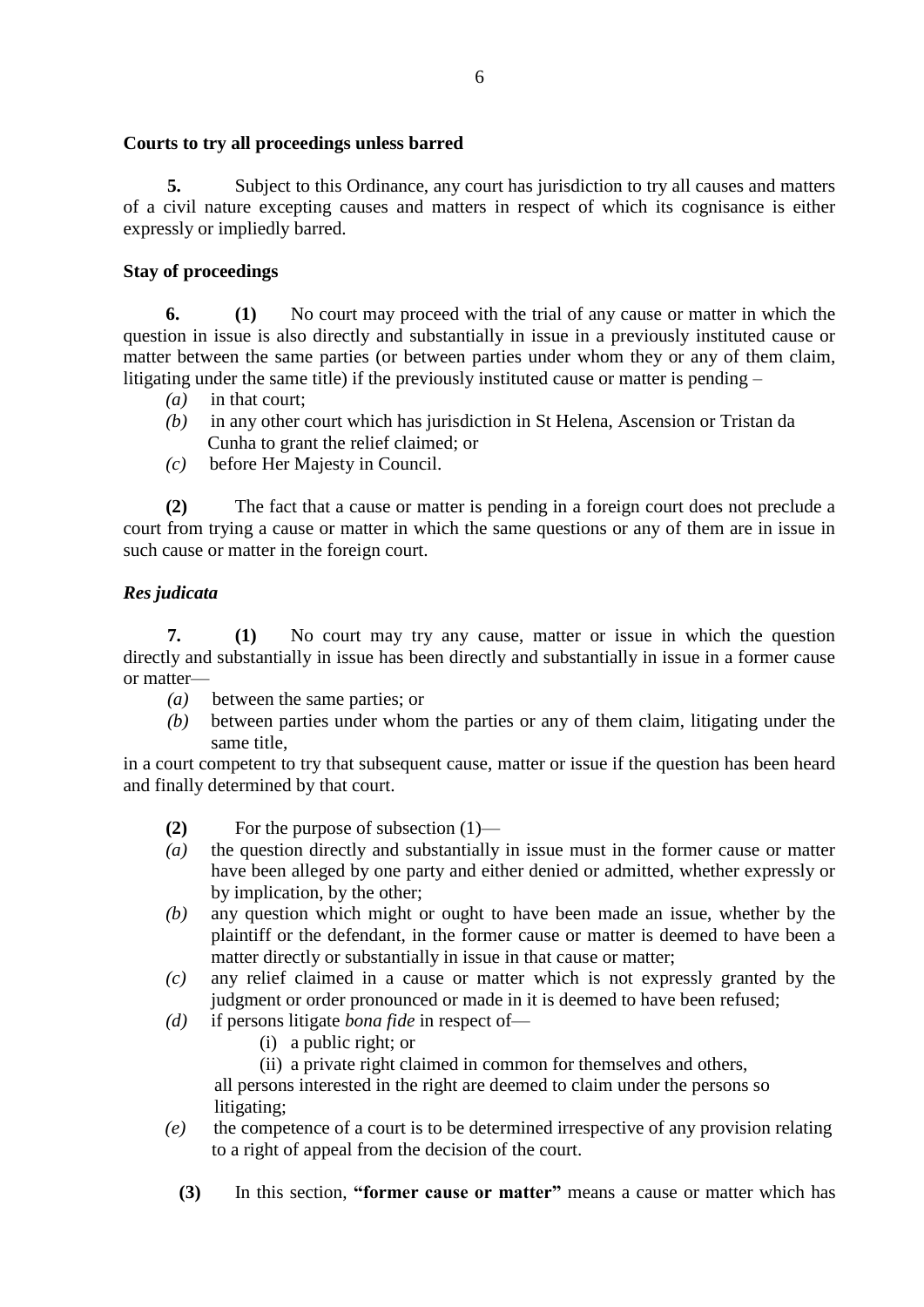### Courts to try all proceedings unless barred

**5.** Subject to this Ordinance, any court has jurisdiction to try all causes and matters of a civil nature excepting causes and matters in respect of which its cognisance is either expressly or impliedly barred.

### Stay of proceedings

**6.** **(1)** No court may proceed with the trial of any cause or matter in which the question in issue is also directly and substantially in issue in a previously instituted cause or matter between the same parties (or between parties under whom they or any of them claim, litigating under the same title) if the previously instituted cause or matter is pending –

*(a)* in that court;

*(b)* in any other court which has jurisdiction in St Helena, Ascension or Tristan da Cunha to grant the relief claimed; or

*(c)* before Her Majesty in Council.

**(2)** The fact that a cause or matter is pending in a foreign court does not preclude a court from trying a cause or matter in which the same questions or any of them are in issue in such cause or matter in the foreign court.

### *Res judicata*

**7.** **(1)** No court may try any cause, matter or issue in which the question directly and substantially in issue has been directly and substantially in issue in a former cause or matter—

*(a)* between the same parties; or

*(b)* between parties under whom the parties or any of them claim, litigating under the same title,

in a court competent to try that subsequent cause, matter or issue if the question has been heard and finally determined by that court.

**(2)** For the purpose of subsection (1)—

*(a)* the question directly and substantially in issue must in the former cause or matter have been alleged by one party and either denied or admitted, whether expressly or by implication, by the other;

*(b)* any question which might or ought to have been made an issue, whether by the plaintiff or the defendant, in the former cause or matter is deemed to have been a matter directly or substantially in issue in that cause or matter;

*(c)* any relief claimed in a cause or matter which is not expressly granted by the judgment or order pronounced or made in it is deemed to have been refused;

*(d)* if persons litigate *bona fide* in respect of—

(i) a public right; or

(ii) a private right claimed in common for themselves and others,

all persons interested in the right are deemed to claim under the persons so litigating;

*(e)* the competence of a court is to be determined irrespective of any provision relating to a right of appeal from the decision of the court.

**(3)** In this section, **"former cause or matter"** means a cause or matter which has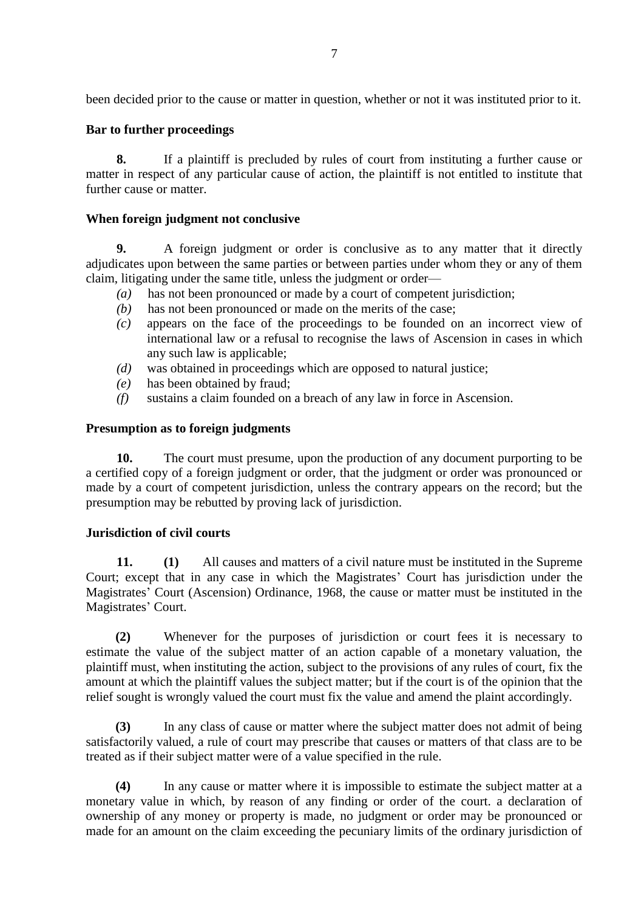been decided prior to the cause or matter in question, whether or not it was instituted prior to it.

**Bar to further proceedings**

**8.** If a plaintiff is precluded by rules of court from instituting a further cause or matter in respect of any particular cause of action, the plaintiff is not entitled to institute that further cause or matter.

**When foreign judgment not conclusive**

**9.** A foreign judgment or order is conclusive as to any matter that it directly adjudicates upon between the same parties or between parties under whom they or any of them claim, litigating under the same title, unless the judgment or order—

- *(a)* has not been pronounced or made by a court of competent jurisdiction;
- *(b)* has not been pronounced or made on the merits of the case;
- *(c)* appears on the face of the proceedings to be founded on an incorrect view of international law or a refusal to recognise the laws of Ascension in cases in which any such law is applicable;
- *(d)* was obtained in proceedings which are opposed to natural justice;
- *(e)* has been obtained by fraud;
- *(f)* sustains a claim founded on a breach of any law in force in Ascension.

**Presumption as to foreign judgments**

**10.** The court must presume, upon the production of any document purporting to be a certified copy of a foreign judgment or order, that the judgment or order was pronounced or made by a court of competent jurisdiction, unless the contrary appears on the record; but the presumption may be rebutted by proving lack of jurisdiction.

**Jurisdiction of civil courts**

**11. (1)** All causes and matters of a civil nature must be instituted in the Supreme Court; except that in any case in which the Magistrates' Court has jurisdiction under the Magistrates' Court (Ascension) Ordinance, 1968, the cause or matter must be instituted in the Magistrates' Court.

**(2)** Whenever for the purposes of jurisdiction or court fees it is necessary to estimate the value of the subject matter of an action capable of a monetary valuation, the plaintiff must, when instituting the action, subject to the provisions of any rules of court, fix the amount at which the plaintiff values the subject matter; but if the court is of the opinion that the relief sought is wrongly valued the court must fix the value and amend the plaint accordingly.

**(3)** In any class of cause or matter where the subject matter does not admit of being satisfactorily valued, a rule of court may prescribe that causes or matters of that class are to be treated as if their subject matter were of a value specified in the rule.

**(4)** In any cause or matter where it is impossible to estimate the subject matter at a monetary value in which, by reason of any finding or order of the court. a declaration of ownership of any money or property is made, no judgment or order may be pronounced or made for an amount on the claim exceeding the pecuniary limits of the ordinary jurisdiction of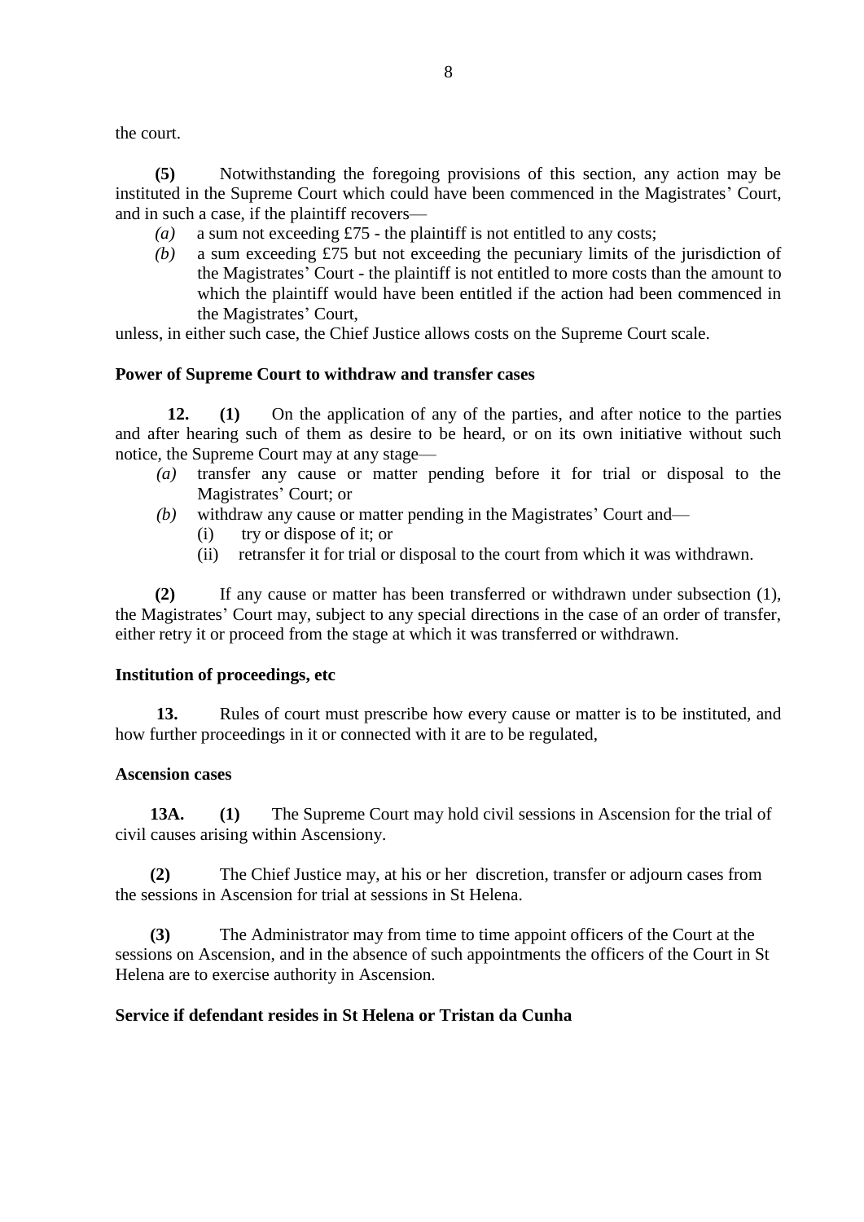the court.

**(5)** Notwithstanding the foregoing provisions of this section, any action may be instituted in the Supreme Court which could have been commenced in the Magistrates' Court, and in such a case, if the plaintiff recovers—

*(a)* a sum not exceeding £75 - the plaintiff is not entitled to any costs;

*(b)* a sum exceeding £75 but not exceeding the pecuniary limits of the jurisdiction of the Magistrates' Court - the plaintiff is not entitled to more costs than the amount to which the plaintiff would have been entitled if the action had been commenced in the Magistrates' Court,

unless, in either such case, the Chief Justice allows costs on the Supreme Court scale.

**Power of Supreme Court to withdraw and transfer cases**

**12. (1)** On the application of any of the parties, and after notice to the parties and after hearing such of them as desire to be heard, or on its own initiative without such notice, the Supreme Court may at any stage—

*(a)* transfer any cause or matter pending before it for trial or disposal to the Magistrates' Court; or

*(b)* withdraw any cause or matter pending in the Magistrates' Court and—

(i) try or dispose of it; or

(ii) retransfer it for trial or disposal to the court from which it was withdrawn.

**(2)** If any cause or matter has been transferred or withdrawn under subsection (1), the Magistrates' Court may, subject to any special directions in the case of an order of transfer, either retry it or proceed from the stage at which it was transferred or withdrawn.

**Institution of proceedings, etc**

**13.** Rules of court must prescribe how every cause or matter is to be instituted, and how further proceedings in it or connected with it are to be regulated,

**Ascension cases**

**13A. (1)** The Supreme Court may hold civil sessions in Ascension for the trial of civil causes arising within Ascensiony.

**(2)** The Chief Justice may, at his or her discretion, transfer or adjourn cases from the sessions in Ascension for trial at sessions in St Helena.

**(3)** The Administrator may from time to time appoint officers of the Court at the sessions on Ascension, and in the absence of such appointments the officers of the Court in St Helena are to exercise authority in Ascension.

**Service if defendant resides in St Helena or Tristan da Cunha**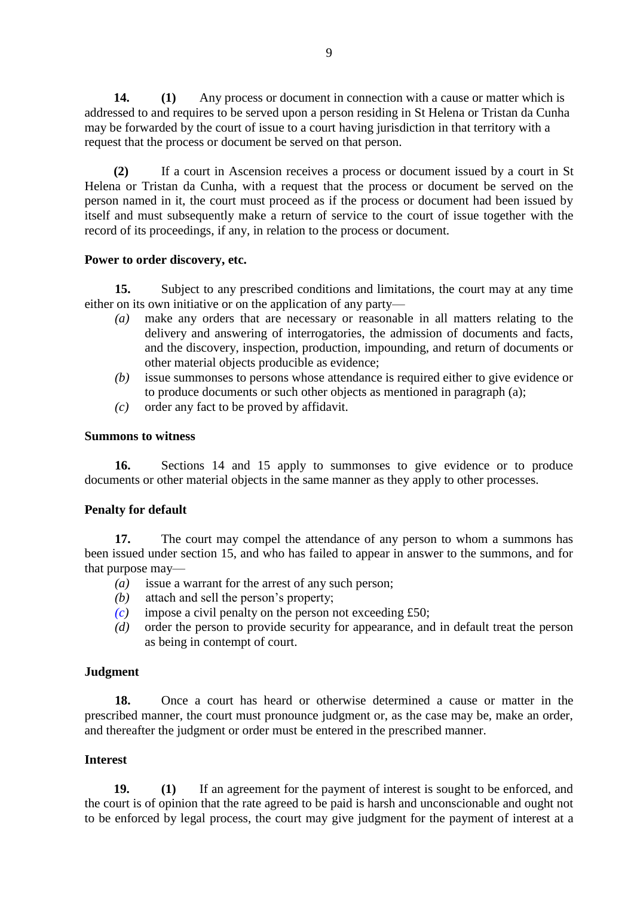**14.** **(1)** Any process or document in connection with a cause or matter which is addressed to and requires to be served upon a person residing in St Helena or Tristan da Cunha may be forwarded by the court of issue to a court having jurisdiction in that territory with a request that the process or document be served on that person.

**(2)** If a court in Ascension receives a process or document issued by a court in St Helena or Tristan da Cunha, with a request that the process or document be served on the person named in it, the court must proceed as if the process or document had been issued by itself and must subsequently make a return of service to the court of issue together with the record of its proceedings, if any, in relation to the process or document.

**Power to order discovery, etc.**

**15.** Subject to any prescribed conditions and limitations, the court may at any time either on its own initiative or on the application of any party—

*(a)* make any orders that are necessary or reasonable in all matters relating to the delivery and answering of interrogatories, the admission of documents and facts, and the discovery, inspection, production, impounding, and return of documents or other material objects producible as evidence;

*(b)* issue summonses to persons whose attendance is required either to give evidence or to produce documents or such other objects as mentioned in paragraph (a);

*(c)* order any fact to be proved by affidavit.

**Summons to witness**

**16.** Sections 14 and 15 apply to summonses to give evidence or to produce documents or other material objects in the same manner as they apply to other processes.

**Penalty for default**

**17.** The court may compel the attendance of any person to whom a summons has been issued under section 15, and who has failed to appear in answer to the summons, and for that purpose may—

*(a)* issue a warrant for the arrest of any such person;

*(b)* attach and sell the person's property;

*(c)* impose a civil penalty on the person not exceeding £50;

*(d)* order the person to provide security for appearance, and in default treat the person as being in contempt of court.

**Judgment**

**18.** Once a court has heard or otherwise determined a cause or matter in the prescribed manner, the court must pronounce judgment or, as the case may be, make an order, and thereafter the judgment or order must be entered in the prescribed manner.

**Interest**

**19.** **(1)** If an agreement for the payment of interest is sought to be enforced, and the court is of opinion that the rate agreed to be paid is harsh and unconscionable and ought not to be enforced by legal process, the court may give judgment for the payment of interest at a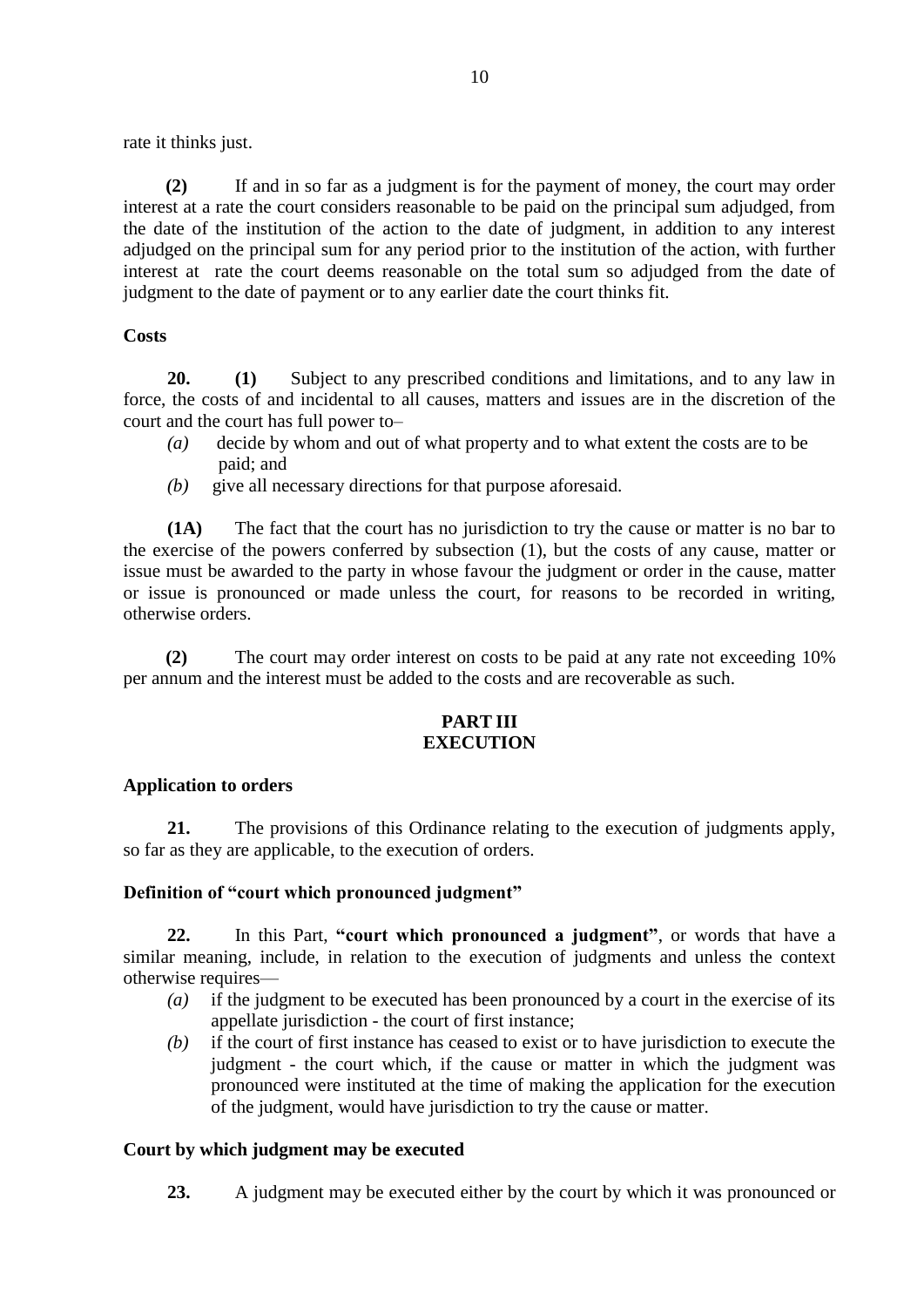rate it thinks just.

**(2)** If and in so far as a judgment is for the payment of money, the court may order interest at a rate the court considers reasonable to be paid on the principal sum adjudged, from the date of the institution of the action to the date of judgment, in addition to any interest adjudged on the principal sum for any period prior to the institution of the action, with further interest at rate the court deems reasonable on the total sum so adjudged from the date of judgment to the date of payment or to any earlier date the court thinks fit.

### Costs

**20.** **(1)** Subject to any prescribed conditions and limitations, and to any law in force, the costs of and incidental to all causes, matters and issues are in the discretion of the court and the court has full power to–

- *(a)* decide by whom and out of what property and to what extent the costs are to be paid; and
- *(b)* give all necessary directions for that purpose aforesaid.

**(1A)** The fact that the court has no jurisdiction to try the cause or matter is no bar to the exercise of the powers conferred by subsection (1), but the costs of any cause, matter or issue must be awarded to the party in whose favour the judgment or order in the cause, matter or issue is pronounced or made unless the court, for reasons to be recorded in writing, otherwise orders.

**(2)** The court may order interest on costs to be paid at any rate not exceeding 10% per annum and the interest must be added to the costs and are recoverable as such.

## PART III
## EXECUTION

### Application to orders

**21.** The provisions of this Ordinance relating to the execution of judgments apply, so far as they are applicable, to the execution of orders.

### Definition of "court which pronounced judgment"

**22.** In this Part, **"court which pronounced a judgment"**, or words that have a similar meaning, include, in relation to the execution of judgments and unless the context otherwise requires—

- *(a)* if the judgment to be executed has been pronounced by a court in the exercise of its appellate jurisdiction - the court of first instance;
- *(b)* if the court of first instance has ceased to exist or to have jurisdiction to execute the judgment - the court which, if the cause or matter in which the judgment was pronounced were instituted at the time of making the application for the execution of the judgment, would have jurisdiction to try the cause or matter.

### Court by which judgment may be executed

**23.** A judgment may be executed either by the court by which it was pronounced or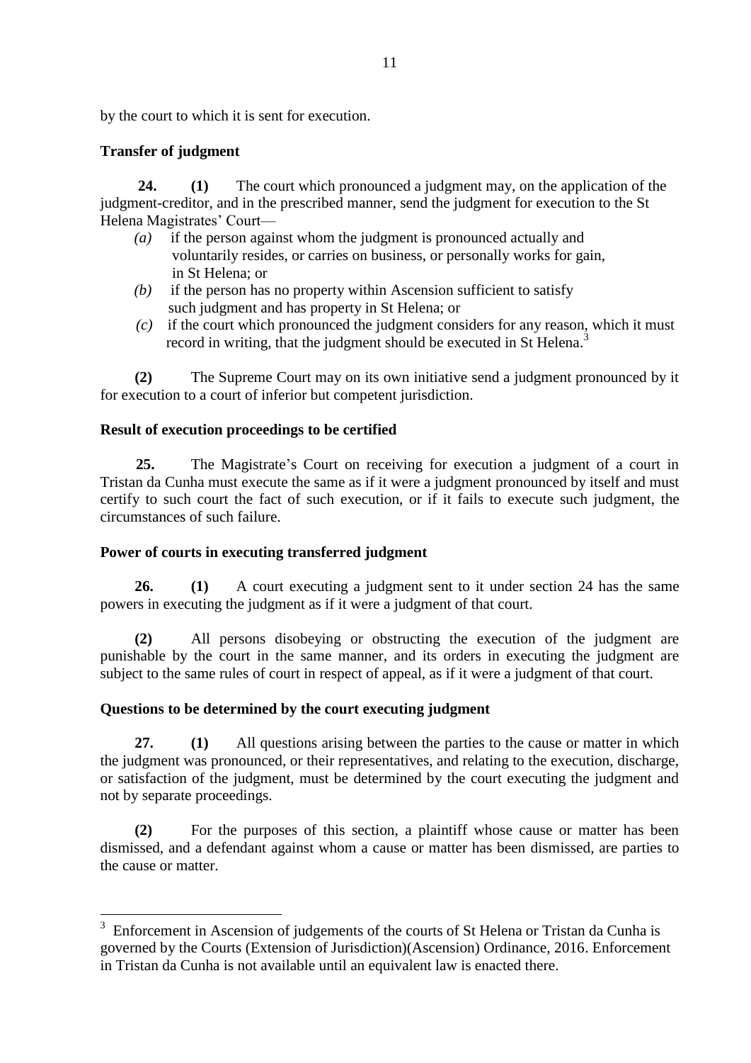by the court to which it is sent for execution.

**Transfer of judgment**

**24. (1)** The court which pronounced a judgment may, on the application of the judgment-creditor, and in the prescribed manner, send the judgment for execution to the St Helena Magistrates' Court—

*(a)* if the person against whom the judgment is pronounced actually and voluntarily resides, or carries on business, or personally works for gain, in St Helena; or

*(b)* if the person has no property within Ascension sufficient to satisfy such judgment and has property in St Helena; or

*(c)* if the court which pronounced the judgment considers for any reason, which it must record in writing, that the judgment should be executed in St Helena.[3]

**(2)** The Supreme Court may on its own initiative send a judgment pronounced by it for execution to a court of inferior but competent jurisdiction.

**Result of execution proceedings to be certified**

**25.** The Magistrate's Court on receiving for execution a judgment of a court in Tristan da Cunha must execute the same as if it were a judgment pronounced by itself and must certify to such court the fact of such execution, or if it fails to execute such judgment, the circumstances of such failure.

**Power of courts in executing transferred judgment**

**26. (1)** A court executing a judgment sent to it under section 24 has the same powers in executing the judgment as if it were a judgment of that court.

**(2)** All persons disobeying or obstructing the execution of the judgment are punishable by the court in the same manner, and its orders in executing the judgment are subject to the same rules of court in respect of appeal, as if it were a judgment of that court.

**Questions to be determined by the court executing judgment**

**27. (1)** All questions arising between the parties to the cause or matter in which the judgment was pronounced, or their representatives, and relating to the execution, discharge, or satisfaction of the judgment, must be determined by the court executing the judgment and not by separate proceedings.

**(2)** For the purposes of this section, a plaintiff whose cause or matter has been dismissed, and a defendant against whom a cause or matter has been dismissed, are parties to the cause or matter.

---

[3] Enforcement in Ascension of judgements of the courts of St Helena or Tristan da Cunha is governed by the Courts (Extension of Jurisdiction)(Ascension) Ordinance, 2016. Enforcement in Tristan da Cunha is not available until an equivalent law is enacted there.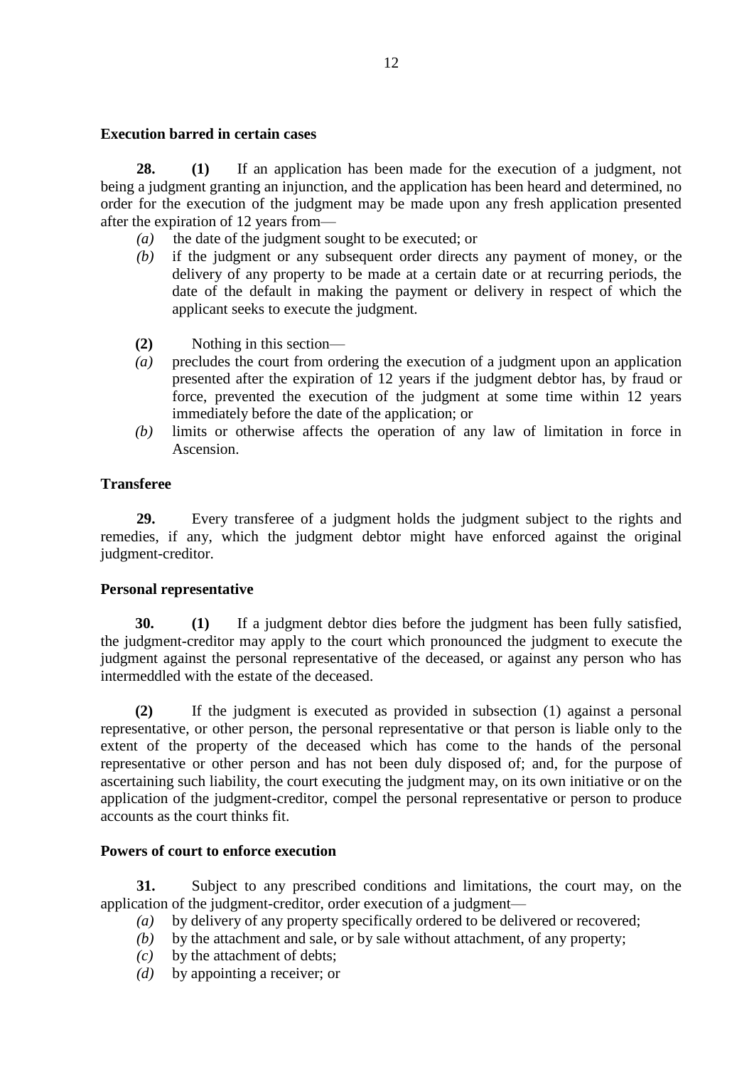**Execution barred in certain cases**

**28. (1)** If an application has been made for the execution of a judgment, not being a judgment granting an injunction, and the application has been heard and determined, no order for the execution of the judgment may be made upon any fresh application presented after the expiration of 12 years from—

*(a)* the date of the judgment sought to be executed; or

*(b)* if the judgment or any subsequent order directs any payment of money, or the delivery of any property to be made at a certain date or at recurring periods, the date of the default in making the payment or delivery in respect of which the applicant seeks to execute the judgment.

**(2)** Nothing in this section—

*(a)* precludes the court from ordering the execution of a judgment upon an application presented after the expiration of 12 years if the judgment debtor has, by fraud or force, prevented the execution of the judgment at some time within 12 years immediately before the date of the application; or

*(b)* limits or otherwise affects the operation of any law of limitation in force in Ascension.

**Transferee**

**29.** Every transferee of a judgment holds the judgment subject to the rights and remedies, if any, which the judgment debtor might have enforced against the original judgment-creditor.

**Personal representative**

**30. (1)** If a judgment debtor dies before the judgment has been fully satisfied, the judgment-creditor may apply to the court which pronounced the judgment to execute the judgment against the personal representative of the deceased, or against any person who has intermeddled with the estate of the deceased.

**(2)** If the judgment is executed as provided in subsection (1) against a personal representative, or other person, the personal representative or that person is liable only to the extent of the property of the deceased which has come to the hands of the personal representative or other person and has not been duly disposed of; and, for the purpose of ascertaining such liability, the court executing the judgment may, on its own initiative or on the application of the judgment-creditor, compel the personal representative or person to produce accounts as the court thinks fit.

**Powers of court to enforce execution**

**31.** Subject to any prescribed conditions and limitations, the court may, on the application of the judgment-creditor, order execution of a judgment—

*(a)* by delivery of any property specifically ordered to be delivered or recovered;

*(b)* by the attachment and sale, or by sale without attachment, of any property;

*(c)* by the attachment of debts;

*(d)* by appointing a receiver; or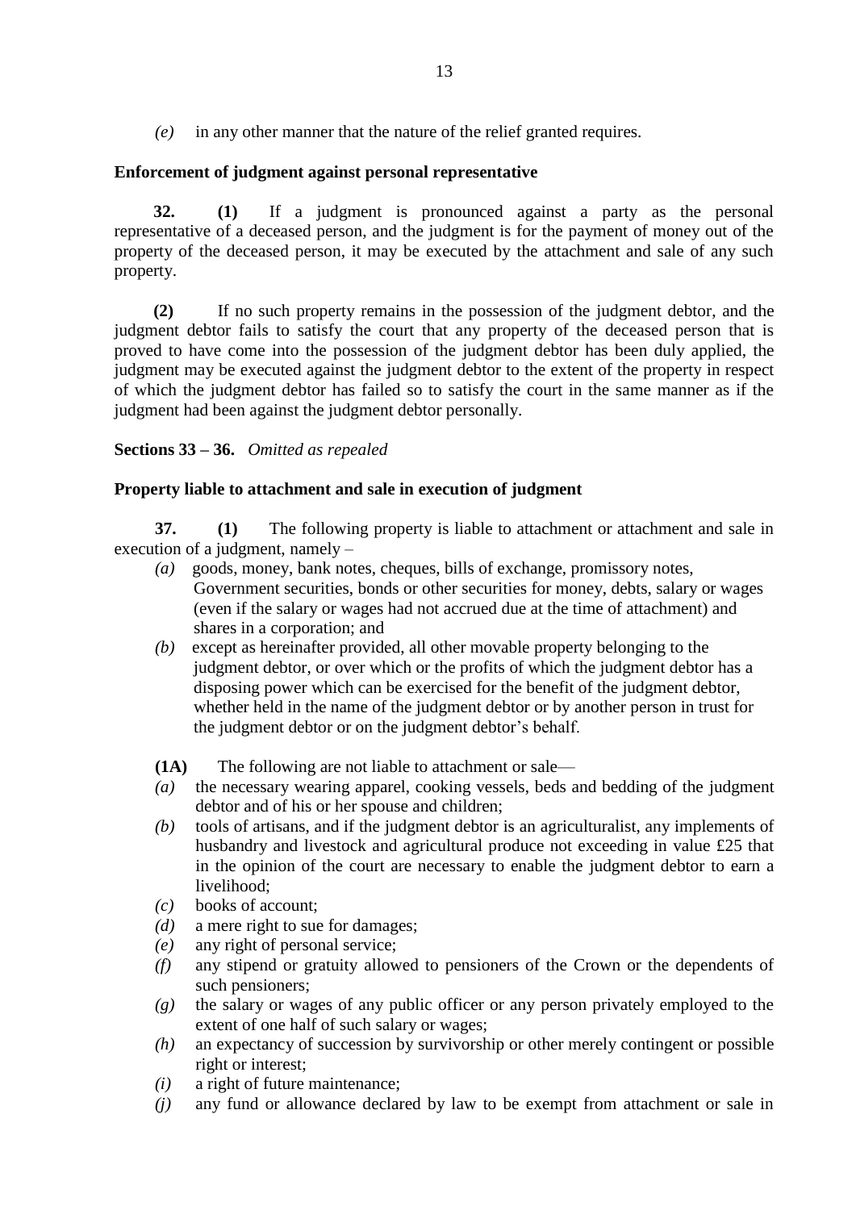*(e)* in any other manner that the nature of the relief granted requires.

**Enforcement of judgment against personal representative**

**32.** **(1)** If a judgment is pronounced against a party as the personal representative of a deceased person, and the judgment is for the payment of money out of the property of the deceased person, it may be executed by the attachment and sale of any such property.

**(2)** If no such property remains in the possession of the judgment debtor, and the judgment debtor fails to satisfy the court that any property of the deceased person that is proved to have come into the possession of the judgment debtor has been duly applied, the judgment may be executed against the judgment debtor to the extent of the property in respect of which the judgment debtor has failed so to satisfy the court in the same manner as if the judgment had been against the judgment debtor personally.

**Sections 33 – 36.** *Omitted as repealed*

**Property liable to attachment and sale in execution of judgment**

**37.** **(1)** The following property is liable to attachment or attachment and sale in execution of a judgment, namely –

*(a)* goods, money, bank notes, cheques, bills of exchange, promissory notes, Government securities, bonds or other securities for money, debts, salary or wages (even if the salary or wages had not accrued due at the time of attachment) and shares in a corporation; and

*(b)* except as hereinafter provided, all other movable property belonging to the judgment debtor, or over which or the profits of which the judgment debtor has a disposing power which can be exercised for the benefit of the judgment debtor, whether held in the name of the judgment debtor or by another person in trust for the judgment debtor or on the judgment debtor's behalf.

**(1A)** The following are not liable to attachment or sale—

*(a)* the necessary wearing apparel, cooking vessels, beds and bedding of the judgment debtor and of his or her spouse and children;

*(b)* tools of artisans, and if the judgment debtor is an agriculturalist, any implements of husbandry and livestock and agricultural produce not exceeding in value £25 that in the opinion of the court are necessary to enable the judgment debtor to earn a livelihood;

*(c)* books of account;

*(d)* a mere right to sue for damages;

*(e)* any right of personal service;

*(f)* any stipend or gratuity allowed to pensioners of the Crown or the dependents of such pensioners;

*(g)* the salary or wages of any public officer or any person privately employed to the extent of one half of such salary or wages;

*(h)* an expectancy of succession by survivorship or other merely contingent or possible right or interest;

*(i)* a right of future maintenance;

*(j)* any fund or allowance declared by law to be exempt from attachment or sale in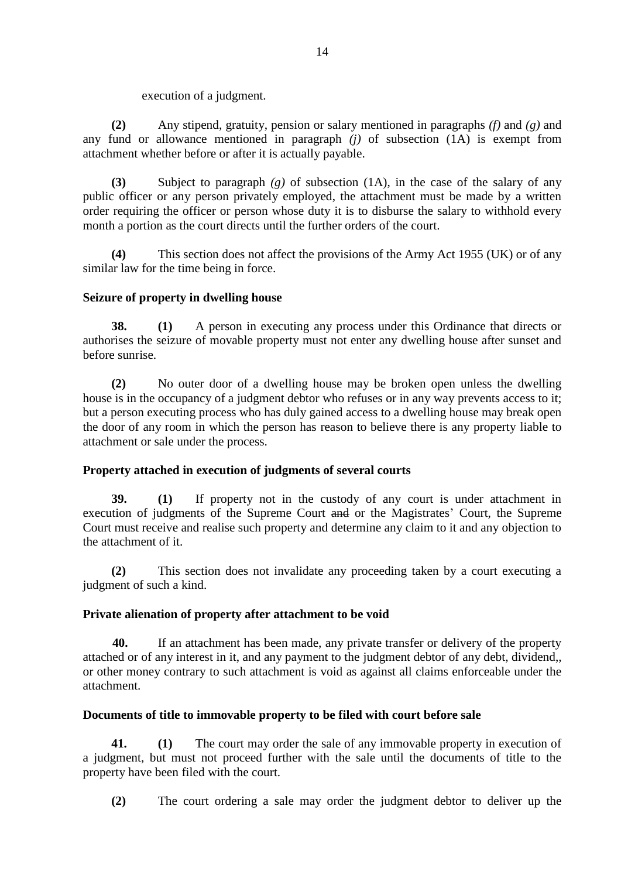execution of a judgment.

**(2)** Any stipend, gratuity, pension or salary mentioned in paragraphs *(f)* and *(g)* and any fund or allowance mentioned in paragraph *(j)* of subsection (1A) is exempt from attachment whether before or after it is actually payable.

**(3)** Subject to paragraph *(g)* of subsection (1A), in the case of the salary of any public officer or any person privately employed, the attachment must be made by a written order requiring the officer or person whose duty it is to disburse the salary to withhold every month a portion as the court directs until the further orders of the court.

**(4)** This section does not affect the provisions of the Army Act 1955 (UK) or of any similar law for the time being in force.

**Seizure of property in dwelling house**

**38. (1)** A person in executing any process under this Ordinance that directs or authorises the seizure of movable property must not enter any dwelling house after sunset and before sunrise.

**(2)** No outer door of a dwelling house may be broken open unless the dwelling house is in the occupancy of a judgment debtor who refuses or in any way prevents access to it; but a person executing process who has duly gained access to a dwelling house may break open the door of any room in which the person has reason to believe there is any property liable to attachment or sale under the process.

**Property attached in execution of judgments of several courts**

**39. (1)** If property not in the custody of any court is under attachment in execution of judgments of the Supreme Court ~~and~~ or the Magistrates' Court, the Supreme Court must receive and realise such property and determine any claim to it and any objection to the attachment of it.

**(2)** This section does not invalidate any proceeding taken by a court executing a judgment of such a kind.

**Private alienation of property after attachment to be void**

**40.** If an attachment has been made, any private transfer or delivery of the property attached or of any interest in it, and any payment to the judgment debtor of any debt, dividend,, or other money contrary to such attachment is void as against all claims enforceable under the attachment.

**Documents of title to immovable property to be filed with court before sale**

**41. (1)** The court may order the sale of any immovable property in execution of a judgment, but must not proceed further with the sale until the documents of title to the property have been filed with the court.

**(2)** The court ordering a sale may order the judgment debtor to deliver up the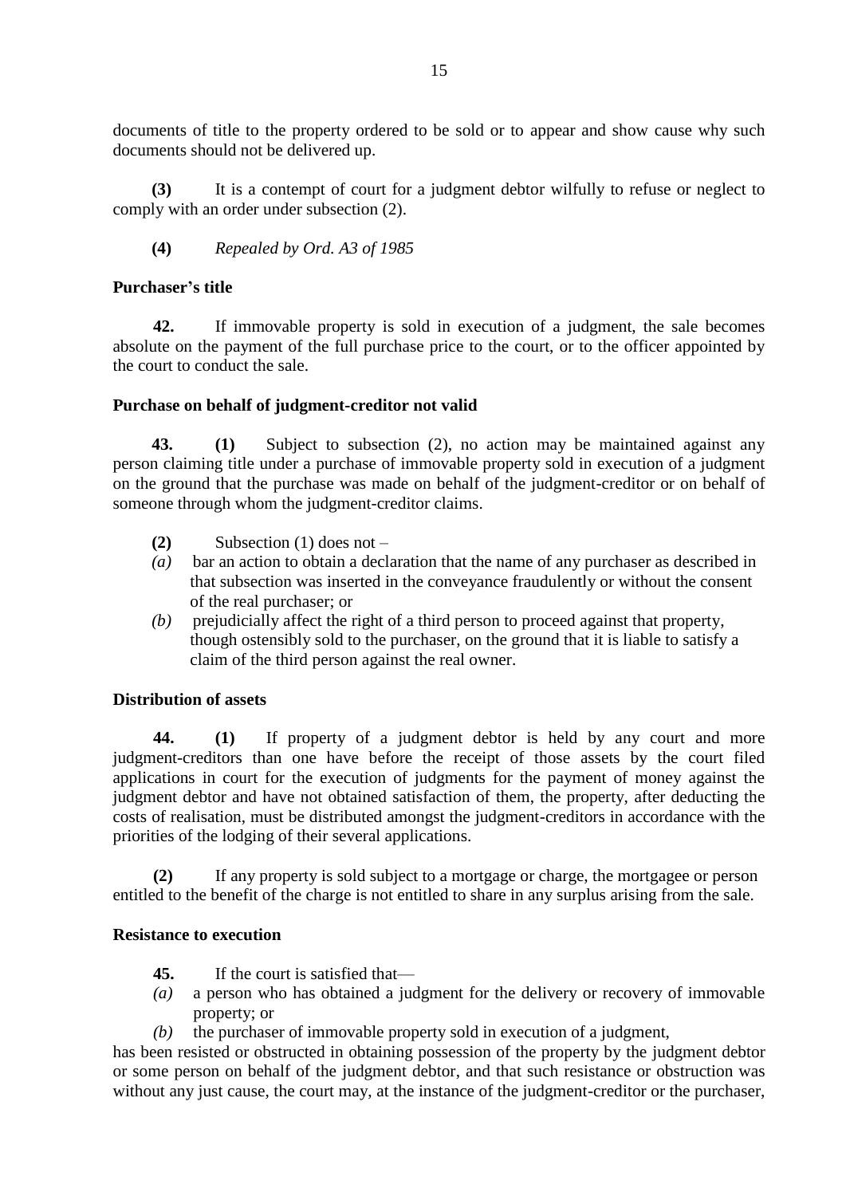documents of title to the property ordered to be sold or to appear and show cause why such documents should not be delivered up.

**(3)** It is a contempt of court for a judgment debtor wilfully to refuse or neglect to comply with an order under subsection (2).

**(4)** *Repealed by Ord. A3 of 1985*

**Purchaser's title**

**42.** If immovable property is sold in execution of a judgment, the sale becomes absolute on the payment of the full purchase price to the court, or to the officer appointed by the court to conduct the sale.

**Purchase on behalf of judgment-creditor not valid**

**43.** **(1)** Subject to subsection (2), no action may be maintained against any person claiming title under a purchase of immovable property sold in execution of a judgment on the ground that the purchase was made on behalf of the judgment-creditor or on behalf of someone through whom the judgment-creditor claims.

**(2)** Subsection (1) does not –

*(a)* bar an action to obtain a declaration that the name of any purchaser as described in that subsection was inserted in the conveyance fraudulently or without the consent of the real purchaser; or

*(b)* prejudicially affect the right of a third person to proceed against that property, though ostensibly sold to the purchaser, on the ground that it is liable to satisfy a claim of the third person against the real owner.

**Distribution of assets**

**44.** **(1)** If property of a judgment debtor is held by any court and more judgment-creditors than one have before the receipt of those assets by the court filed applications in court for the execution of judgments for the payment of money against the judgment debtor and have not obtained satisfaction of them, the property, after deducting the costs of realisation, must be distributed amongst the judgment-creditors in accordance with the priorities of the lodging of their several applications.

**(2)** If any property is sold subject to a mortgage or charge, the mortgagee or person entitled to the benefit of the charge is not entitled to share in any surplus arising from the sale.

**Resistance to execution**

**45.** If the court is satisfied that—

*(a)* a person who has obtained a judgment for the delivery or recovery of immovable property; or

*(b)* the purchaser of immovable property sold in execution of a judgment,

has been resisted or obstructed in obtaining possession of the property by the judgment debtor or some person on behalf of the judgment debtor, and that such resistance or obstruction was without any just cause, the court may, at the instance of the judgment-creditor or the purchaser,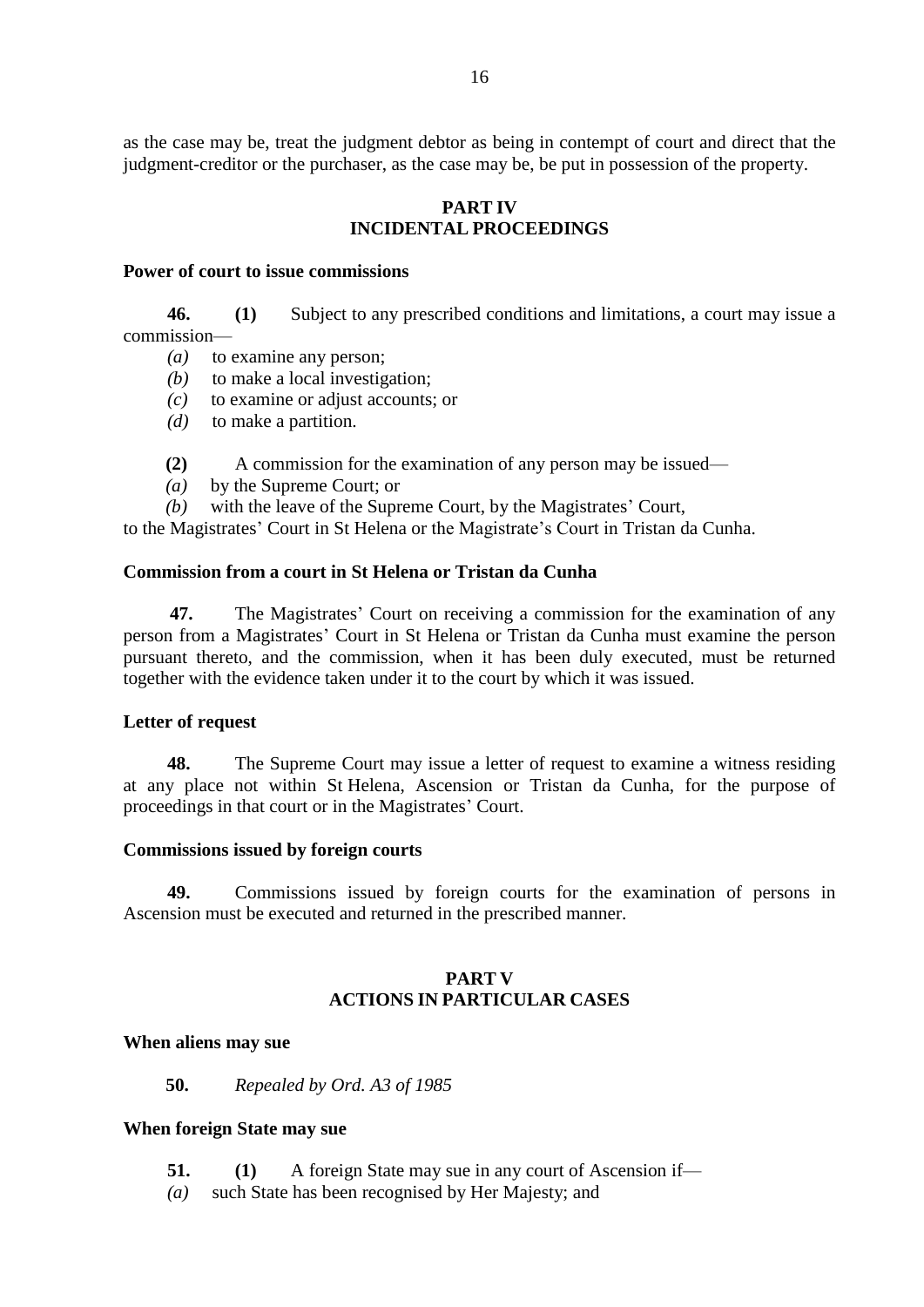as the case may be, treat the judgment debtor as being in contempt of court and direct that the judgment-creditor or the purchaser, as the case may be, be put in possession of the property.

## PART IV
## INCIDENTAL PROCEEDINGS

### Power of court to issue commissions

**46.** **(1)** Subject to any prescribed conditions and limitations, a court may issue a commission—

*(a)* to examine any person;

*(b)* to make a local investigation;

*(c)* to examine or adjust accounts; or

*(d)* to make a partition.

**(2)** A commission for the examination of any person may be issued—

*(a)* by the Supreme Court; or

*(b)* with the leave of the Supreme Court, by the Magistrates' Court,

to the Magistrates' Court in St Helena or the Magistrate's Court in Tristan da Cunha.

### Commission from a court in St Helena or Tristan da Cunha

**47.** The Magistrates' Court on receiving a commission for the examination of any person from a Magistrates' Court in St Helena or Tristan da Cunha must examine the person pursuant thereto, and the commission, when it has been duly executed, must be returned together with the evidence taken under it to the court by which it was issued.

### Letter of request

**48.** The Supreme Court may issue a letter of request to examine a witness residing at any place not within St Helena, Ascension or Tristan da Cunha, for the purpose of proceedings in that court or in the Magistrates' Court.

### Commissions issued by foreign courts

**49.** Commissions issued by foreign courts for the examination of persons in Ascension must be executed and returned in the prescribed manner.

## PART V
## ACTIONS IN PARTICULAR CASES

### When aliens may sue

**50.** *Repealed by Ord. A3 of 1985*

### When foreign State may sue

**51.** **(1)** A foreign State may sue in any court of Ascension if—

*(a)* such State has been recognised by Her Majesty; and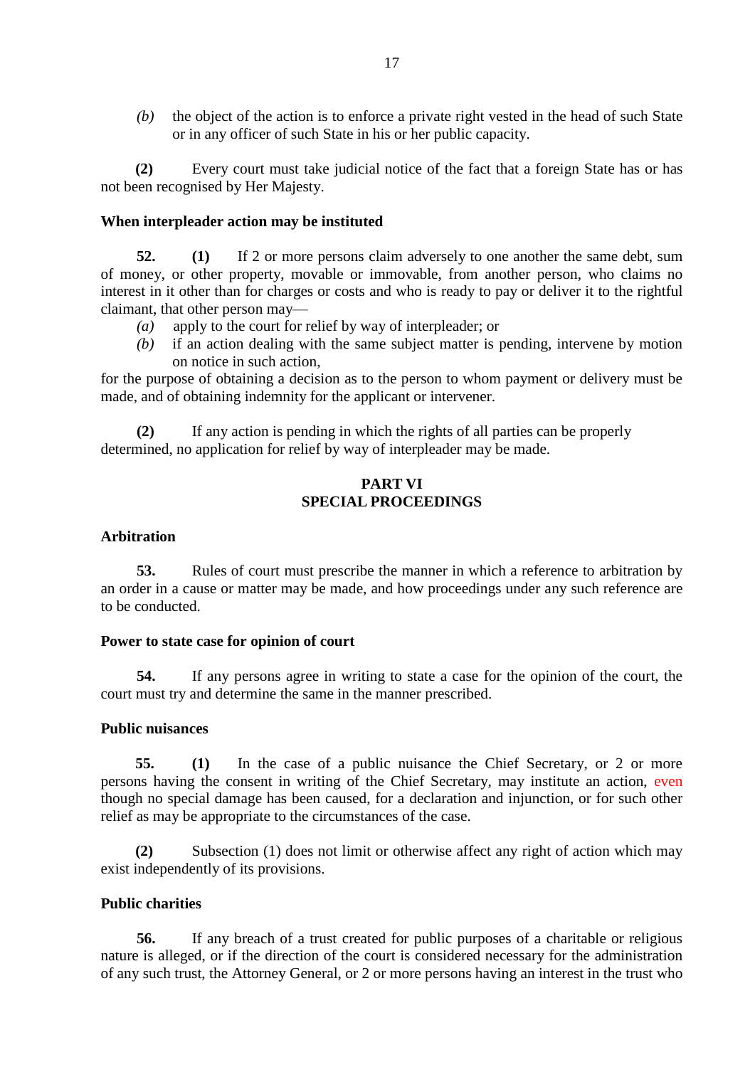*(b)* the object of the action is to enforce a private right vested in the head of such State or in any officer of such State in his or her public capacity.

**(2)** Every court must take judicial notice of the fact that a foreign State has or has not been recognised by Her Majesty.

**When interpleader action may be instituted**

**52.** **(1)** If 2 or more persons claim adversely to one another the same debt, sum of money, or other property, movable or immovable, from another person, who claims no interest in it other than for charges or costs and who is ready to pay or deliver it to the rightful claimant, that other person may—

*(a)* apply to the court for relief by way of interpleader; or

*(b)* if an action dealing with the same subject matter is pending, intervene by motion on notice in such action,

for the purpose of obtaining a decision as to the person to whom payment or delivery must be made, and of obtaining indemnity for the applicant or intervener.

**(2)** If any action is pending in which the rights of all parties can be properly determined, no application for relief by way of interpleader may be made.

## PART VI
## SPECIAL PROCEEDINGS

**Arbitration**

**53.** Rules of court must prescribe the manner in which a reference to arbitration by an order in a cause or matter may be made, and how proceedings under any such reference are to be conducted.

**Power to state case for opinion of court**

**54.** If any persons agree in writing to state a case for the opinion of the court, the court must try and determine the same in the manner prescribed.

**Public nuisances**

**55.** **(1)** In the case of a public nuisance the Chief Secretary, or 2 or more persons having the consent in writing of the Chief Secretary, may institute an action, even though no special damage has been caused, for a declaration and injunction, or for such other relief as may be appropriate to the circumstances of the case.

**(2)** Subsection (1) does not limit or otherwise affect any right of action which may exist independently of its provisions.

**Public charities**

**56.** If any breach of a trust created for public purposes of a charitable or religious nature is alleged, or if the direction of the court is considered necessary for the administration of any such trust, the Attorney General, or 2 or more persons having an interest in the trust who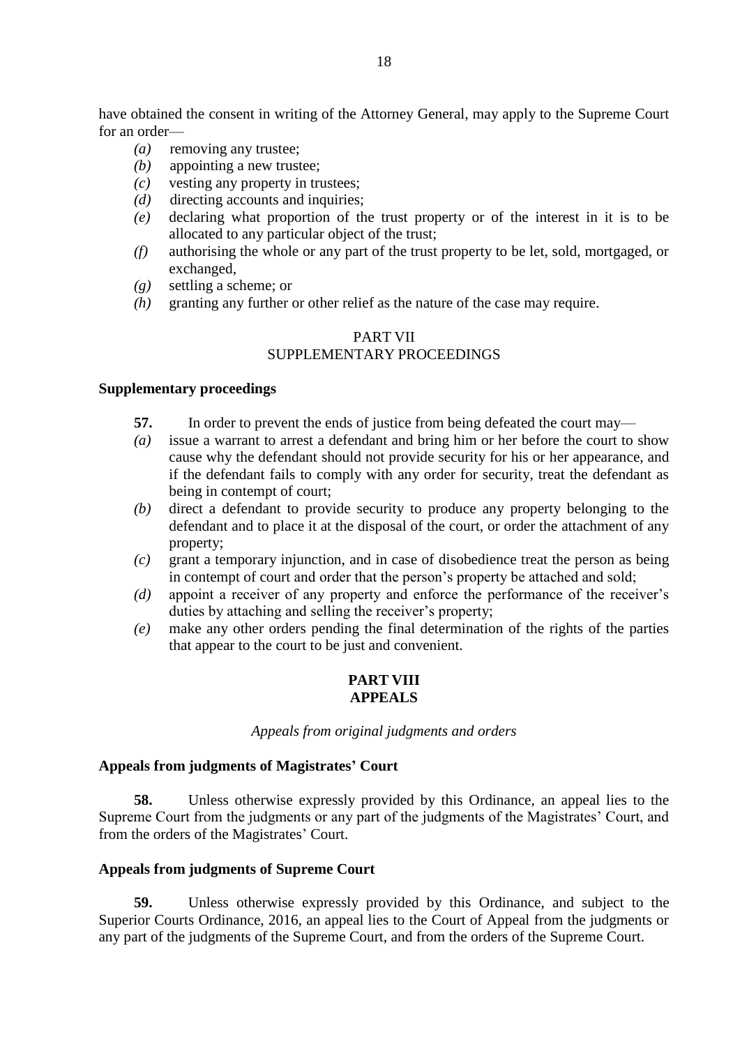have obtained the consent in writing of the Attorney General, may apply to the Supreme Court for an order—

*(a)* removing any trustee;
*(b)* appointing a new trustee;
*(c)* vesting any property in trustees;
*(d)* directing accounts and inquiries;
*(e)* declaring what proportion of the trust property or of the interest in it is to be allocated to any particular object of the trust;
*(f)* authorising the whole or any part of the trust property to be let, sold, mortgaged, or exchanged,
*(g)* settling a scheme; or
*(h)* granting any further or other relief as the nature of the case may require.

## PART VII
## SUPPLEMENTARY PROCEEDINGS

**Supplementary proceedings**

**57.** In order to prevent the ends of justice from being defeated the court may—

*(a)* issue a warrant to arrest a defendant and bring him or her before the court to show cause why the defendant should not provide security for his or her appearance, and if the defendant fails to comply with any order for security, treat the defendant as being in contempt of court;
*(b)* direct a defendant to provide security to produce any property belonging to the defendant and to place it at the disposal of the court, or order the attachment of any property;
*(c)* grant a temporary injunction, and in case of disobedience treat the person as being in contempt of court and order that the person's property be attached and sold;
*(d)* appoint a receiver of any property and enforce the performance of the receiver's duties by attaching and selling the receiver's property;
*(e)* make any other orders pending the final determination of the rights of the parties that appear to the court to be just and convenient.

## PART VIII
## APPEALS

*Appeals from original judgments and orders*

**Appeals from judgments of Magistrates' Court**

**58.** Unless otherwise expressly provided by this Ordinance, an appeal lies to the Supreme Court from the judgments or any part of the judgments of the Magistrates' Court, and from the orders of the Magistrates' Court.

**Appeals from judgments of Supreme Court**

**59.** Unless otherwise expressly provided by this Ordinance, and subject to the Superior Courts Ordinance, 2016, an appeal lies to the Court of Appeal from the judgments or any part of the judgments of the Supreme Court, and from the orders of the Supreme Court.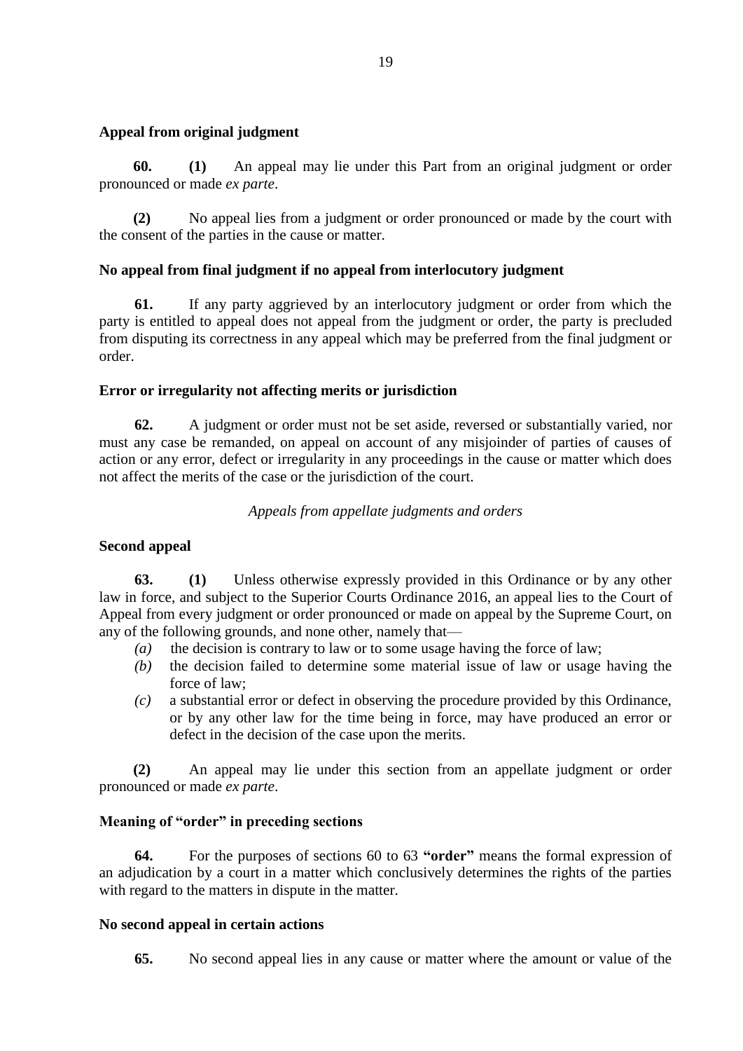### Appeal from original judgment

**60.** **(1)** An appeal may lie under this Part from an original judgment or order pronounced or made *ex parte*.

**(2)** No appeal lies from a judgment or order pronounced or made by the court with the consent of the parties in the cause or matter.

### No appeal from final judgment if no appeal from interlocutory judgment

**61.** If any party aggrieved by an interlocutory judgment or order from which the party is entitled to appeal does not appeal from the judgment or order, the party is precluded from disputing its correctness in any appeal which may be preferred from the final judgment or order.

### Error or irregularity not affecting merits or jurisdiction

**62.** A judgment or order must not be set aside, reversed or substantially varied, nor must any case be remanded, on appeal on account of any misjoinder of parties of causes of action or any error, defect or irregularity in any proceedings in the cause or matter which does not affect the merits of the case or the jurisdiction of the court.

*Appeals from appellate judgments and orders*

### Second appeal

**63.** **(1)** Unless otherwise expressly provided in this Ordinance or by any other law in force, and subject to the Superior Courts Ordinance 2016, an appeal lies to the Court of Appeal from every judgment or order pronounced or made on appeal by the Supreme Court, on any of the following grounds, and none other, namely that—

- *(a)* the decision is contrary to law or to some usage having the force of law;
- *(b)* the decision failed to determine some material issue of law or usage having the force of law;
- *(c)* a substantial error or defect in observing the procedure provided by this Ordinance, or by any other law for the time being in force, may have produced an error or defect in the decision of the case upon the merits.

**(2)** An appeal may lie under this section from an appellate judgment or order pronounced or made *ex parte*.

### Meaning of "order" in preceding sections

**64.** For the purposes of sections 60 to 63 **"order"** means the formal expression of an adjudication by a court in a matter which conclusively determines the rights of the parties with regard to the matters in dispute in the matter.

### No second appeal in certain actions

**65.** No second appeal lies in any cause or matter where the amount or value of the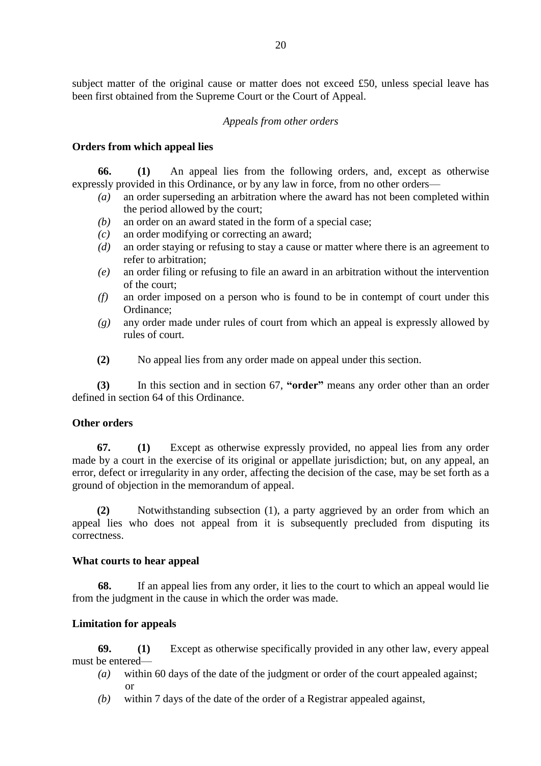subject matter of the original cause or matter does not exceed £50, unless special leave has been first obtained from the Supreme Court or the Court of Appeal.

*Appeals from other orders*

**Orders from which appeal lies**

**66.** **(1)** An appeal lies from the following orders, and, except as otherwise expressly provided in this Ordinance, or by any law in force, from no other orders—

- *(a)* an order superseding an arbitration where the award has not been completed within the period allowed by the court;
- *(b)* an order on an award stated in the form of a special case;
- *(c)* an order modifying or correcting an award;
- *(d)* an order staying or refusing to stay a cause or matter where there is an agreement to refer to arbitration;
- *(e)* an order filing or refusing to file an award in an arbitration without the intervention of the court;
- *(f)* an order imposed on a person who is found to be in contempt of court under this Ordinance;
- *(g)* any order made under rules of court from which an appeal is expressly allowed by rules of court.

**(2)** No appeal lies from any order made on appeal under this section.

**(3)** In this section and in section 67, **"order"** means any order other than an order defined in section 64 of this Ordinance.

**Other orders**

**67.** **(1)** Except as otherwise expressly provided, no appeal lies from any order made by a court in the exercise of its original or appellate jurisdiction; but, on any appeal, an error, defect or irregularity in any order, affecting the decision of the case, may be set forth as a ground of objection in the memorandum of appeal.

**(2)** Notwithstanding subsection (1), a party aggrieved by an order from which an appeal lies who does not appeal from it is subsequently precluded from disputing its correctness.

**What courts to hear appeal**

**68.** If an appeal lies from any order, it lies to the court to which an appeal would lie from the judgment in the cause in which the order was made.

**Limitation for appeals**

**69.** **(1)** Except as otherwise specifically provided in any other law, every appeal must be entered—

- *(a)* within 60 days of the date of the judgment or order of the court appealed against; or
- *(b)* within 7 days of the date of the order of a Registrar appealed against,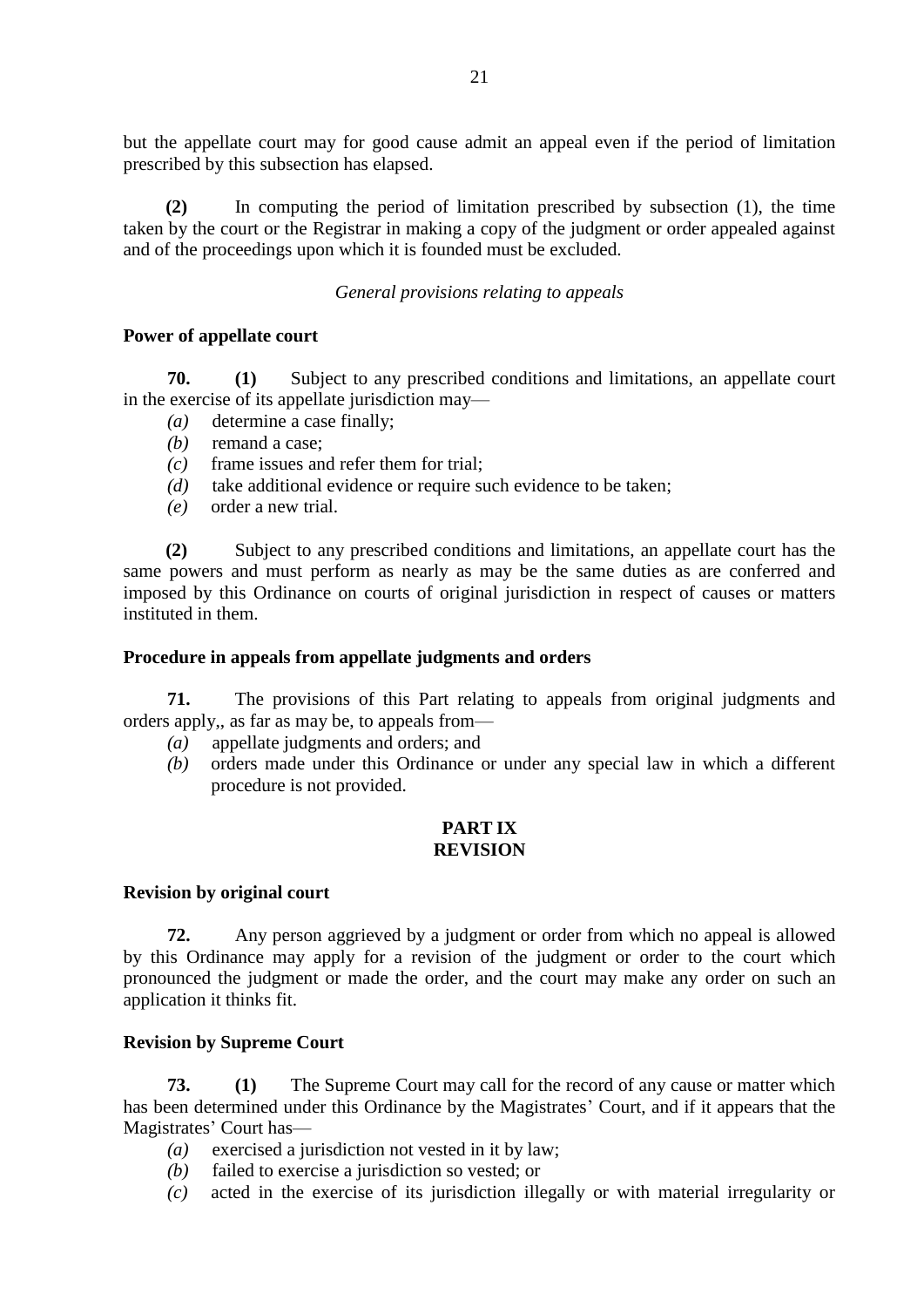but the appellate court may for good cause admit an appeal even if the period of limitation prescribed by this subsection has elapsed.

**(2)** In computing the period of limitation prescribed by subsection (1), the time taken by the court or the Registrar in making a copy of the judgment or order appealed against and of the proceedings upon which it is founded must be excluded.

*General provisions relating to appeals*

**Power of appellate court**

**70.** **(1)** Subject to any prescribed conditions and limitations, an appellate court in the exercise of its appellate jurisdiction may—

*(a)* determine a case finally;
*(b)* remand a case;
*(c)* frame issues and refer them for trial;
*(d)* take additional evidence or require such evidence to be taken;
*(e)* order a new trial.

**(2)** Subject to any prescribed conditions and limitations, an appellate court has the same powers and must perform as nearly as may be the same duties as are conferred and imposed by this Ordinance on courts of original jurisdiction in respect of causes or matters instituted in them.

**Procedure in appeals from appellate judgments and orders**

**71.** The provisions of this Part relating to appeals from original judgments and orders apply,, as far as may be, to appeals from—

*(a)* appellate judgments and orders; and
*(b)* orders made under this Ordinance or under any special law in which a different procedure is not provided.

## PART IX
## REVISION

**Revision by original court**

**72.** Any person aggrieved by a judgment or order from which no appeal is allowed by this Ordinance may apply for a revision of the judgment or order to the court which pronounced the judgment or made the order, and the court may make any order on such an application it thinks fit.

**Revision by Supreme Court**

**73.** **(1)** The Supreme Court may call for the record of any cause or matter which has been determined under this Ordinance by the Magistrates' Court, and if it appears that the Magistrates' Court has—

*(a)* exercised a jurisdiction not vested in it by law;
*(b)* failed to exercise a jurisdiction so vested; or
*(c)* acted in the exercise of its jurisdiction illegally or with material irregularity or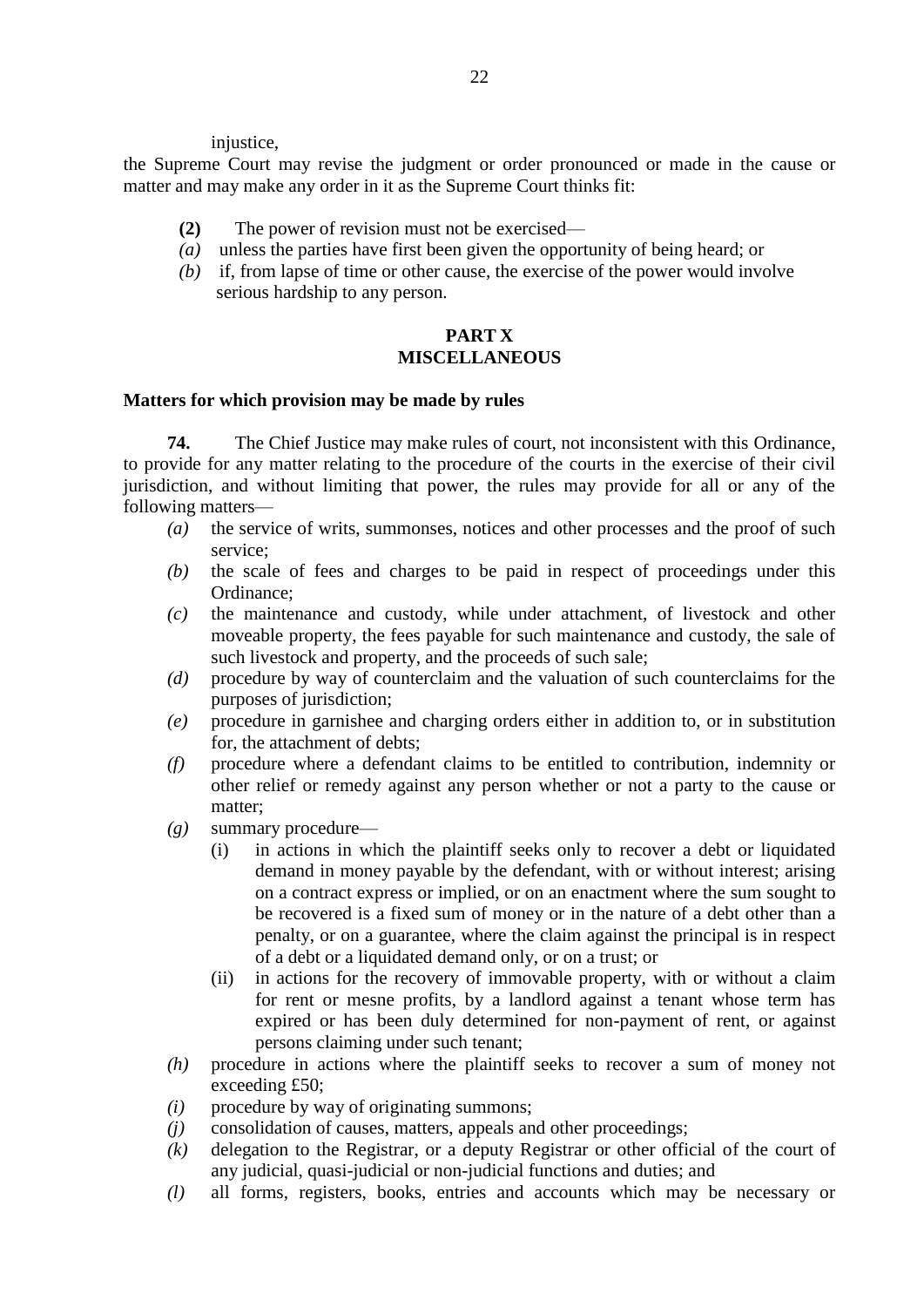injustice,

the Supreme Court may revise the judgment or order pronounced or made in the cause or matter and may make any order in it as the Supreme Court thinks fit:

**(2)** The power of revision must not be exercised—

*(a)* unless the parties have first been given the opportunity of being heard; or

*(b)* if, from lapse of time or other cause, the exercise of the power would involve serious hardship to any person.

## PART X
## MISCELLANEOUS

### Matters for which provision may be made by rules

**74.** The Chief Justice may make rules of court, not inconsistent with this Ordinance, to provide for any matter relating to the procedure of the courts in the exercise of their civil jurisdiction, and without limiting that power, the rules may provide for all or any of the following matters—

*(a)* the service of writs, summonses, notices and other processes and the proof of such service;

*(b)* the scale of fees and charges to be paid in respect of proceedings under this Ordinance;

*(c)* the maintenance and custody, while under attachment, of livestock and other moveable property, the fees payable for such maintenance and custody, the sale of such livestock and property, and the proceeds of such sale;

*(d)* procedure by way of counterclaim and the valuation of such counterclaims for the purposes of jurisdiction;

*(e)* procedure in garnishee and charging orders either in addition to, or in substitution for, the attachment of debts;

*(f)* procedure where a defendant claims to be entitled to contribution, indemnity or other relief or remedy against any person whether or not a party to the cause or matter;

*(g)* summary procedure—

(i) in actions in which the plaintiff seeks only to recover a debt or liquidated demand in money payable by the defendant, with or without interest; arising on a contract express or implied, or on an enactment where the sum sought to be recovered is a fixed sum of money or in the nature of a debt other than a penalty, or on a guarantee, where the claim against the principal is in respect of a debt or a liquidated demand only, or on a trust; or

(ii) in actions for the recovery of immovable property, with or without a claim for rent or mesne profits, by a landlord against a tenant whose term has expired or has been duly determined for non-payment of rent, or against persons claiming under such tenant;

*(h)* procedure in actions where the plaintiff seeks to recover a sum of money not exceeding £50;

*(i)* procedure by way of originating summons;

*(j)* consolidation of causes, matters, appeals and other proceedings;

*(k)* delegation to the Registrar, or a deputy Registrar or other official of the court of any judicial, quasi-judicial or non-judicial functions and duties; and

*(l)* all forms, registers, books, entries and accounts which may be necessary or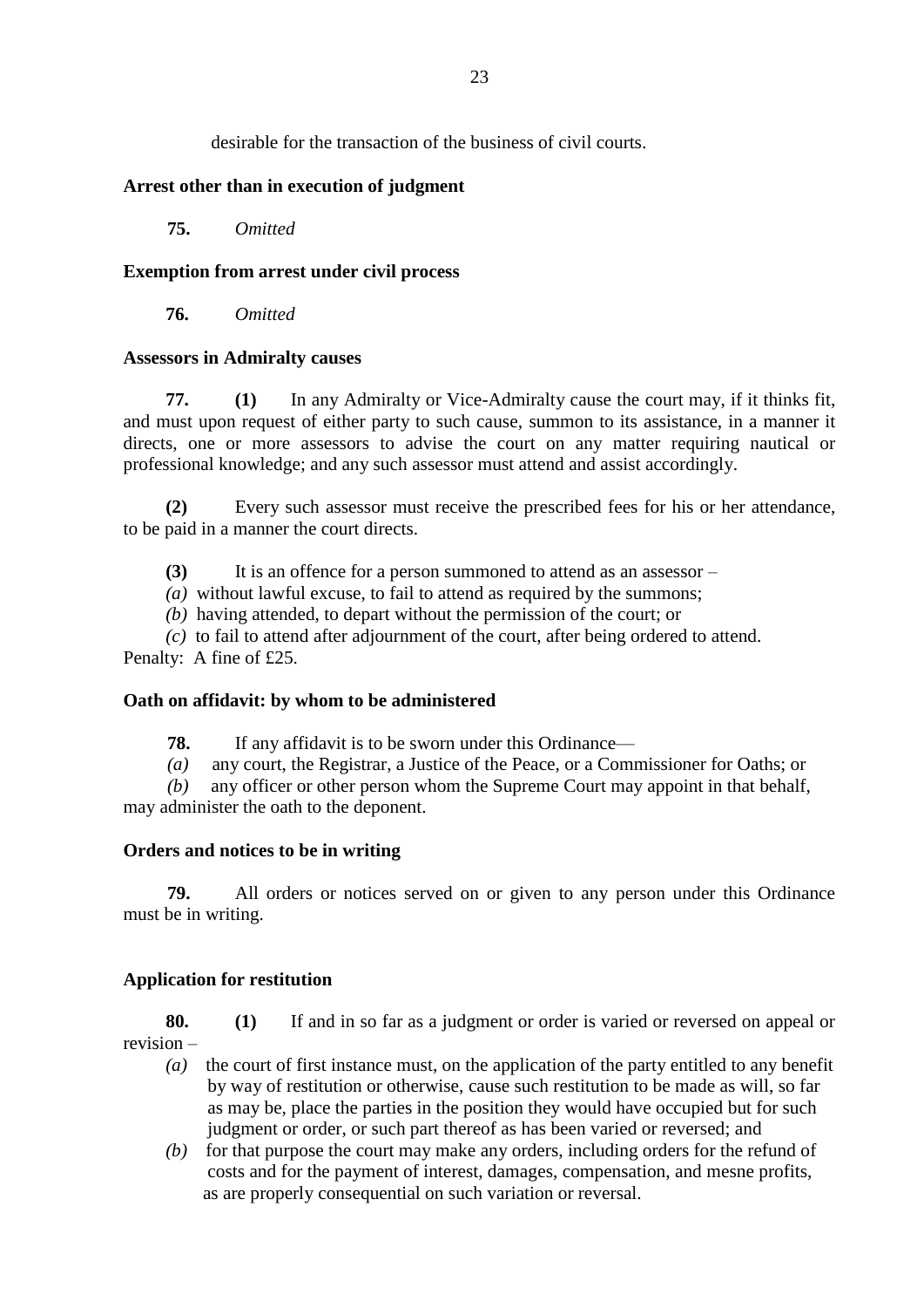desirable for the transaction of the business of civil courts.

**Arrest other than in execution of judgment**

**75.** *Omitted*

**Exemption from arrest under civil process**

**76.** *Omitted*

**Assessors in Admiralty causes**

**77.** **(1)** In any Admiralty or Vice-Admiralty cause the court may, if it thinks fit, and must upon request of either party to such cause, summon to its assistance, in a manner it directs, one or more assessors to advise the court on any matter requiring nautical or professional knowledge; and any such assessor must attend and assist accordingly.

**(2)** Every such assessor must receive the prescribed fees for his or her attendance, to be paid in a manner the court directs.

**(3)** It is an offence for a person summoned to attend as an assessor –

*(a)* without lawful excuse, to fail to attend as required by the summons;

*(b)* having attended, to depart without the permission of the court; or

*(c)* to fail to attend after adjournment of the court, after being ordered to attend.

Penalty: A fine of £25.

**Oath on affidavit: by whom to be administered**

**78.** If any affidavit is to be sworn under this Ordinance—

*(a)* any court, the Registrar, a Justice of the Peace, or a Commissioner for Oaths; or

*(b)* any officer or other person whom the Supreme Court may appoint in that behalf,

may administer the oath to the deponent.

**Orders and notices to be in writing**

**79.** All orders or notices served on or given to any person under this Ordinance must be in writing.

**Application for restitution**

**80.** **(1)** If and in so far as a judgment or order is varied or reversed on appeal or revision –

*(a)* the court of first instance must, on the application of the party entitled to any benefit by way of restitution or otherwise, cause such restitution to be made as will, so far as may be, place the parties in the position they would have occupied but for such judgment or order, or such part thereof as has been varied or reversed; and

*(b)* for that purpose the court may make any orders, including orders for the refund of costs and for the payment of interest, damages, compensation, and mesne profits, as are properly consequential on such variation or reversal.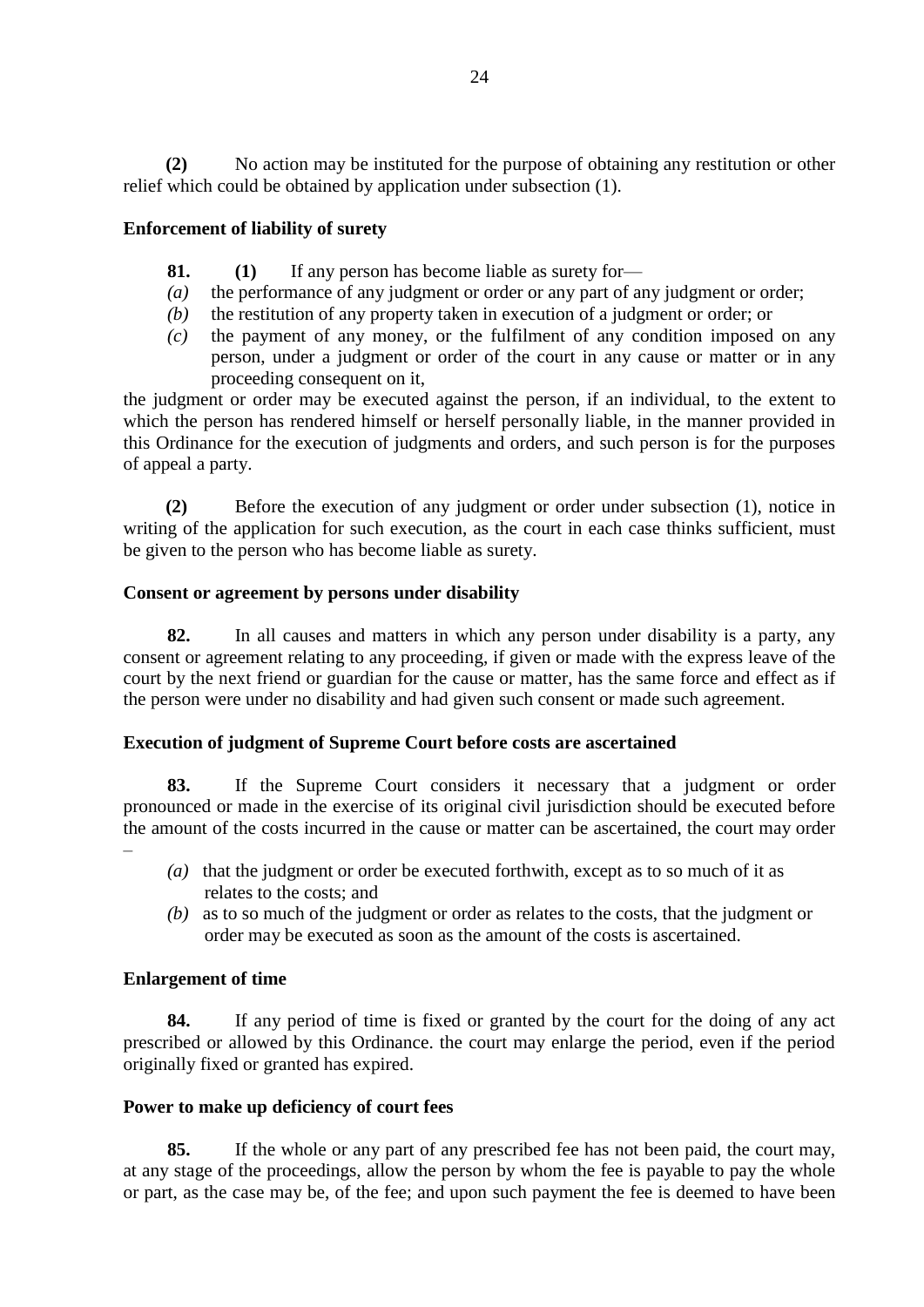**(2)** No action may be instituted for the purpose of obtaining any restitution or other relief which could be obtained by application under subsection (1).

**Enforcement of liability of surety**

**81.** **(1)** If any person has become liable as surety for—

*(a)* the performance of any judgment or order or any part of any judgment or order;

*(b)* the restitution of any property taken in execution of a judgment or order; or

*(c)* the payment of any money, or the fulfilment of any condition imposed on any person, under a judgment or order of the court in any cause or matter or in any proceeding consequent on it,

the judgment or order may be executed against the person, if an individual, to the extent to which the person has rendered himself or herself personally liable, in the manner provided in this Ordinance for the execution of judgments and orders, and such person is for the purposes of appeal a party.

**(2)** Before the execution of any judgment or order under subsection (1), notice in writing of the application for such execution, as the court in each case thinks sufficient, must be given to the person who has become liable as surety.

**Consent or agreement by persons under disability**

**82.** In all causes and matters in which any person under disability is a party, any consent or agreement relating to any proceeding, if given or made with the express leave of the court by the next friend or guardian for the cause or matter, has the same force and effect as if the person were under no disability and had given such consent or made such agreement.

**Execution of judgment of Supreme Court before costs are ascertained**

**83.** If the Supreme Court considers it necessary that a judgment or order pronounced or made in the exercise of its original civil jurisdiction should be executed before the amount of the costs incurred in the cause or matter can be ascertained, the court may order –

*(a)* that the judgment or order be executed forthwith, except as to so much of it as relates to the costs; and

*(b)* as to so much of the judgment or order as relates to the costs, that the judgment or order may be executed as soon as the amount of the costs is ascertained.

**Enlargement of time**

**84.** If any period of time is fixed or granted by the court for the doing of any act prescribed or allowed by this Ordinance. the court may enlarge the period, even if the period originally fixed or granted has expired.

**Power to make up deficiency of court fees**

**85.** If the whole or any part of any prescribed fee has not been paid, the court may, at any stage of the proceedings, allow the person by whom the fee is payable to pay the whole or part, as the case may be, of the fee; and upon such payment the fee is deemed to have been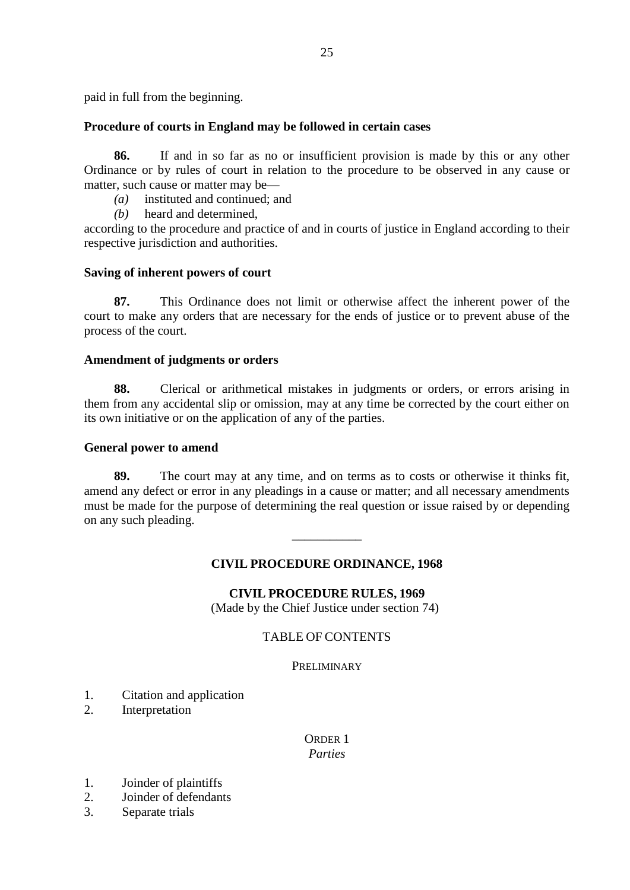paid in full from the beginning.

### Procedure of courts in England may be followed in certain cases

**86.** If and in so far as no or insufficient provision is made by this or any other Ordinance or by rules of court in relation to the procedure to be observed in any cause or matter, such cause or matter may be—

*(a)* instituted and continued; and

*(b)* heard and determined,

according to the procedure and practice of and in courts of justice in England according to their respective jurisdiction and authorities.

### Saving of inherent powers of court

**87.** This Ordinance does not limit or otherwise affect the inherent power of the court to make any orders that are necessary for the ends of justice or to prevent abuse of the process of the court.

### Amendment of judgments or orders

**88.** Clerical or arithmetical mistakes in judgments or orders, or errors arising in them from any accidental slip or omission, may at any time be corrected by the court either on its own initiative or on the application of any of the parties.

### General power to amend

**89.** The court may at any time, and on terms as to costs or otherwise it thinks fit, amend any defect or error in any pleadings in a cause or matter; and all necessary amendments must be made for the purpose of determining the real question or issue raised by or depending on any such pleading.

___________

## CIVIL PROCEDURE ORDINANCE, 1968

## CIVIL PROCEDURE RULES, 1969

(Made by the Chief Justice under section 74)

TABLE OF CONTENTS

PRELIMINARY

1. Citation and application
2. Interpretation

ORDER 1

*Parties*

1. Joinder of plaintiffs
2. Joinder of defendants
3. Separate trials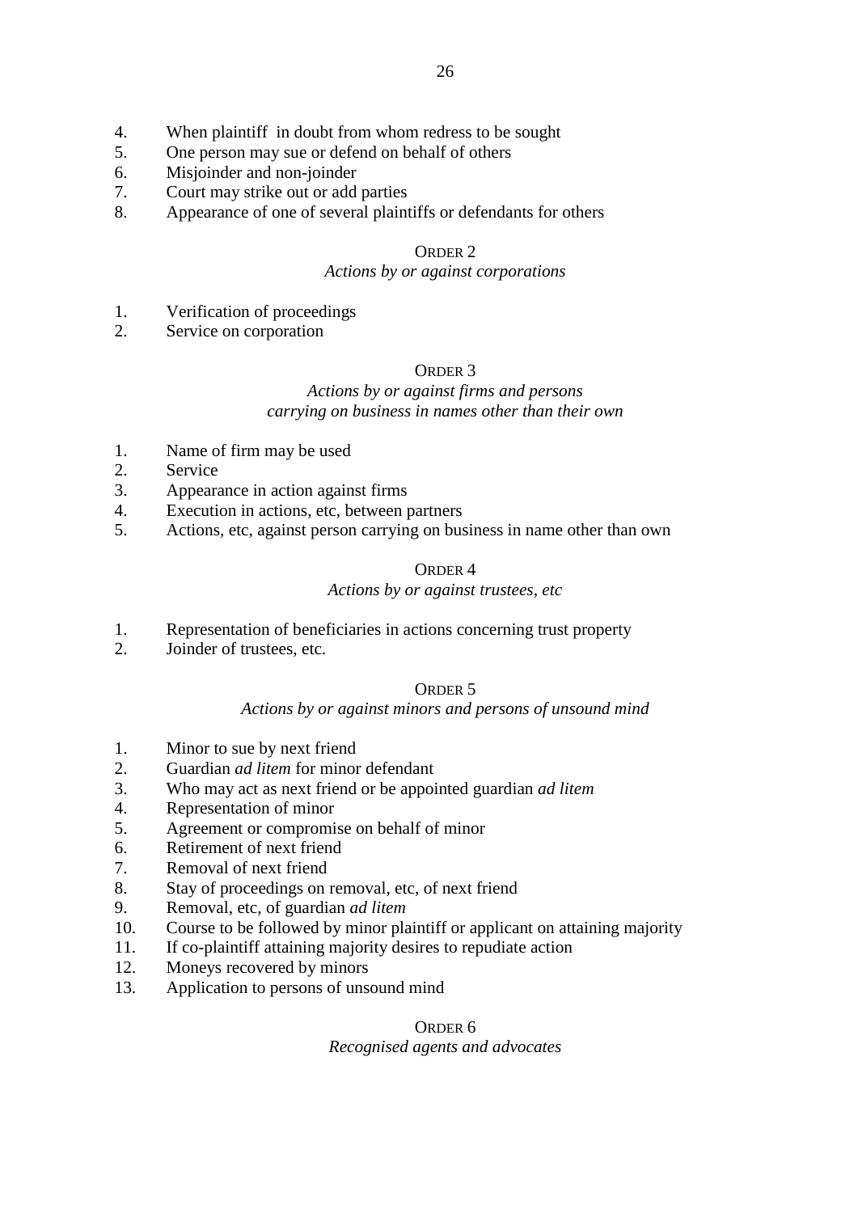4. When plaintiff in doubt from whom redress to be sought
5. One person may sue or defend on behalf of others
6. Misjoinder and non-joinder
7. Court may strike out or add parties
8. Appearance of one of several plaintiffs or defendants for others

ORDER 2

*Actions by or against corporations*

1. Verification of proceedings
2. Service on corporation

ORDER 3

*Actions by or against firms and persons carrying on business in names other than their own*

1. Name of firm may be used
2. Service
3. Appearance in action against firms
4. Execution in actions, etc, between partners
5. Actions, etc, against person carrying on business in name other than own

ORDER 4

*Actions by or against trustees, etc*

1. Representation of beneficiaries in actions concerning trust property
2. Joinder of trustees, etc.

ORDER 5

*Actions by or against minors and persons of unsound mind*

1. Minor to sue by next friend
2. Guardian *ad litem* for minor defendant
3. Who may act as next friend or be appointed guardian *ad litem*
4. Representation of minor
5. Agreement or compromise on behalf of minor
6. Retirement of next friend
7. Removal of next friend
8. Stay of proceedings on removal, etc, of next friend
9. Removal, etc, of guardian *ad litem*
10. Course to be followed by minor plaintiff or applicant on attaining majority
11. If co-plaintiff attaining majority desires to repudiate action
12. Moneys recovered by minors
13. Application to persons of unsound mind

ORDER 6

*Recognised agents and advocates*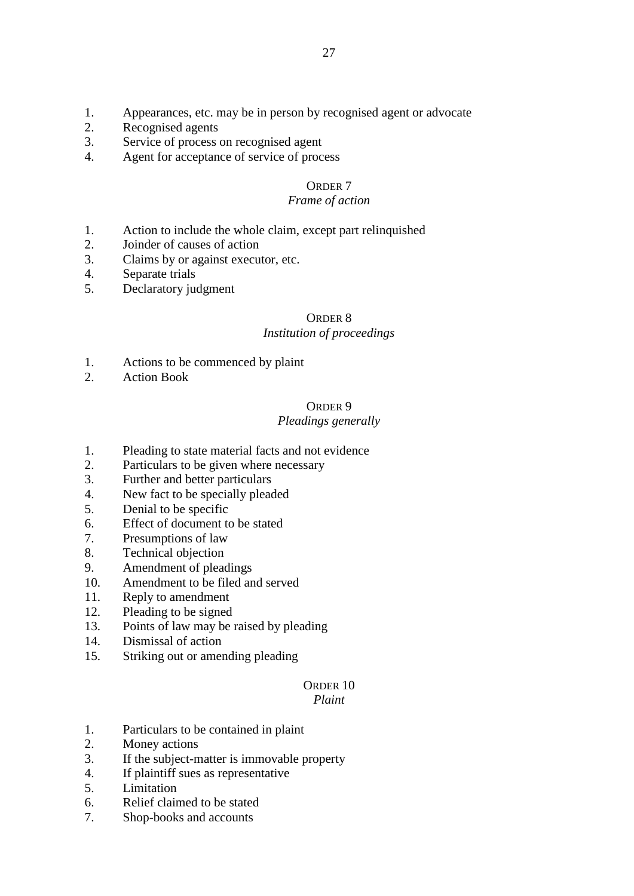1. Appearances, etc. may be in person by recognised agent or advocate
2. Recognised agents
3. Service of process on recognised agent
4. Agent for acceptance of service of process

## ORDER 7
*Frame of action*

1. Action to include the whole claim, except part relinquished
2. Joinder of causes of action
3. Claims by or against executor, etc.
4. Separate trials
5. Declaratory judgment

## ORDER 8
*Institution of proceedings*

1. Actions to be commenced by plaint
2. Action Book

## ORDER 9
*Pleadings generally*

1. Pleading to state material facts and not evidence
2. Particulars to be given where necessary
3. Further and better particulars
4. New fact to be specially pleaded
5. Denial to be specific
6. Effect of document to be stated
7. Presumptions of law
8. Technical objection
9. Amendment of pleadings
10. Amendment to be filed and served
11. Reply to amendment
12. Pleading to be signed
13. Points of law may be raised by pleading
14. Dismissal of action
15. Striking out or amending pleading

## ORDER 10
*Plaint*

1. Particulars to be contained in plaint
2. Money actions
3. If the subject-matter is immovable property
4. If plaintiff sues as representative
5. Limitation
6. Relief claimed to be stated
7. Shop-books and accounts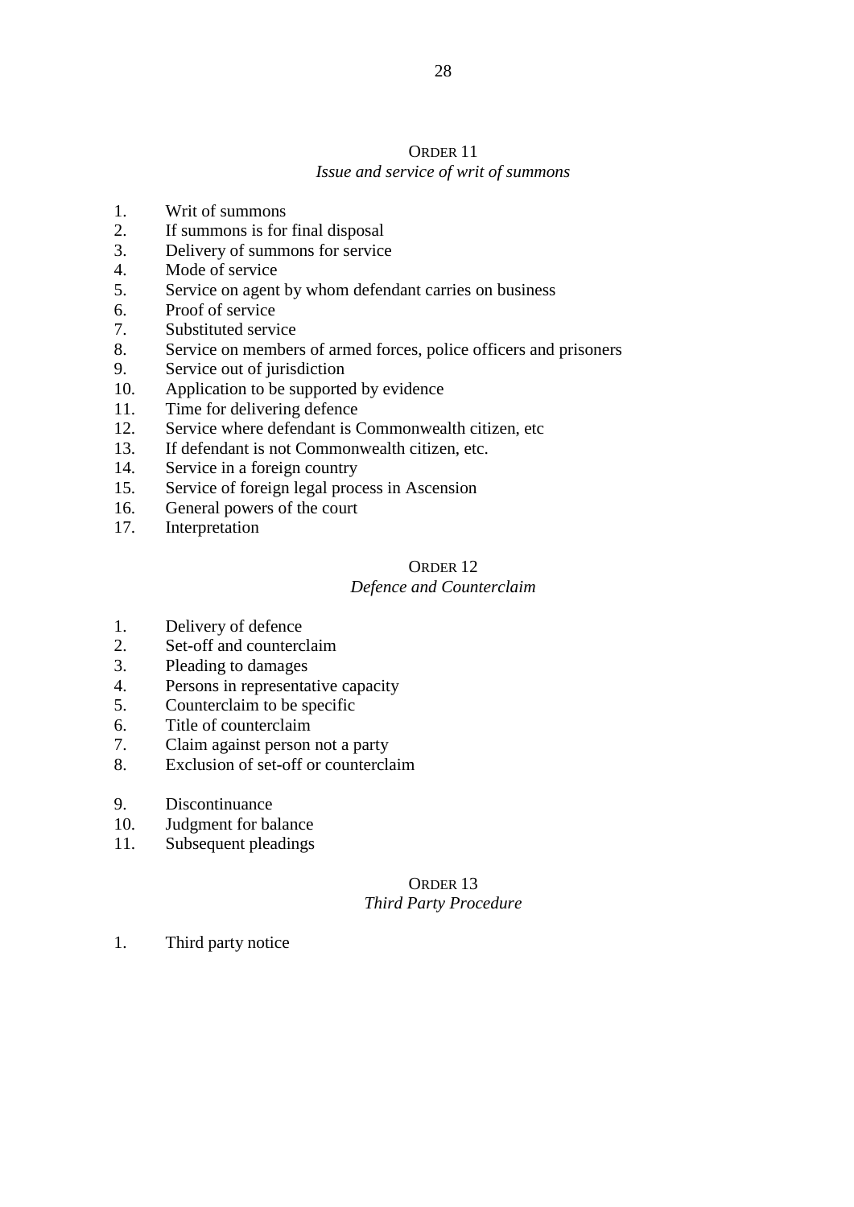## ORDER 11
*Issue and service of writ of summons*

1. Writ of summons
2. If summons is for final disposal
3. Delivery of summons for service
4. Mode of service
5. Service on agent by whom defendant carries on business
6. Proof of service
7. Substituted service
8. Service on members of armed forces, police officers and prisoners
9. Service out of jurisdiction
10. Application to be supported by evidence
11. Time for delivering defence
12. Service where defendant is Commonwealth citizen, etc
13. If defendant is not Commonwealth citizen, etc.
14. Service in a foreign country
15. Service of foreign legal process in Ascension
16. General powers of the court
17. Interpretation

## ORDER 12
*Defence and Counterclaim*

1. Delivery of defence
2. Set-off and counterclaim
3. Pleading to damages
4. Persons in representative capacity
5. Counterclaim to be specific
6. Title of counterclaim
7. Claim against person not a party
8. Exclusion of set-off or counterclaim
9. Discontinuance
10. Judgment for balance
11. Subsequent pleadings

## ORDER 13
*Third Party Procedure*

1. Third party notice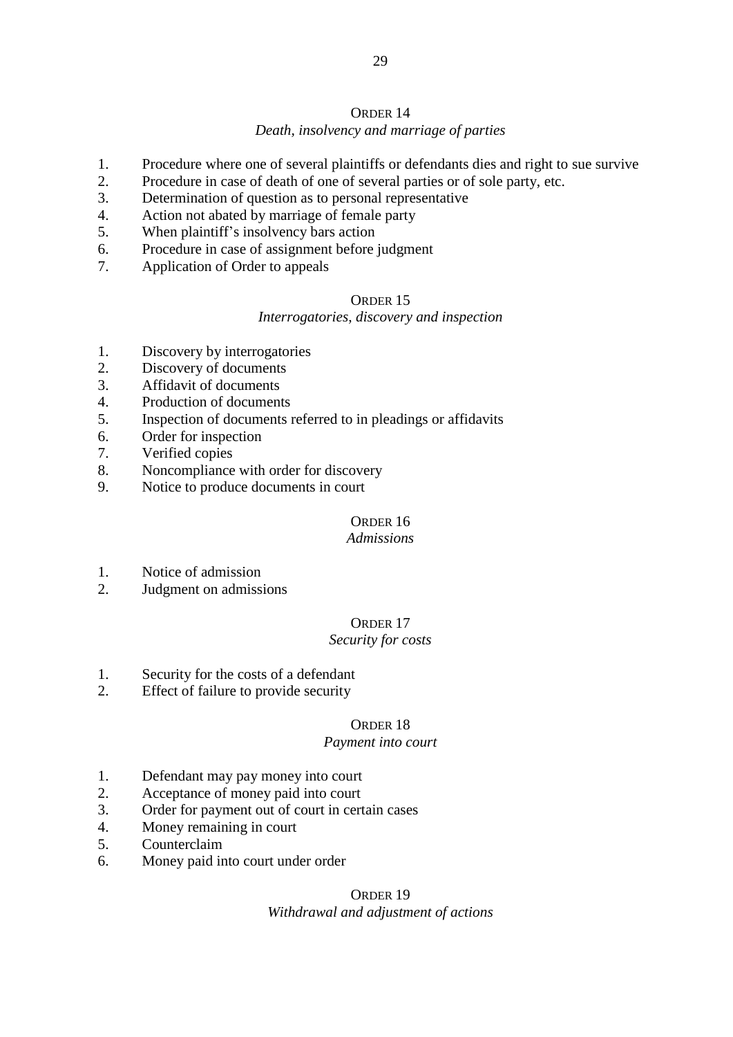## ORDER 14

*Death, insolvency and marriage of parties*

1. Procedure where one of several plaintiffs or defendants dies and right to sue survive
2. Procedure in case of death of one of several parties or of sole party, etc.
3. Determination of question as to personal representative
4. Action not abated by marriage of female party
5. When plaintiff's insolvency bars action
6. Procedure in case of assignment before judgment
7. Application of Order to appeals

## ORDER 15

*Interrogatories, discovery and inspection*

1. Discovery by interrogatories
2. Discovery of documents
3. Affidavit of documents
4. Production of documents
5. Inspection of documents referred to in pleadings or affidavits
6. Order for inspection
7. Verified copies
8. Noncompliance with order for discovery
9. Notice to produce documents in court

## ORDER 16

*Admissions*

1. Notice of admission
2. Judgment on admissions

## ORDER 17

*Security for costs*

1. Security for the costs of a defendant
2. Effect of failure to provide security

## ORDER 18

*Payment into court*

1. Defendant may pay money into court
2. Acceptance of money paid into court
3. Order for payment out of court in certain cases
4. Money remaining in court
5. Counterclaim
6. Money paid into court under order

## ORDER 19

*Withdrawal and adjustment of actions*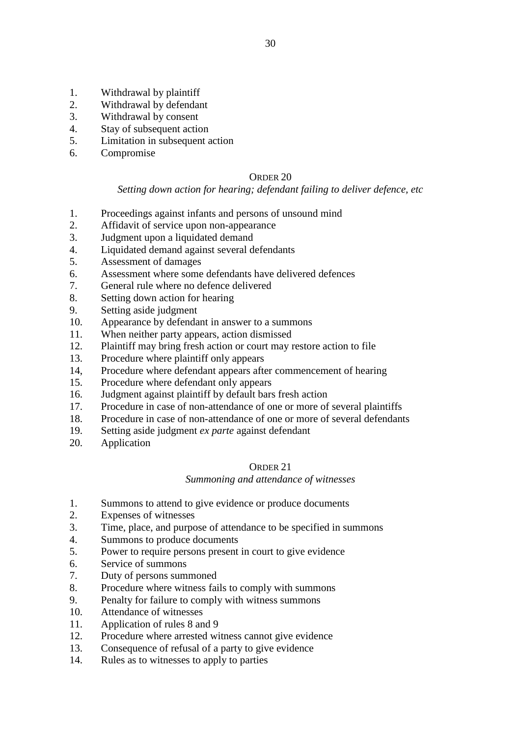1. Withdrawal by plaintiff
2. Withdrawal by defendant
3. Withdrawal by consent
4. Stay of subsequent action
5. Limitation in subsequent action
6. Compromise

## ORDER 20

*Setting down action for hearing; defendant failing to deliver defence, etc*

1. Proceedings against infants and persons of unsound mind
2. Affidavit of service upon non-appearance
3. Judgment upon a liquidated demand
4. Liquidated demand against several defendants
5. Assessment of damages
6. Assessment where some defendants have delivered defences
7. General rule where no defence delivered
8. Setting down action for hearing
9. Setting aside judgment
10. Appearance by defendant in answer to a summons
11. When neither party appears, action dismissed
12. Plaintiff may bring fresh action or court may restore action to file
13. Procedure where plaintiff only appears
14. Procedure where defendant appears after commencement of hearing
15. Procedure where defendant only appears
16. Judgment against plaintiff by default bars fresh action
17. Procedure in case of non-attendance of one or more of several plaintiffs
18. Procedure in case of non-attendance of one or more of several defendants
19. Setting aside judgment *ex parte* against defendant
20. Application

## ORDER 21

*Summoning and attendance of witnesses*

1. Summons to attend to give evidence or produce documents
2. Expenses of witnesses
3. Time, place, and purpose of attendance to be specified in summons
4. Summons to produce documents
5. Power to require persons present in court to give evidence
6. Service of summons
7. Duty of persons summoned
8. Procedure where witness fails to comply with summons
9. Penalty for failure to comply with witness summons
10. Attendance of witnesses
11. Application of rules 8 and 9
12. Procedure where arrested witness cannot give evidence
13. Consequence of refusal of a party to give evidence
14. Rules as to witnesses to apply to parties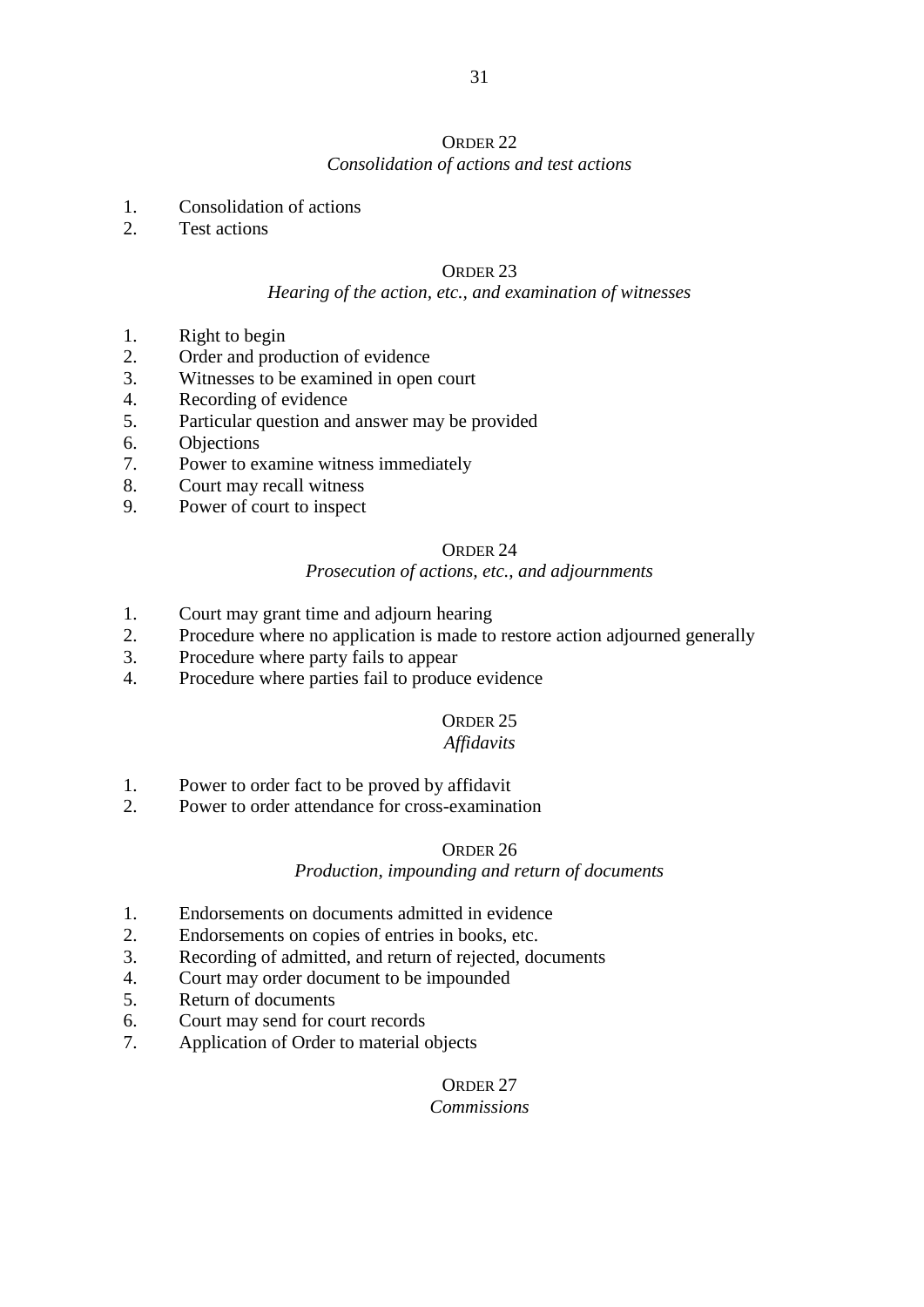## ORDER 22
*Consolidation of actions and test actions*

1. Consolidation of actions
2. Test actions

## ORDER 23
*Hearing of the action, etc., and examination of witnesses*

1. Right to begin
2. Order and production of evidence
3. Witnesses to be examined in open court
4. Recording of evidence
5. Particular question and answer may be provided
6. Objections
7. Power to examine witness immediately
8. Court may recall witness
9. Power of court to inspect

## ORDER 24
*Prosecution of actions, etc., and adjournments*

1. Court may grant time and adjourn hearing
2. Procedure where no application is made to restore action adjourned generally
3. Procedure where party fails to appear
4. Procedure where parties fail to produce evidence

## ORDER 25
*Affidavits*

1. Power to order fact to be proved by affidavit
2. Power to order attendance for cross-examination

## ORDER 26
*Production, impounding and return of documents*

1. Endorsements on documents admitted in evidence
2. Endorsements on copies of entries in books, etc.
3. Recording of admitted, and return of rejected, documents
4. Court may order document to be impounded
5. Return of documents
6. Court may send for court records
7. Application of Order to material objects

## ORDER 27
*Commissions*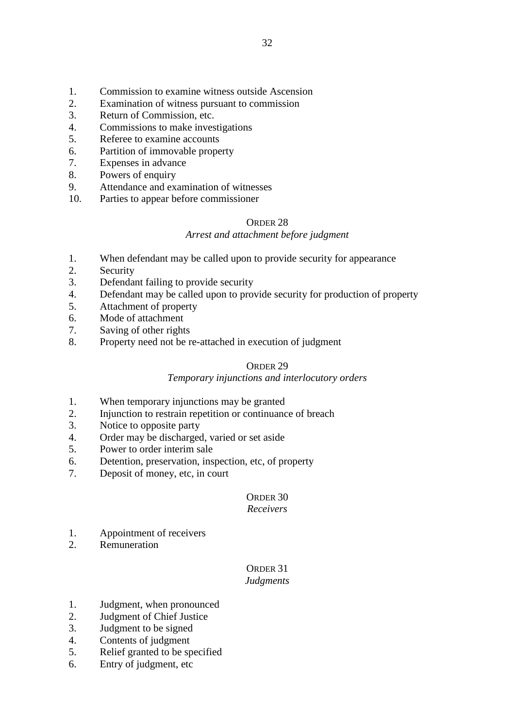1. Commission to examine witness outside Ascension
2. Examination of witness pursuant to commission
3. Return of Commission, etc.
4. Commissions to make investigations
5. Referee to examine accounts
6. Partition of immovable property
7. Expenses in advance
8. Powers of enquiry
9. Attendance and examination of witnesses
10. Parties to appear before commissioner

## ORDER 28
*Arrest and attachment before judgment*

1. When defendant may be called upon to provide security for appearance
2. Security
3. Defendant failing to provide security
4. Defendant may be called upon to provide security for production of property
5. Attachment of property
6. Mode of attachment
7. Saving of other rights
8. Property need not be re-attached in execution of judgment

## ORDER 29
*Temporary injunctions and interlocutory orders*

1. When temporary injunctions may be granted
2. Injunction to restrain repetition or continuance of breach
3. Notice to opposite party
4. Order may be discharged, varied or set aside
5. Power to order interim sale
6. Detention, preservation, inspection, etc, of property
7. Deposit of money, etc, in court

## ORDER 30
*Receivers*

1. Appointment of receivers
2. Remuneration

## ORDER 31
*Judgments*

1. Judgment, when pronounced
2. Judgment of Chief Justice
3. Judgment to be signed
4. Contents of judgment
5. Relief granted to be specified
6. Entry of judgment, etc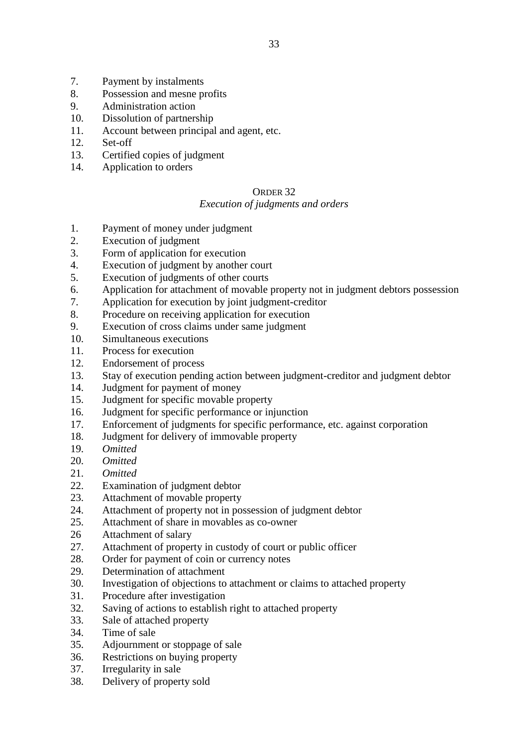7. Payment by instalments
8. Possession and mesne profits
9. Administration action
10. Dissolution of partnership
11. Account between principal and agent, etc.
12. Set-off
13. Certified copies of judgment
14. Application to orders

ORDER 32

*Execution of judgments and orders*

1. Payment of money under judgment
2. Execution of judgment
3. Form of application for execution
4. Execution of judgment by another court
5. Execution of judgments of other courts
6. Application for attachment of movable property not in judgment debtors possession
7. Application for execution by joint judgment-creditor
8. Procedure on receiving application for execution
9. Execution of cross claims under same judgment
10. Simultaneous executions
11. Process for execution
12. Endorsement of process
13. Stay of execution pending action between judgment-creditor and judgment debtor
14. Judgment for payment of money
15. Judgment for specific movable property
16. Judgment for specific performance or injunction
17. Enforcement of judgments for specific performance, etc. against corporation
18. Judgment for delivery of immovable property
19. *Omitted*
20. *Omitted*
21. *Omitted*
22. Examination of judgment debtor
23. Attachment of movable property
24. Attachment of property not in possession of judgment debtor
25. Attachment of share in movables as co-owner
26. Attachment of salary
27. Attachment of property in custody of court or public officer
28. Order for payment of coin or currency notes
29. Determination of attachment
30. Investigation of objections to attachment or claims to attached property
31. Procedure after investigation
32. Saving of actions to establish right to attached property
33. Sale of attached property
34. Time of sale
35. Adjournment or stoppage of sale
36. Restrictions on buying property
37. Irregularity in sale
38. Delivery of property sold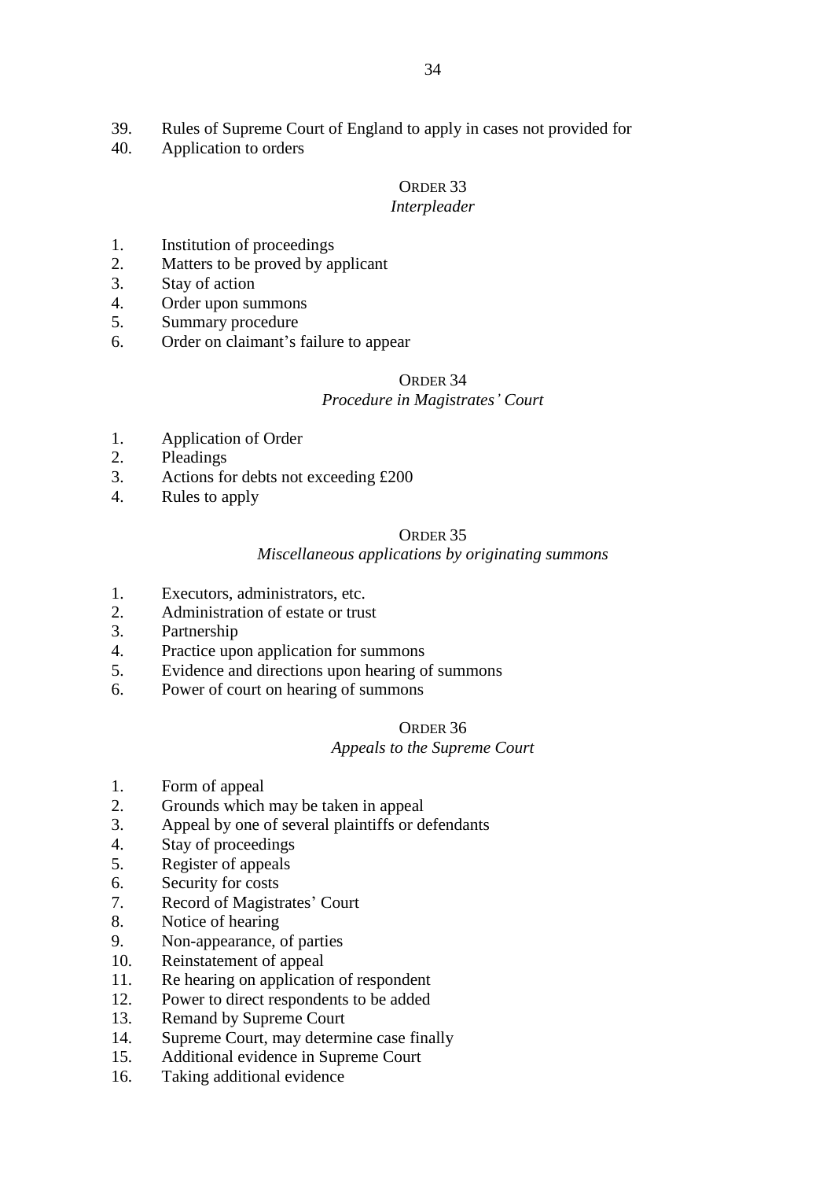39. Rules of Supreme Court of England to apply in cases not provided for
40. Application to orders

## ORDER 33
*Interpleader*

1. Institution of proceedings
2. Matters to be proved by applicant
3. Stay of action
4. Order upon summons
5. Summary procedure
6. Order on claimant's failure to appear

## ORDER 34
*Procedure in Magistrates' Court*

1. Application of Order
2. Pleadings
3. Actions for debts not exceeding £200
4. Rules to apply

## ORDER 35
*Miscellaneous applications by originating summons*

1. Executors, administrators, etc.
2. Administration of estate or trust
3. Partnership
4. Practice upon application for summons
5. Evidence and directions upon hearing of summons
6. Power of court on hearing of summons

## ORDER 36
*Appeals to the Supreme Court*

1. Form of appeal
2. Grounds which may be taken in appeal
3. Appeal by one of several plaintiffs or defendants
4. Stay of proceedings
5. Register of appeals
6. Security for costs
7. Record of Magistrates' Court
8. Notice of hearing
9. Non-appearance, of parties
10. Reinstatement of appeal
11. Re hearing on application of respondent
12. Power to direct respondents to be added
13. Remand by Supreme Court
14. Supreme Court, may determine case finally
15. Additional evidence in Supreme Court
16. Taking additional evidence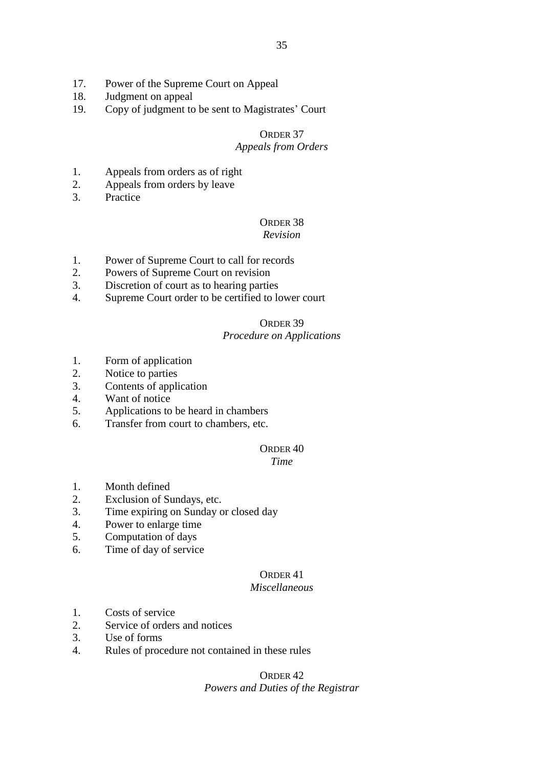17. Power of the Supreme Court on Appeal
18. Judgment on appeal
19. Copy of judgment to be sent to Magistrates' Court

### ORDER 37
*Appeals from Orders*

1. Appeals from orders as of right
2. Appeals from orders by leave
3. Practice

### ORDER 38
*Revision*

1. Power of Supreme Court to call for records
2. Powers of Supreme Court on revision
3. Discretion of court as to hearing parties
4. Supreme Court order to be certified to lower court

### ORDER 39
*Procedure on Applications*

1. Form of application
2. Notice to parties
3. Contents of application
4. Want of notice
5. Applications to be heard in chambers
6. Transfer from court to chambers, etc.

### ORDER 40
*Time*

1. Month defined
2. Exclusion of Sundays, etc.
3. Time expiring on Sunday or closed day
4. Power to enlarge time
5. Computation of days
6. Time of day of service

### ORDER 41
*Miscellaneous*

1. Costs of service
2. Service of orders and notices
3. Use of forms
4. Rules of procedure not contained in these rules

### ORDER 42
*Powers and Duties of the Registrar*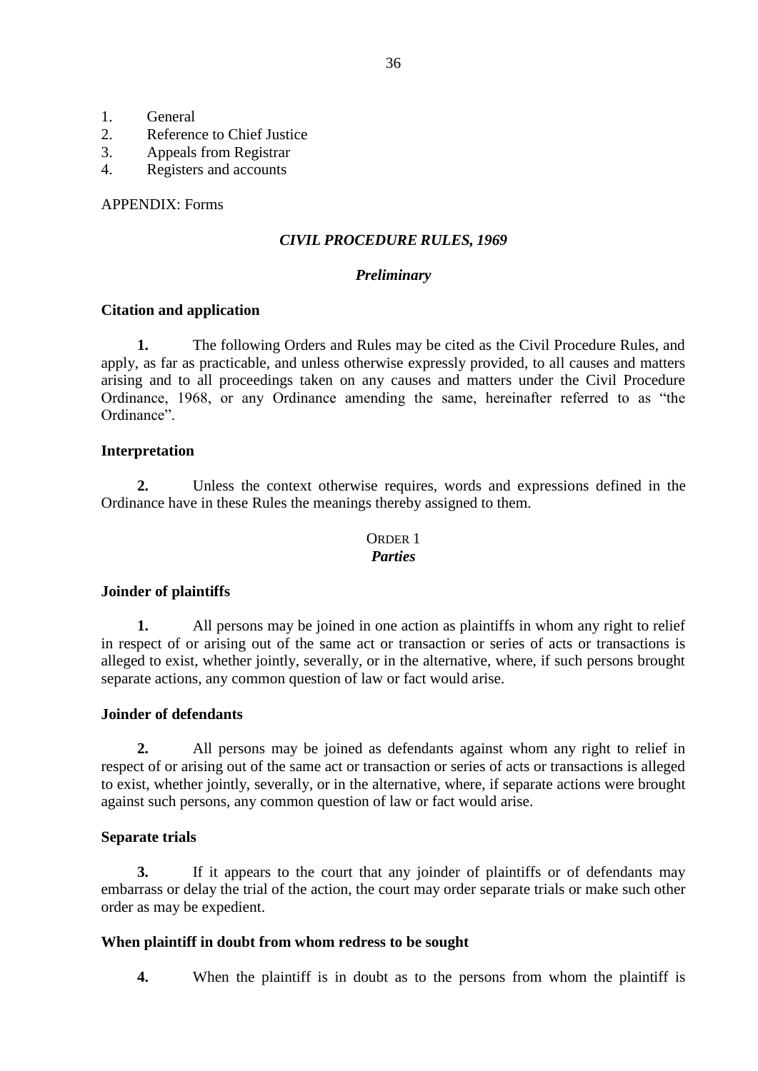1. General
2. Reference to Chief Justice
3. Appeals from Registrar
4. Registers and accounts

APPENDIX: Forms

## *CIVIL PROCEDURE RULES, 1969*

### *Preliminary*

**Citation and application**

**1.** The following Orders and Rules may be cited as the Civil Procedure Rules, and apply, as far as practicable, and unless otherwise expressly provided, to all causes and matters arising and to all proceedings taken on any causes and matters under the Civil Procedure Ordinance, 1968, or any Ordinance amending the same, hereinafter referred to as "the Ordinance".

**Interpretation**

**2.** Unless the context otherwise requires, words and expressions defined in the Ordinance have in these Rules the meanings thereby assigned to them.

### ORDER 1
### *Parties*

**Joinder of plaintiffs**

**1.** All persons may be joined in one action as plaintiffs in whom any right to relief in respect of or arising out of the same act or transaction or series of acts or transactions is alleged to exist, whether jointly, severally, or in the alternative, where, if such persons brought separate actions, any common question of law or fact would arise.

**Joinder of defendants**

**2.** All persons may be joined as defendants against whom any right to relief in respect of or arising out of the same act or transaction or series of acts or transactions is alleged to exist, whether jointly, severally, or in the alternative, where, if separate actions were brought against such persons, any common question of law or fact would arise.

**Separate trials**

**3.** If it appears to the court that any joinder of plaintiffs or of defendants may embarrass or delay the trial of the action, the court may order separate trials or make such other order as may be expedient.

**When plaintiff in doubt from whom redress to be sought**

**4.** When the plaintiff is in doubt as to the persons from whom the plaintiff is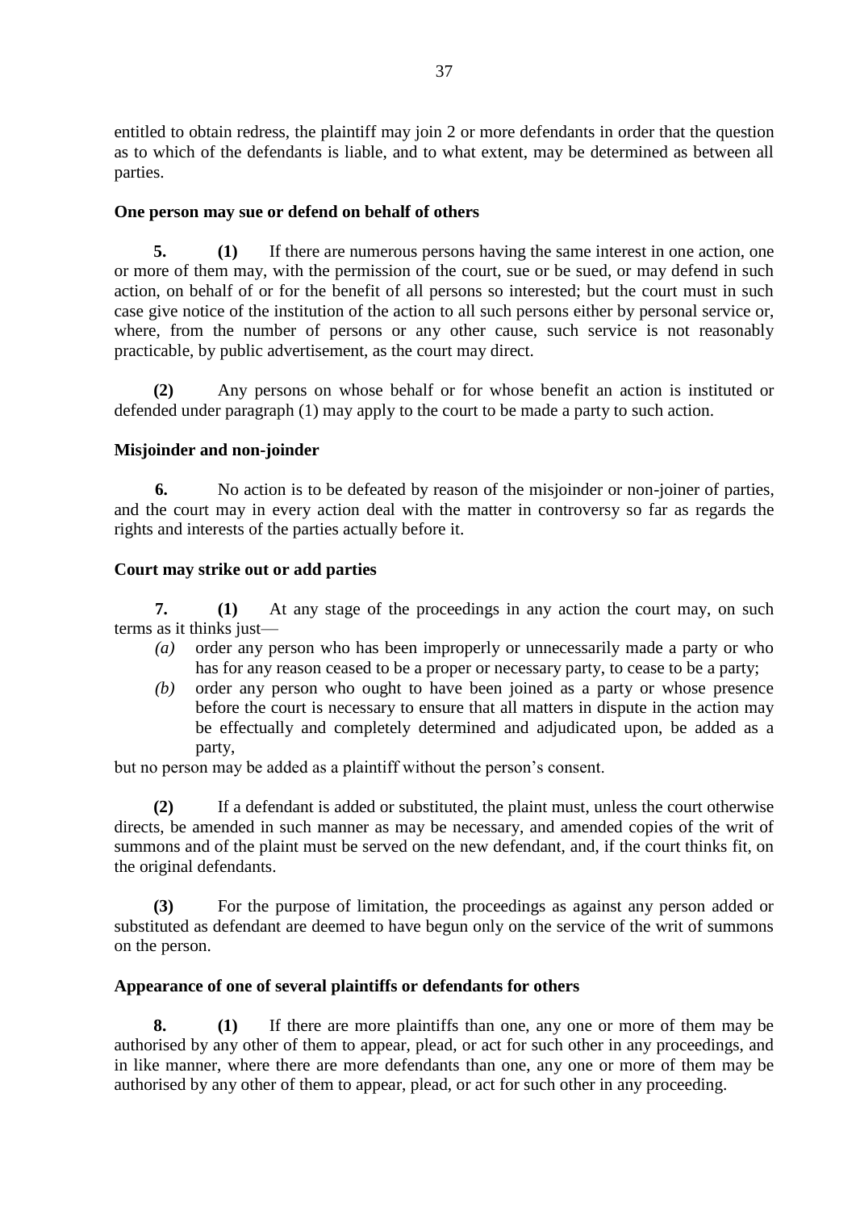entitled to obtain redress, the plaintiff may join 2 or more defendants in order that the question as to which of the defendants is liable, and to what extent, may be determined as between all parties.

**One person may sue or defend on behalf of others**

**5.** **(1)** If there are numerous persons having the same interest in one action, one or more of them may, with the permission of the court, sue or be sued, or may defend in such action, on behalf of or for the benefit of all persons so interested; but the court must in such case give notice of the institution of the action to all such persons either by personal service or, where, from the number of persons or any other cause, such service is not reasonably practicable, by public advertisement, as the court may direct.

**(2)** Any persons on whose behalf or for whose benefit an action is instituted or defended under paragraph (1) may apply to the court to be made a party to such action.

**Misjoinder and non-joinder**

**6.** No action is to be defeated by reason of the misjoinder or non-joiner of parties, and the court may in every action deal with the matter in controversy so far as regards the rights and interests of the parties actually before it.

**Court may strike out or add parties**

**7.** **(1)** At any stage of the proceedings in any action the court may, on such terms as it thinks just—

- *(a)* order any person who has been improperly or unnecessarily made a party or who has for any reason ceased to be a proper or necessary party, to cease to be a party;
- *(b)* order any person who ought to have been joined as a party or whose presence before the court is necessary to ensure that all matters in dispute in the action may be effectually and completely determined and adjudicated upon, be added as a party,

but no person may be added as a plaintiff without the person's consent.

**(2)** If a defendant is added or substituted, the plaint must, unless the court otherwise directs, be amended in such manner as may be necessary, and amended copies of the writ of summons and of the plaint must be served on the new defendant, and, if the court thinks fit, on the original defendants.

**(3)** For the purpose of limitation, the proceedings as against any person added or substituted as defendant are deemed to have begun only on the service of the writ of summons on the person.

**Appearance of one of several plaintiffs or defendants for others**

**8.** **(1)** If there are more plaintiffs than one, any one or more of them may be authorised by any other of them to appear, plead, or act for such other in any proceedings, and in like manner, where there are more defendants than one, any one or more of them may be authorised by any other of them to appear, plead, or act for such other in any proceeding.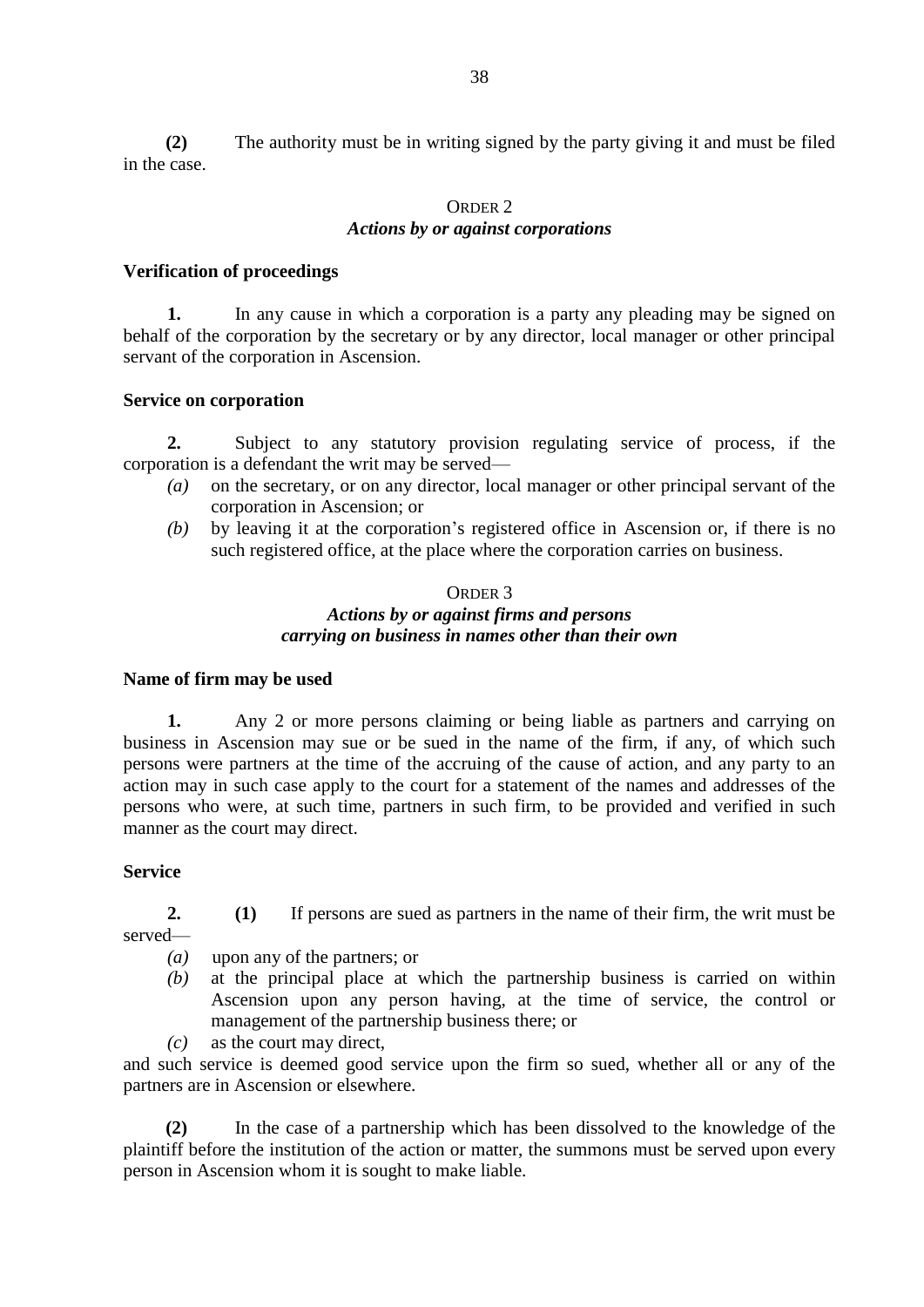**(2)** The authority must be in writing signed by the party giving it and must be filed in the case.

## ORDER 2
### *Actions by or against corporations*

**Verification of proceedings**

**1.** In any cause in which a corporation is a party any pleading may be signed on behalf of the corporation by the secretary or by any director, local manager or other principal servant of the corporation in Ascension.

**Service on corporation**

**2.** Subject to any statutory provision regulating service of process, if the corporation is a defendant the writ may be served—

*(a)* on the secretary, or on any director, local manager or other principal servant of the corporation in Ascension; or

*(b)* by leaving it at the corporation's registered office in Ascension or, if there is no such registered office, at the place where the corporation carries on business.

## ORDER 3
### *Actions by or against firms and persons carrying on business in names other than their own*

**Name of firm may be used**

**1.** Any 2 or more persons claiming or being liable as partners and carrying on business in Ascension may sue or be sued in the name of the firm, if any, of which such persons were partners at the time of the accruing of the cause of action, and any party to an action may in such case apply to the court for a statement of the names and addresses of the persons who were, at such time, partners in such firm, to be provided and verified in such manner as the court may direct.

**Service**

**2.** **(1)** If persons are sued as partners in the name of their firm, the writ must be served—

*(a)* upon any of the partners; or

*(b)* at the principal place at which the partnership business is carried on within Ascension upon any person having, at the time of service, the control or management of the partnership business there; or

*(c)* as the court may direct,

and such service is deemed good service upon the firm so sued, whether all or any of the partners are in Ascension or elsewhere.

**(2)** In the case of a partnership which has been dissolved to the knowledge of the plaintiff before the institution of the action or matter, the summons must be served upon every person in Ascension whom it is sought to make liable.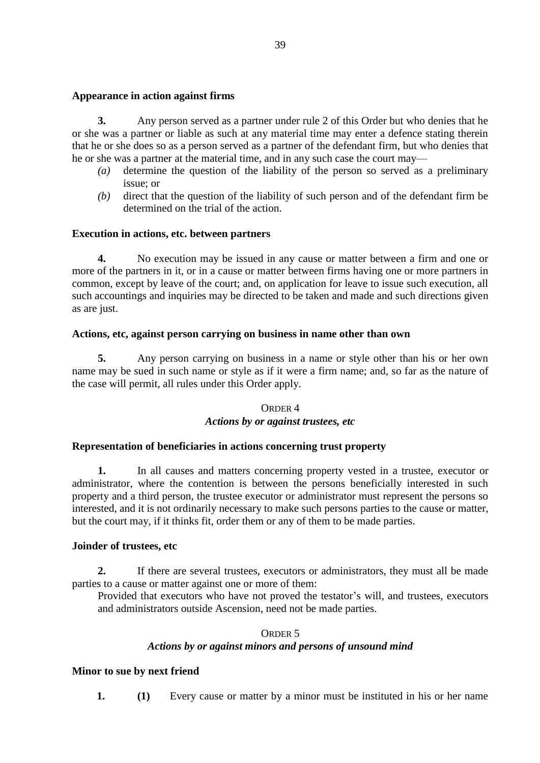**Appearance in action against firms**

**3.** Any person served as a partner under rule 2 of this Order but who denies that he or she was a partner or liable as such at any material time may enter a defence stating therein that he or she does so as a person served as a partner of the defendant firm, but who denies that he or she was a partner at the material time, and in any such case the court may—

*(a)* determine the question of the liability of the person so served as a preliminary issue; or

*(b)* direct that the question of the liability of such person and of the defendant firm be determined on the trial of the action.

**Execution in actions, etc. between partners**

**4.** No execution may be issued in any cause or matter between a firm and one or more of the partners in it, or in a cause or matter between firms having one or more partners in common, except by leave of the court; and, on application for leave to issue such execution, all such accountings and inquiries may be directed to be taken and made and such directions given as are just.

**Actions, etc, against person carrying on business in name other than own**

**5.** Any person carrying on business in a name or style other than his or her own name may be sued in such name or style as if it were a firm name; and, so far as the nature of the case will permit, all rules under this Order apply.

ORDER 4

***Actions by or against trustees, etc***

**Representation of beneficiaries in actions concerning trust property**

**1.** In all causes and matters concerning property vested in a trustee, executor or administrator, where the contention is between the persons beneficially interested in such property and a third person, the trustee executor or administrator must represent the persons so interested, and it is not ordinarily necessary to make such persons parties to the cause or matter, but the court may, if it thinks fit, order them or any of them to be made parties.

**Joinder of trustees, etc**

**2.** If there are several trustees, executors or administrators, they must all be made parties to a cause or matter against one or more of them:

Provided that executors who have not proved the testator's will, and trustees, executors and administrators outside Ascension, need not be made parties.

ORDER 5

***Actions by or against minors and persons of unsound mind***

**Minor to sue by next friend**

**1.** **(1)** Every cause or matter by a minor must be instituted in his or her name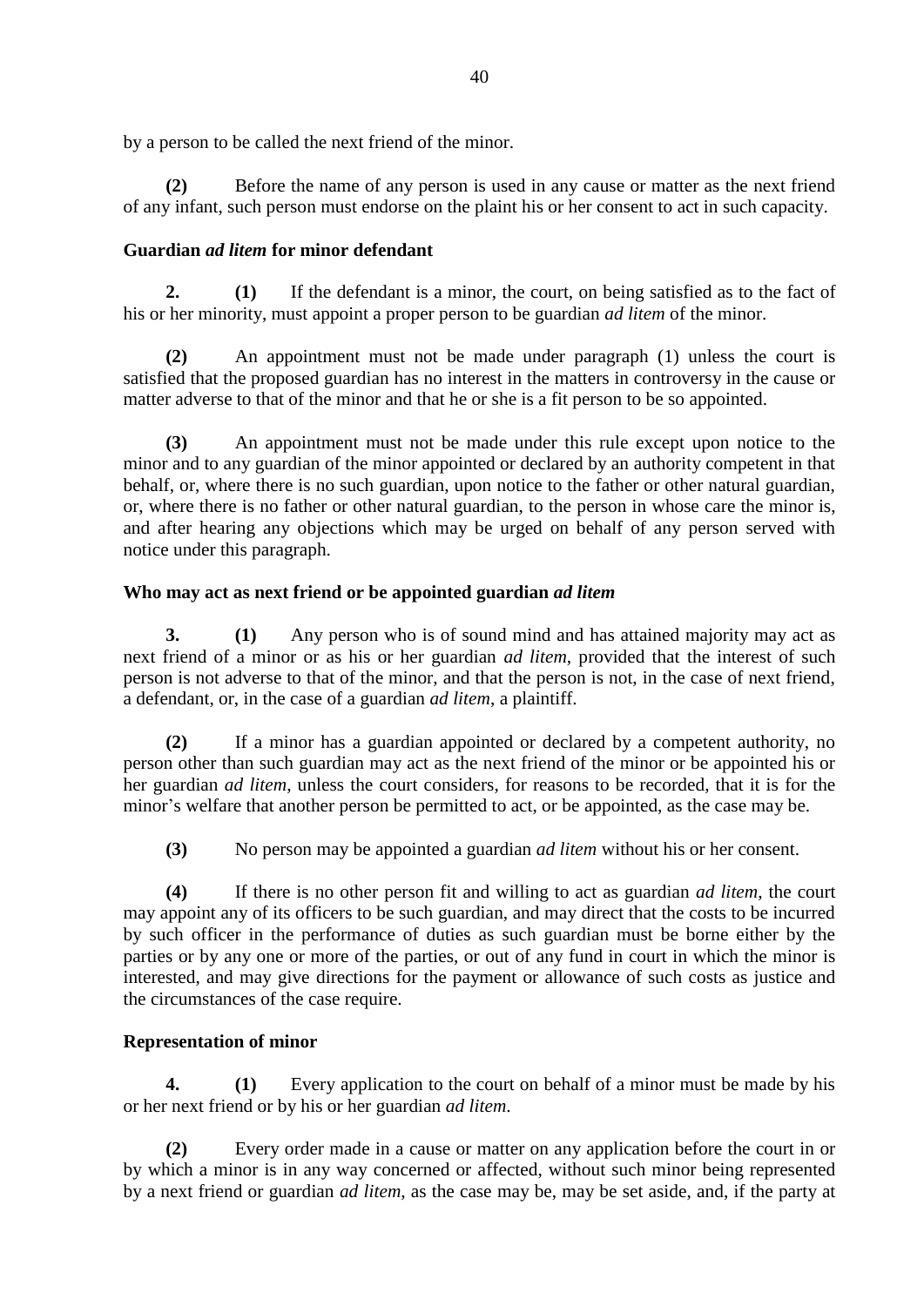by a person to be called the next friend of the minor.

**(2)** Before the name of any person is used in any cause or matter as the next friend of any infant, such person must endorse on the plaint his or her consent to act in such capacity.

### Guardian *ad litem* for minor defendant

**2.** **(1)** If the defendant is a minor, the court, on being satisfied as to the fact of his or her minority, must appoint a proper person to be guardian *ad litem* of the minor.

**(2)** An appointment must not be made under paragraph (1) unless the court is satisfied that the proposed guardian has no interest in the matters in controversy in the cause or matter adverse to that of the minor and that he or she is a fit person to be so appointed.

**(3)** An appointment must not be made under this rule except upon notice to the minor and to any guardian of the minor appointed or declared by an authority competent in that behalf, or, where there is no such guardian, upon notice to the father or other natural guardian, or, where there is no father or other natural guardian, to the person in whose care the minor is, and after hearing any objections which may be urged on behalf of any person served with notice under this paragraph.

### Who may act as next friend or be appointed guardian *ad litem*

**3.** **(1)** Any person who is of sound mind and has attained majority may act as next friend of a minor or as his or her guardian *ad litem*, provided that the interest of such person is not adverse to that of the minor, and that the person is not, in the case of next friend, a defendant, or, in the case of a guardian *ad litem*, a plaintiff.

**(2)** If a minor has a guardian appointed or declared by a competent authority, no person other than such guardian may act as the next friend of the minor or be appointed his or her guardian *ad litem*, unless the court considers, for reasons to be recorded, that it is for the minor's welfare that another person be permitted to act, or be appointed, as the case may be.

**(3)** No person may be appointed a guardian *ad litem* without his or her consent.

**(4)** If there is no other person fit and willing to act as guardian *ad litem*, the court may appoint any of its officers to be such guardian, and may direct that the costs to be incurred by such officer in the performance of duties as such guardian must be borne either by the parties or by any one or more of the parties, or out of any fund in court in which the minor is interested, and may give directions for the payment or allowance of such costs as justice and the circumstances of the case require.

### Representation of minor

**4.** **(1)** Every application to the court on behalf of a minor must be made by his or her next friend or by his or her guardian *ad litem*.

**(2)** Every order made in a cause or matter on any application before the court in or by which a minor is in any way concerned or affected, without such minor being represented by a next friend or guardian *ad litem*, as the case may be, may be set aside, and, if the party at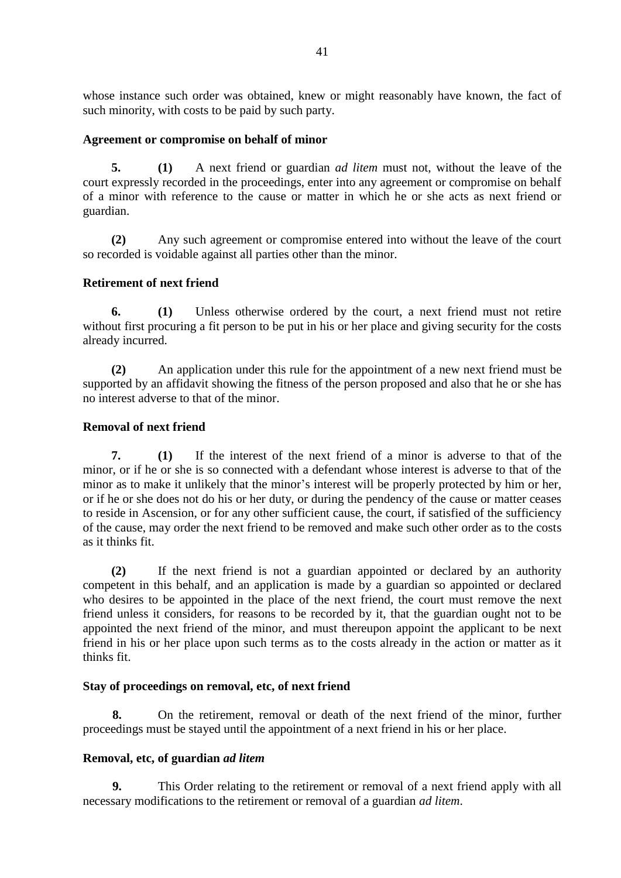whose instance such order was obtained, knew or might reasonably have known, the fact of such minority, with costs to be paid by such party.

### Agreement or compromise on behalf of minor

**5.** **(1)** A next friend or guardian *ad litem* must not, without the leave of the court expressly recorded in the proceedings, enter into any agreement or compromise on behalf of a minor with reference to the cause or matter in which he or she acts as next friend or guardian.

**(2)** Any such agreement or compromise entered into without the leave of the court so recorded is voidable against all parties other than the minor.

### Retirement of next friend

**6.** **(1)** Unless otherwise ordered by the court, a next friend must not retire without first procuring a fit person to be put in his or her place and giving security for the costs already incurred.

**(2)** An application under this rule for the appointment of a new next friend must be supported by an affidavit showing the fitness of the person proposed and also that he or she has no interest adverse to that of the minor.

### Removal of next friend

**7.** **(1)** If the interest of the next friend of a minor is adverse to that of the minor, or if he or she is so connected with a defendant whose interest is adverse to that of the minor as to make it unlikely that the minor's interest will be properly protected by him or her, or if he or she does not do his or her duty, or during the pendency of the cause or matter ceases to reside in Ascension, or for any other sufficient cause, the court, if satisfied of the sufficiency of the cause, may order the next friend to be removed and make such other order as to the costs as it thinks fit.

**(2)** If the next friend is not a guardian appointed or declared by an authority competent in this behalf, and an application is made by a guardian so appointed or declared who desires to be appointed in the place of the next friend, the court must remove the next friend unless it considers, for reasons to be recorded by it, that the guardian ought not to be appointed the next friend of the minor, and must thereupon appoint the applicant to be next friend in his or her place upon such terms as to the costs already in the action or matter as it thinks fit.

### Stay of proceedings on removal, etc, of next friend

**8.** On the retirement, removal or death of the next friend of the minor, further proceedings must be stayed until the appointment of a next friend in his or her place.

### Removal, etc, of guardian *ad litem*

**9.** This Order relating to the retirement or removal of a next friend apply with all necessary modifications to the retirement or removal of a guardian *ad litem*.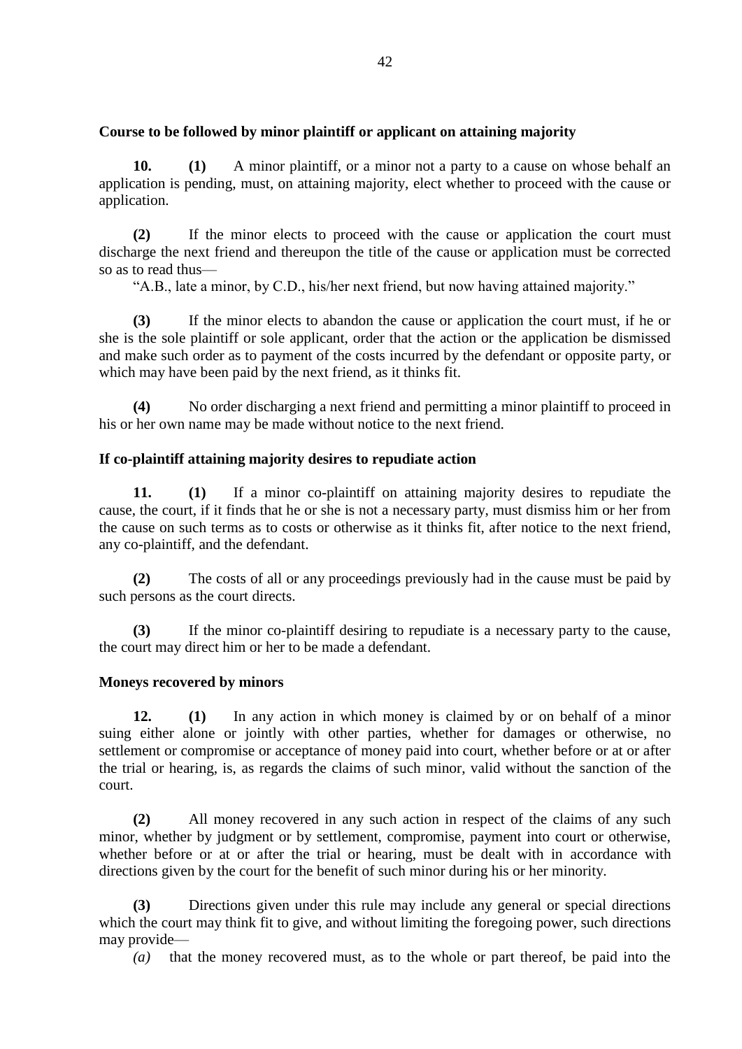**Course to be followed by minor plaintiff or applicant on attaining majority**

**10. (1)** A minor plaintiff, or a minor not a party to a cause on whose behalf an application is pending, must, on attaining majority, elect whether to proceed with the cause or application.

**(2)** If the minor elects to proceed with the cause or application the court must discharge the next friend and thereupon the title of the cause or application must be corrected so as to read thus—

"A.B., late a minor, by C.D., his/her next friend, but now having attained majority."

**(3)** If the minor elects to abandon the cause or application the court must, if he or she is the sole plaintiff or sole applicant, order that the action or the application be dismissed and make such order as to payment of the costs incurred by the defendant or opposite party, or which may have been paid by the next friend, as it thinks fit.

**(4)** No order discharging a next friend and permitting a minor plaintiff to proceed in his or her own name may be made without notice to the next friend.

**If co-plaintiff attaining majority desires to repudiate action**

**11. (1)** If a minor co-plaintiff on attaining majority desires to repudiate the cause, the court, if it finds that he or she is not a necessary party, must dismiss him or her from the cause on such terms as to costs or otherwise as it thinks fit, after notice to the next friend, any co-plaintiff, and the defendant.

**(2)** The costs of all or any proceedings previously had in the cause must be paid by such persons as the court directs.

**(3)** If the minor co-plaintiff desiring to repudiate is a necessary party to the cause, the court may direct him or her to be made a defendant.

**Moneys recovered by minors**

**12. (1)** In any action in which money is claimed by or on behalf of a minor suing either alone or jointly with other parties, whether for damages or otherwise, no settlement or compromise or acceptance of money paid into court, whether before or at or after the trial or hearing, is, as regards the claims of such minor, valid without the sanction of the court.

**(2)** All money recovered in any such action in respect of the claims of any such minor, whether by judgment or by settlement, compromise, payment into court or otherwise, whether before or at or after the trial or hearing, must be dealt with in accordance with directions given by the court for the benefit of such minor during his or her minority.

**(3)** Directions given under this rule may include any general or special directions which the court may think fit to give, and without limiting the foregoing power, such directions may provide—

*(a)* that the money recovered must, as to the whole or part thereof, be paid into the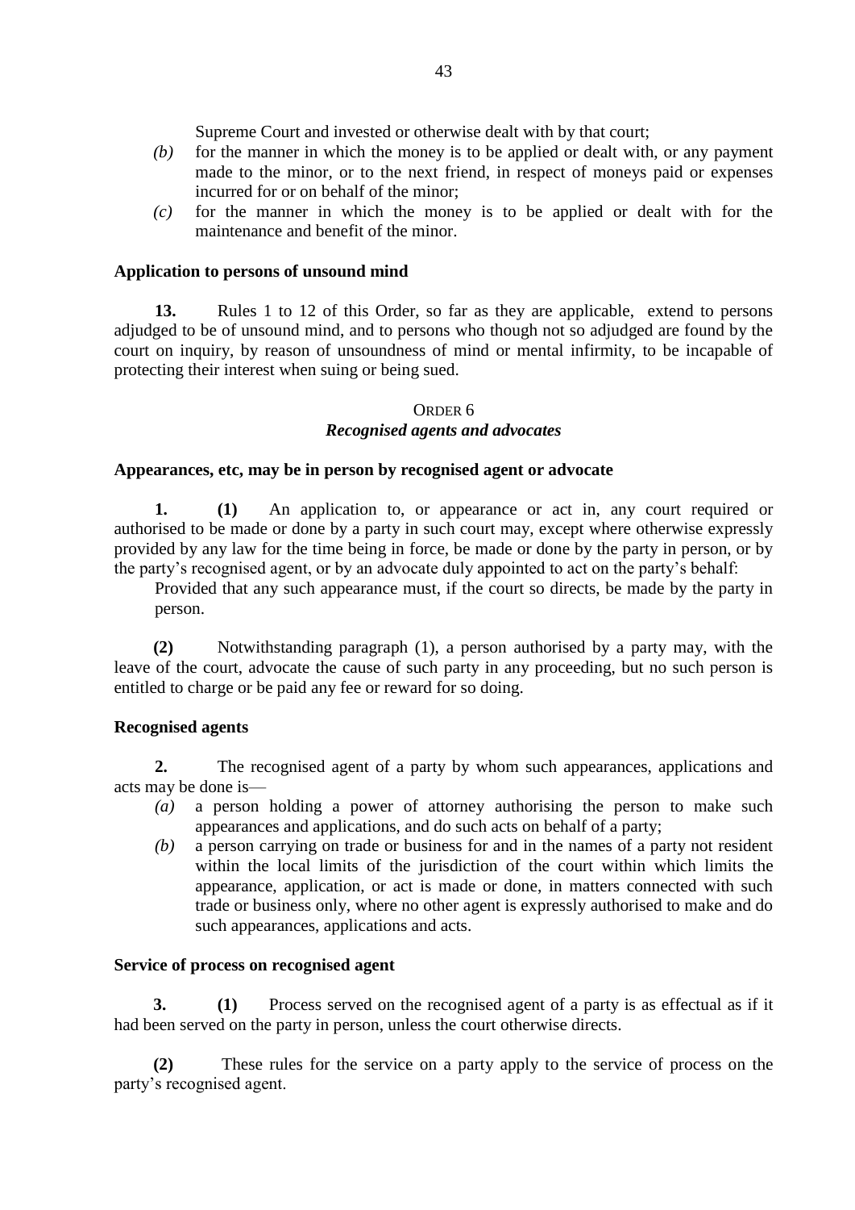Supreme Court and invested or otherwise dealt with by that court;

*(b)* for the manner in which the money is to be applied or dealt with, or any payment made to the minor, or to the next friend, in respect of moneys paid or expenses incurred for or on behalf of the minor;

*(c)* for the manner in which the money is to be applied or dealt with for the maintenance and benefit of the minor.

**Application to persons of unsound mind**

**13.** Rules 1 to 12 of this Order, so far as they are applicable, extend to persons adjudged to be of unsound mind, and to persons who though not so adjudged are found by the court on inquiry, by reason of unsoundness of mind or mental infirmity, to be incapable of protecting their interest when suing or being sued.

## ORDER 6

## *Recognised agents and advocates*

**Appearances, etc, may be in person by recognised agent or advocate**

**1.** **(1)** An application to, or appearance or act in, any court required or authorised to be made or done by a party in such court may, except where otherwise expressly provided by any law for the time being in force, be made or done by the party in person, or by the party's recognised agent, or by an advocate duly appointed to act on the party's behalf:

Provided that any such appearance must, if the court so directs, be made by the party in person.

**(2)** Notwithstanding paragraph (1), a person authorised by a party may, with the leave of the court, advocate the cause of such party in any proceeding, but no such person is entitled to charge or be paid any fee or reward for so doing.

**Recognised agents**

**2.** The recognised agent of a party by whom such appearances, applications and acts may be done is—

*(a)* a person holding a power of attorney authorising the person to make such appearances and applications, and do such acts on behalf of a party;

*(b)* a person carrying on trade or business for and in the names of a party not resident within the local limits of the jurisdiction of the court within which limits the appearance, application, or act is made or done, in matters connected with such trade or business only, where no other agent is expressly authorised to make and do such appearances, applications and acts.

**Service of process on recognised agent**

**3.** **(1)** Process served on the recognised agent of a party is as effectual as if it had been served on the party in person, unless the court otherwise directs.

**(2)** These rules for the service on a party apply to the service of process on the party's recognised agent.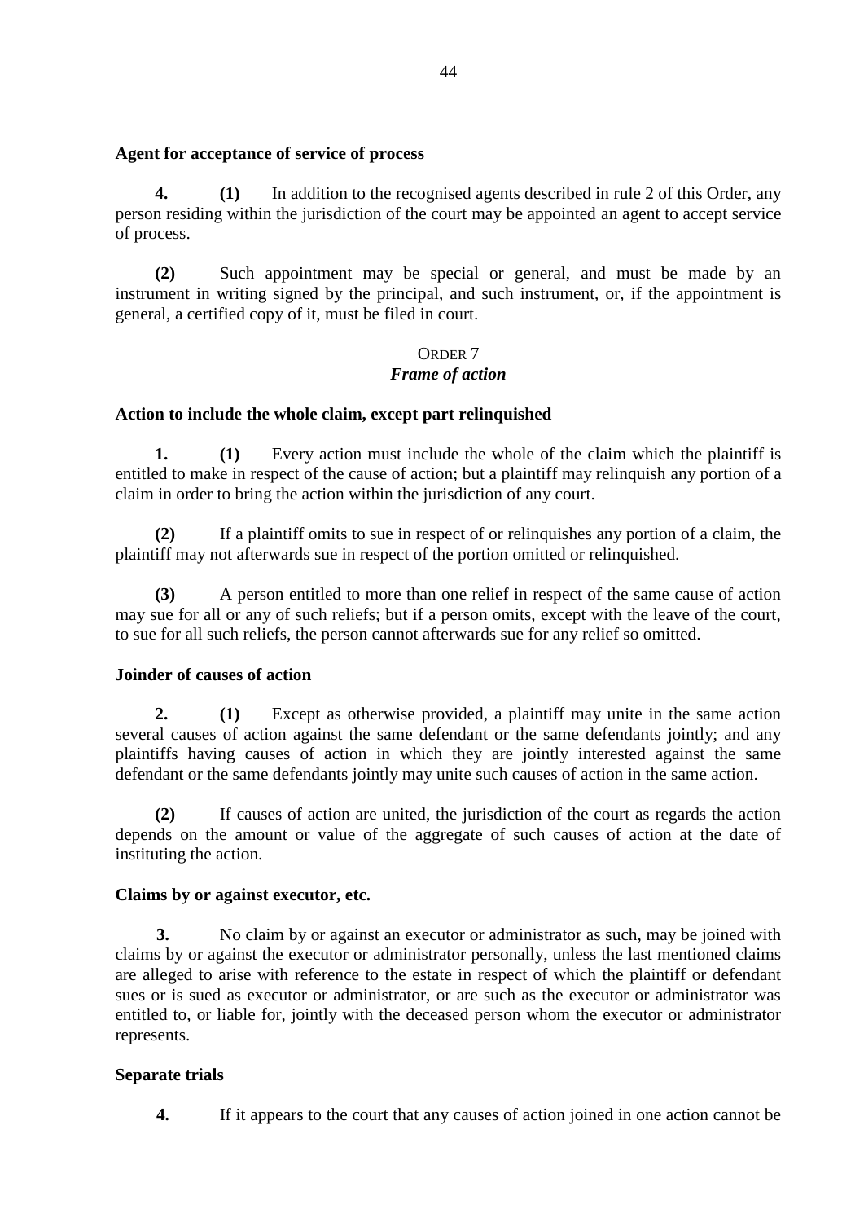**Agent for acceptance of service of process**

**4.** **(1)** In addition to the recognised agents described in rule 2 of this Order, any person residing within the jurisdiction of the court may be appointed an agent to accept service of process.

**(2)** Such appointment may be special or general, and must be made by an instrument in writing signed by the principal, and such instrument, or, if the appointment is general, a certified copy of it, must be filed in court.

## ORDER 7
## *Frame of action*

**Action to include the whole claim, except part relinquished**

**1.** **(1)** Every action must include the whole of the claim which the plaintiff is entitled to make in respect of the cause of action; but a plaintiff may relinquish any portion of a claim in order to bring the action within the jurisdiction of any court.

**(2)** If a plaintiff omits to sue in respect of or relinquishes any portion of a claim, the plaintiff may not afterwards sue in respect of the portion omitted or relinquished.

**(3)** A person entitled to more than one relief in respect of the same cause of action may sue for all or any of such reliefs; but if a person omits, except with the leave of the court, to sue for all such reliefs, the person cannot afterwards sue for any relief so omitted.

**Joinder of causes of action**

**2.** **(1)** Except as otherwise provided, a plaintiff may unite in the same action several causes of action against the same defendant or the same defendants jointly; and any plaintiffs having causes of action in which they are jointly interested against the same defendant or the same defendants jointly may unite such causes of action in the same action.

**(2)** If causes of action are united, the jurisdiction of the court as regards the action depends on the amount or value of the aggregate of such causes of action at the date of instituting the action.

**Claims by or against executor, etc.**

**3.** No claim by or against an executor or administrator as such, may be joined with claims by or against the executor or administrator personally, unless the last mentioned claims are alleged to arise with reference to the estate in respect of which the plaintiff or defendant sues or is sued as executor or administrator, or are such as the executor or administrator was entitled to, or liable for, jointly with the deceased person whom the executor or administrator represents.

**Separate trials**

**4.** If it appears to the court that any causes of action joined in one action cannot be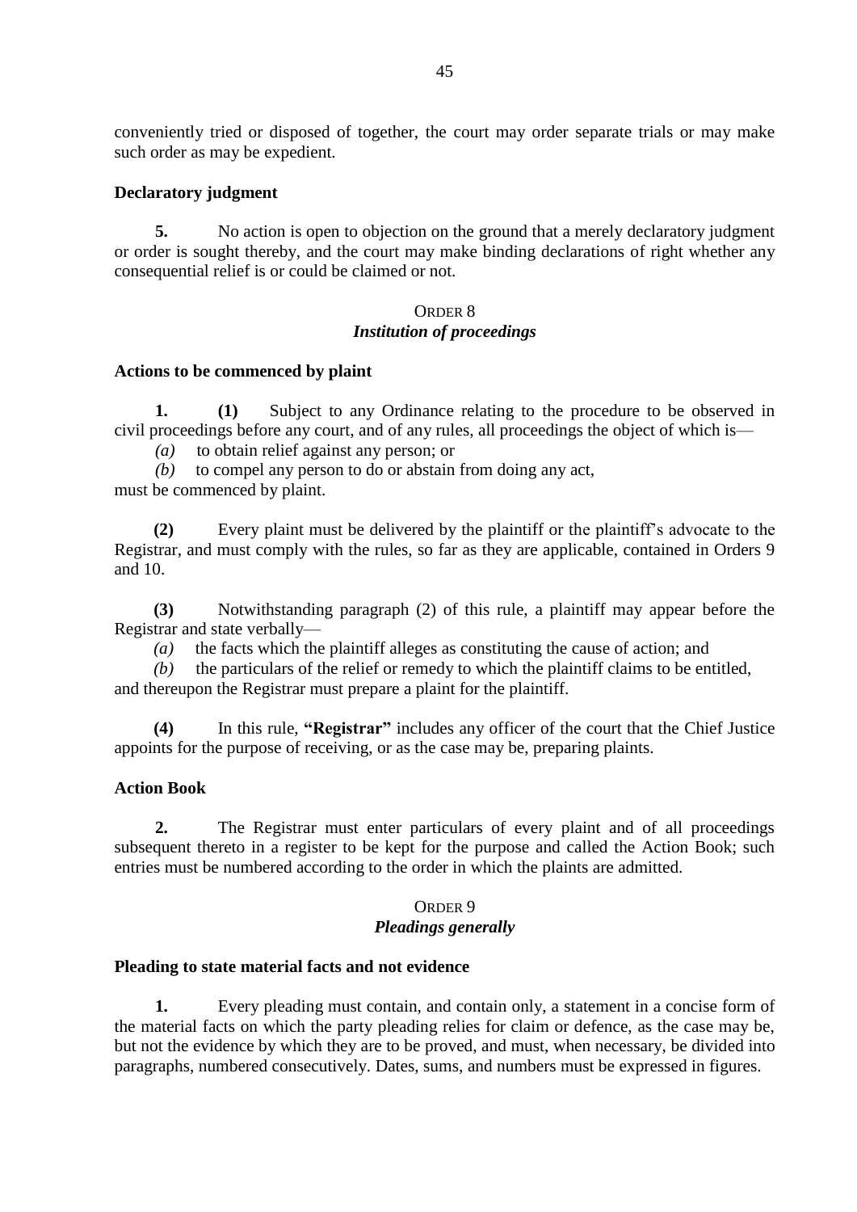conveniently tried or disposed of together, the court may order separate trials or may make such order as may be expedient.

**Declaratory judgment**

**5.** No action is open to objection on the ground that a merely declaratory judgment or order is sought thereby, and the court may make binding declarations of right whether any consequential relief is or could be claimed or not.

## ORDER 8
## *Institution of proceedings*

**Actions to be commenced by plaint**

**1. (1)** Subject to any Ordinance relating to the procedure to be observed in civil proceedings before any court, and of any rules, all proceedings the object of which is—

*(a)* to obtain relief against any person; or

*(b)* to compel any person to do or abstain from doing any act,

must be commenced by plaint.

**(2)** Every plaint must be delivered by the plaintiff or the plaintiff's advocate to the Registrar, and must comply with the rules, so far as they are applicable, contained in Orders 9 and 10.

**(3)** Notwithstanding paragraph (2) of this rule, a plaintiff may appear before the Registrar and state verbally—

*(a)* the facts which the plaintiff alleges as constituting the cause of action; and

*(b)* the particulars of the relief or remedy to which the plaintiff claims to be entitled,

and thereupon the Registrar must prepare a plaint for the plaintiff.

**(4)** In this rule, **"Registrar"** includes any officer of the court that the Chief Justice appoints for the purpose of receiving, or as the case may be, preparing plaints.

**Action Book**

**2.** The Registrar must enter particulars of every plaint and of all proceedings subsequent thereto in a register to be kept for the purpose and called the Action Book; such entries must be numbered according to the order in which the plaints are admitted.

## ORDER 9
## *Pleadings generally*

**Pleading to state material facts and not evidence**

**1.** Every pleading must contain, and contain only, a statement in a concise form of the material facts on which the party pleading relies for claim or defence, as the case may be, but not the evidence by which they are to be proved, and must, when necessary, be divided into paragraphs, numbered consecutively. Dates, sums, and numbers must be expressed in figures.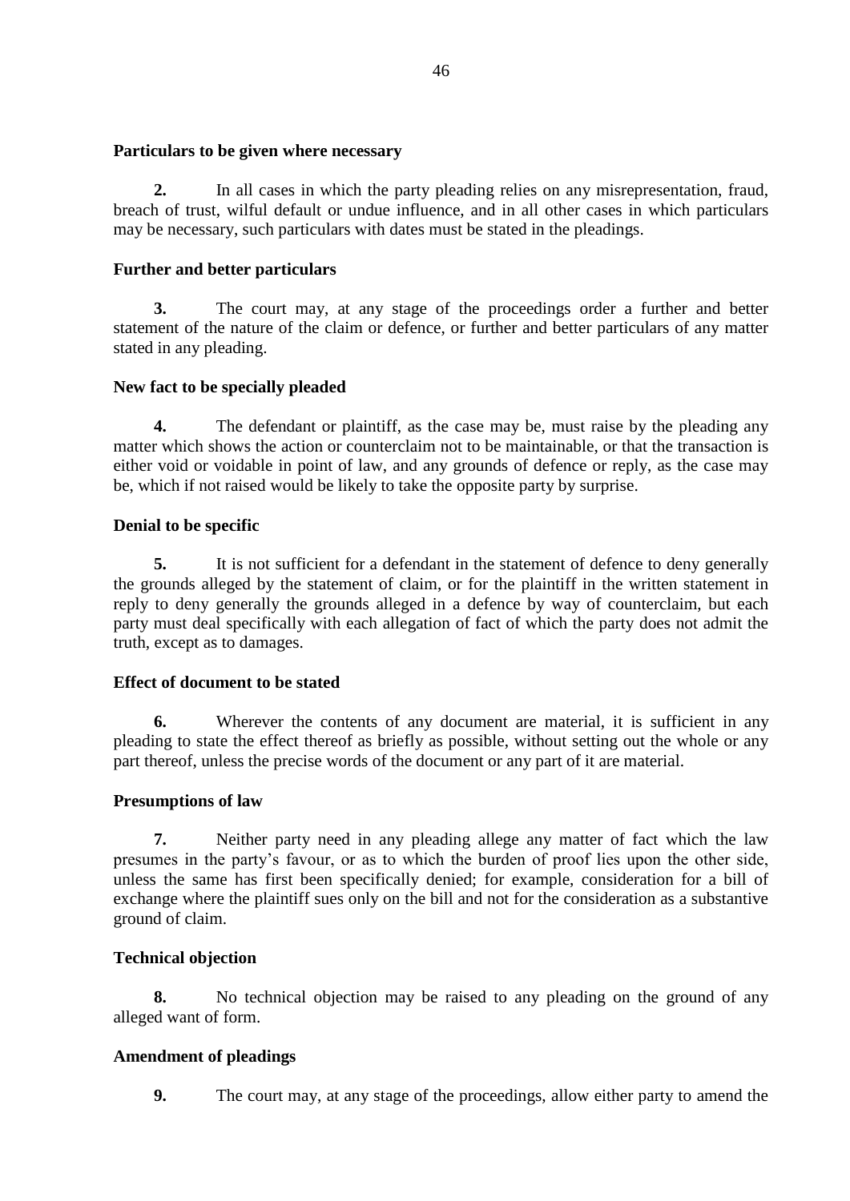**Particulars to be given where necessary**

**2.** In all cases in which the party pleading relies on any misrepresentation, fraud, breach of trust, wilful default or undue influence, and in all other cases in which particulars may be necessary, such particulars with dates must be stated in the pleadings.

**Further and better particulars**

**3.** The court may, at any stage of the proceedings order a further and better statement of the nature of the claim or defence, or further and better particulars of any matter stated in any pleading.

**New fact to be specially pleaded**

**4.** The defendant or plaintiff, as the case may be, must raise by the pleading any matter which shows the action or counterclaim not to be maintainable, or that the transaction is either void or voidable in point of law, and any grounds of defence or reply, as the case may be, which if not raised would be likely to take the opposite party by surprise.

**Denial to be specific**

**5.** It is not sufficient for a defendant in the statement of defence to deny generally the grounds alleged by the statement of claim, or for the plaintiff in the written statement in reply to deny generally the grounds alleged in a defence by way of counterclaim, but each party must deal specifically with each allegation of fact of which the party does not admit the truth, except as to damages.

**Effect of document to be stated**

**6.** Wherever the contents of any document are material, it is sufficient in any pleading to state the effect thereof as briefly as possible, without setting out the whole or any part thereof, unless the precise words of the document or any part of it are material.

**Presumptions of law**

**7.** Neither party need in any pleading allege any matter of fact which the law presumes in the party's favour, or as to which the burden of proof lies upon the other side, unless the same has first been specifically denied; for example, consideration for a bill of exchange where the plaintiff sues only on the bill and not for the consideration as a substantive ground of claim.

**Technical objection**

**8.** No technical objection may be raised to any pleading on the ground of any alleged want of form.

**Amendment of pleadings**

**9.** The court may, at any stage of the proceedings, allow either party to amend the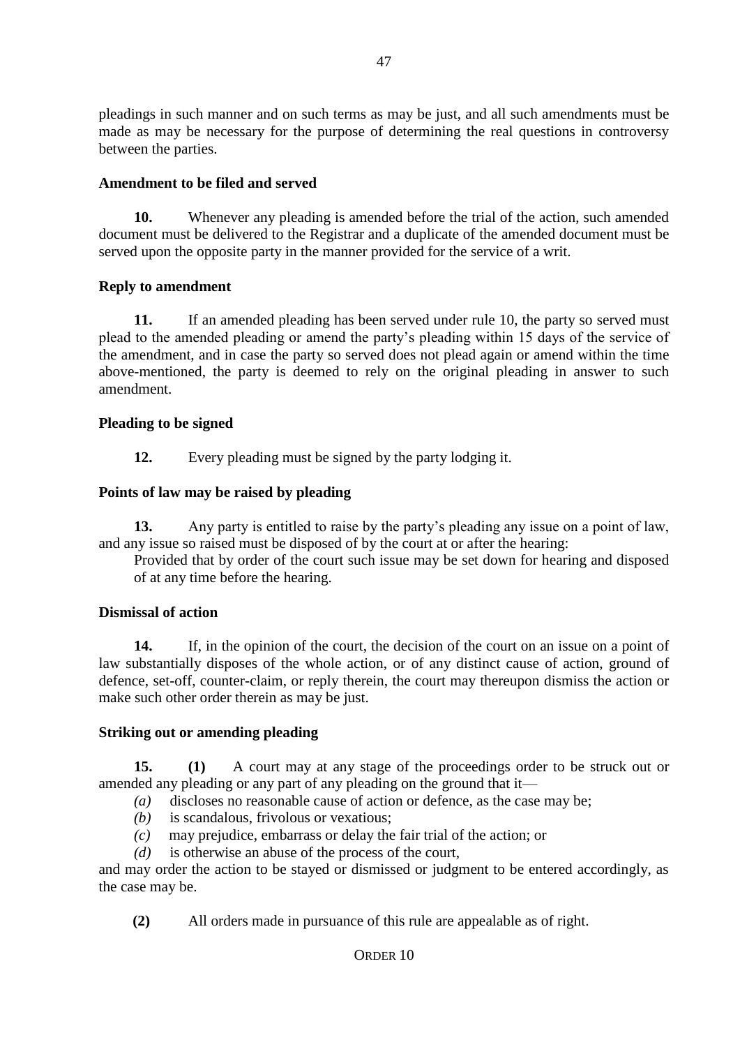pleadings in such manner and on such terms as may be just, and all such amendments must be made as may be necessary for the purpose of determining the real questions in controversy between the parties.

**Amendment to be filed and served**

**10.** Whenever any pleading is amended before the trial of the action, such amended document must be delivered to the Registrar and a duplicate of the amended document must be served upon the opposite party in the manner provided for the service of a writ.

**Reply to amendment**

**11.** If an amended pleading has been served under rule 10, the party so served must plead to the amended pleading or amend the party's pleading within 15 days of the service of the amendment, and in case the party so served does not plead again or amend within the time above-mentioned, the party is deemed to rely on the original pleading in answer to such amendment.

**Pleading to be signed**

**12.** Every pleading must be signed by the party lodging it.

**Points of law may be raised by pleading**

**13.** Any party is entitled to raise by the party's pleading any issue on a point of law, and any issue so raised must be disposed of by the court at or after the hearing:

Provided that by order of the court such issue may be set down for hearing and disposed of at any time before the hearing.

**Dismissal of action**

**14.** If, in the opinion of the court, the decision of the court on an issue on a point of law substantially disposes of the whole action, or of any distinct cause of action, ground of defence, set-off, counter-claim, or reply therein, the court may thereupon dismiss the action or make such other order therein as may be just.

**Striking out or amending pleading**

**15.** **(1)** A court may at any stage of the proceedings order to be struck out or amended any pleading or any part of any pleading on the ground that it—

*(a)* discloses no reasonable cause of action or defence, as the case may be;

*(b)* is scandalous, frivolous or vexatious;

*(c)* may prejudice, embarrass or delay the fair trial of the action; or

*(d)* is otherwise an abuse of the process of the court,

and may order the action to be stayed or dismissed or judgment to be entered accordingly, as the case may be.

**(2)** All orders made in pursuance of this rule are appealable as of right.

ORDER 10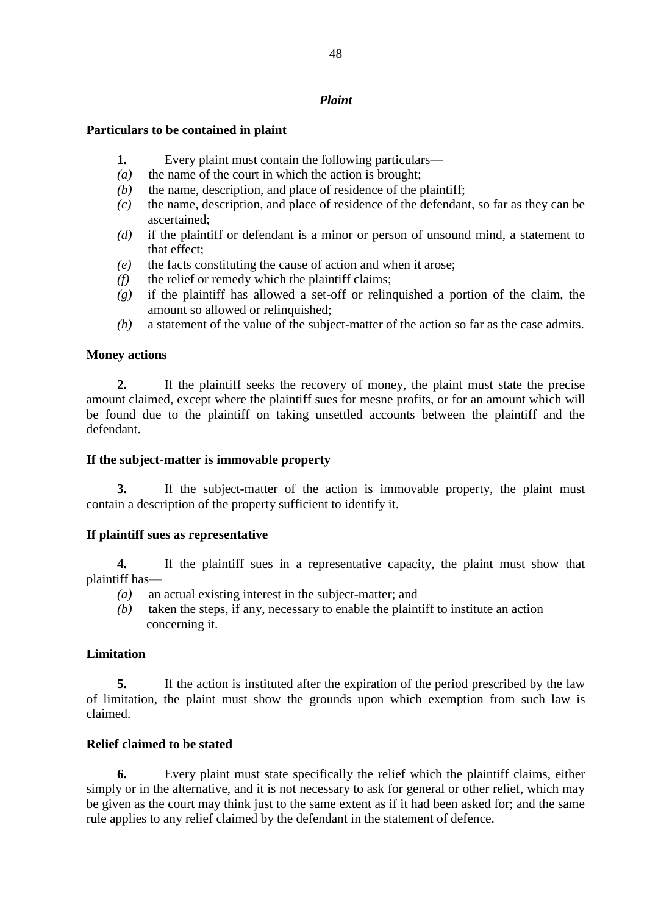## *Plaint*

### Particulars to be contained in plaint

**1.** Every plaint must contain the following particulars—

*(a)* the name of the court in which the action is brought;

*(b)* the name, description, and place of residence of the plaintiff;

*(c)* the name, description, and place of residence of the defendant, so far as they can be ascertained;

*(d)* if the plaintiff or defendant is a minor or person of unsound mind, a statement to that effect;

*(e)* the facts constituting the cause of action and when it arose;

*(f)* the relief or remedy which the plaintiff claims;

*(g)* if the plaintiff has allowed a set-off or relinquished a portion of the claim, the amount so allowed or relinquished;

*(h)* a statement of the value of the subject-matter of the action so far as the case admits.

### Money actions

**2.** If the plaintiff seeks the recovery of money, the plaint must state the precise amount claimed, except where the plaintiff sues for mesne profits, or for an amount which will be found due to the plaintiff on taking unsettled accounts between the plaintiff and the defendant.

### If the subject-matter is immovable property

**3.** If the subject-matter of the action is immovable property, the plaint must contain a description of the property sufficient to identify it.

### If plaintiff sues as representative

**4.** If the plaintiff sues in a representative capacity, the plaint must show that plaintiff has—

*(a)* an actual existing interest in the subject-matter; and

*(b)* taken the steps, if any, necessary to enable the plaintiff to institute an action concerning it.

### Limitation

**5.** If the action is instituted after the expiration of the period prescribed by the law of limitation, the plaint must show the grounds upon which exemption from such law is claimed.

### Relief claimed to be stated

**6.** Every plaint must state specifically the relief which the plaintiff claims, either simply or in the alternative, and it is not necessary to ask for general or other relief, which may be given as the court may think just to the same extent as if it had been asked for; and the same rule applies to any relief claimed by the defendant in the statement of defence.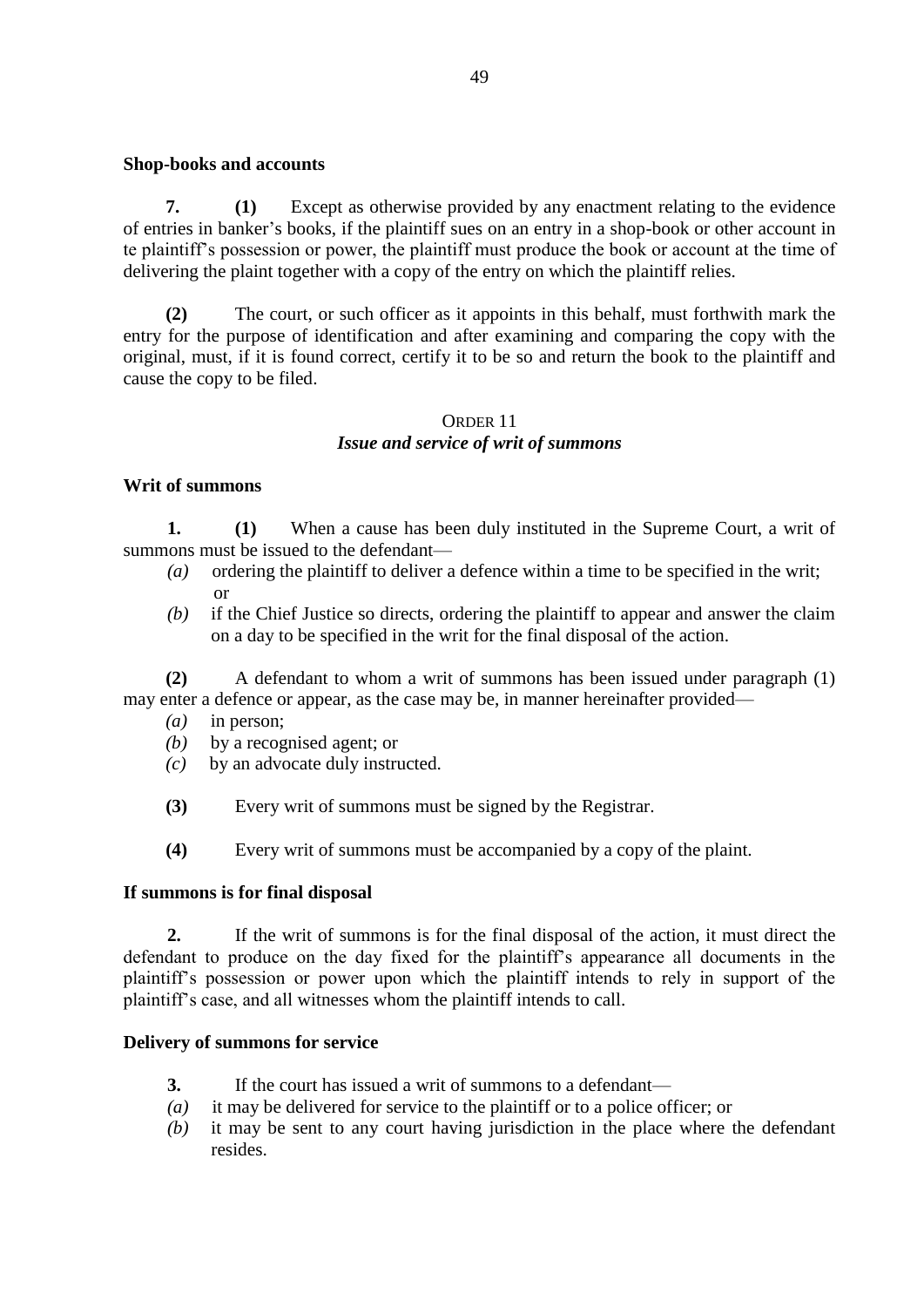**Shop-books and accounts**

**7.** **(1)** Except as otherwise provided by any enactment relating to the evidence of entries in banker's books, if the plaintiff sues on an entry in a shop-book or other account in te plaintiff's possession or power, the plaintiff must produce the book or account at the time of delivering the plaint together with a copy of the entry on which the plaintiff relies.

**(2)** The court, or such officer as it appoints in this behalf, must forthwith mark the entry for the purpose of identification and after examining and comparing the copy with the original, must, if it is found correct, certify it to be so and return the book to the plaintiff and cause the copy to be filed.

## ORDER 11
### *Issue and service of writ of summons*

**Writ of summons**

**1.** **(1)** When a cause has been duly instituted in the Supreme Court, a writ of summons must be issued to the defendant—

*(a)* ordering the plaintiff to deliver a defence within a time to be specified in the writ; or

*(b)* if the Chief Justice so directs, ordering the plaintiff to appear and answer the claim on a day to be specified in the writ for the final disposal of the action.

**(2)** A defendant to whom a writ of summons has been issued under paragraph (1) may enter a defence or appear, as the case may be, in manner hereinafter provided—

*(a)* in person;

*(b)* by a recognised agent; or

*(c)* by an advocate duly instructed.

**(3)** Every writ of summons must be signed by the Registrar.

**(4)** Every writ of summons must be accompanied by a copy of the plaint.

**If summons is for final disposal**

**2.** If the writ of summons is for the final disposal of the action, it must direct the defendant to produce on the day fixed for the plaintiff's appearance all documents in the plaintiff's possession or power upon which the plaintiff intends to rely in support of the plaintiff's case, and all witnesses whom the plaintiff intends to call.

**Delivery of summons for service**

**3.** If the court has issued a writ of summons to a defendant—

*(a)* it may be delivered for service to the plaintiff or to a police officer; or

*(b)* it may be sent to any court having jurisdiction in the place where the defendant resides.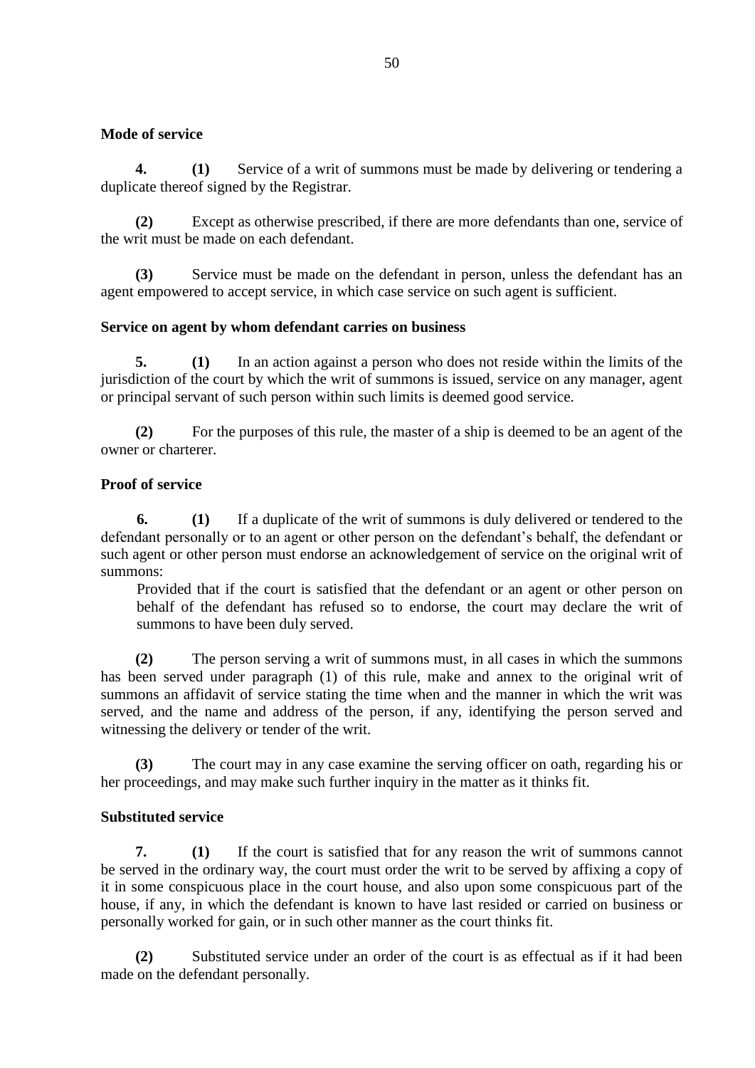**Mode of service**

**4. (1)** Service of a writ of summons must be made by delivering or tendering a duplicate thereof signed by the Registrar.

**(2)** Except as otherwise prescribed, if there are more defendants than one, service of the writ must be made on each defendant.

**(3)** Service must be made on the defendant in person, unless the defendant has an agent empowered to accept service, in which case service on such agent is sufficient.

**Service on agent by whom defendant carries on business**

**5. (1)** In an action against a person who does not reside within the limits of the jurisdiction of the court by which the writ of summons is issued, service on any manager, agent or principal servant of such person within such limits is deemed good service.

**(2)** For the purposes of this rule, the master of a ship is deemed to be an agent of the owner or charterer.

**Proof of service**

**6. (1)** If a duplicate of the writ of summons is duly delivered or tendered to the defendant personally or to an agent or other person on the defendant's behalf, the defendant or such agent or other person must endorse an acknowledgement of service on the original writ of summons:

Provided that if the court is satisfied that the defendant or an agent or other person on behalf of the defendant has refused so to endorse, the court may declare the writ of summons to have been duly served.

**(2)** The person serving a writ of summons must, in all cases in which the summons has been served under paragraph (1) of this rule, make and annex to the original writ of summons an affidavit of service stating the time when and the manner in which the writ was served, and the name and address of the person, if any, identifying the person served and witnessing the delivery or tender of the writ.

**(3)** The court may in any case examine the serving officer on oath, regarding his or her proceedings, and may make such further inquiry in the matter as it thinks fit.

**Substituted service**

**7. (1)** If the court is satisfied that for any reason the writ of summons cannot be served in the ordinary way, the court must order the writ to be served by affixing a copy of it in some conspicuous place in the court house, and also upon some conspicuous part of the house, if any, in which the defendant is known to have last resided or carried on business or personally worked for gain, or in such other manner as the court thinks fit.

**(2)** Substituted service under an order of the court is as effectual as if it had been made on the defendant personally.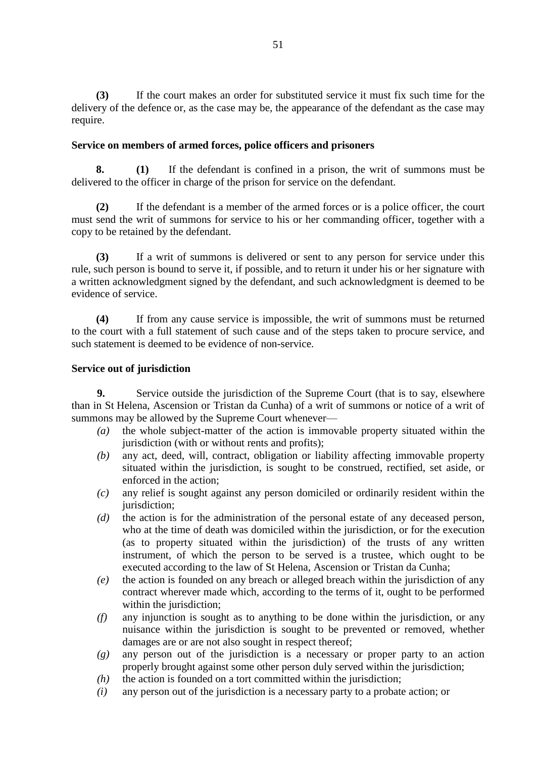**(3)** If the court makes an order for substituted service it must fix such time for the delivery of the defence or, as the case may be, the appearance of the defendant as the case may require.

**Service on members of armed forces, police officers and prisoners**

**8.** **(1)** If the defendant is confined in a prison, the writ of summons must be delivered to the officer in charge of the prison for service on the defendant.

**(2)** If the defendant is a member of the armed forces or is a police officer, the court must send the writ of summons for service to his or her commanding officer, together with a copy to be retained by the defendant.

**(3)** If a writ of summons is delivered or sent to any person for service under this rule, such person is bound to serve it, if possible, and to return it under his or her signature with a written acknowledgment signed by the defendant, and such acknowledgment is deemed to be evidence of service.

**(4)** If from any cause service is impossible, the writ of summons must be returned to the court with a full statement of such cause and of the steps taken to procure service, and such statement is deemed to be evidence of non-service.

**Service out of jurisdiction**

**9.** Service outside the jurisdiction of the Supreme Court (that is to say, elsewhere than in St Helena, Ascension or Tristan da Cunha) of a writ of summons or notice of a writ of summons may be allowed by the Supreme Court whenever—

*(a)* the whole subject-matter of the action is immovable property situated within the jurisdiction (with or without rents and profits);

*(b)* any act, deed, will, contract, obligation or liability affecting immovable property situated within the jurisdiction, is sought to be construed, rectified, set aside, or enforced in the action;

*(c)* any relief is sought against any person domiciled or ordinarily resident within the jurisdiction;

*(d)* the action is for the administration of the personal estate of any deceased person, who at the time of death was domiciled within the jurisdiction, or for the execution (as to property situated within the jurisdiction) of the trusts of any written instrument, of which the person to be served is a trustee, which ought to be executed according to the law of St Helena, Ascension or Tristan da Cunha;

*(e)* the action is founded on any breach or alleged breach within the jurisdiction of any contract wherever made which, according to the terms of it, ought to be performed within the jurisdiction;

*(f)* any injunction is sought as to anything to be done within the jurisdiction, or any nuisance within the jurisdiction is sought to be prevented or removed, whether damages are or are not also sought in respect thereof;

*(g)* any person out of the jurisdiction is a necessary or proper party to an action properly brought against some other person duly served within the jurisdiction;

*(h)* the action is founded on a tort committed within the jurisdiction;

*(i)* any person out of the jurisdiction is a necessary party to a probate action; or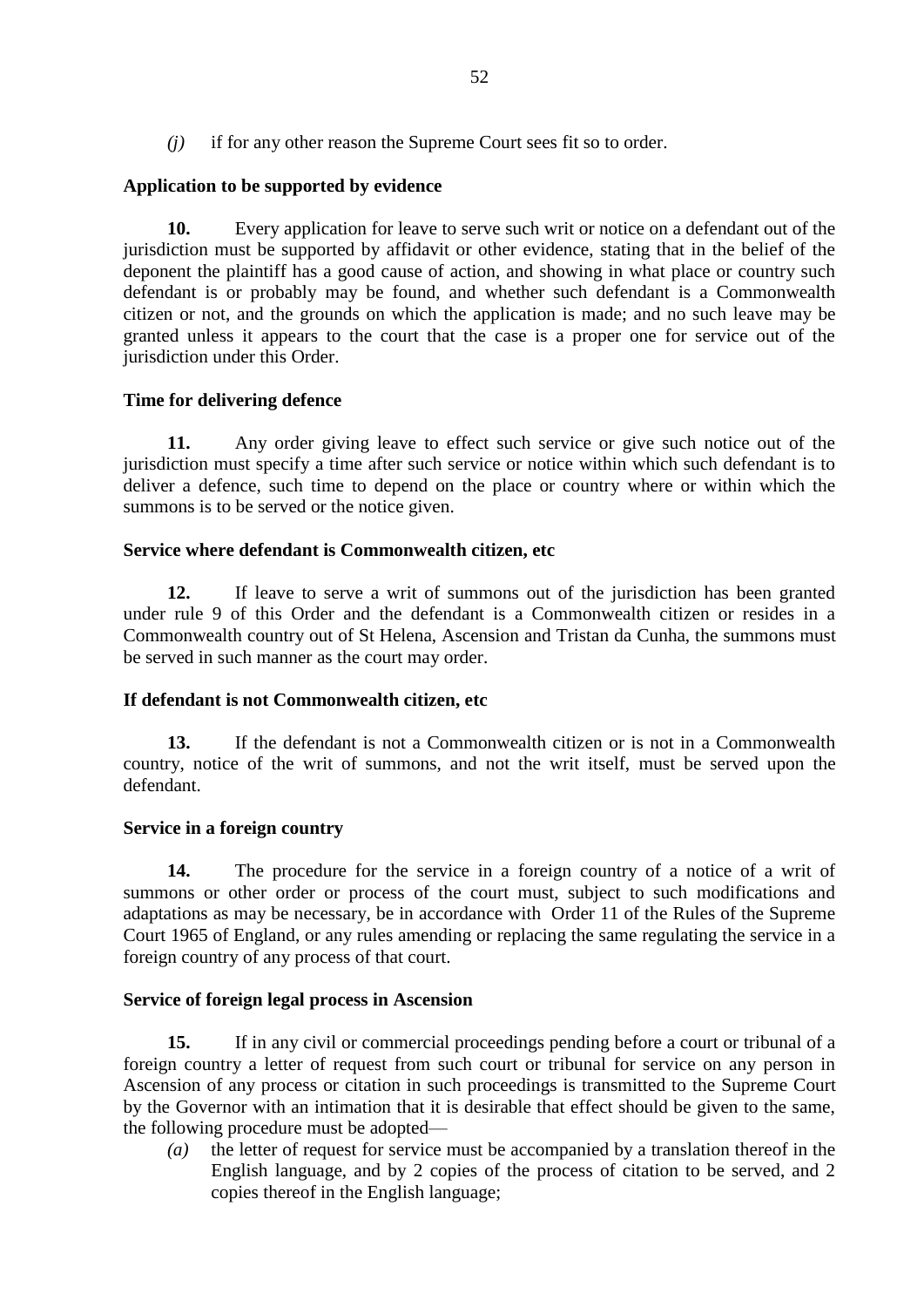*(j)* if for any other reason the Supreme Court sees fit so to order.

**Application to be supported by evidence**

**10.** Every application for leave to serve such writ or notice on a defendant out of the jurisdiction must be supported by affidavit or other evidence, stating that in the belief of the deponent the plaintiff has a good cause of action, and showing in what place or country such defendant is or probably may be found, and whether such defendant is a Commonwealth citizen or not, and the grounds on which the application is made; and no such leave may be granted unless it appears to the court that the case is a proper one for service out of the jurisdiction under this Order.

**Time for delivering defence**

**11.** Any order giving leave to effect such service or give such notice out of the jurisdiction must specify a time after such service or notice within which such defendant is to deliver a defence, such time to depend on the place or country where or within which the summons is to be served or the notice given.

**Service where defendant is Commonwealth citizen, etc**

**12.** If leave to serve a writ of summons out of the jurisdiction has been granted under rule 9 of this Order and the defendant is a Commonwealth citizen or resides in a Commonwealth country out of St Helena, Ascension and Tristan da Cunha, the summons must be served in such manner as the court may order.

**If defendant is not Commonwealth citizen, etc**

**13.** If the defendant is not a Commonwealth citizen or is not in a Commonwealth country, notice of the writ of summons, and not the writ itself, must be served upon the defendant.

**Service in a foreign country**

**14.** The procedure for the service in a foreign country of a notice of a writ of summons or other order or process of the court must, subject to such modifications and adaptations as may be necessary, be in accordance with Order 11 of the Rules of the Supreme Court 1965 of England, or any rules amending or replacing the same regulating the service in a foreign country of any process of that court.

**Service of foreign legal process in Ascension**

**15.** If in any civil or commercial proceedings pending before a court or tribunal of a foreign country a letter of request from such court or tribunal for service on any person in Ascension of any process or citation in such proceedings is transmitted to the Supreme Court by the Governor with an intimation that it is desirable that effect should be given to the same, the following procedure must be adopted—

*(a)* the letter of request for service must be accompanied by a translation thereof in the English language, and by 2 copies of the process of citation to be served, and 2 copies thereof in the English language;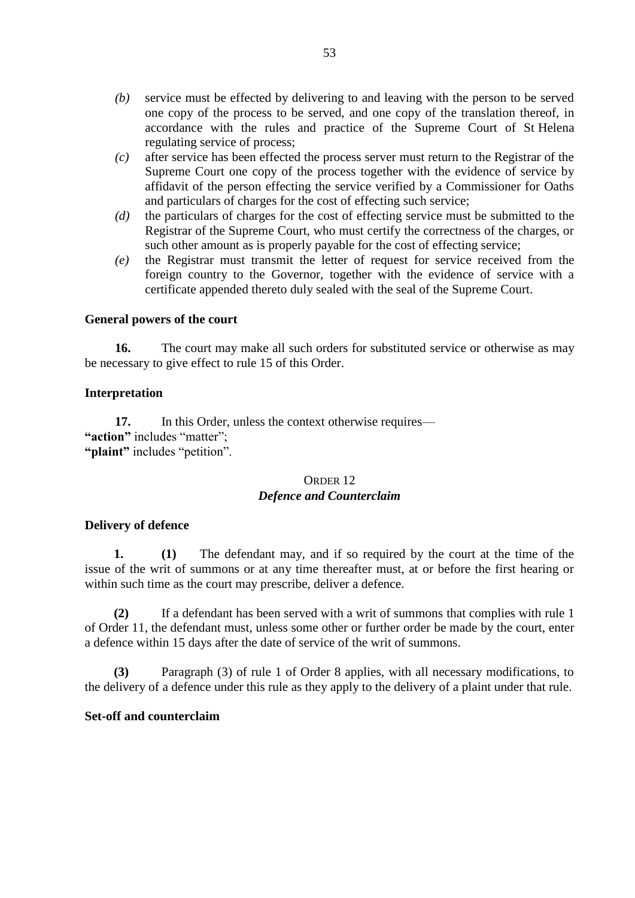*(b)* service must be effected by delivering to and leaving with the person to be served one copy of the process to be served, and one copy of the translation thereof, in accordance with the rules and practice of the Supreme Court of St Helena regulating service of process;

*(c)* after service has been effected the process server must return to the Registrar of the Supreme Court one copy of the process together with the evidence of service by affidavit of the person effecting the service verified by a Commissioner for Oaths and particulars of charges for the cost of effecting such service;

*(d)* the particulars of charges for the cost of effecting service must be submitted to the Registrar of the Supreme Court, who must certify the correctness of the charges, or such other amount as is properly payable for the cost of effecting service;

*(e)* the Registrar must transmit the letter of request for service received from the foreign country to the Governor, together with the evidence of service with a certificate appended thereto duly sealed with the seal of the Supreme Court.

**General powers of the court**

**16.** The court may make all such orders for substituted service or otherwise as may be necessary to give effect to rule 15 of this Order.

**Interpretation**

**17.** In this Order, unless the context otherwise requires—
**"action"** includes "matter";
**"plaint"** includes "petition".

## ORDER 12
## *Defence and Counterclaim*

**Delivery of defence**

**1.** **(1)** The defendant may, and if so required by the court at the time of the issue of the writ of summons or at any time thereafter must, at or before the first hearing or within such time as the court may prescribe, deliver a defence.

**(2)** If a defendant has been served with a writ of summons that complies with rule 1 of Order 11, the defendant must, unless some other or further order be made by the court, enter a defence within 15 days after the date of service of the writ of summons.

**(3)** Paragraph (3) of rule 1 of Order 8 applies, with all necessary modifications, to the delivery of a defence under this rule as they apply to the delivery of a plaint under that rule.

**Set-off and counterclaim**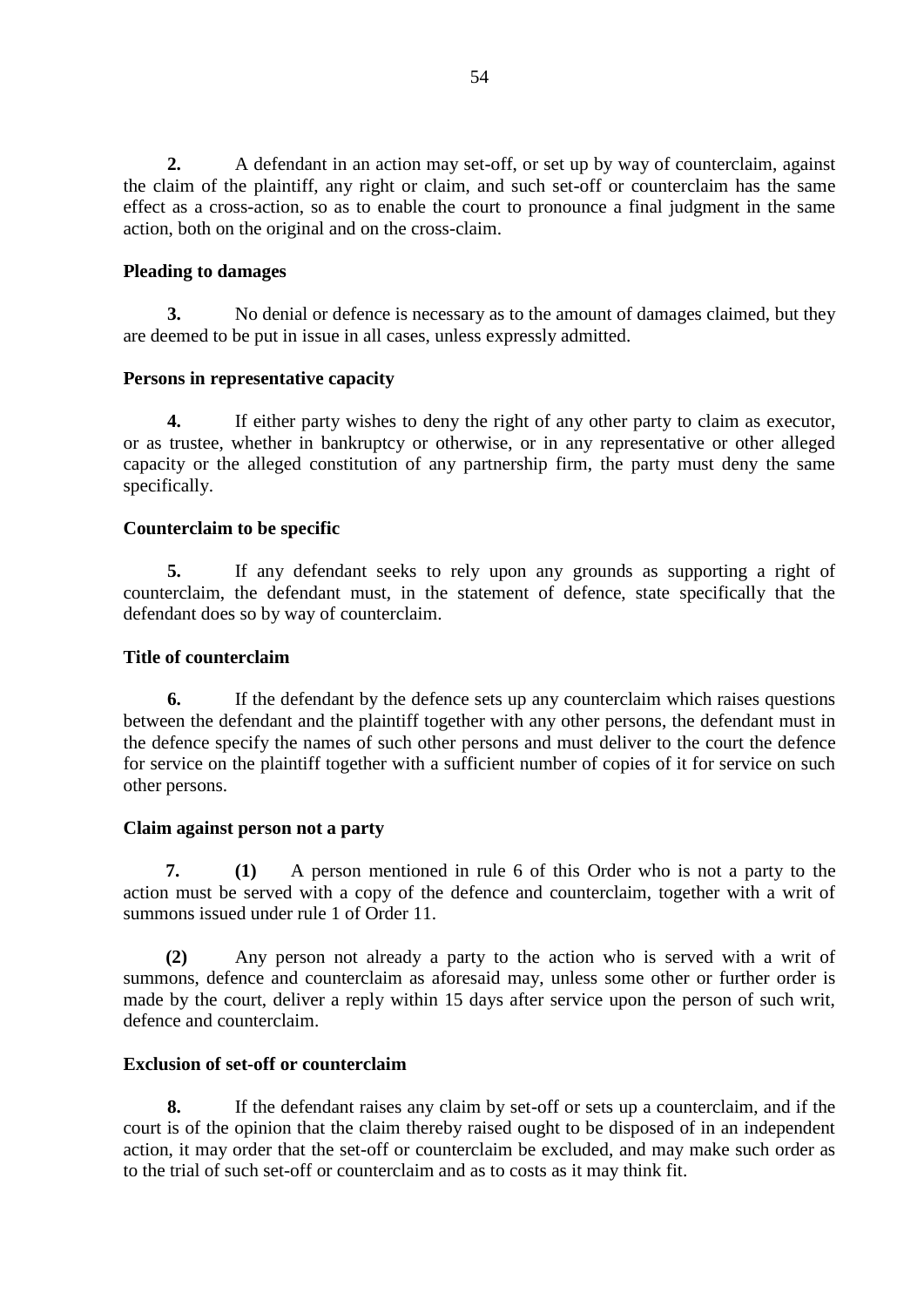**2.** A defendant in an action may set-off, or set up by way of counterclaim, against the claim of the plaintiff, any right or claim, and such set-off or counterclaim has the same effect as a cross-action, so as to enable the court to pronounce a final judgment in the same action, both on the original and on the cross-claim.

**Pleading to damages**

**3.** No denial or defence is necessary as to the amount of damages claimed, but they are deemed to be put in issue in all cases, unless expressly admitted.

**Persons in representative capacity**

**4.** If either party wishes to deny the right of any other party to claim as executor, or as trustee, whether in bankruptcy or otherwise, or in any representative or other alleged capacity or the alleged constitution of any partnership firm, the party must deny the same specifically.

**Counterclaim to be specific**

**5.** If any defendant seeks to rely upon any grounds as supporting a right of counterclaim, the defendant must, in the statement of defence, state specifically that the defendant does so by way of counterclaim.

**Title of counterclaim**

**6.** If the defendant by the defence sets up any counterclaim which raises questions between the defendant and the plaintiff together with any other persons, the defendant must in the defence specify the names of such other persons and must deliver to the court the defence for service on the plaintiff together with a sufficient number of copies of it for service on such other persons.

**Claim against person not a party**

**7. (1)** A person mentioned in rule 6 of this Order who is not a party to the action must be served with a copy of the defence and counterclaim, together with a writ of summons issued under rule 1 of Order 11.

**(2)** Any person not already a party to the action who is served with a writ of summons, defence and counterclaim as aforesaid may, unless some other or further order is made by the court, deliver a reply within 15 days after service upon the person of such writ, defence and counterclaim.

**Exclusion of set-off or counterclaim**

**8.** If the defendant raises any claim by set-off or sets up a counterclaim, and if the court is of the opinion that the claim thereby raised ought to be disposed of in an independent action, it may order that the set-off or counterclaim be excluded, and may make such order as to the trial of such set-off or counterclaim and as to costs as it may think fit.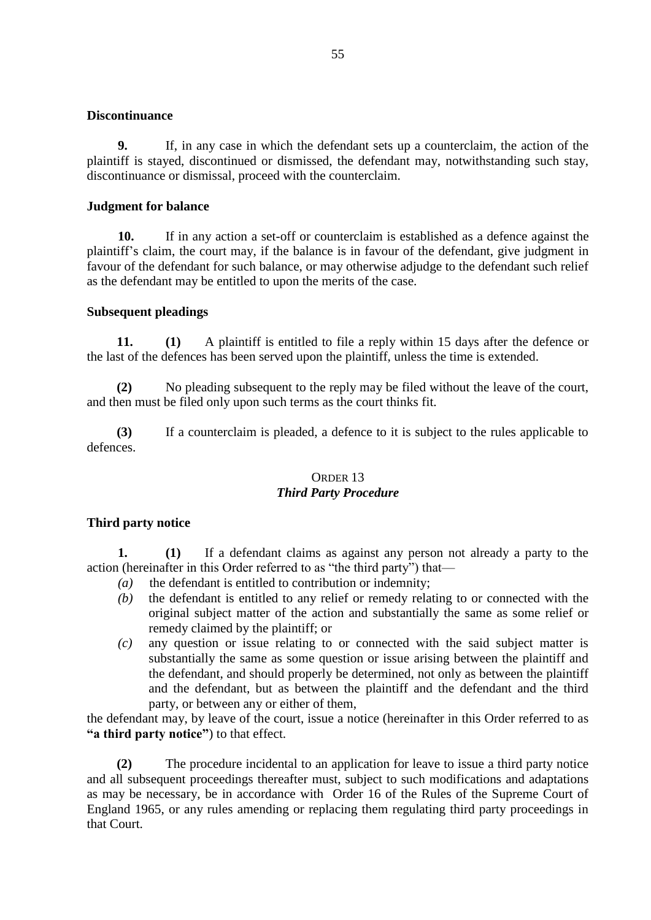**Discontinuance**

**9.** If, in any case in which the defendant sets up a counterclaim, the action of the plaintiff is stayed, discontinued or dismissed, the defendant may, notwithstanding such stay, discontinuance or dismissal, proceed with the counterclaim.

**Judgment for balance**

**10.** If in any action a set-off or counterclaim is established as a defence against the plaintiff's claim, the court may, if the balance is in favour of the defendant, give judgment in favour of the defendant for such balance, or may otherwise adjudge to the defendant such relief as the defendant may be entitled to upon the merits of the case.

**Subsequent pleadings**

**11. (1)** A plaintiff is entitled to file a reply within 15 days after the defence or the last of the defences has been served upon the plaintiff, unless the time is extended.

**(2)** No pleading subsequent to the reply may be filed without the leave of the court, and then must be filed only upon such terms as the court thinks fit.

**(3)** If a counterclaim is pleaded, a defence to it is subject to the rules applicable to defences.

## ORDER 13
## ***Third Party Procedure***

**Third party notice**

**1. (1)** If a defendant claims as against any person not already a party to the action (hereinafter in this Order referred to as "the third party") that—

*(a)* the defendant is entitled to contribution or indemnity;

*(b)* the defendant is entitled to any relief or remedy relating to or connected with the original subject matter of the action and substantially the same as some relief or remedy claimed by the plaintiff; or

*(c)* any question or issue relating to or connected with the said subject matter is substantially the same as some question or issue arising between the plaintiff and the defendant, and should properly be determined, not only as between the plaintiff and the defendant, but as between the plaintiff and the defendant and the third party, or between any or either of them,

the defendant may, by leave of the court, issue a notice (hereinafter in this Order referred to as **"a third party notice"**) to that effect.

**(2)** The procedure incidental to an application for leave to issue a third party notice and all subsequent proceedings thereafter must, subject to such modifications and adaptations as may be necessary, be in accordance with Order 16 of the Rules of the Supreme Court of England 1965, or any rules amending or replacing them regulating third party proceedings in that Court.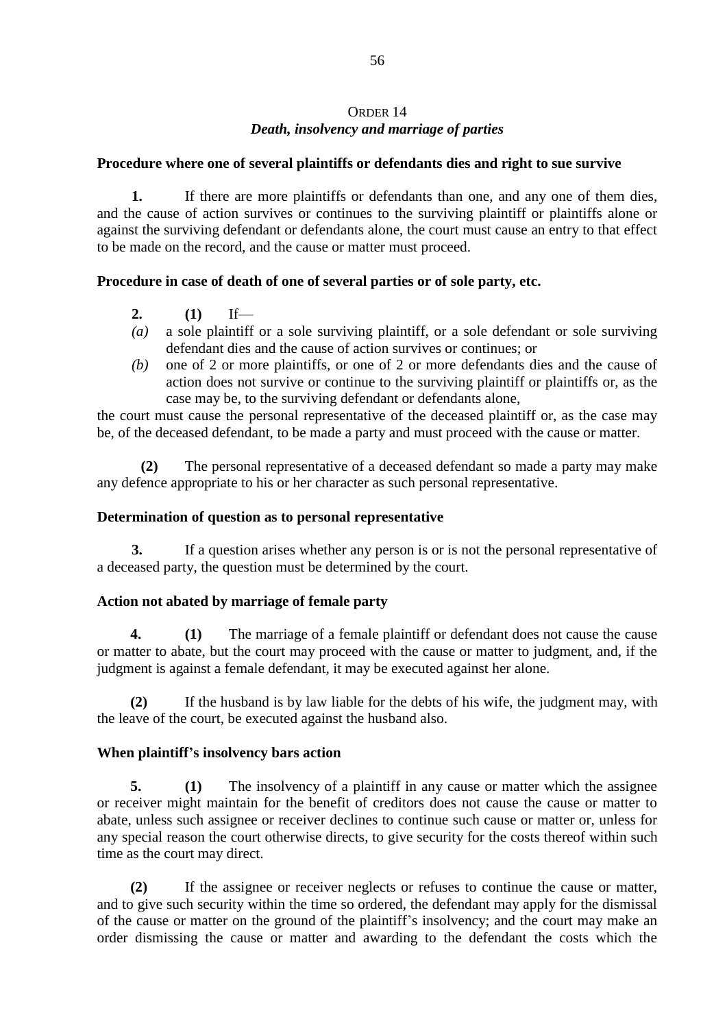## ORDER 14
### *Death, insolvency and marriage of parties*

**Procedure where one of several plaintiffs or defendants dies and right to sue survive**

**1.** If there are more plaintiffs or defendants than one, and any one of them dies, and the cause of action survives or continues to the surviving plaintiff or plaintiffs alone or against the surviving defendant or defendants alone, the court must cause an entry to that effect to be made on the record, and the cause or matter must proceed.

**Procedure in case of death of one of several parties or of sole party, etc.**

**2.** **(1)** If—

*(a)* a sole plaintiff or a sole surviving plaintiff, or a sole defendant or sole surviving defendant dies and the cause of action survives or continues; or

*(b)* one of 2 or more plaintiffs, or one of 2 or more defendants dies and the cause of action does not survive or continue to the surviving plaintiff or plaintiffs or, as the case may be, to the surviving defendant or defendants alone,

the court must cause the personal representative of the deceased plaintiff or, as the case may be, of the deceased defendant, to be made a party and must proceed with the cause or matter.

**(2)** The personal representative of a deceased defendant so made a party may make any defence appropriate to his or her character as such personal representative.

**Determination of question as to personal representative**

**3.** If a question arises whether any person is or is not the personal representative of a deceased party, the question must be determined by the court.

**Action not abated by marriage of female party**

**4.** **(1)** The marriage of a female plaintiff or defendant does not cause the cause or matter to abate, but the court may proceed with the cause or matter to judgment, and, if the judgment is against a female defendant, it may be executed against her alone.

**(2)** If the husband is by law liable for the debts of his wife, the judgment may, with the leave of the court, be executed against the husband also.

**When plaintiff's insolvency bars action**

**5.** **(1)** The insolvency of a plaintiff in any cause or matter which the assignee or receiver might maintain for the benefit of creditors does not cause the cause or matter to abate, unless such assignee or receiver declines to continue such cause or matter or, unless for any special reason the court otherwise directs, to give security for the costs thereof within such time as the court may direct.

**(2)** If the assignee or receiver neglects or refuses to continue the cause or matter, and to give such security within the time so ordered, the defendant may apply for the dismissal of the cause or matter on the ground of the plaintiff's insolvency; and the court may make an order dismissing the cause or matter and awarding to the defendant the costs which the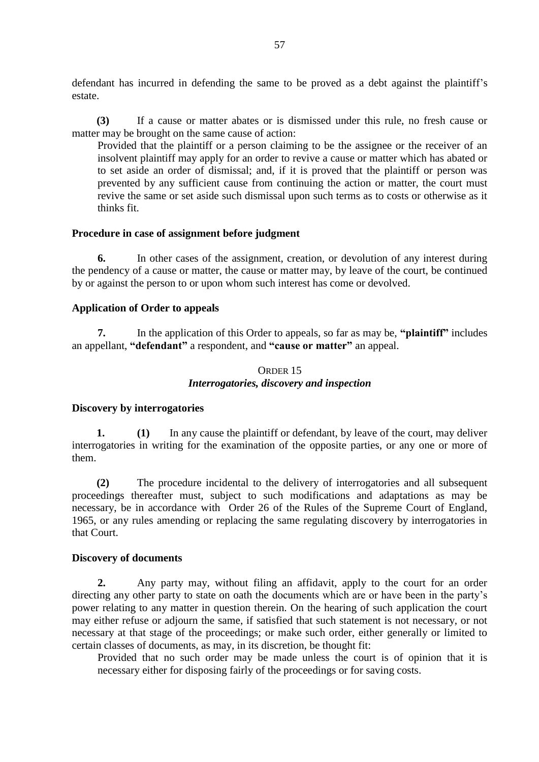defendant has incurred in defending the same to be proved as a debt against the plaintiff's estate.

**(3)** If a cause or matter abates or is dismissed under this rule, no fresh cause or matter may be brought on the same cause of action:

> Provided that the plaintiff or a person claiming to be the assignee or the receiver of an insolvent plaintiff may apply for an order to revive a cause or matter which has abated or to set aside an order of dismissal; and, if it is proved that the plaintiff or person was prevented by any sufficient cause from continuing the action or matter, the court must revive the same or set aside such dismissal upon such terms as to costs or otherwise as it thinks fit.

**Procedure in case of assignment before judgment**

**6.** In other cases of the assignment, creation, or devolution of any interest during the pendency of a cause or matter, the cause or matter may, by leave of the court, be continued by or against the person to or upon whom such interest has come or devolved.

**Application of Order to appeals**

**7.** In the application of this Order to appeals, so far as may be, **"plaintiff"** includes an appellant, **"defendant"** a respondent, and **"cause or matter"** an appeal.

## ORDER 15
### *Interrogatories, discovery and inspection*

**Discovery by interrogatories**

**1. (1)** In any cause the plaintiff or defendant, by leave of the court, may deliver interrogatories in writing for the examination of the opposite parties, or any one or more of them.

**(2)** The procedure incidental to the delivery of interrogatories and all subsequent proceedings thereafter must, subject to such modifications and adaptations as may be necessary, be in accordance with Order 26 of the Rules of the Supreme Court of England, 1965, or any rules amending or replacing the same regulating discovery by interrogatories in that Court.

**Discovery of documents**

**2.** Any party may, without filing an affidavit, apply to the court for an order directing any other party to state on oath the documents which are or have been in the party's power relating to any matter in question therein. On the hearing of such application the court may either refuse or adjourn the same, if satisfied that such statement is not necessary, or not necessary at that stage of the proceedings; or make such order, either generally or limited to certain classes of documents, as may, in its discretion, be thought fit:

> Provided that no such order may be made unless the court is of opinion that it is necessary either for disposing fairly of the proceedings or for saving costs.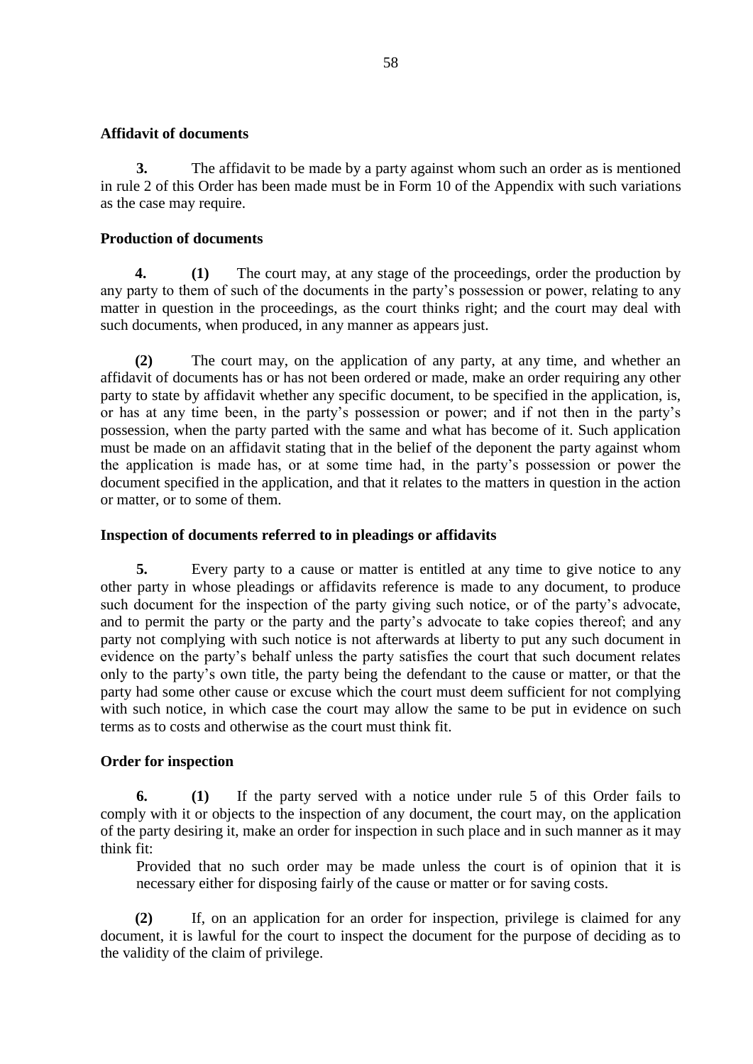**Affidavit of documents**

**3.** The affidavit to be made by a party against whom such an order as is mentioned in rule 2 of this Order has been made must be in Form 10 of the Appendix with such variations as the case may require.

**Production of documents**

**4. (1)** The court may, at any stage of the proceedings, order the production by any party to them of such of the documents in the party's possession or power, relating to any matter in question in the proceedings, as the court thinks right; and the court may deal with such documents, when produced, in any manner as appears just.

**(2)** The court may, on the application of any party, at any time, and whether an affidavit of documents has or has not been ordered or made, make an order requiring any other party to state by affidavit whether any specific document, to be specified in the application, is, or has at any time been, in the party's possession or power; and if not then in the party's possession, when the party parted with the same and what has become of it. Such application must be made on an affidavit stating that in the belief of the deponent the party against whom the application is made has, or at some time had, in the party's possession or power the document specified in the application, and that it relates to the matters in question in the action or matter, or to some of them.

**Inspection of documents referred to in pleadings or affidavits**

**5.** Every party to a cause or matter is entitled at any time to give notice to any other party in whose pleadings or affidavits reference is made to any document, to produce such document for the inspection of the party giving such notice, or of the party's advocate, and to permit the party or the party and the party's advocate to take copies thereof; and any party not complying with such notice is not afterwards at liberty to put any such document in evidence on the party's behalf unless the party satisfies the court that such document relates only to the party's own title, the party being the defendant to the cause or matter, or that the party had some other cause or excuse which the court must deem sufficient for not complying with such notice, in which case the court may allow the same to be put in evidence on such terms as to costs and otherwise as the court must think fit.

**Order for inspection**

**6. (1)** If the party served with a notice under rule 5 of this Order fails to comply with it or objects to the inspection of any document, the court may, on the application of the party desiring it, make an order for inspection in such place and in such manner as it may think fit:

Provided that no such order may be made unless the court is of opinion that it is necessary either for disposing fairly of the cause or matter or for saving costs.

**(2)** If, on an application for an order for inspection, privilege is claimed for any document, it is lawful for the court to inspect the document for the purpose of deciding as to the validity of the claim of privilege.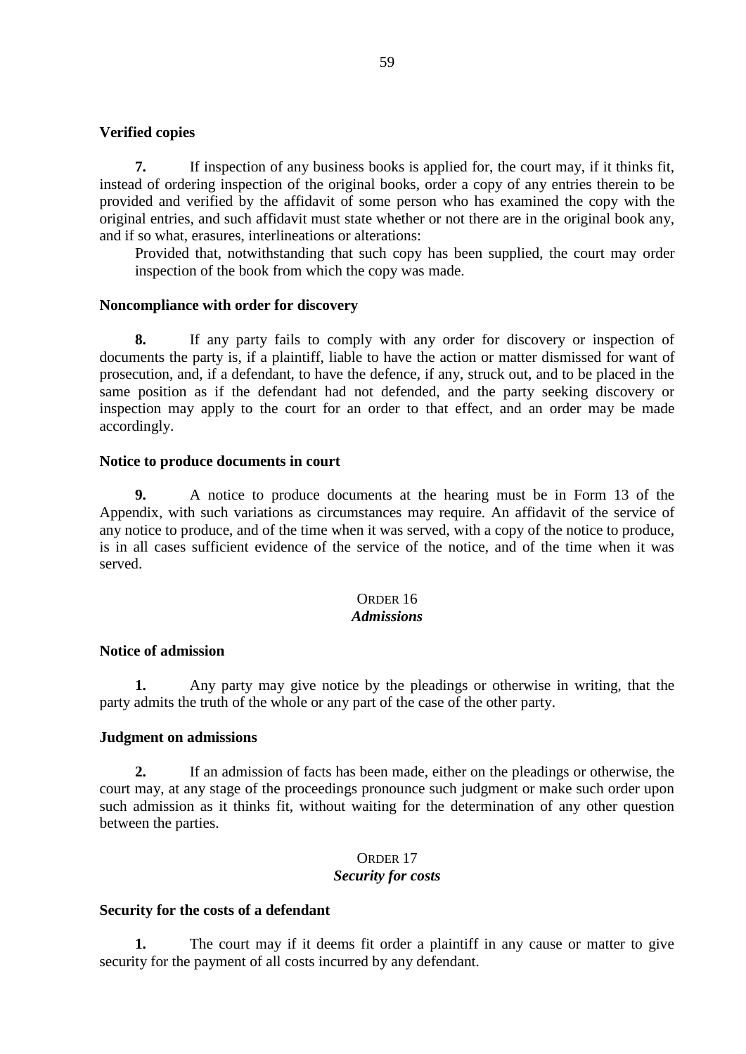**Verified copies**

**7.** If inspection of any business books is applied for, the court may, if it thinks fit, instead of ordering inspection of the original books, order a copy of any entries therein to be provided and verified by the affidavit of some person who has examined the copy with the original entries, and such affidavit must state whether or not there are in the original book any, and if so what, erasures, interlineations or alterations:

Provided that, notwithstanding that such copy has been supplied, the court may order inspection of the book from which the copy was made.

**Noncompliance with order for discovery**

**8.** If any party fails to comply with any order for discovery or inspection of documents the party is, if a plaintiff, liable to have the action or matter dismissed for want of prosecution, and, if a defendant, to have the defence, if any, struck out, and to be placed in the same position as if the defendant had not defended, and the party seeking discovery or inspection may apply to the court for an order to that effect, and an order may be made accordingly.

**Notice to produce documents in court**

**9.** A notice to produce documents at the hearing must be in Form 13 of the Appendix, with such variations as circumstances may require. An affidavit of the service of any notice to produce, and of the time when it was served, with a copy of the notice to produce, is in all cases sufficient evidence of the service of the notice, and of the time when it was served.

## ORDER 16
### *Admissions*

**Notice of admission**

**1.** Any party may give notice by the pleadings or otherwise in writing, that the party admits the truth of the whole or any part of the case of the other party.

**Judgment on admissions**

**2.** If an admission of facts has been made, either on the pleadings or otherwise, the court may, at any stage of the proceedings pronounce such judgment or make such order upon such admission as it thinks fit, without waiting for the determination of any other question between the parties.

## ORDER 17
### *Security for costs*

**Security for the costs of a defendant**

**1.** The court may if it deems fit order a plaintiff in any cause or matter to give security for the payment of all costs incurred by any defendant.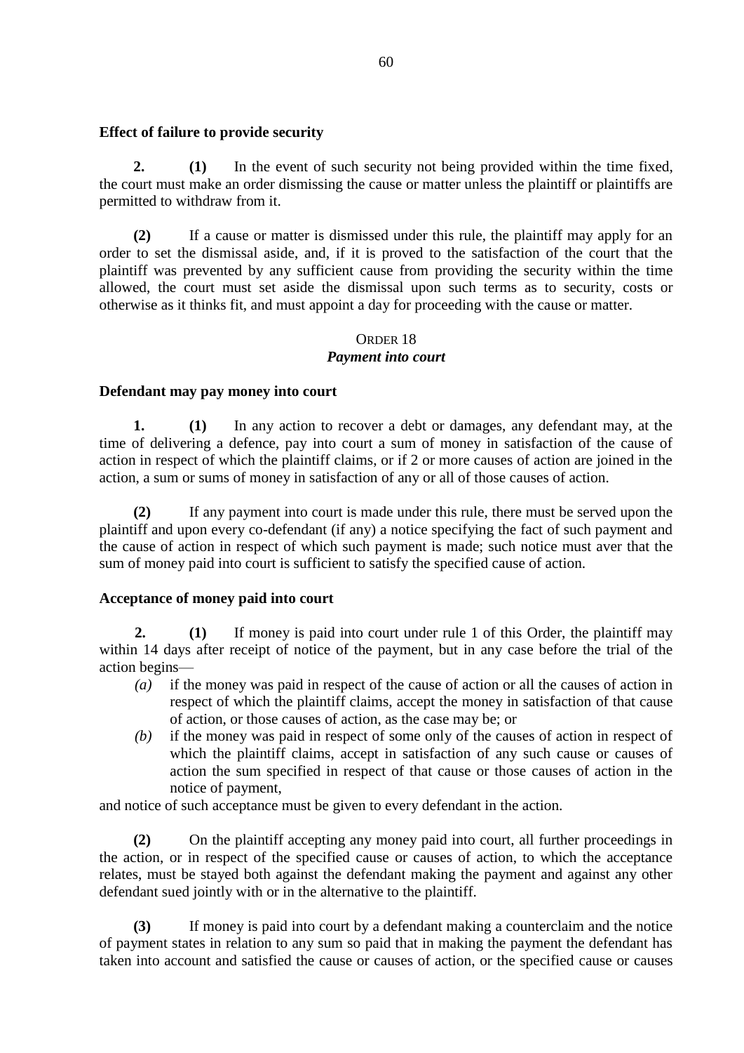**Effect of failure to provide security**

**2.** **(1)** In the event of such security not being provided within the time fixed, the court must make an order dismissing the cause or matter unless the plaintiff or plaintiffs are permitted to withdraw from it.

**(2)** If a cause or matter is dismissed under this rule, the plaintiff may apply for an order to set the dismissal aside, and, if it is proved to the satisfaction of the court that the plaintiff was prevented by any sufficient cause from providing the security within the time allowed, the court must set aside the dismissal upon such terms as to security, costs or otherwise as it thinks fit, and must appoint a day for proceeding with the cause or matter.

ORDER 18
***Payment into court***

**Defendant may pay money into court**

**1.** **(1)** In any action to recover a debt or damages, any defendant may, at the time of delivering a defence, pay into court a sum of money in satisfaction of the cause of action in respect of which the plaintiff claims, or if 2 or more causes of action are joined in the action, a sum or sums of money in satisfaction of any or all of those causes of action.

**(2)** If any payment into court is made under this rule, there must be served upon the plaintiff and upon every co-defendant (if any) a notice specifying the fact of such payment and the cause of action in respect of which such payment is made; such notice must aver that the sum of money paid into court is sufficient to satisfy the specified cause of action.

**Acceptance of money paid into court**

**2.** **(1)** If money is paid into court under rule 1 of this Order, the plaintiff may within 14 days after receipt of notice of the payment, but in any case before the trial of the action begins—

*(a)* if the money was paid in respect of the cause of action or all the causes of action in respect of which the plaintiff claims, accept the money in satisfaction of that cause of action, or those causes of action, as the case may be; or

*(b)* if the money was paid in respect of some only of the causes of action in respect of which the plaintiff claims, accept in satisfaction of any such cause or causes of action the sum specified in respect of that cause or those causes of action in the notice of payment,

and notice of such acceptance must be given to every defendant in the action.

**(2)** On the plaintiff accepting any money paid into court, all further proceedings in the action, or in respect of the specified cause or causes of action, to which the acceptance relates, must be stayed both against the defendant making the payment and against any other defendant sued jointly with or in the alternative to the plaintiff.

**(3)** If money is paid into court by a defendant making a counterclaim and the notice of payment states in relation to any sum so paid that in making the payment the defendant has taken into account and satisfied the cause or causes of action, or the specified cause or causes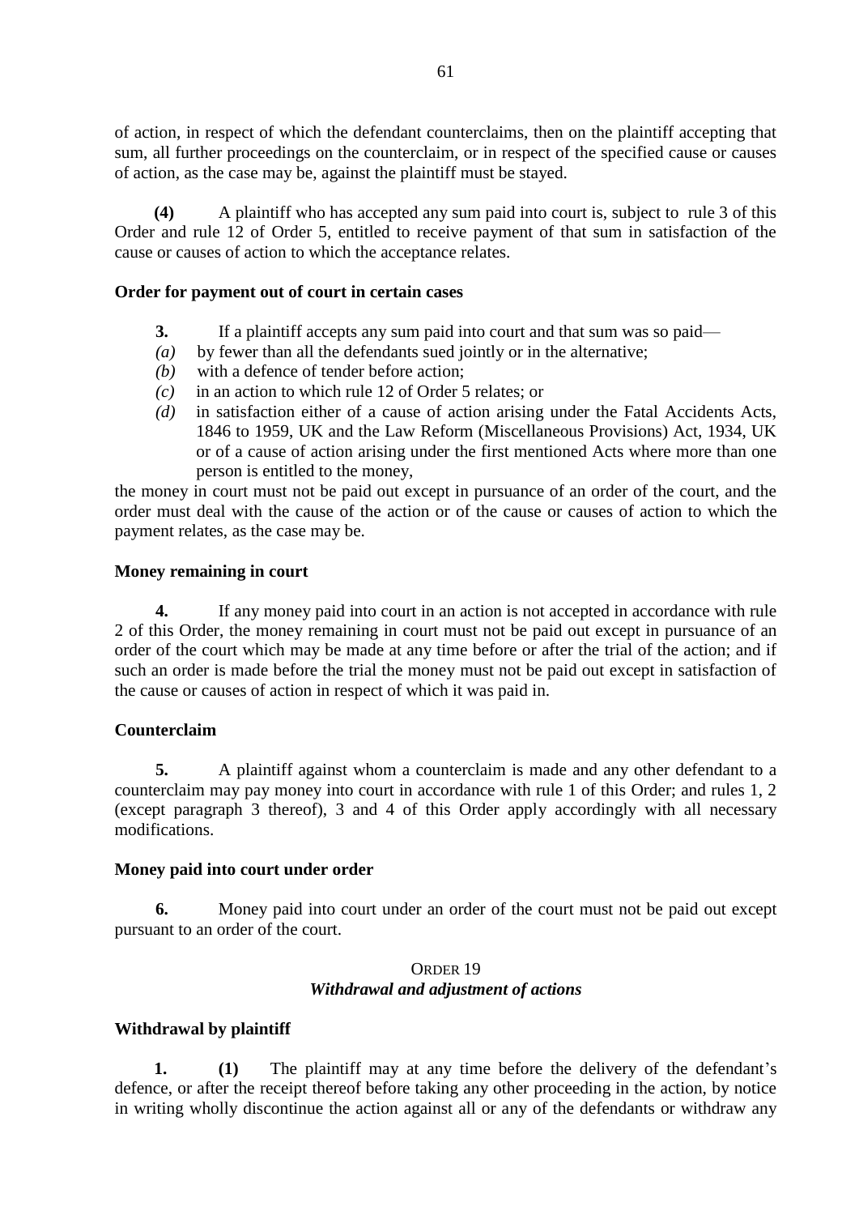of action, in respect of which the defendant counterclaims, then on the plaintiff accepting that sum, all further proceedings on the counterclaim, or in respect of the specified cause or causes of action, as the case may be, against the plaintiff must be stayed.

**(4)** A plaintiff who has accepted any sum paid into court is, subject to rule 3 of this Order and rule 12 of Order 5, entitled to receive payment of that sum in satisfaction of the cause or causes of action to which the acceptance relates.

**Order for payment out of court in certain cases**

**3.** If a plaintiff accepts any sum paid into court and that sum was so paid—

*(a)* by fewer than all the defendants sued jointly or in the alternative;
*(b)* with a defence of tender before action;
*(c)* in an action to which rule 12 of Order 5 relates; or
*(d)* in satisfaction either of a cause of action arising under the Fatal Accidents Acts, 1846 to 1959, UK and the Law Reform (Miscellaneous Provisions) Act, 1934, UK or of a cause of action arising under the first mentioned Acts where more than one person is entitled to the money,

the money in court must not be paid out except in pursuance of an order of the court, and the order must deal with the cause of the action or of the cause or causes of action to which the payment relates, as the case may be.

**Money remaining in court**

**4.** If any money paid into court in an action is not accepted in accordance with rule 2 of this Order, the money remaining in court must not be paid out except in pursuance of an order of the court which may be made at any time before or after the trial of the action; and if such an order is made before the trial the money must not be paid out except in satisfaction of the cause or causes of action in respect of which it was paid in.

**Counterclaim**

**5.** A plaintiff against whom a counterclaim is made and any other defendant to a counterclaim may pay money into court in accordance with rule 1 of this Order; and rules 1, 2 (except paragraph 3 thereof), 3 and 4 of this Order apply accordingly with all necessary modifications.

**Money paid into court under order**

**6.** Money paid into court under an order of the court must not be paid out except pursuant to an order of the court.

## ORDER 19
### *Withdrawal and adjustment of actions*

**Withdrawal by plaintiff**

**1. (1)** The plaintiff may at any time before the delivery of the defendant's defence, or after the receipt thereof before taking any other proceeding in the action, by notice in writing wholly discontinue the action against all or any of the defendants or withdraw any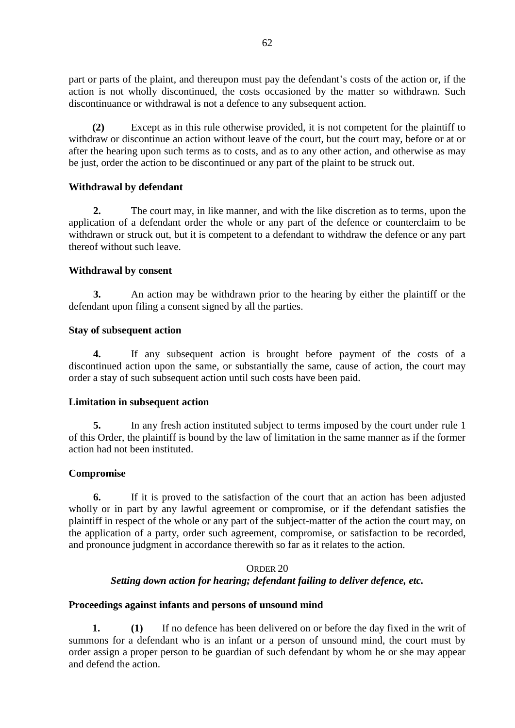part or parts of the plaint, and thereupon must pay the defendant's costs of the action or, if the action is not wholly discontinued, the costs occasioned by the matter so withdrawn. Such discontinuance or withdrawal is not a defence to any subsequent action.

**(2)** Except as in this rule otherwise provided, it is not competent for the plaintiff to withdraw or discontinue an action without leave of the court, but the court may, before or at or after the hearing upon such terms as to costs, and as to any other action, and otherwise as may be just, order the action to be discontinued or any part of the plaint to be struck out.

**Withdrawal by defendant**

**2.** The court may, in like manner, and with the like discretion as to terms, upon the application of a defendant order the whole or any part of the defence or counterclaim to be withdrawn or struck out, but it is competent to a defendant to withdraw the defence or any part thereof without such leave.

**Withdrawal by consent**

**3.** An action may be withdrawn prior to the hearing by either the plaintiff or the defendant upon filing a consent signed by all the parties.

**Stay of subsequent action**

**4.** If any subsequent action is brought before payment of the costs of a discontinued action upon the same, or substantially the same, cause of action, the court may order a stay of such subsequent action until such costs have been paid.

**Limitation in subsequent action**

**5.** In any fresh action instituted subject to terms imposed by the court under rule 1 of this Order, the plaintiff is bound by the law of limitation in the same manner as if the former action had not been instituted.

**Compromise**

**6.** If it is proved to the satisfaction of the court that an action has been adjusted wholly or in part by any lawful agreement or compromise, or if the defendant satisfies the plaintiff in respect of the whole or any part of the subject-matter of the action the court may, on the application of a party, order such agreement, compromise, or satisfaction to be recorded, and pronounce judgment in accordance therewith so far as it relates to the action.

## ORDER 20

### *Setting down action for hearing; defendant failing to deliver defence, etc.*

**Proceedings against infants and persons of unsound mind**

**1.** **(1)** If no defence has been delivered on or before the day fixed in the writ of summons for a defendant who is an infant or a person of unsound mind, the court must by order assign a proper person to be guardian of such defendant by whom he or she may appear and defend the action.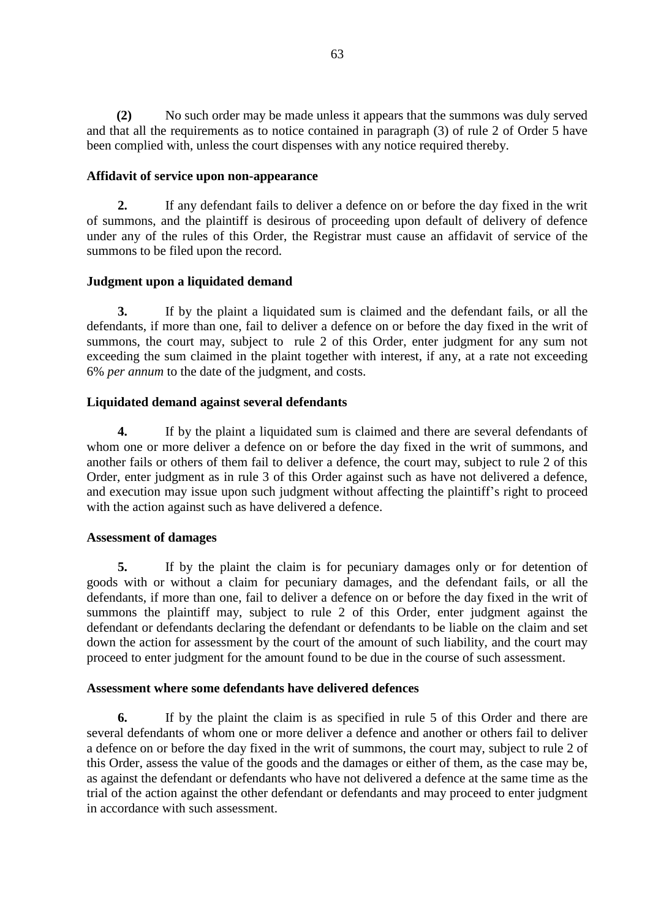**(2)** No such order may be made unless it appears that the summons was duly served and that all the requirements as to notice contained in paragraph (3) of rule 2 of Order 5 have been complied with, unless the court dispenses with any notice required thereby.

**Affidavit of service upon non-appearance**

**2.** If any defendant fails to deliver a defence on or before the day fixed in the writ of summons, and the plaintiff is desirous of proceeding upon default of delivery of defence under any of the rules of this Order, the Registrar must cause an affidavit of service of the summons to be filed upon the record.

**Judgment upon a liquidated demand**

**3.** If by the plaint a liquidated sum is claimed and the defendant fails, or all the defendants, if more than one, fail to deliver a defence on or before the day fixed in the writ of summons, the court may, subject to rule 2 of this Order, enter judgment for any sum not exceeding the sum claimed in the plaint together with interest, if any, at a rate not exceeding 6% *per annum* to the date of the judgment, and costs.

**Liquidated demand against several defendants**

**4.** If by the plaint a liquidated sum is claimed and there are several defendants of whom one or more deliver a defence on or before the day fixed in the writ of summons, and another fails or others of them fail to deliver a defence, the court may, subject to rule 2 of this Order, enter judgment as in rule 3 of this Order against such as have not delivered a defence, and execution may issue upon such judgment without affecting the plaintiff's right to proceed with the action against such as have delivered a defence.

**Assessment of damages**

**5.** If by the plaint the claim is for pecuniary damages only or for detention of goods with or without a claim for pecuniary damages, and the defendant fails, or all the defendants, if more than one, fail to deliver a defence on or before the day fixed in the writ of summons the plaintiff may, subject to rule 2 of this Order, enter judgment against the defendant or defendants declaring the defendant or defendants to be liable on the claim and set down the action for assessment by the court of the amount of such liability, and the court may proceed to enter judgment for the amount found to be due in the course of such assessment.

**Assessment where some defendants have delivered defences**

**6.** If by the plaint the claim is as specified in rule 5 of this Order and there are several defendants of whom one or more deliver a defence and another or others fail to deliver a defence on or before the day fixed in the writ of summons, the court may, subject to rule 2 of this Order, assess the value of the goods and the damages or either of them, as the case may be, as against the defendant or defendants who have not delivered a defence at the same time as the trial of the action against the other defendant or defendants and may proceed to enter judgment in accordance with such assessment.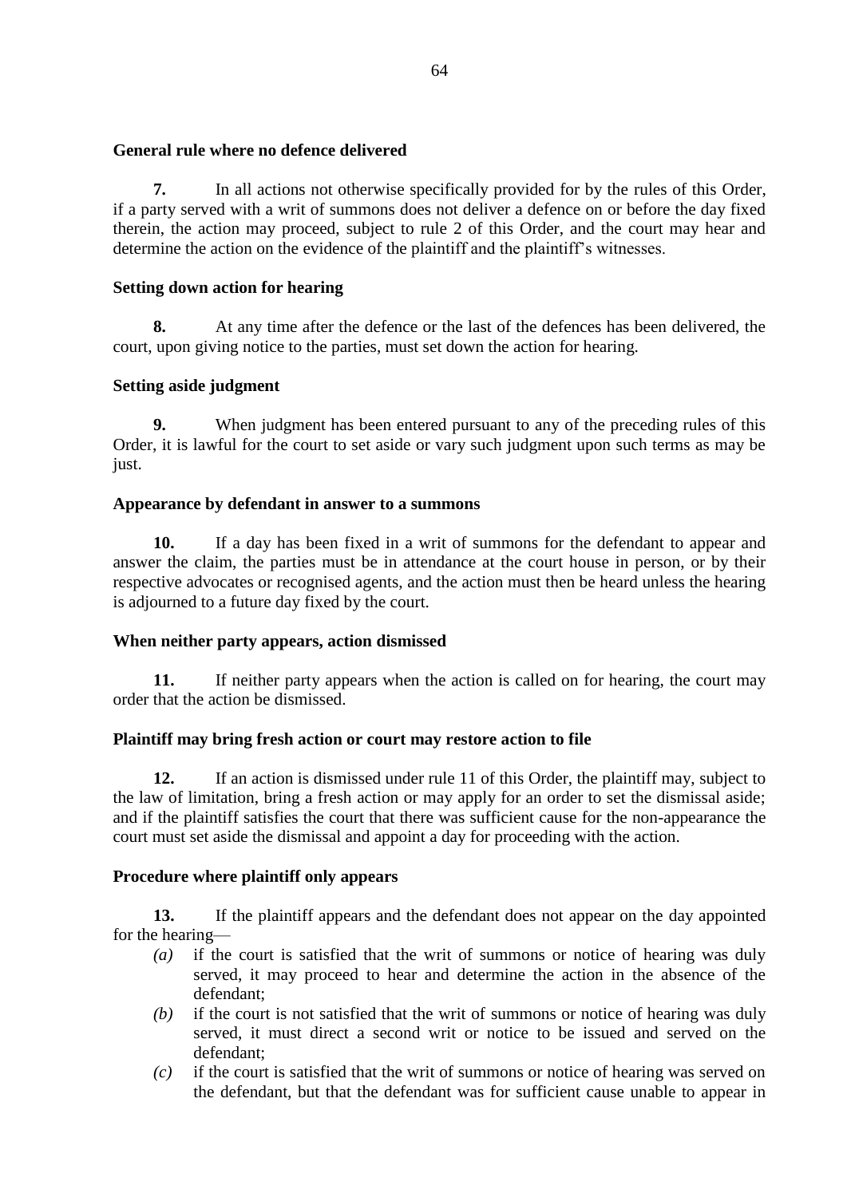### General rule where no defence delivered

**7.** In all actions not otherwise specifically provided for by the rules of this Order, if a party served with a writ of summons does not deliver a defence on or before the day fixed therein, the action may proceed, subject to rule 2 of this Order, and the court may hear and determine the action on the evidence of the plaintiff and the plaintiff's witnesses.

### Setting down action for hearing

**8.** At any time after the defence or the last of the defences has been delivered, the court, upon giving notice to the parties, must set down the action for hearing.

### Setting aside judgment

**9.** When judgment has been entered pursuant to any of the preceding rules of this Order, it is lawful for the court to set aside or vary such judgment upon such terms as may be just.

### Appearance by defendant in answer to a summons

**10.** If a day has been fixed in a writ of summons for the defendant to appear and answer the claim, the parties must be in attendance at the court house in person, or by their respective advocates or recognised agents, and the action must then be heard unless the hearing is adjourned to a future day fixed by the court.

### When neither party appears, action dismissed

**11.** If neither party appears when the action is called on for hearing, the court may order that the action be dismissed.

### Plaintiff may bring fresh action or court may restore action to file

**12.** If an action is dismissed under rule 11 of this Order, the plaintiff may, subject to the law of limitation, bring a fresh action or may apply for an order to set the dismissal aside; and if the plaintiff satisfies the court that there was sufficient cause for the non-appearance the court must set aside the dismissal and appoint a day for proceeding with the action.

### Procedure where plaintiff only appears

**13.** If the plaintiff appears and the defendant does not appear on the day appointed for the hearing—

- *(a)* if the court is satisfied that the writ of summons or notice of hearing was duly served, it may proceed to hear and determine the action in the absence of the defendant;
- *(b)* if the court is not satisfied that the writ of summons or notice of hearing was duly served, it must direct a second writ or notice to be issued and served on the defendant;
- *(c)* if the court is satisfied that the writ of summons or notice of hearing was served on the defendant, but that the defendant was for sufficient cause unable to appear in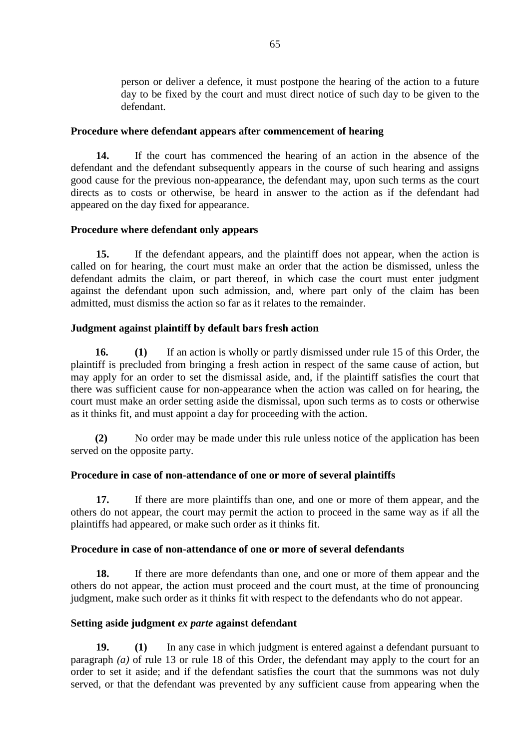person or deliver a defence, it must postpone the hearing of the action to a future day to be fixed by the court and must direct notice of such day to be given to the defendant.

**Procedure where defendant appears after commencement of hearing**

**14.** If the court has commenced the hearing of an action in the absence of the defendant and the defendant subsequently appears in the course of such hearing and assigns good cause for the previous non-appearance, the defendant may, upon such terms as the court directs as to costs or otherwise, be heard in answer to the action as if the defendant had appeared on the day fixed for appearance.

**Procedure where defendant only appears**

**15.** If the defendant appears, and the plaintiff does not appear, when the action is called on for hearing, the court must make an order that the action be dismissed, unless the defendant admits the claim, or part thereof, in which case the court must enter judgment against the defendant upon such admission, and, where part only of the claim has been admitted, must dismiss the action so far as it relates to the remainder.

**Judgment against plaintiff by default bars fresh action**

**16.** **(1)** If an action is wholly or partly dismissed under rule 15 of this Order, the plaintiff is precluded from bringing a fresh action in respect of the same cause of action, but may apply for an order to set the dismissal aside, and, if the plaintiff satisfies the court that there was sufficient cause for non-appearance when the action was called on for hearing, the court must make an order setting aside the dismissal, upon such terms as to costs or otherwise as it thinks fit, and must appoint a day for proceeding with the action.

**(2)** No order may be made under this rule unless notice of the application has been served on the opposite party.

**Procedure in case of non-attendance of one or more of several plaintiffs**

**17.** If there are more plaintiffs than one, and one or more of them appear, and the others do not appear, the court may permit the action to proceed in the same way as if all the plaintiffs had appeared, or make such order as it thinks fit.

**Procedure in case of non-attendance of one or more of several defendants**

**18.** If there are more defendants than one, and one or more of them appear and the others do not appear, the action must proceed and the court must, at the time of pronouncing judgment, make such order as it thinks fit with respect to the defendants who do not appear.

**Setting aside judgment *ex parte* against defendant**

**19.** **(1)** In any case in which judgment is entered against a defendant pursuant to paragraph *(a)* of rule 13 or rule 18 of this Order, the defendant may apply to the court for an order to set it aside; and if the defendant satisfies the court that the summons was not duly served, or that the defendant was prevented by any sufficient cause from appearing when the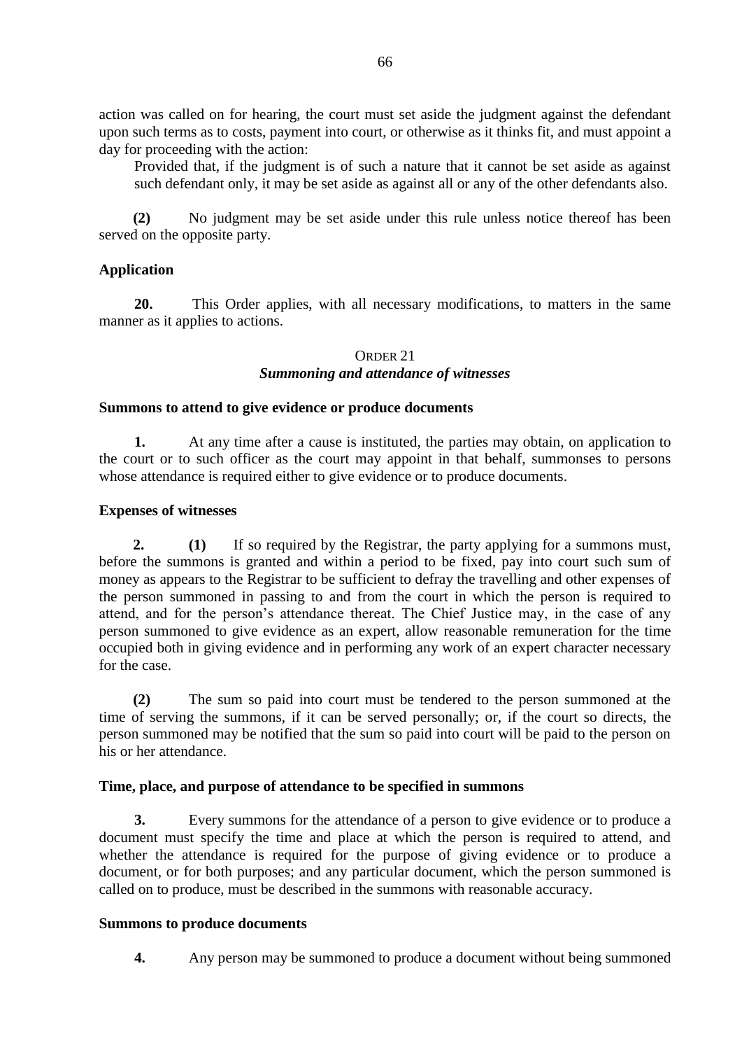action was called on for hearing, the court must set aside the judgment against the defendant upon such terms as to costs, payment into court, or otherwise as it thinks fit, and must appoint a day for proceeding with the action:

Provided that, if the judgment is of such a nature that it cannot be set aside as against such defendant only, it may be set aside as against all or any of the other defendants also.

**(2)** No judgment may be set aside under this rule unless notice thereof has been served on the opposite party.

### Application

**20.** This Order applies, with all necessary modifications, to matters in the same manner as it applies to actions.

## ORDER 21
## *Summoning and attendance of witnesses*

### Summons to attend to give evidence or produce documents

**1.** At any time after a cause is instituted, the parties may obtain, on application to the court or to such officer as the court may appoint in that behalf, summonses to persons whose attendance is required either to give evidence or to produce documents.

### Expenses of witnesses

**2.** **(1)** If so required by the Registrar, the party applying for a summons must, before the summons is granted and within a period to be fixed, pay into court such sum of money as appears to the Registrar to be sufficient to defray the travelling and other expenses of the person summoned in passing to and from the court in which the person is required to attend, and for the person's attendance thereat. The Chief Justice may, in the case of any person summoned to give evidence as an expert, allow reasonable remuneration for the time occupied both in giving evidence and in performing any work of an expert character necessary for the case.

**(2)** The sum so paid into court must be tendered to the person summoned at the time of serving the summons, if it can be served personally; or, if the court so directs, the person summoned may be notified that the sum so paid into court will be paid to the person on his or her attendance.

### Time, place, and purpose of attendance to be specified in summons

**3.** Every summons for the attendance of a person to give evidence or to produce a document must specify the time and place at which the person is required to attend, and whether the attendance is required for the purpose of giving evidence or to produce a document, or for both purposes; and any particular document, which the person summoned is called on to produce, must be described in the summons with reasonable accuracy.

### Summons to produce documents

**4.** Any person may be summoned to produce a document without being summoned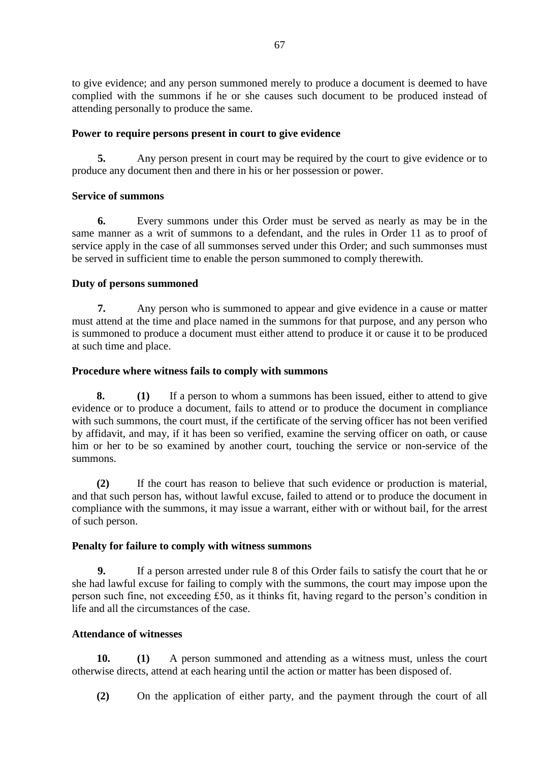to give evidence; and any person summoned merely to produce a document is deemed to have complied with the summons if he or she causes such document to be produced instead of attending personally to produce the same.

**Power to require persons present in court to give evidence**

**5.** Any person present in court may be required by the court to give evidence or to produce any document then and there in his or her possession or power.

**Service of summons**

**6.** Every summons under this Order must be served as nearly as may be in the same manner as a writ of summons to a defendant, and the rules in Order 11 as to proof of service apply in the case of all summonses served under this Order; and such summonses must be served in sufficient time to enable the person summoned to comply therewith.

**Duty of persons summoned**

**7.** Any person who is summoned to appear and give evidence in a cause or matter must attend at the time and place named in the summons for that purpose, and any person who is summoned to produce a document must either attend to produce it or cause it to be produced at such time and place.

**Procedure where witness fails to comply with summons**

**8. (1)** If a person to whom a summons has been issued, either to attend to give evidence or to produce a document, fails to attend or to produce the document in compliance with such summons, the court must, if the certificate of the serving officer has not been verified by affidavit, and may, if it has been so verified, examine the serving officer on oath, or cause him or her to be so examined by another court, touching the service or non-service of the summons.

**(2)** If the court has reason to believe that such evidence or production is material, and that such person has, without lawful excuse, failed to attend or to produce the document in compliance with the summons, it may issue a warrant, either with or without bail, for the arrest of such person.

**Penalty for failure to comply with witness summons**

**9.** If a person arrested under rule 8 of this Order fails to satisfy the court that he or she had lawful excuse for failing to comply with the summons, the court may impose upon the person such fine, not exceeding £50, as it thinks fit, having regard to the person's condition in life and all the circumstances of the case.

**Attendance of witnesses**

**10. (1)** A person summoned and attending as a witness must, unless the court otherwise directs, attend at each hearing until the action or matter has been disposed of.

**(2)** On the application of either party, and the payment through the court of all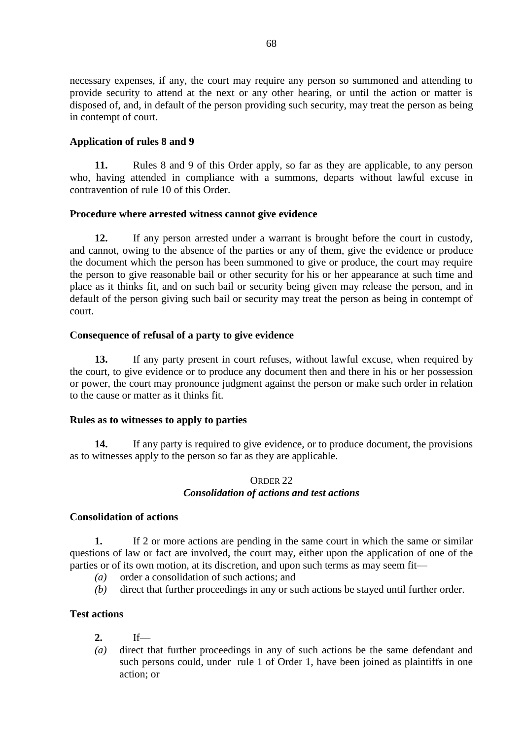necessary expenses, if any, the court may require any person so summoned and attending to provide security to attend at the next or any other hearing, or until the action or matter is disposed of, and, in default of the person providing such security, may treat the person as being in contempt of court.

**Application of rules 8 and 9**

**11.** Rules 8 and 9 of this Order apply, so far as they are applicable, to any person who, having attended in compliance with a summons, departs without lawful excuse in contravention of rule 10 of this Order.

**Procedure where arrested witness cannot give evidence**

**12.** If any person arrested under a warrant is brought before the court in custody, and cannot, owing to the absence of the parties or any of them, give the evidence or produce the document which the person has been summoned to give or produce, the court may require the person to give reasonable bail or other security for his or her appearance at such time and place as it thinks fit, and on such bail or security being given may release the person, and in default of the person giving such bail or security may treat the person as being in contempt of court.

**Consequence of refusal of a party to give evidence**

**13.** If any party present in court refuses, without lawful excuse, when required by the court, to give evidence or to produce any document then and there in his or her possession or power, the court may pronounce judgment against the person or make such order in relation to the cause or matter as it thinks fit.

**Rules as to witnesses to apply to parties**

**14.** If any party is required to give evidence, or to produce document, the provisions as to witnesses apply to the person so far as they are applicable.

## ORDER 22
### *Consolidation of actions and test actions*

**Consolidation of actions**

**1.** If 2 or more actions are pending in the same court in which the same or similar questions of law or fact are involved, the court may, either upon the application of one of the parties or of its own motion, at its discretion, and upon such terms as may seem fit—

*(a)* order a consolidation of such actions; and
*(b)* direct that further proceedings in any or such actions be stayed until further order.

**Test actions**

**2.** If—

*(a)* direct that further proceedings in any of such actions be the same defendant and such persons could, under rule 1 of Order 1, have been joined as plaintiffs in one action; or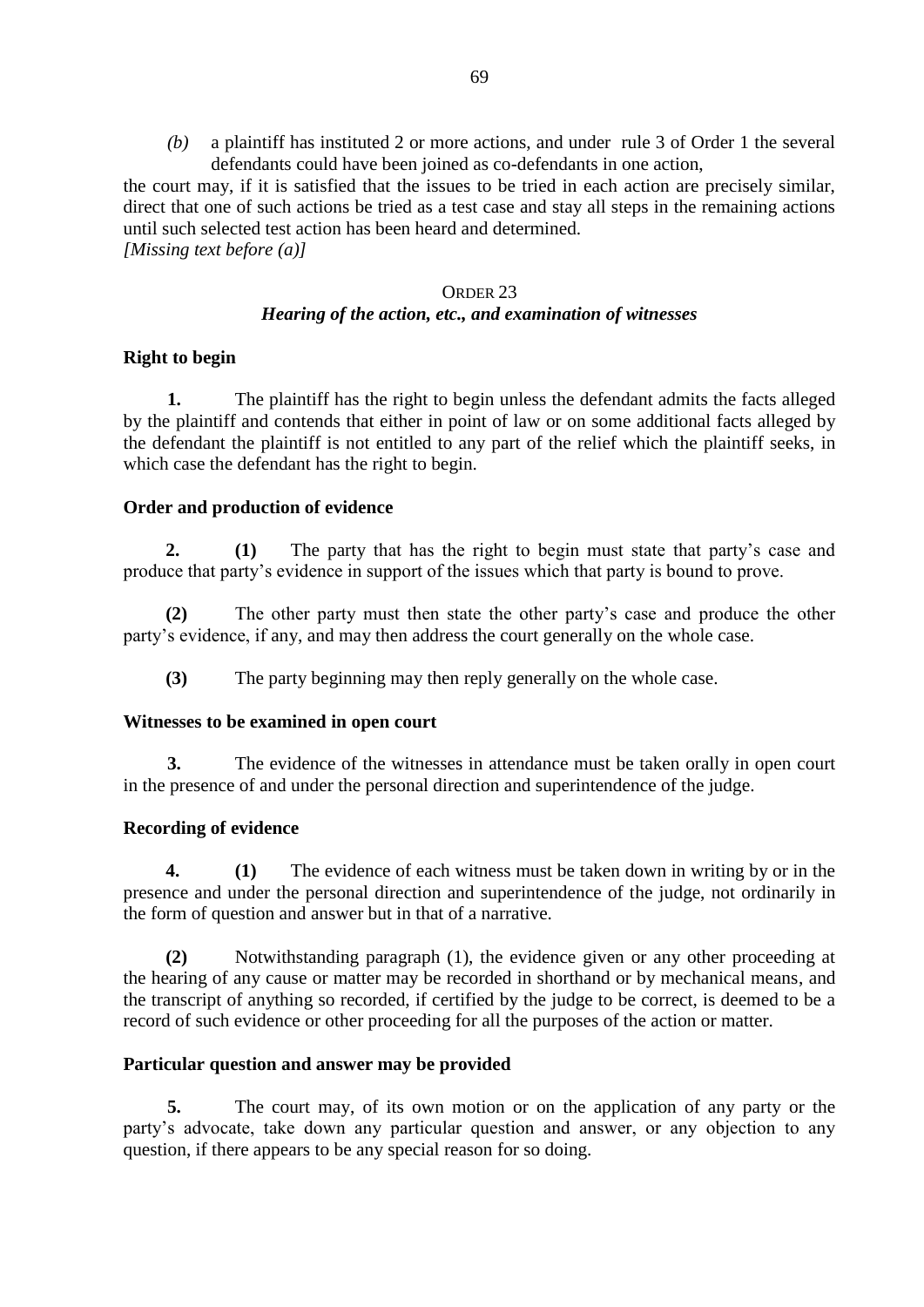*(b)* a plaintiff has instituted 2 or more actions, and under rule 3 of Order 1 the several defendants could have been joined as co-defendants in one action,

the court may, if it is satisfied that the issues to be tried in each action are precisely similar, direct that one of such actions be tried as a test case and stay all steps in the remaining actions until such selected test action has been heard and determined.
*[Missing text before (a)]*

## ORDER 23
### *Hearing of the action, etc., and examination of witnesses*

**Right to begin**

**1.** The plaintiff has the right to begin unless the defendant admits the facts alleged by the plaintiff and contends that either in point of law or on some additional facts alleged by the defendant the plaintiff is not entitled to any part of the relief which the plaintiff seeks, in which case the defendant has the right to begin.

**Order and production of evidence**

**2. (1)** The party that has the right to begin must state that party's case and produce that party's evidence in support of the issues which that party is bound to prove.

**(2)** The other party must then state the other party's case and produce the other party's evidence, if any, and may then address the court generally on the whole case.

**(3)** The party beginning may then reply generally on the whole case.

**Witnesses to be examined in open court**

**3.** The evidence of the witnesses in attendance must be taken orally in open court in the presence of and under the personal direction and superintendence of the judge.

**Recording of evidence**

**4. (1)** The evidence of each witness must be taken down in writing by or in the presence and under the personal direction and superintendence of the judge, not ordinarily in the form of question and answer but in that of a narrative.

**(2)** Notwithstanding paragraph (1), the evidence given or any other proceeding at the hearing of any cause or matter may be recorded in shorthand or by mechanical means, and the transcript of anything so recorded, if certified by the judge to be correct, is deemed to be a record of such evidence or other proceeding for all the purposes of the action or matter.

**Particular question and answer may be provided**

**5.** The court may, of its own motion or on the application of any party or the party's advocate, take down any particular question and answer, or any objection to any question, if there appears to be any special reason for so doing.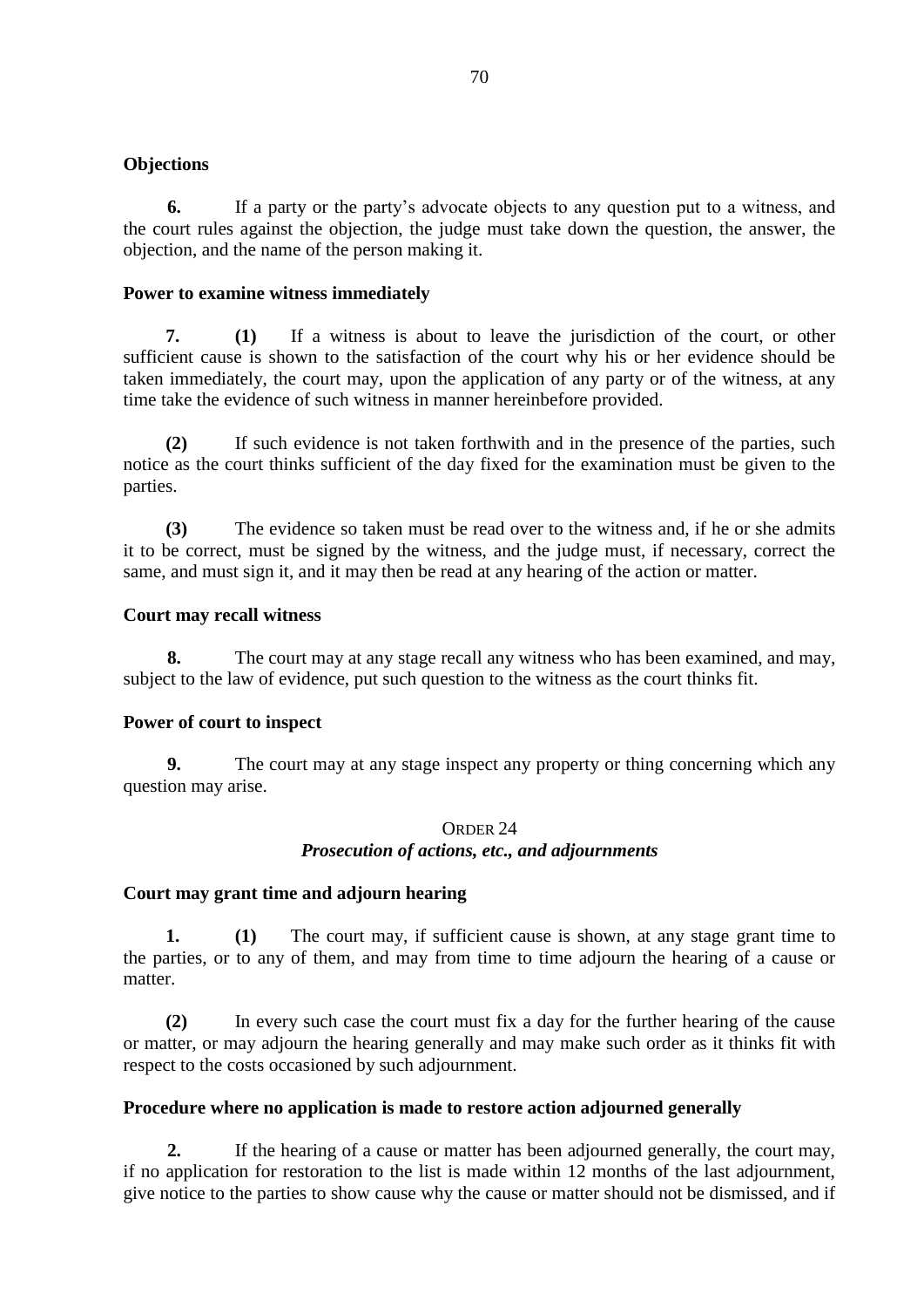**Objections**

**6.** If a party or the party's advocate objects to any question put to a witness, and the court rules against the objection, the judge must take down the question, the answer, the objection, and the name of the person making it.

**Power to examine witness immediately**

**7. (1)** If a witness is about to leave the jurisdiction of the court, or other sufficient cause is shown to the satisfaction of the court why his or her evidence should be taken immediately, the court may, upon the application of any party or of the witness, at any time take the evidence of such witness in manner hereinbefore provided.

**(2)** If such evidence is not taken forthwith and in the presence of the parties, such notice as the court thinks sufficient of the day fixed for the examination must be given to the parties.

**(3)** The evidence so taken must be read over to the witness and, if he or she admits it to be correct, must be signed by the witness, and the judge must, if necessary, correct the same, and must sign it, and it may then be read at any hearing of the action or matter.

**Court may recall witness**

**8.** The court may at any stage recall any witness who has been examined, and may, subject to the law of evidence, put such question to the witness as the court thinks fit.

**Power of court to inspect**

**9.** The court may at any stage inspect any property or thing concerning which any question may arise.

## ORDER 24
### *Prosecution of actions, etc., and adjournments*

**Court may grant time and adjourn hearing**

**1. (1)** The court may, if sufficient cause is shown, at any stage grant time to the parties, or to any of them, and may from time to time adjourn the hearing of a cause or matter.

**(2)** In every such case the court must fix a day for the further hearing of the cause or matter, or may adjourn the hearing generally and may make such order as it thinks fit with respect to the costs occasioned by such adjournment.

**Procedure where no application is made to restore action adjourned generally**

**2.** If the hearing of a cause or matter has been adjourned generally, the court may, if no application for restoration to the list is made within 12 months of the last adjournment, give notice to the parties to show cause why the cause or matter should not be dismissed, and if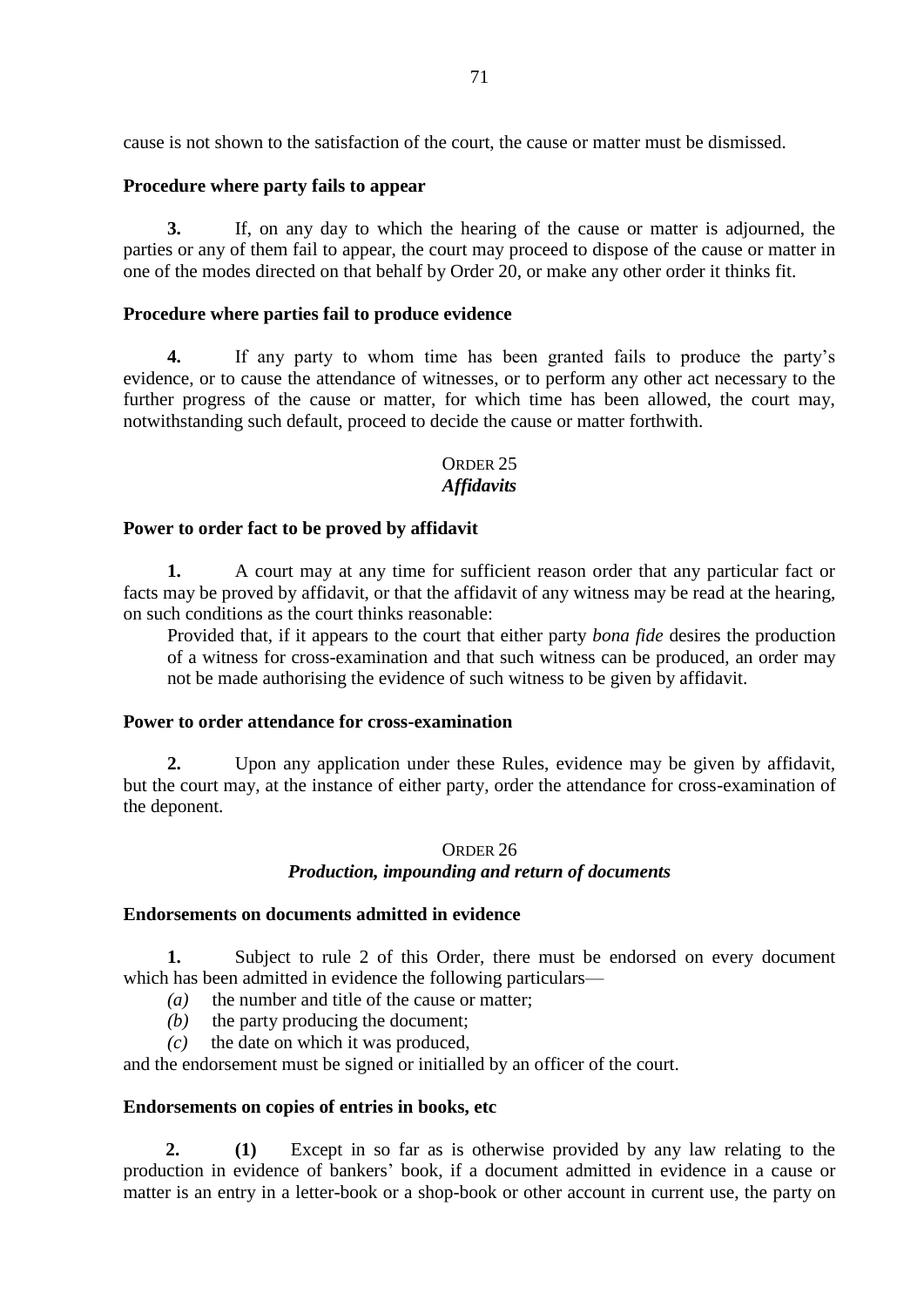cause is not shown to the satisfaction of the court, the cause or matter must be dismissed.

**Procedure where party fails to appear**

**3.** If, on any day to which the hearing of the cause or matter is adjourned, the parties or any of them fail to appear, the court may proceed to dispose of the cause or matter in one of the modes directed on that behalf by Order 20, or make any other order it thinks fit.

**Procedure where parties fail to produce evidence**

**4.** If any party to whom time has been granted fails to produce the party's evidence, or to cause the attendance of witnesses, or to perform any other act necessary to the further progress of the cause or matter, for which time has been allowed, the court may, notwithstanding such default, proceed to decide the cause or matter forthwith.

## ORDER 25
### *Affidavits*

**Power to order fact to be proved by affidavit**

**1.** A court may at any time for sufficient reason order that any particular fact or facts may be proved by affidavit, or that the affidavit of any witness may be read at the hearing, on such conditions as the court thinks reasonable:

Provided that, if it appears to the court that either party *bona fide* desires the production of a witness for cross-examination and that such witness can be produced, an order may not be made authorising the evidence of such witness to be given by affidavit.

**Power to order attendance for cross-examination**

**2.** Upon any application under these Rules, evidence may be given by affidavit, but the court may, at the instance of either party, order the attendance for cross-examination of the deponent.

## ORDER 26
### *Production, impounding and return of documents*

**Endorsements on documents admitted in evidence**

**1.** Subject to rule 2 of this Order, there must be endorsed on every document which has been admitted in evidence the following particulars—

*(a)* the number and title of the cause or matter;

*(b)* the party producing the document;

*(c)* the date on which it was produced,

and the endorsement must be signed or initialled by an officer of the court.

**Endorsements on copies of entries in books, etc**

**2. (1)** Except in so far as is otherwise provided by any law relating to the production in evidence of bankers' book, if a document admitted in evidence in a cause or matter is an entry in a letter-book or a shop-book or other account in current use, the party on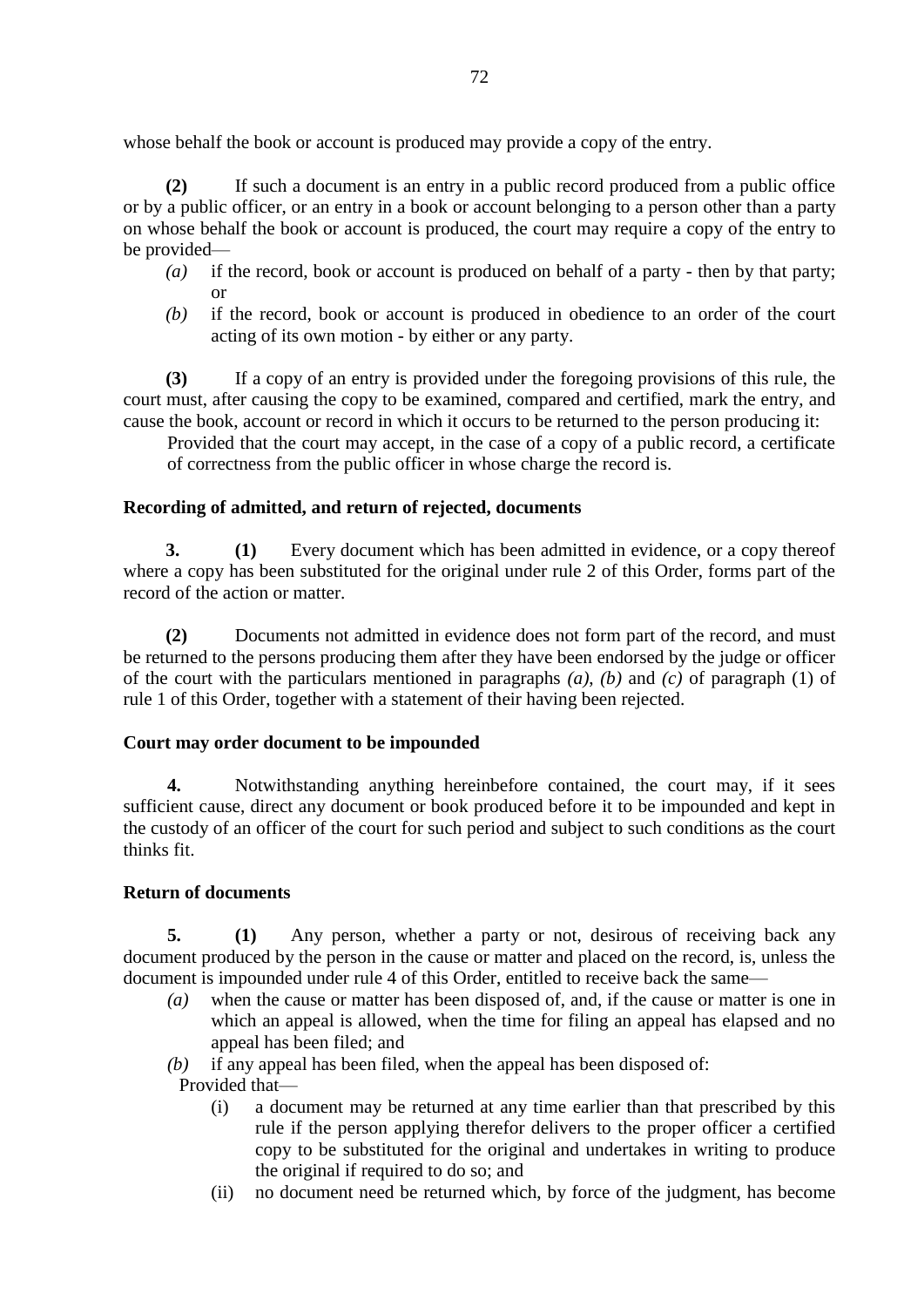whose behalf the book or account is produced may provide a copy of the entry.

**(2)** If such a document is an entry in a public record produced from a public office or by a public officer, or an entry in a book or account belonging to a person other than a party on whose behalf the book or account is produced, the court may require a copy of the entry to be provided—

*(a)* if the record, book or account is produced on behalf of a party - then by that party; or

*(b)* if the record, book or account is produced in obedience to an order of the court acting of its own motion - by either or any party.

**(3)** If a copy of an entry is provided under the foregoing provisions of this rule, the court must, after causing the copy to be examined, compared and certified, mark the entry, and cause the book, account or record in which it occurs to be returned to the person producing it:

Provided that the court may accept, in the case of a copy of a public record, a certificate of correctness from the public officer in whose charge the record is.

**Recording of admitted, and return of rejected, documents**

**3. (1)** Every document which has been admitted in evidence, or a copy thereof where a copy has been substituted for the original under rule 2 of this Order, forms part of the record of the action or matter.

**(2)** Documents not admitted in evidence does not form part of the record, and must be returned to the persons producing them after they have been endorsed by the judge or officer of the court with the particulars mentioned in paragraphs *(a)*, *(b)* and *(c)* of paragraph (1) of rule 1 of this Order, together with a statement of their having been rejected.

**Court may order document to be impounded**

**4.** Notwithstanding anything hereinbefore contained, the court may, if it sees sufficient cause, direct any document or book produced before it to be impounded and kept in the custody of an officer of the court for such period and subject to such conditions as the court thinks fit.

**Return of documents**

**5. (1)** Any person, whether a party or not, desirous of receiving back any document produced by the person in the cause or matter and placed on the record, is, unless the document is impounded under rule 4 of this Order, entitled to receive back the same—

*(a)* when the cause or matter has been disposed of, and, if the cause or matter is one in which an appeal is allowed, when the time for filing an appeal has elapsed and no appeal has been filed; and

*(b)* if any appeal has been filed, when the appeal has been disposed of:

Provided that—

(i) a document may be returned at any time earlier than that prescribed by this rule if the person applying therefor delivers to the proper officer a certified copy to be substituted for the original and undertakes in writing to produce the original if required to do so; and

(ii) no document need be returned which, by force of the judgment, has become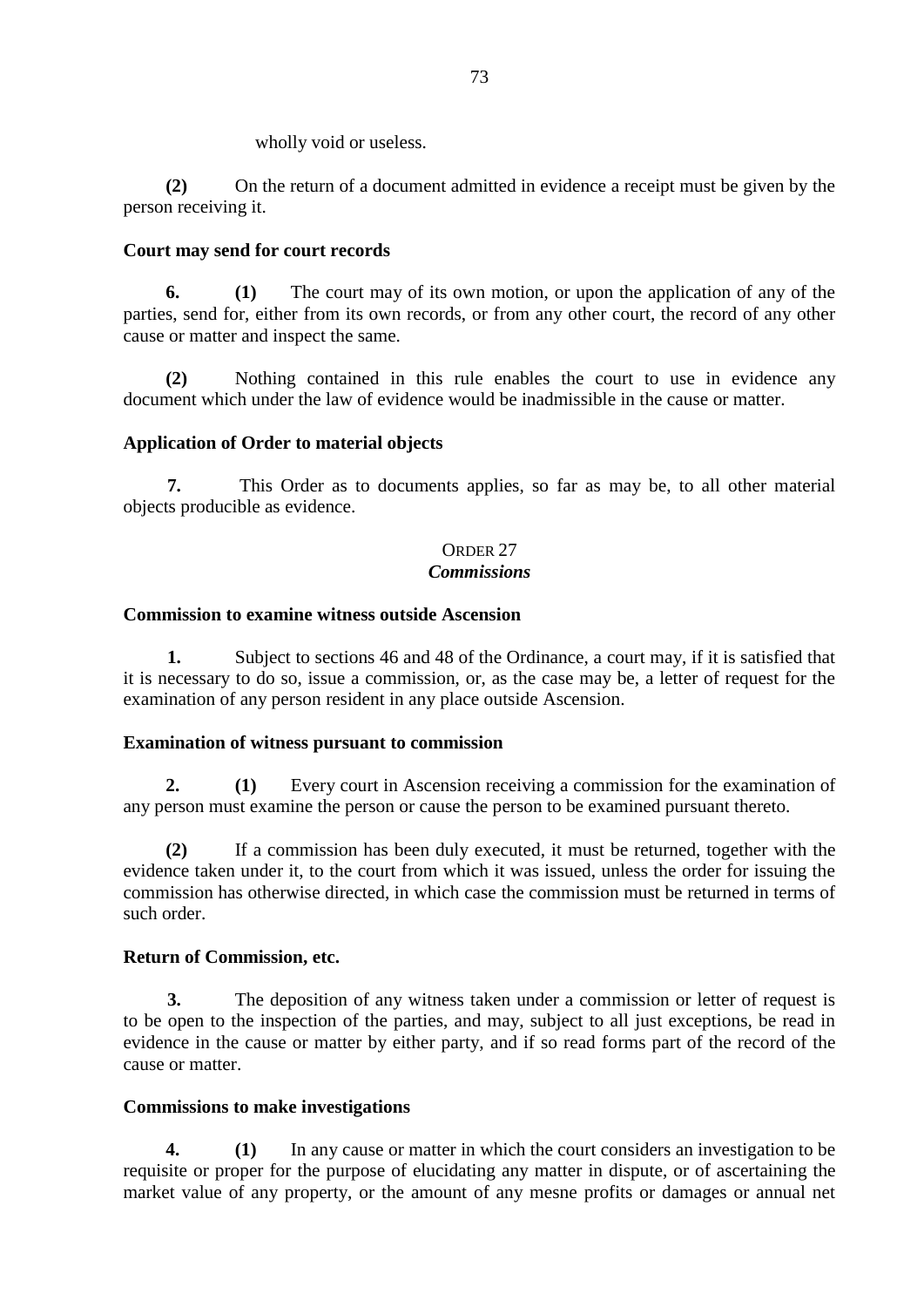wholly void or useless.

**(2)** On the return of a document admitted in evidence a receipt must be given by the person receiving it.

**Court may send for court records**

**6.** **(1)** The court may of its own motion, or upon the application of any of the parties, send for, either from its own records, or from any other court, the record of any other cause or matter and inspect the same.

**(2)** Nothing contained in this rule enables the court to use in evidence any document which under the law of evidence would be inadmissible in the cause or matter.

**Application of Order to material objects**

**7.** This Order as to documents applies, so far as may be, to all other material objects producible as evidence.

## ORDER 27
## *Commissions*

**Commission to examine witness outside Ascension**

**1.** Subject to sections 46 and 48 of the Ordinance, a court may, if it is satisfied that it is necessary to do so, issue a commission, or, as the case may be, a letter of request for the examination of any person resident in any place outside Ascension.

**Examination of witness pursuant to commission**

**2.** **(1)** Every court in Ascension receiving a commission for the examination of any person must examine the person or cause the person to be examined pursuant thereto.

**(2)** If a commission has been duly executed, it must be returned, together with the evidence taken under it, to the court from which it was issued, unless the order for issuing the commission has otherwise directed, in which case the commission must be returned in terms of such order.

**Return of Commission, etc.**

**3.** The deposition of any witness taken under a commission or letter of request is to be open to the inspection of the parties, and may, subject to all just exceptions, be read in evidence in the cause or matter by either party, and if so read forms part of the record of the cause or matter.

**Commissions to make investigations**

**4.** **(1)** In any cause or matter in which the court considers an investigation to be requisite or proper for the purpose of elucidating any matter in dispute, or of ascertaining the market value of any property, or the amount of any mesne profits or damages or annual net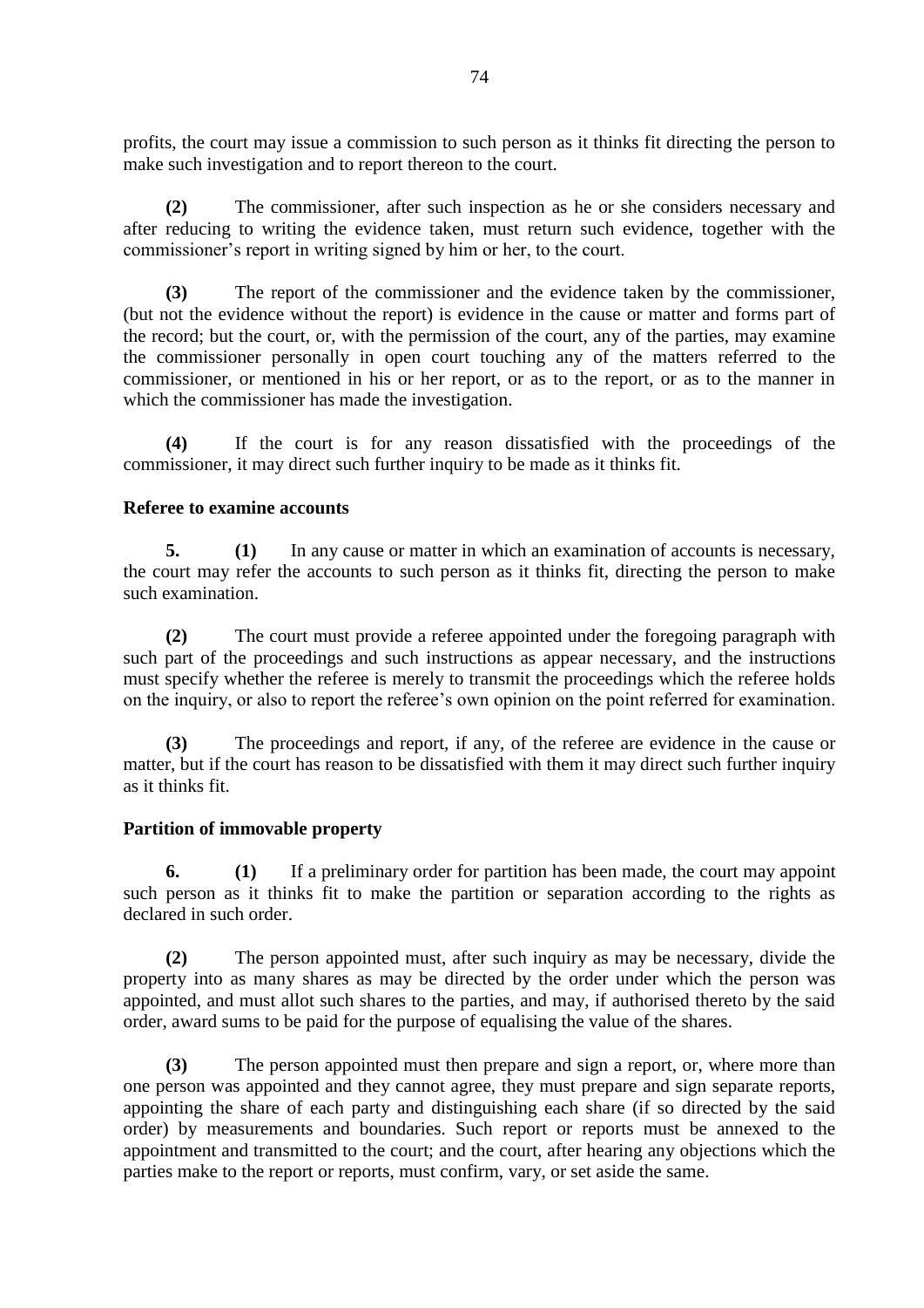profits, the court may issue a commission to such person as it thinks fit directing the person to make such investigation and to report thereon to the court.

**(2)** The commissioner, after such inspection as he or she considers necessary and after reducing to writing the evidence taken, must return such evidence, together with the commissioner's report in writing signed by him or her, to the court.

**(3)** The report of the commissioner and the evidence taken by the commissioner, (but not the evidence without the report) is evidence in the cause or matter and forms part of the record; but the court, or, with the permission of the court, any of the parties, may examine the commissioner personally in open court touching any of the matters referred to the commissioner, or mentioned in his or her report, or as to the report, or as to the manner in which the commissioner has made the investigation.

**(4)** If the court is for any reason dissatisfied with the proceedings of the commissioner, it may direct such further inquiry to be made as it thinks fit.

**Referee to examine accounts**

**5.** **(1)** In any cause or matter in which an examination of accounts is necessary, the court may refer the accounts to such person as it thinks fit, directing the person to make such examination.

**(2)** The court must provide a referee appointed under the foregoing paragraph with such part of the proceedings and such instructions as appear necessary, and the instructions must specify whether the referee is merely to transmit the proceedings which the referee holds on the inquiry, or also to report the referee's own opinion on the point referred for examination.

**(3)** The proceedings and report, if any, of the referee are evidence in the cause or matter, but if the court has reason to be dissatisfied with them it may direct such further inquiry as it thinks fit.

**Partition of immovable property**

**6.** **(1)** If a preliminary order for partition has been made, the court may appoint such person as it thinks fit to make the partition or separation according to the rights as declared in such order.

**(2)** The person appointed must, after such inquiry as may be necessary, divide the property into as many shares as may be directed by the order under which the person was appointed, and must allot such shares to the parties, and may, if authorised thereto by the said order, award sums to be paid for the purpose of equalising the value of the shares.

**(3)** The person appointed must then prepare and sign a report, or, where more than one person was appointed and they cannot agree, they must prepare and sign separate reports, appointing the share of each party and distinguishing each share (if so directed by the said order) by measurements and boundaries. Such report or reports must be annexed to the appointment and transmitted to the court; and the court, after hearing any objections which the parties make to the report or reports, must confirm, vary, or set aside the same.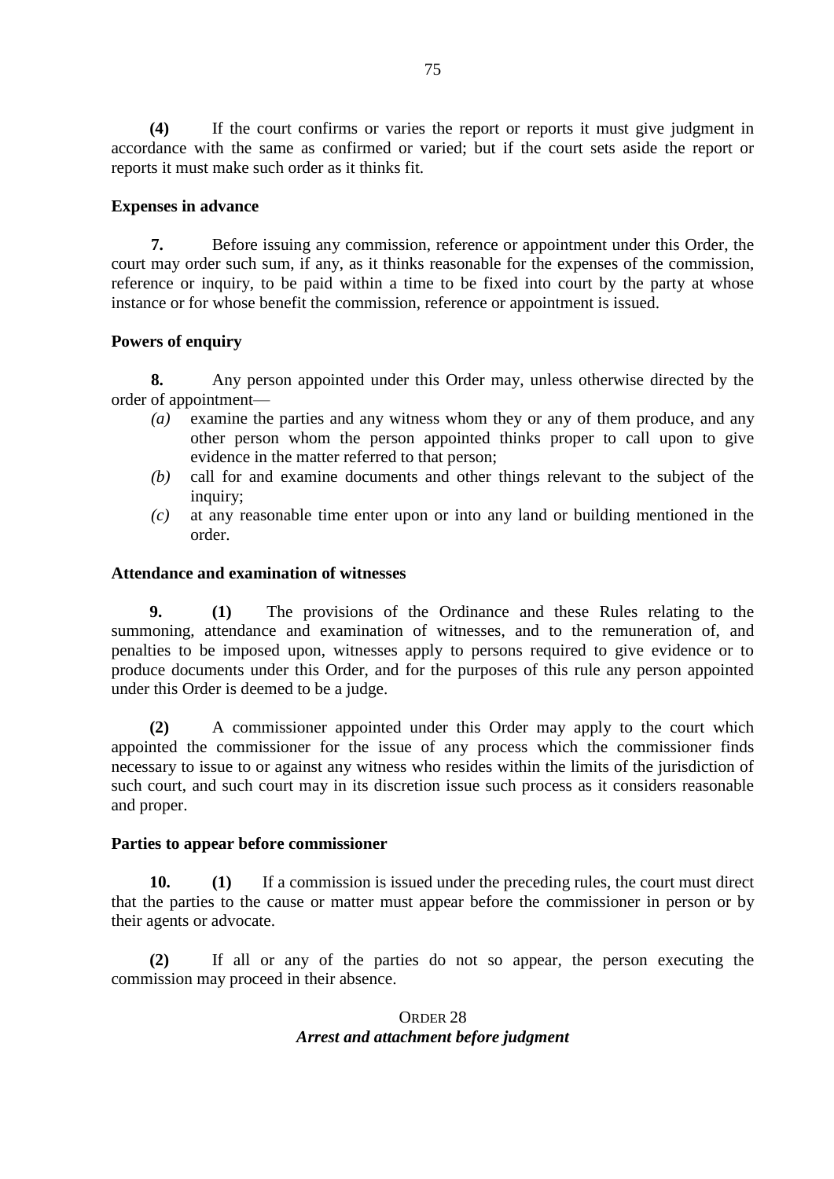**(4)** If the court confirms or varies the report or reports it must give judgment in accordance with the same as confirmed or varied; but if the court sets aside the report or reports it must make such order as it thinks fit.

**Expenses in advance**

**7.** Before issuing any commission, reference or appointment under this Order, the court may order such sum, if any, as it thinks reasonable for the expenses of the commission, reference or inquiry, to be paid within a time to be fixed into court by the party at whose instance or for whose benefit the commission, reference or appointment is issued.

**Powers of enquiry**

**8.** Any person appointed under this Order may, unless otherwise directed by the order of appointment—

*(a)* examine the parties and any witness whom they or any of them produce, and any other person whom the person appointed thinks proper to call upon to give evidence in the matter referred to that person;

*(b)* call for and examine documents and other things relevant to the subject of the inquiry;

*(c)* at any reasonable time enter upon or into any land or building mentioned in the order.

**Attendance and examination of witnesses**

**9. (1)** The provisions of the Ordinance and these Rules relating to the summoning, attendance and examination of witnesses, and to the remuneration of, and penalties to be imposed upon, witnesses apply to persons required to give evidence or to produce documents under this Order, and for the purposes of this rule any person appointed under this Order is deemed to be a judge.

**(2)** A commissioner appointed under this Order may apply to the court which appointed the commissioner for the issue of any process which the commissioner finds necessary to issue to or against any witness who resides within the limits of the jurisdiction of such court, and such court may in its discretion issue such process as it considers reasonable and proper.

**Parties to appear before commissioner**

**10. (1)** If a commission is issued under the preceding rules, the court must direct that the parties to the cause or matter must appear before the commissioner in person or by their agents or advocate.

**(2)** If all or any of the parties do not so appear, the person executing the commission may proceed in their absence.

## ORDER 28
## *Arrest and attachment before judgment*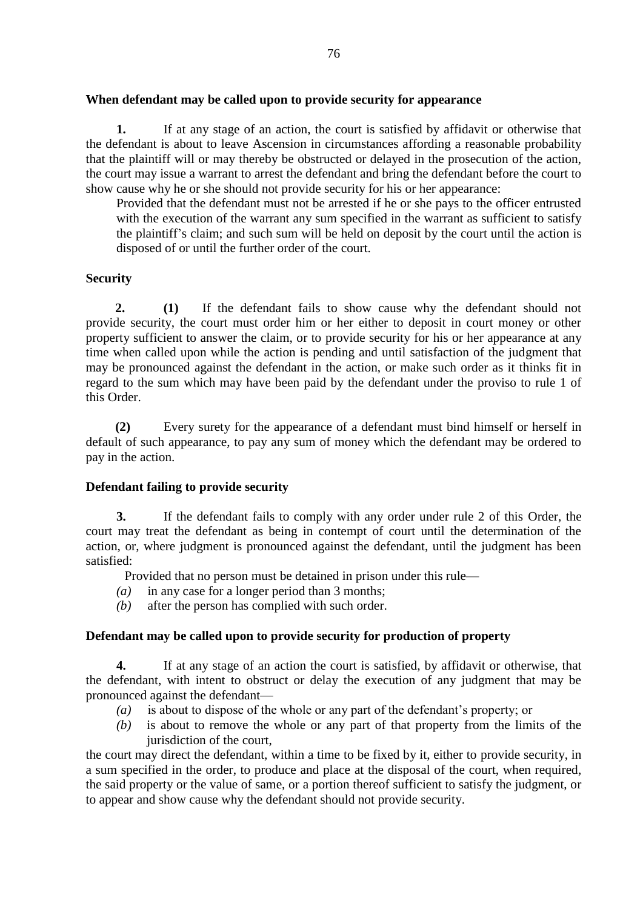**When defendant may be called upon to provide security for appearance**

**1.** If at any stage of an action, the court is satisfied by affidavit or otherwise that the defendant is about to leave Ascension in circumstances affording a reasonable probability that the plaintiff will or may thereby be obstructed or delayed in the prosecution of the action, the court may issue a warrant to arrest the defendant and bring the defendant before the court to show cause why he or she should not provide security for his or her appearance:

Provided that the defendant must not be arrested if he or she pays to the officer entrusted with the execution of the warrant any sum specified in the warrant as sufficient to satisfy the plaintiff's claim; and such sum will be held on deposit by the court until the action is disposed of or until the further order of the court.

**Security**

**2. (1)** If the defendant fails to show cause why the defendant should not provide security, the court must order him or her either to deposit in court money or other property sufficient to answer the claim, or to provide security for his or her appearance at any time when called upon while the action is pending and until satisfaction of the judgment that may be pronounced against the defendant in the action, or make such order as it thinks fit in regard to the sum which may have been paid by the defendant under the proviso to rule 1 of this Order.

**(2)** Every surety for the appearance of a defendant must bind himself or herself in default of such appearance, to pay any sum of money which the defendant may be ordered to pay in the action.

**Defendant failing to provide security**

**3.** If the defendant fails to comply with any order under rule 2 of this Order, the court may treat the defendant as being in contempt of court until the determination of the action, or, where judgment is pronounced against the defendant, until the judgment has been satisfied:

Provided that no person must be detained in prison under this rule—

*(a)* in any case for a longer period than 3 months;

*(b)* after the person has complied with such order.

**Defendant may be called upon to provide security for production of property**

**4.** If at any stage of an action the court is satisfied, by affidavit or otherwise, that the defendant, with intent to obstruct or delay the execution of any judgment that may be pronounced against the defendant—

*(a)* is about to dispose of the whole or any part of the defendant's property; or

*(b)* is about to remove the whole or any part of that property from the limits of the jurisdiction of the court,

the court may direct the defendant, within a time to be fixed by it, either to provide security, in a sum specified in the order, to produce and place at the disposal of the court, when required, the said property or the value of same, or a portion thereof sufficient to satisfy the judgment, or to appear and show cause why the defendant should not provide security.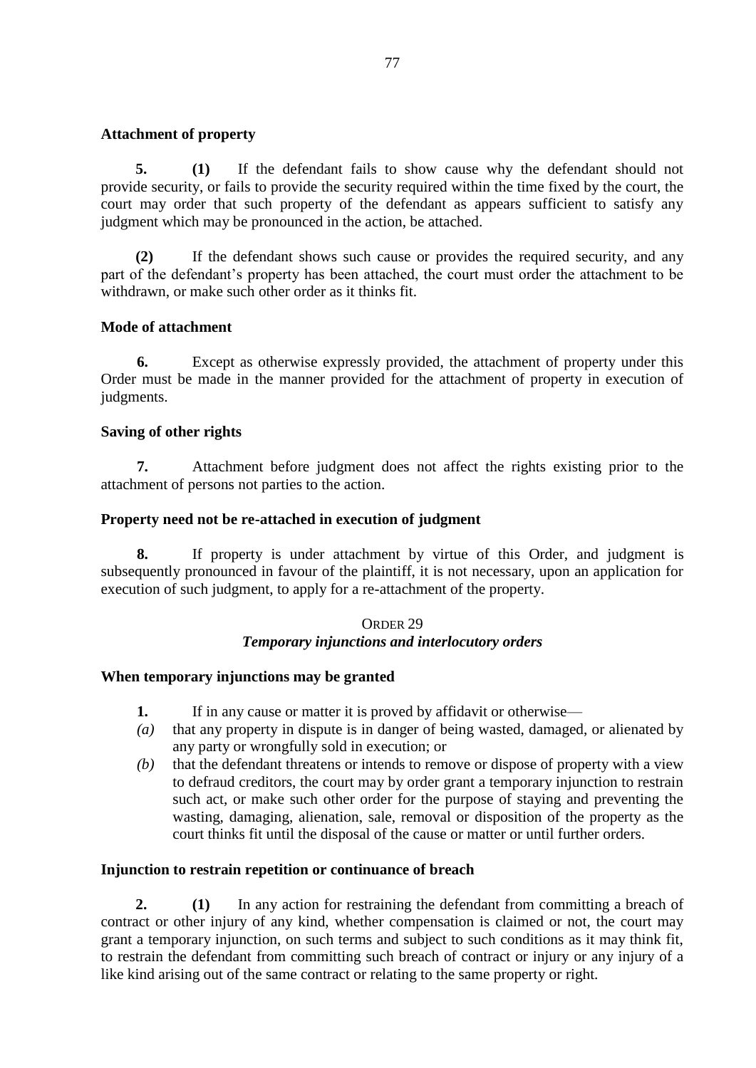**Attachment of property**

**5.** **(1)** If the defendant fails to show cause why the defendant should not provide security, or fails to provide the security required within the time fixed by the court, the court may order that such property of the defendant as appears sufficient to satisfy any judgment which may be pronounced in the action, be attached.

**(2)** If the defendant shows such cause or provides the required security, and any part of the defendant's property has been attached, the court must order the attachment to be withdrawn, or make such other order as it thinks fit.

**Mode of attachment**

**6.** Except as otherwise expressly provided, the attachment of property under this Order must be made in the manner provided for the attachment of property in execution of judgments.

**Saving of other rights**

**7.** Attachment before judgment does not affect the rights existing prior to the attachment of persons not parties to the action.

**Property need not be re-attached in execution of judgment**

**8.** If property is under attachment by virtue of this Order, and judgment is subsequently pronounced in favour of the plaintiff, it is not necessary, upon an application for execution of such judgment, to apply for a re-attachment of the property.

## ORDER 29
### *Temporary injunctions and interlocutory orders*

**When temporary injunctions may be granted**

**1.** If in any cause or matter it is proved by affidavit or otherwise—

*(a)* that any property in dispute is in danger of being wasted, damaged, or alienated by any party or wrongfully sold in execution; or

*(b)* that the defendant threatens or intends to remove or dispose of property with a view to defraud creditors, the court may by order grant a temporary injunction to restrain such act, or make such other order for the purpose of staying and preventing the wasting, damaging, alienation, sale, removal or disposition of the property as the court thinks fit until the disposal of the cause or matter or until further orders.

**Injunction to restrain repetition or continuance of breach**

**2.** **(1)** In any action for restraining the defendant from committing a breach of contract or other injury of any kind, whether compensation is claimed or not, the court may grant a temporary injunction, on such terms and subject to such conditions as it may think fit, to restrain the defendant from committing such breach of contract or injury or any injury of a like kind arising out of the same contract or relating to the same property or right.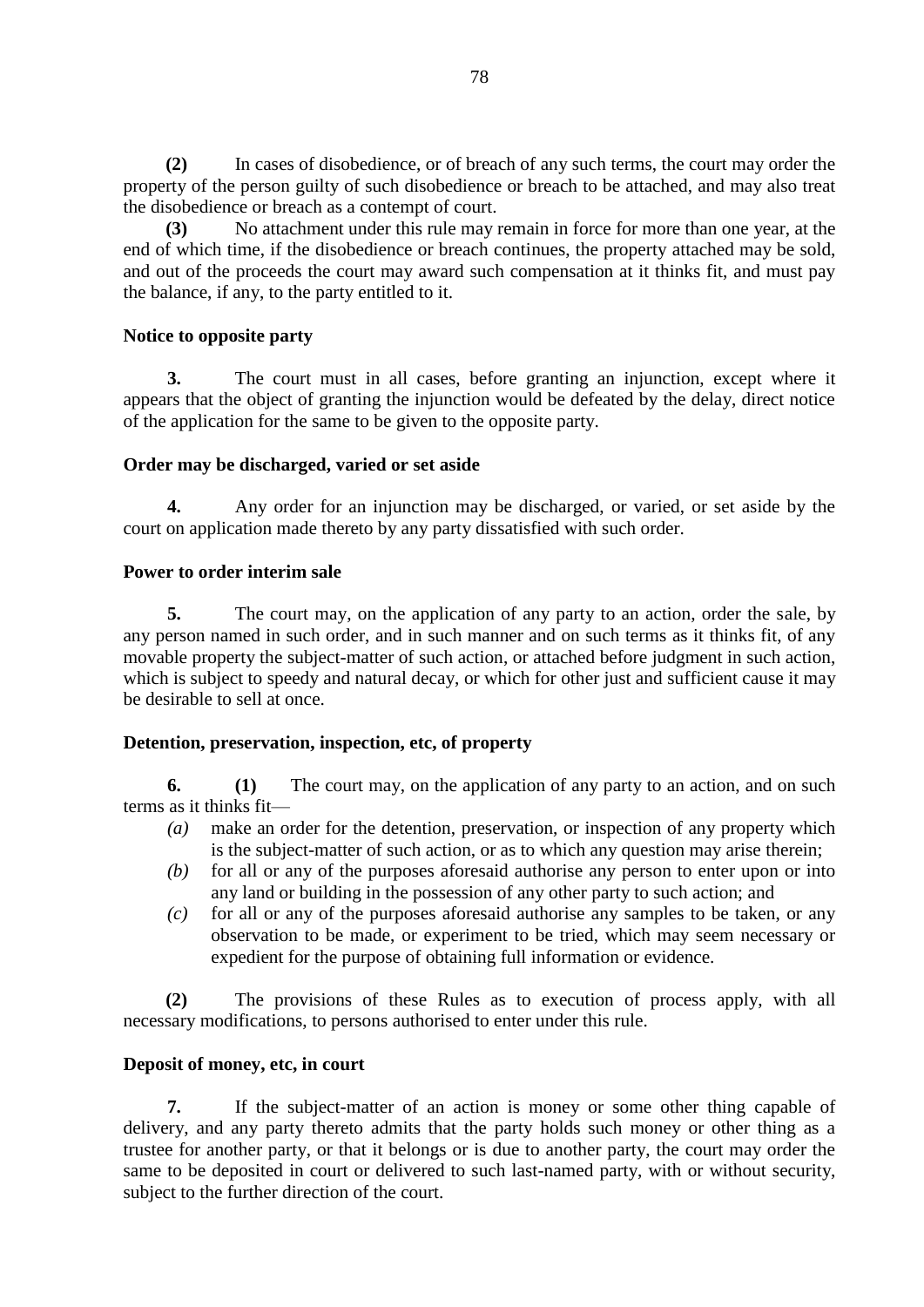**(2)** In cases of disobedience, or of breach of any such terms, the court may order the property of the person guilty of such disobedience or breach to be attached, and may also treat the disobedience or breach as a contempt of court.

**(3)** No attachment under this rule may remain in force for more than one year, at the end of which time, if the disobedience or breach continues, the property attached may be sold, and out of the proceeds the court may award such compensation at it thinks fit, and must pay the balance, if any, to the party entitled to it.

**Notice to opposite party**

**3.** The court must in all cases, before granting an injunction, except where it appears that the object of granting the injunction would be defeated by the delay, direct notice of the application for the same to be given to the opposite party.

**Order may be discharged, varied or set aside**

**4.** Any order for an injunction may be discharged, or varied, or set aside by the court on application made thereto by any party dissatisfied with such order.

**Power to order interim sale**

**5.** The court may, on the application of any party to an action, order the sale, by any person named in such order, and in such manner and on such terms as it thinks fit, of any movable property the subject-matter of such action, or attached before judgment in such action, which is subject to speedy and natural decay, or which for other just and sufficient cause it may be desirable to sell at once.

**Detention, preservation, inspection, etc, of property**

**6.** **(1)** The court may, on the application of any party to an action, and on such terms as it thinks fit—

*(a)* make an order for the detention, preservation, or inspection of any property which is the subject-matter of such action, or as to which any question may arise therein;

*(b)* for all or any of the purposes aforesaid authorise any person to enter upon or into any land or building in the possession of any other party to such action; and

*(c)* for all or any of the purposes aforesaid authorise any samples to be taken, or any observation to be made, or experiment to be tried, which may seem necessary or expedient for the purpose of obtaining full information or evidence.

**(2)** The provisions of these Rules as to execution of process apply, with all necessary modifications, to persons authorised to enter under this rule.

**Deposit of money, etc, in court**

**7.** If the subject-matter of an action is money or some other thing capable of delivery, and any party thereto admits that the party holds such money or other thing as a trustee for another party, or that it belongs or is due to another party, the court may order the same to be deposited in court or delivered to such last-named party, with or without security, subject to the further direction of the court.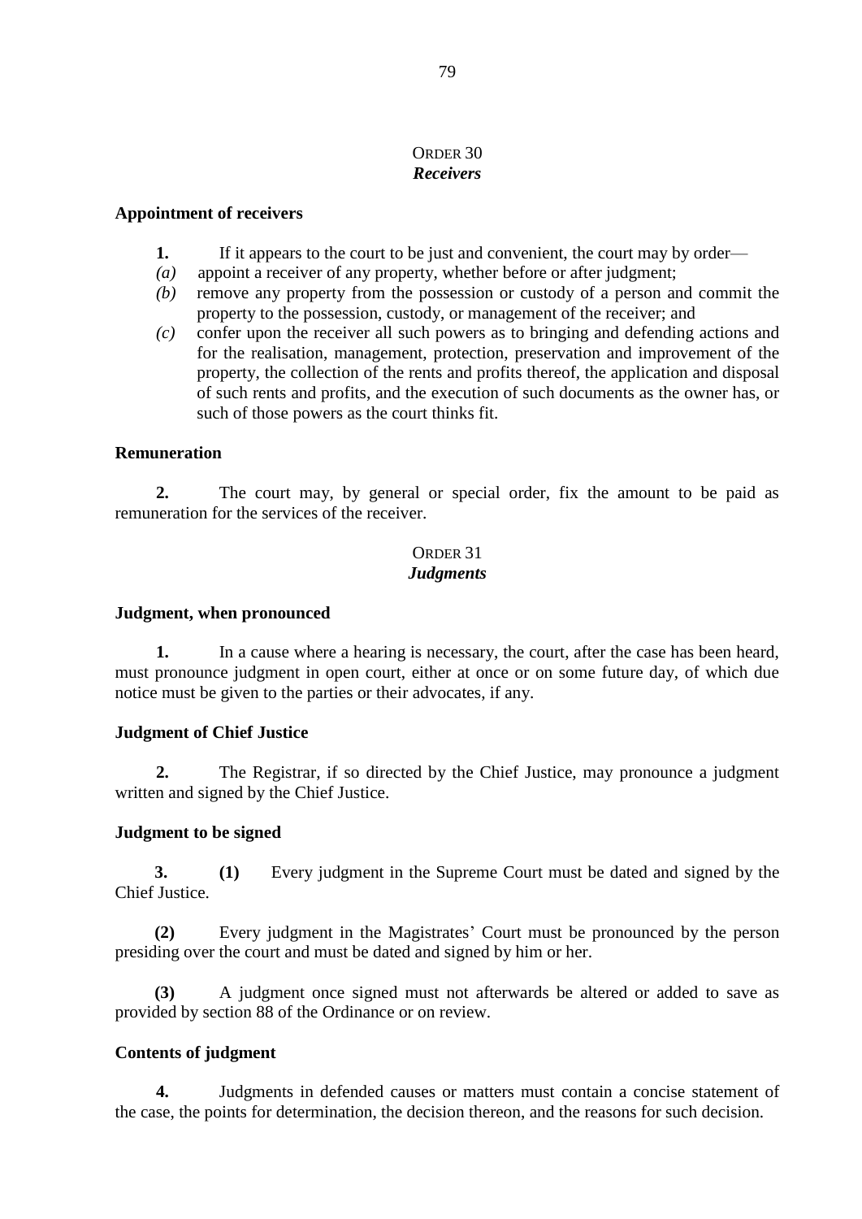## ORDER 30
### *Receivers*

**Appointment of receivers**

**1.** If it appears to the court to be just and convenient, the court may by order—

*(a)* appoint a receiver of any property, whether before or after judgment;

*(b)* remove any property from the possession or custody of a person and commit the property to the possession, custody, or management of the receiver; and

*(c)* confer upon the receiver all such powers as to bringing and defending actions and for the realisation, management, protection, preservation and improvement of the property, the collection of the rents and profits thereof, the application and disposal of such rents and profits, and the execution of such documents as the owner has, or such of those powers as the court thinks fit.

**Remuneration**

**2.** The court may, by general or special order, fix the amount to be paid as remuneration for the services of the receiver.

## ORDER 31
### *Judgments*

**Judgment, when pronounced**

**1.** In a cause where a hearing is necessary, the court, after the case has been heard, must pronounce judgment in open court, either at once or on some future day, of which due notice must be given to the parties or their advocates, if any.

**Judgment of Chief Justice**

**2.** The Registrar, if so directed by the Chief Justice, may pronounce a judgment written and signed by the Chief Justice.

**Judgment to be signed**

**3.** **(1)** Every judgment in the Supreme Court must be dated and signed by the Chief Justice.

**(2)** Every judgment in the Magistrates' Court must be pronounced by the person presiding over the court and must be dated and signed by him or her.

**(3)** A judgment once signed must not afterwards be altered or added to save as provided by section 88 of the Ordinance or on review.

**Contents of judgment**

**4.** Judgments in defended causes or matters must contain a concise statement of the case, the points for determination, the decision thereon, and the reasons for such decision.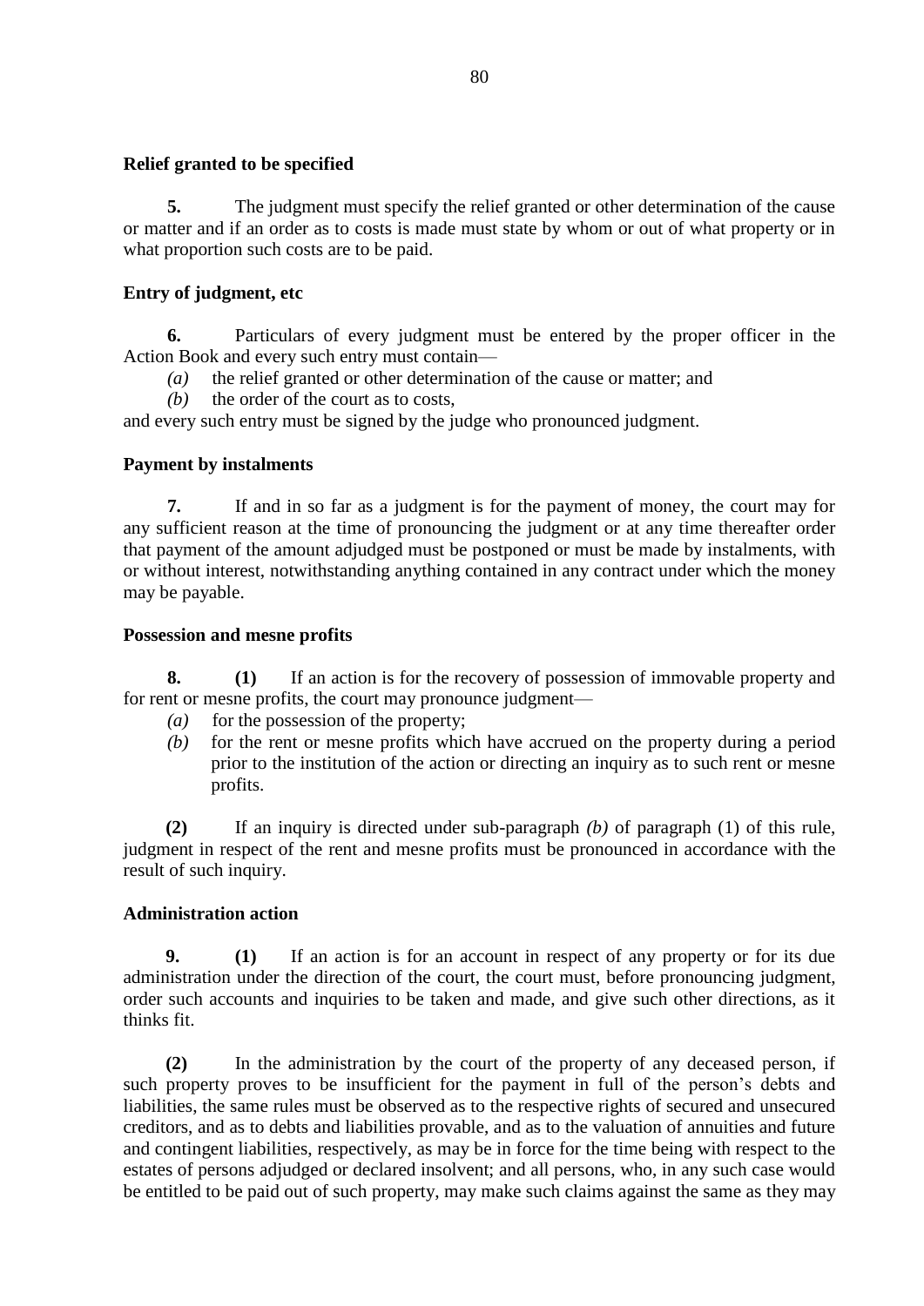**Relief granted to be specified**

**5.** The judgment must specify the relief granted or other determination of the cause or matter and if an order as to costs is made must state by whom or out of what property or in what proportion such costs are to be paid.

**Entry of judgment, etc**

**6.** Particulars of every judgment must be entered by the proper officer in the Action Book and every such entry must contain—

*(a)* the relief granted or other determination of the cause or matter; and

*(b)* the order of the court as to costs,

and every such entry must be signed by the judge who pronounced judgment.

**Payment by instalments**

**7.** If and in so far as a judgment is for the payment of money, the court may for any sufficient reason at the time of pronouncing the judgment or at any time thereafter order that payment of the amount adjudged must be postponed or must be made by instalments, with or without interest, notwithstanding anything contained in any contract under which the money may be payable.

**Possession and mesne profits**

**8.** **(1)** If an action is for the recovery of possession of immovable property and for rent or mesne profits, the court may pronounce judgment—

*(a)* for the possession of the property;

*(b)* for the rent or mesne profits which have accrued on the property during a period prior to the institution of the action or directing an inquiry as to such rent or mesne profits.

**(2)** If an inquiry is directed under sub-paragraph *(b)* of paragraph (1) of this rule, judgment in respect of the rent and mesne profits must be pronounced in accordance with the result of such inquiry.

**Administration action**

**9.** **(1)** If an action is for an account in respect of any property or for its due administration under the direction of the court, the court must, before pronouncing judgment, order such accounts and inquiries to be taken and made, and give such other directions, as it thinks fit.

**(2)** In the administration by the court of the property of any deceased person, if such property proves to be insufficient for the payment in full of the person's debts and liabilities, the same rules must be observed as to the respective rights of secured and unsecured creditors, and as to debts and liabilities provable, and as to the valuation of annuities and future and contingent liabilities, respectively, as may be in force for the time being with respect to the estates of persons adjudged or declared insolvent; and all persons, who, in any such case would be entitled to be paid out of such property, may make such claims against the same as they may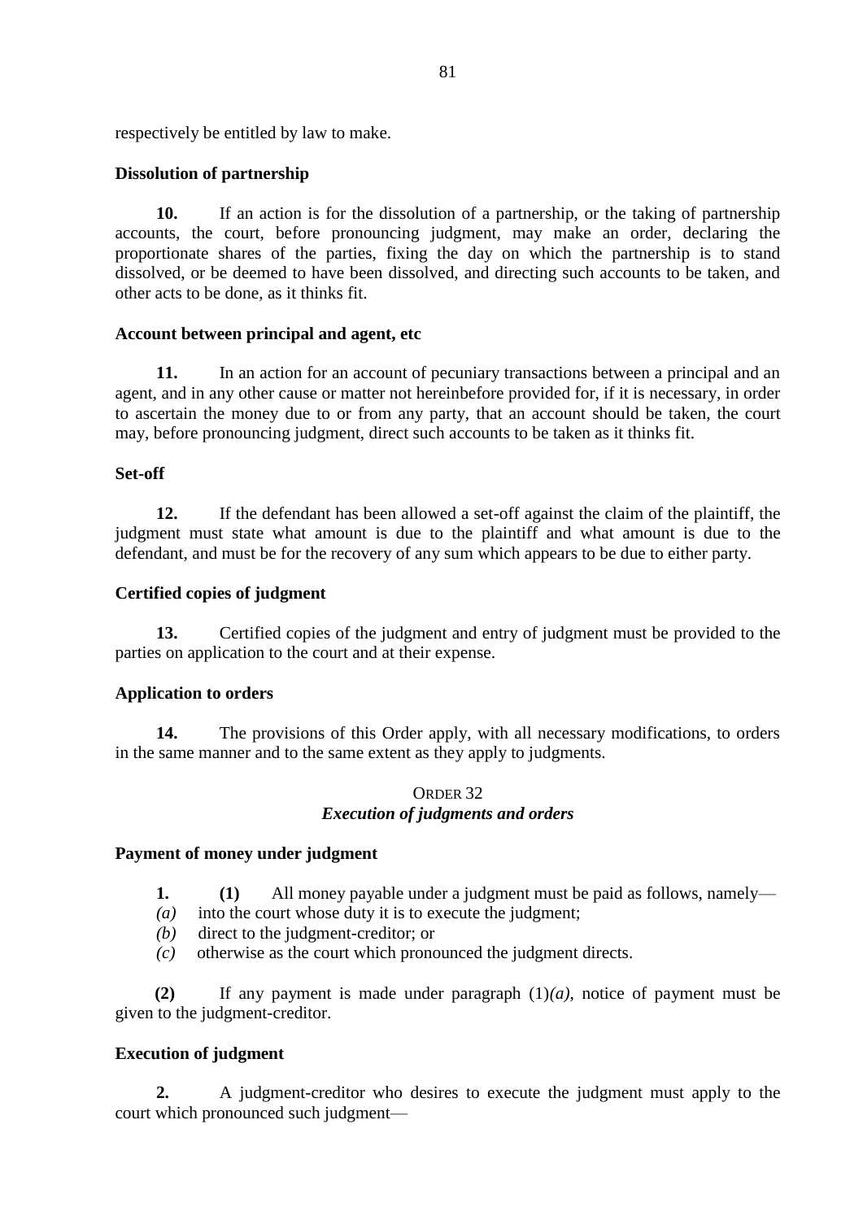respectively be entitled by law to make.

**Dissolution of partnership**

**10.** If an action is for the dissolution of a partnership, or the taking of partnership accounts, the court, before pronouncing judgment, may make an order, declaring the proportionate shares of the parties, fixing the day on which the partnership is to stand dissolved, or be deemed to have been dissolved, and directing such accounts to be taken, and other acts to be done, as it thinks fit.

**Account between principal and agent, etc**

**11.** In an action for an account of pecuniary transactions between a principal and an agent, and in any other cause or matter not hereinbefore provided for, if it is necessary, in order to ascertain the money due to or from any party, that an account should be taken, the court may, before pronouncing judgment, direct such accounts to be taken as it thinks fit.

**Set-off**

**12.** If the defendant has been allowed a set-off against the claim of the plaintiff, the judgment must state what amount is due to the plaintiff and what amount is due to the defendant, and must be for the recovery of any sum which appears to be due to either party.

**Certified copies of judgment**

**13.** Certified copies of the judgment and entry of judgment must be provided to the parties on application to the court and at their expense.

**Application to orders**

**14.** The provisions of this Order apply, with all necessary modifications, to orders in the same manner and to the same extent as they apply to judgments.

## ORDER 32
### *Execution of judgments and orders*

**Payment of money under judgment**

**1.** **(1)** All money payable under a judgment must be paid as follows, namely—

*(a)* into the court whose duty it is to execute the judgment;

*(b)* direct to the judgment-creditor; or

*(c)* otherwise as the court which pronounced the judgment directs.

**(2)** If any payment is made under paragraph (1)*(a)*, notice of payment must be given to the judgment-creditor.

**Execution of judgment**

**2.** A judgment-creditor who desires to execute the judgment must apply to the court which pronounced such judgment—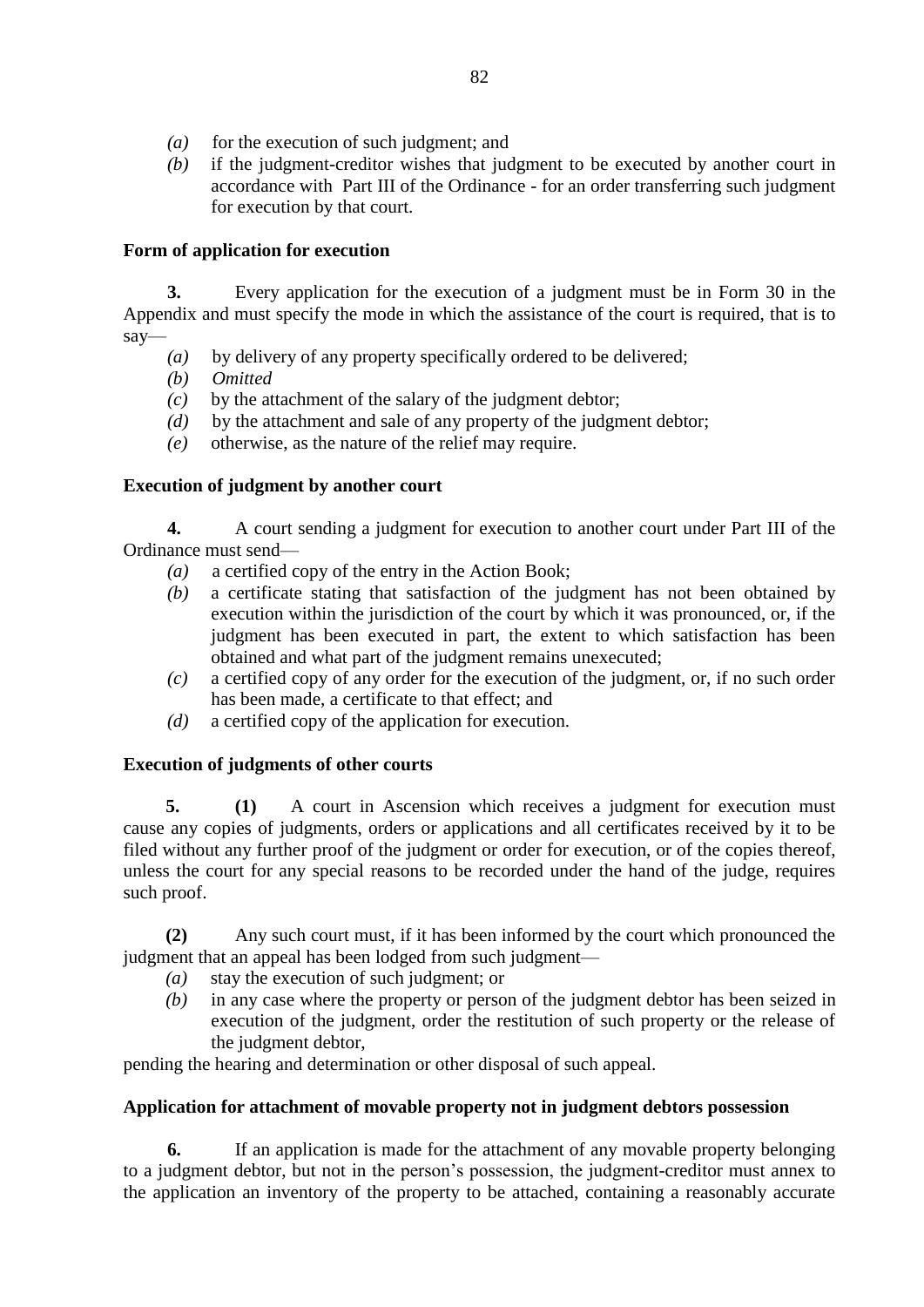- *(a)* for the execution of such judgment; and
- *(b)* if the judgment-creditor wishes that judgment to be executed by another court in accordance with Part III of the Ordinance - for an order transferring such judgment for execution by that court.

**Form of application for execution**

**3.** Every application for the execution of a judgment must be in Form 30 in the Appendix and must specify the mode in which the assistance of the court is required, that is to say—

- *(a)* by delivery of any property specifically ordered to be delivered;
- *(b)* *Omitted*
- *(c)* by the attachment of the salary of the judgment debtor;
- *(d)* by the attachment and sale of any property of the judgment debtor;
- *(e)* otherwise, as the nature of the relief may require.

**Execution of judgment by another court**

**4.** A court sending a judgment for execution to another court under Part III of the Ordinance must send—

- *(a)* a certified copy of the entry in the Action Book;
- *(b)* a certificate stating that satisfaction of the judgment has not been obtained by execution within the jurisdiction of the court by which it was pronounced, or, if the judgment has been executed in part, the extent to which satisfaction has been obtained and what part of the judgment remains unexecuted;
- *(c)* a certified copy of any order for the execution of the judgment, or, if no such order has been made, a certificate to that effect; and
- *(d)* a certified copy of the application for execution.

**Execution of judgments of other courts**

**5.** **(1)** A court in Ascension which receives a judgment for execution must cause any copies of judgments, orders or applications and all certificates received by it to be filed without any further proof of the judgment or order for execution, or of the copies thereof, unless the court for any special reasons to be recorded under the hand of the judge, requires such proof.

**(2)** Any such court must, if it has been informed by the court which pronounced the judgment that an appeal has been lodged from such judgment—

- *(a)* stay the execution of such judgment; or
- *(b)* in any case where the property or person of the judgment debtor has been seized in execution of the judgment, order the restitution of such property or the release of the judgment debtor,

pending the hearing and determination or other disposal of such appeal.

**Application for attachment of movable property not in judgment debtors possession**

**6.** If an application is made for the attachment of any movable property belonging to a judgment debtor, but not in the person's possession, the judgment-creditor must annex to the application an inventory of the property to be attached, containing a reasonably accurate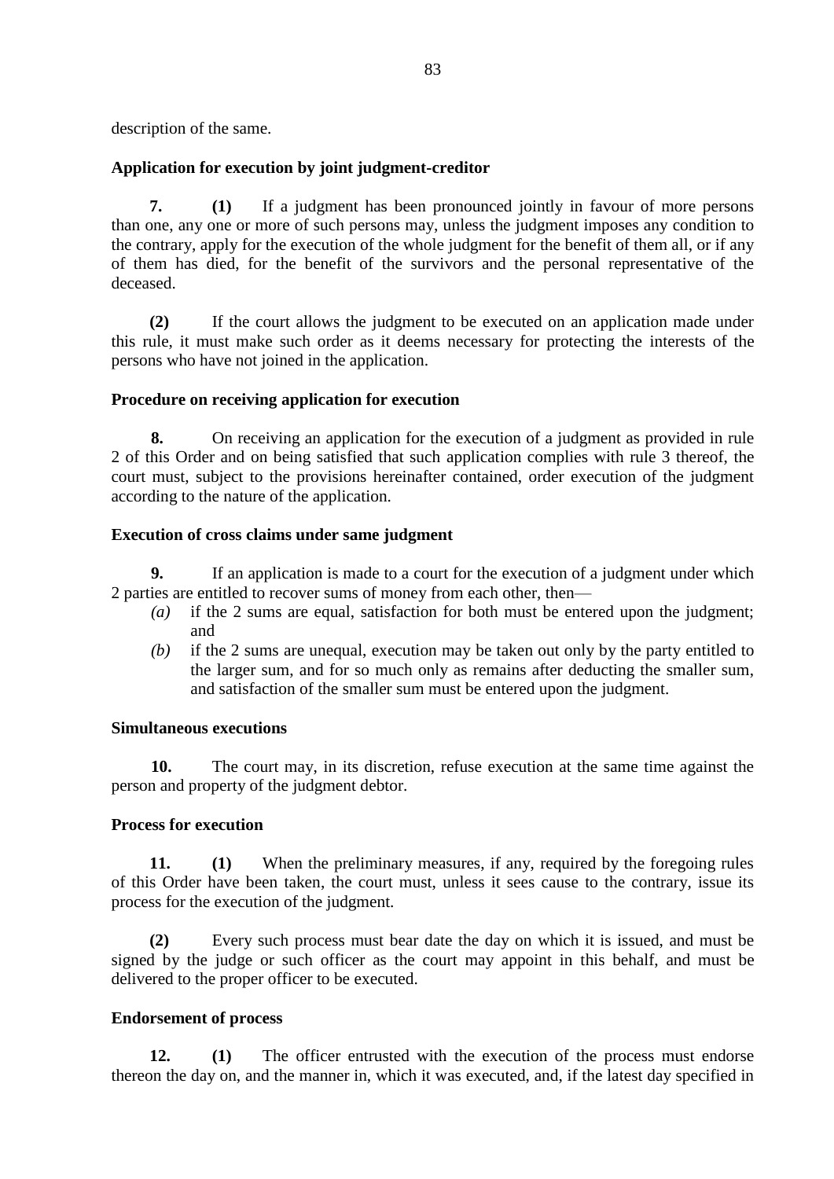description of the same.

**Application for execution by joint judgment-creditor**

**7.** **(1)** If a judgment has been pronounced jointly in favour of more persons than one, any one or more of such persons may, unless the judgment imposes any condition to the contrary, apply for the execution of the whole judgment for the benefit of them all, or if any of them has died, for the benefit of the survivors and the personal representative of the deceased.

**(2)** If the court allows the judgment to be executed on an application made under this rule, it must make such order as it deems necessary for protecting the interests of the persons who have not joined in the application.

**Procedure on receiving application for execution**

**8.** On receiving an application for the execution of a judgment as provided in rule 2 of this Order and on being satisfied that such application complies with rule 3 thereof, the court must, subject to the provisions hereinafter contained, order execution of the judgment according to the nature of the application.

**Execution of cross claims under same judgment**

**9.** If an application is made to a court for the execution of a judgment under which 2 parties are entitled to recover sums of money from each other, then—

*(a)* if the 2 sums are equal, satisfaction for both must be entered upon the judgment; and

*(b)* if the 2 sums are unequal, execution may be taken out only by the party entitled to the larger sum, and for so much only as remains after deducting the smaller sum, and satisfaction of the smaller sum must be entered upon the judgment.

**Simultaneous executions**

**10.** The court may, in its discretion, refuse execution at the same time against the person and property of the judgment debtor.

**Process for execution**

**11.** **(1)** When the preliminary measures, if any, required by the foregoing rules of this Order have been taken, the court must, unless it sees cause to the contrary, issue its process for the execution of the judgment.

**(2)** Every such process must bear date the day on which it is issued, and must be signed by the judge or such officer as the court may appoint in this behalf, and must be delivered to the proper officer to be executed.

**Endorsement of process**

**12.** **(1)** The officer entrusted with the execution of the process must endorse thereon the day on, and the manner in, which it was executed, and, if the latest day specified in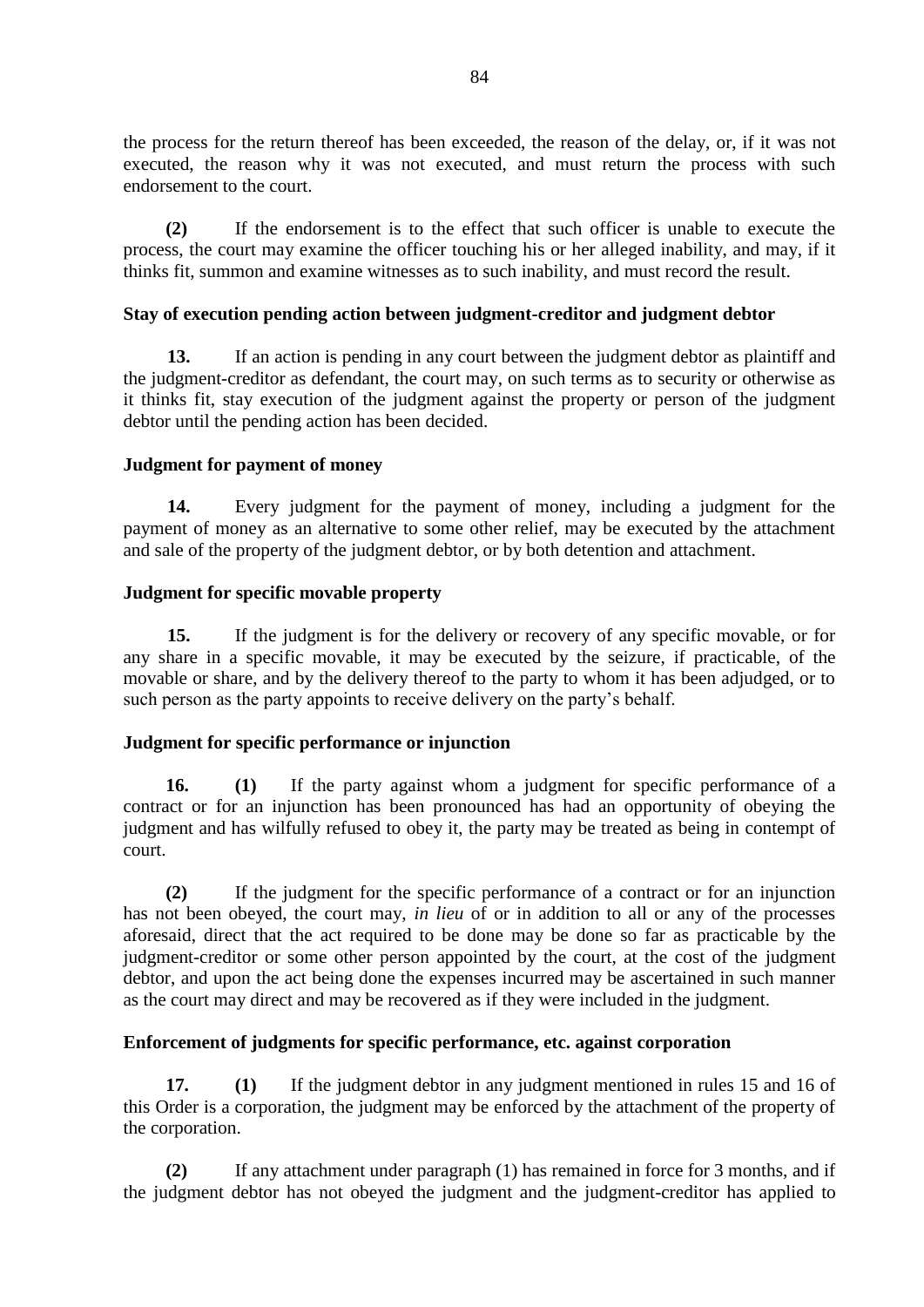the process for the return thereof has been exceeded, the reason of the delay, or, if it was not executed, the reason why it was not executed, and must return the process with such endorsement to the court.

**(2)** If the endorsement is to the effect that such officer is unable to execute the process, the court may examine the officer touching his or her alleged inability, and may, if it thinks fit, summon and examine witnesses as to such inability, and must record the result.

### Stay of execution pending action between judgment-creditor and judgment debtor

**13.** If an action is pending in any court between the judgment debtor as plaintiff and the judgment-creditor as defendant, the court may, on such terms as to security or otherwise as it thinks fit, stay execution of the judgment against the property or person of the judgment debtor until the pending action has been decided.

### Judgment for payment of money

**14.** Every judgment for the payment of money, including a judgment for the payment of money as an alternative to some other relief, may be executed by the attachment and sale of the property of the judgment debtor, or by both detention and attachment.

### Judgment for specific movable property

**15.** If the judgment is for the delivery or recovery of any specific movable, or for any share in a specific movable, it may be executed by the seizure, if practicable, of the movable or share, and by the delivery thereof to the party to whom it has been adjudged, or to such person as the party appoints to receive delivery on the party's behalf.

### Judgment for specific performance or injunction

**16.** **(1)** If the party against whom a judgment for specific performance of a contract or for an injunction has been pronounced has had an opportunity of obeying the judgment and has wilfully refused to obey it, the party may be treated as being in contempt of court.

**(2)** If the judgment for the specific performance of a contract or for an injunction has not been obeyed, the court may, *in lieu* of or in addition to all or any of the processes aforesaid, direct that the act required to be done may be done so far as practicable by the judgment-creditor or some other person appointed by the court, at the cost of the judgment debtor, and upon the act being done the expenses incurred may be ascertained in such manner as the court may direct and may be recovered as if they were included in the judgment.

### Enforcement of judgments for specific performance, etc. against corporation

**17.** **(1)** If the judgment debtor in any judgment mentioned in rules 15 and 16 of this Order is a corporation, the judgment may be enforced by the attachment of the property of the corporation.

**(2)** If any attachment under paragraph (1) has remained in force for 3 months, and if the judgment debtor has not obeyed the judgment and the judgment-creditor has applied to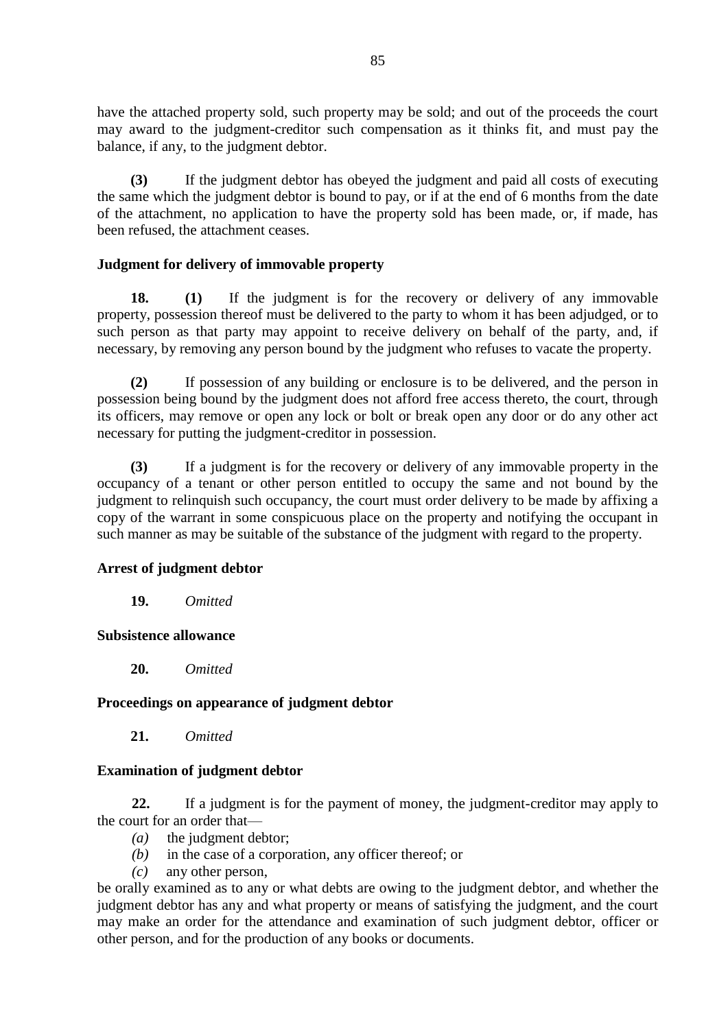have the attached property sold, such property may be sold; and out of the proceeds the court may award to the judgment-creditor such compensation as it thinks fit, and must pay the balance, if any, to the judgment debtor.

**(3)** If the judgment debtor has obeyed the judgment and paid all costs of executing the same which the judgment debtor is bound to pay, or if at the end of 6 months from the date of the attachment, no application to have the property sold has been made, or, if made, has been refused, the attachment ceases.

**Judgment for delivery of immovable property**

**18.** **(1)** If the judgment is for the recovery or delivery of any immovable property, possession thereof must be delivered to the party to whom it has been adjudged, or to such person as that party may appoint to receive delivery on behalf of the party, and, if necessary, by removing any person bound by the judgment who refuses to vacate the property.

**(2)** If possession of any building or enclosure is to be delivered, and the person in possession being bound by the judgment does not afford free access thereto, the court, through its officers, may remove or open any lock or bolt or break open any door or do any other act necessary for putting the judgment-creditor in possession.

**(3)** If a judgment is for the recovery or delivery of any immovable property in the occupancy of a tenant or other person entitled to occupy the same and not bound by the judgment to relinquish such occupancy, the court must order delivery to be made by affixing a copy of the warrant in some conspicuous place on the property and notifying the occupant in such manner as may be suitable of the substance of the judgment with regard to the property.

**Arrest of judgment debtor**

**19.** *Omitted*

**Subsistence allowance**

**20.** *Omitted*

**Proceedings on appearance of judgment debtor**

**21.** *Omitted*

**Examination of judgment debtor**

**22.** If a judgment is for the payment of money, the judgment-creditor may apply to the court for an order that—

*(a)* the judgment debtor;
*(b)* in the case of a corporation, any officer thereof; or
*(c)* any other person,

be orally examined as to any or what debts are owing to the judgment debtor, and whether the judgment debtor has any and what property or means of satisfying the judgment, and the court may make an order for the attendance and examination of such judgment debtor, officer or other person, and for the production of any books or documents.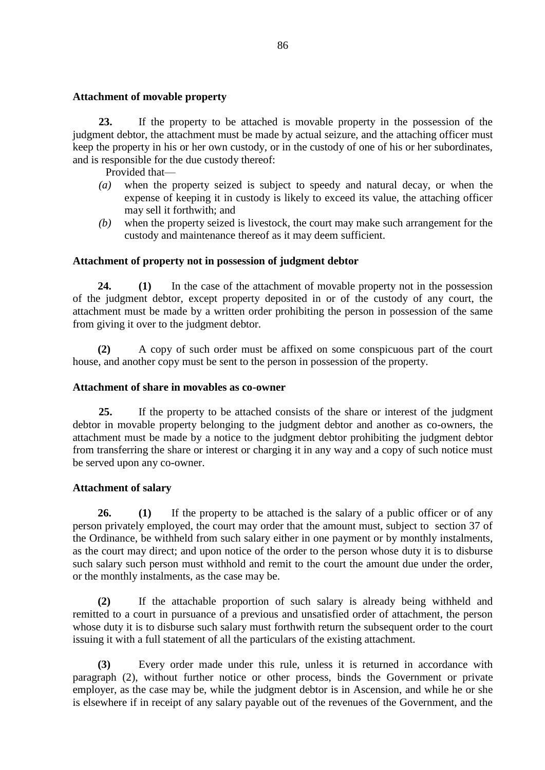**Attachment of movable property**

**23.** If the property to be attached is movable property in the possession of the judgment debtor, the attachment must be made by actual seizure, and the attaching officer must keep the property in his or her own custody, or in the custody of one of his or her subordinates, and is responsible for the due custody thereof:

Provided that—

*(a)* when the property seized is subject to speedy and natural decay, or when the expense of keeping it in custody is likely to exceed its value, the attaching officer may sell it forthwith; and

*(b)* when the property seized is livestock, the court may make such arrangement for the custody and maintenance thereof as it may deem sufficient.

**Attachment of property not in possession of judgment debtor**

**24.** **(1)** In the case of the attachment of movable property not in the possession of the judgment debtor, except property deposited in or of the custody of any court, the attachment must be made by a written order prohibiting the person in possession of the same from giving it over to the judgment debtor.

**(2)** A copy of such order must be affixed on some conspicuous part of the court house, and another copy must be sent to the person in possession of the property.

**Attachment of share in movables as co-owner**

**25.** If the property to be attached consists of the share or interest of the judgment debtor in movable property belonging to the judgment debtor and another as co-owners, the attachment must be made by a notice to the judgment debtor prohibiting the judgment debtor from transferring the share or interest or charging it in any way and a copy of such notice must be served upon any co-owner.

**Attachment of salary**

**26.** **(1)** If the property to be attached is the salary of a public officer or of any person privately employed, the court may order that the amount must, subject to section 37 of the Ordinance, be withheld from such salary either in one payment or by monthly instalments, as the court may direct; and upon notice of the order to the person whose duty it is to disburse such salary such person must withhold and remit to the court the amount due under the order, or the monthly instalments, as the case may be.

**(2)** If the attachable proportion of such salary is already being withheld and remitted to a court in pursuance of a previous and unsatisfied order of attachment, the person whose duty it is to disburse such salary must forthwith return the subsequent order to the court issuing it with a full statement of all the particulars of the existing attachment.

**(3)** Every order made under this rule, unless it is returned in accordance with paragraph (2), without further notice or other process, binds the Government or private employer, as the case may be, while the judgment debtor is in Ascension, and while he or she is elsewhere if in receipt of any salary payable out of the revenues of the Government, and the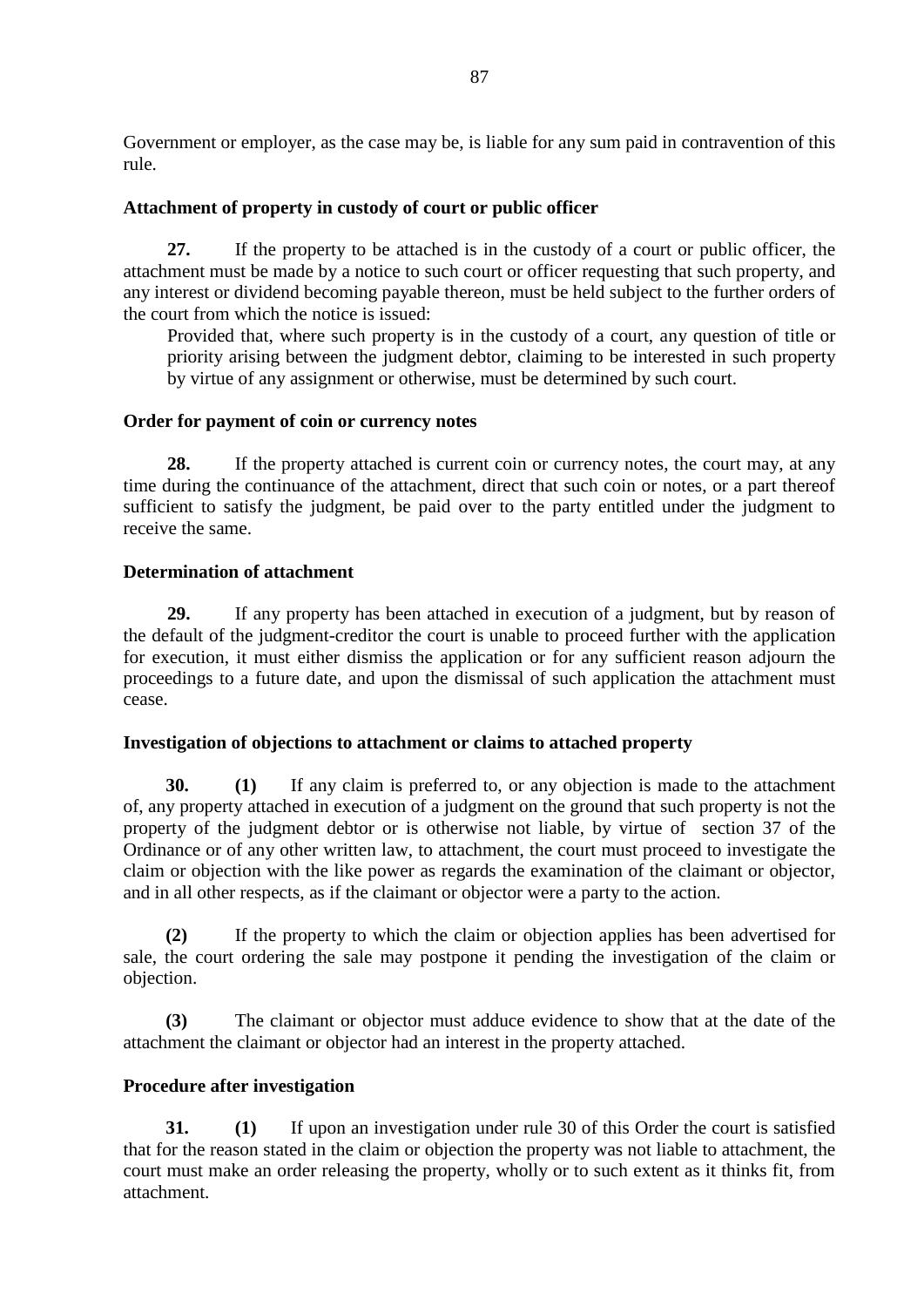Government or employer, as the case may be, is liable for any sum paid in contravention of this rule.

**Attachment of property in custody of court or public officer**

**27.** If the property to be attached is in the custody of a court or public officer, the attachment must be made by a notice to such court or officer requesting that such property, and any interest or dividend becoming payable thereon, must be held subject to the further orders of the court from which the notice is issued:

Provided that, where such property is in the custody of a court, any question of title or priority arising between the judgment debtor, claiming to be interested in such property by virtue of any assignment or otherwise, must be determined by such court.

**Order for payment of coin or currency notes**

**28.** If the property attached is current coin or currency notes, the court may, at any time during the continuance of the attachment, direct that such coin or notes, or a part thereof sufficient to satisfy the judgment, be paid over to the party entitled under the judgment to receive the same.

**Determination of attachment**

**29.** If any property has been attached in execution of a judgment, but by reason of the default of the judgment-creditor the court is unable to proceed further with the application for execution, it must either dismiss the application or for any sufficient reason adjourn the proceedings to a future date, and upon the dismissal of such application the attachment must cease.

**Investigation of objections to attachment or claims to attached property**

**30.** **(1)** If any claim is preferred to, or any objection is made to the attachment of, any property attached in execution of a judgment on the ground that such property is not the property of the judgment debtor or is otherwise not liable, by virtue of section 37 of the Ordinance or of any other written law, to attachment, the court must proceed to investigate the claim or objection with the like power as regards the examination of the claimant or objector, and in all other respects, as if the claimant or objector were a party to the action.

**(2)** If the property to which the claim or objection applies has been advertised for sale, the court ordering the sale may postpone it pending the investigation of the claim or objection.

**(3)** The claimant or objector must adduce evidence to show that at the date of the attachment the claimant or objector had an interest in the property attached.

**Procedure after investigation**

**31.** **(1)** If upon an investigation under rule 30 of this Order the court is satisfied that for the reason stated in the claim or objection the property was not liable to attachment, the court must make an order releasing the property, wholly or to such extent as it thinks fit, from attachment.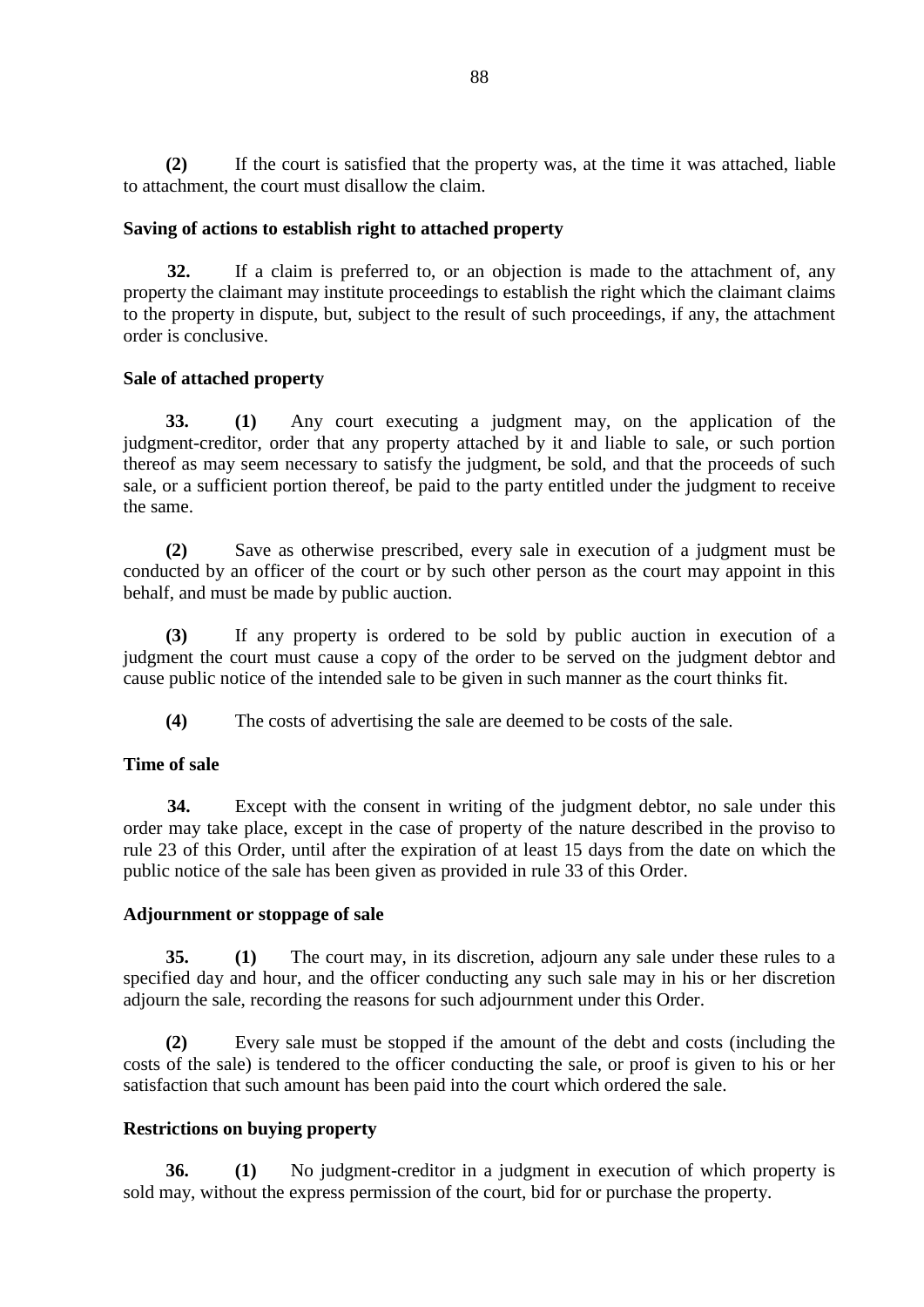**(2)** If the court is satisfied that the property was, at the time it was attached, liable to attachment, the court must disallow the claim.

**Saving of actions to establish right to attached property**

**32.** If a claim is preferred to, or an objection is made to the attachment of, any property the claimant may institute proceedings to establish the right which the claimant claims to the property in dispute, but, subject to the result of such proceedings, if any, the attachment order is conclusive.

**Sale of attached property**

**33. (1)** Any court executing a judgment may, on the application of the judgment-creditor, order that any property attached by it and liable to sale, or such portion thereof as may seem necessary to satisfy the judgment, be sold, and that the proceeds of such sale, or a sufficient portion thereof, be paid to the party entitled under the judgment to receive the same.

**(2)** Save as otherwise prescribed, every sale in execution of a judgment must be conducted by an officer of the court or by such other person as the court may appoint in this behalf, and must be made by public auction.

**(3)** If any property is ordered to be sold by public auction in execution of a judgment the court must cause a copy of the order to be served on the judgment debtor and cause public notice of the intended sale to be given in such manner as the court thinks fit.

**(4)** The costs of advertising the sale are deemed to be costs of the sale.

**Time of sale**

**34.** Except with the consent in writing of the judgment debtor, no sale under this order may take place, except in the case of property of the nature described in the proviso to rule 23 of this Order, until after the expiration of at least 15 days from the date on which the public notice of the sale has been given as provided in rule 33 of this Order.

**Adjournment or stoppage of sale**

**35. (1)** The court may, in its discretion, adjourn any sale under these rules to a specified day and hour, and the officer conducting any such sale may in his or her discretion adjourn the sale, recording the reasons for such adjournment under this Order.

**(2)** Every sale must be stopped if the amount of the debt and costs (including the costs of the sale) is tendered to the officer conducting the sale, or proof is given to his or her satisfaction that such amount has been paid into the court which ordered the sale.

**Restrictions on buying property**

**36. (1)** No judgment-creditor in a judgment in execution of which property is sold may, without the express permission of the court, bid for or purchase the property.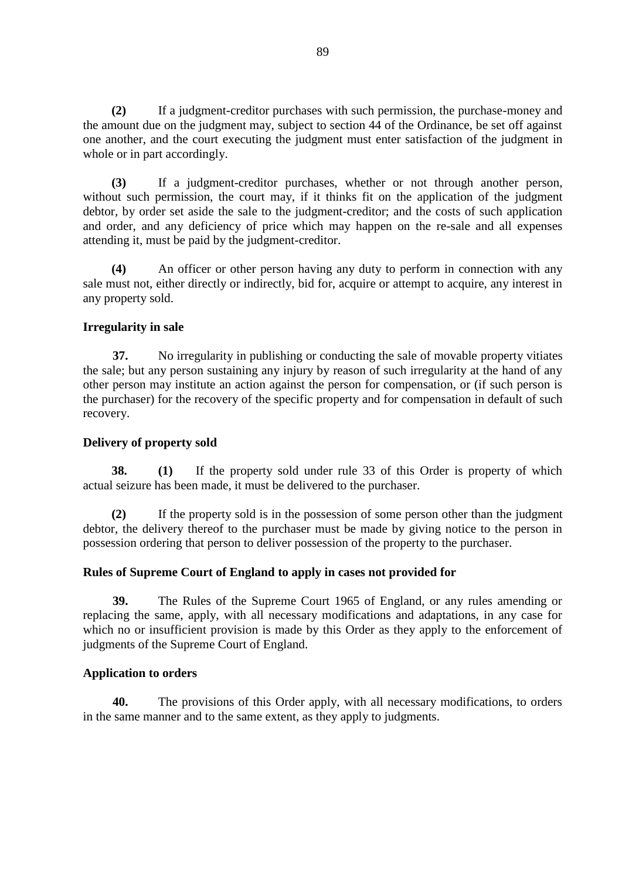**(2)** If a judgment-creditor purchases with such permission, the purchase-money and the amount due on the judgment may, subject to section 44 of the Ordinance, be set off against one another, and the court executing the judgment must enter satisfaction of the judgment in whole or in part accordingly.

**(3)** If a judgment-creditor purchases, whether or not through another person, without such permission, the court may, if it thinks fit on the application of the judgment debtor, by order set aside the sale to the judgment-creditor; and the costs of such application and order, and any deficiency of price which may happen on the re-sale and all expenses attending it, must be paid by the judgment-creditor.

**(4)** An officer or other person having any duty to perform in connection with any sale must not, either directly or indirectly, bid for, acquire or attempt to acquire, any interest in any property sold.

**Irregularity in sale**

**37.** No irregularity in publishing or conducting the sale of movable property vitiates the sale; but any person sustaining any injury by reason of such irregularity at the hand of any other person may institute an action against the person for compensation, or (if such person is the purchaser) for the recovery of the specific property and for compensation in default of such recovery.

**Delivery of property sold**

**38.** **(1)** If the property sold under rule 33 of this Order is property of which actual seizure has been made, it must be delivered to the purchaser.

**(2)** If the property sold is in the possession of some person other than the judgment debtor, the delivery thereof to the purchaser must be made by giving notice to the person in possession ordering that person to deliver possession of the property to the purchaser.

**Rules of Supreme Court of England to apply in cases not provided for**

**39.** The Rules of the Supreme Court 1965 of England, or any rules amending or replacing the same, apply, with all necessary modifications and adaptations, in any case for which no or insufficient provision is made by this Order as they apply to the enforcement of judgments of the Supreme Court of England.

**Application to orders**

**40.** The provisions of this Order apply, with all necessary modifications, to orders in the same manner and to the same extent, as they apply to judgments.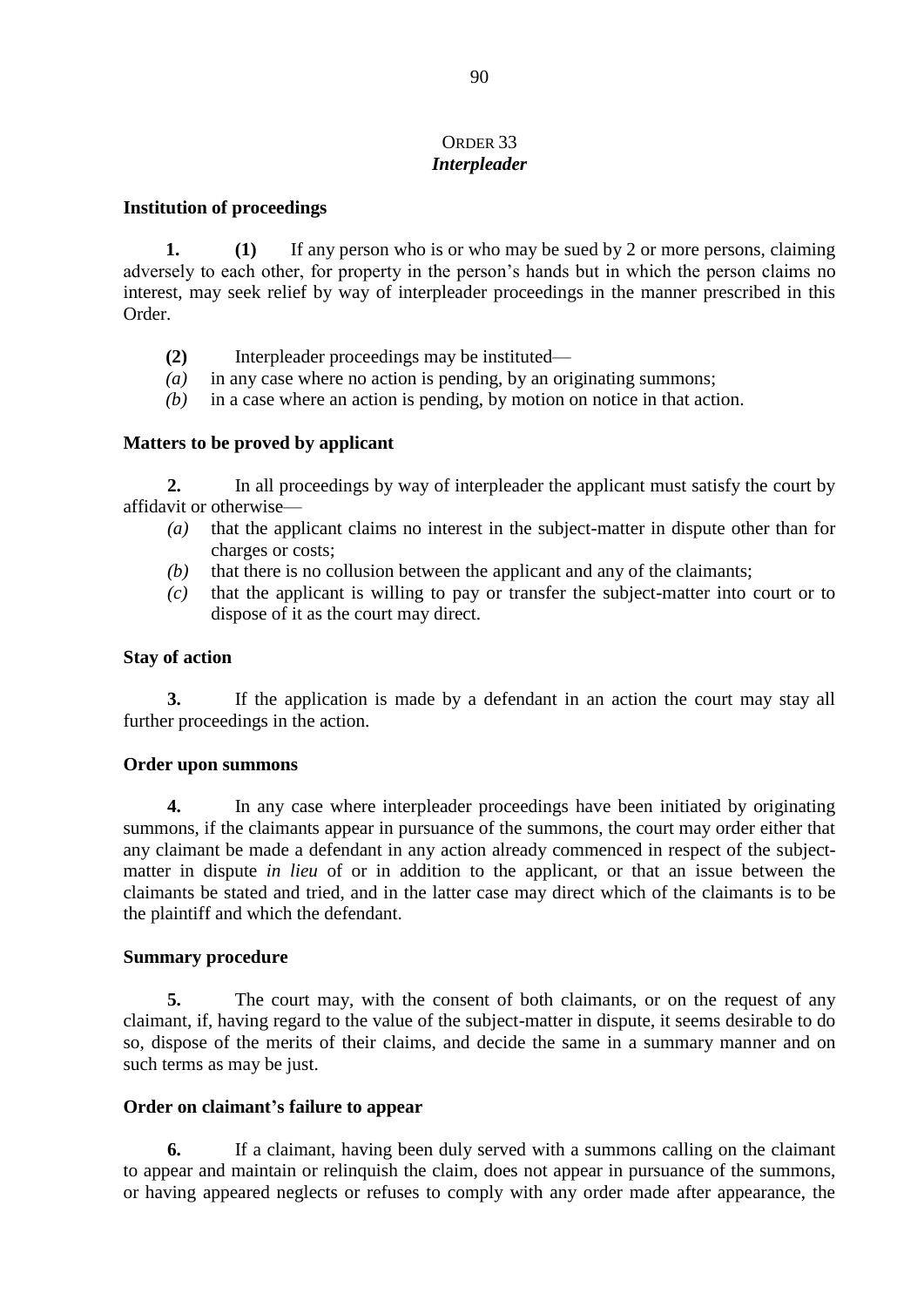## ORDER 33
### *Interpleader*

**Institution of proceedings**

**1. (1)** If any person who is or who may be sued by 2 or more persons, claiming adversely to each other, for property in the person's hands but in which the person claims no interest, may seek relief by way of interpleader proceedings in the manner prescribed in this Order.

**(2)** Interpleader proceedings may be instituted—

*(a)* in any case where no action is pending, by an originating summons;

*(b)* in a case where an action is pending, by motion on notice in that action.

**Matters to be proved by applicant**

**2.** In all proceedings by way of interpleader the applicant must satisfy the court by affidavit or otherwise—

*(a)* that the applicant claims no interest in the subject-matter in dispute other than for charges or costs;

*(b)* that there is no collusion between the applicant and any of the claimants;

*(c)* that the applicant is willing to pay or transfer the subject-matter into court or to dispose of it as the court may direct.

**Stay of action**

**3.** If the application is made by a defendant in an action the court may stay all further proceedings in the action.

**Order upon summons**

**4.** In any case where interpleader proceedings have been initiated by originating summons, if the claimants appear in pursuance of the summons, the court may order either that any claimant be made a defendant in any action already commenced in respect of the subject-matter in dispute *in lieu* of or in addition to the applicant, or that an issue between the claimants be stated and tried, and in the latter case may direct which of the claimants is to be the plaintiff and which the defendant.

**Summary procedure**

**5.** The court may, with the consent of both claimants, or on the request of any claimant, if, having regard to the value of the subject-matter in dispute, it seems desirable to do so, dispose of the merits of their claims, and decide the same in a summary manner and on such terms as may be just.

**Order on claimant's failure to appear**

**6.** If a claimant, having been duly served with a summons calling on the claimant to appear and maintain or relinquish the claim, does not appear in pursuance of the summons, or having appeared neglects or refuses to comply with any order made after appearance, the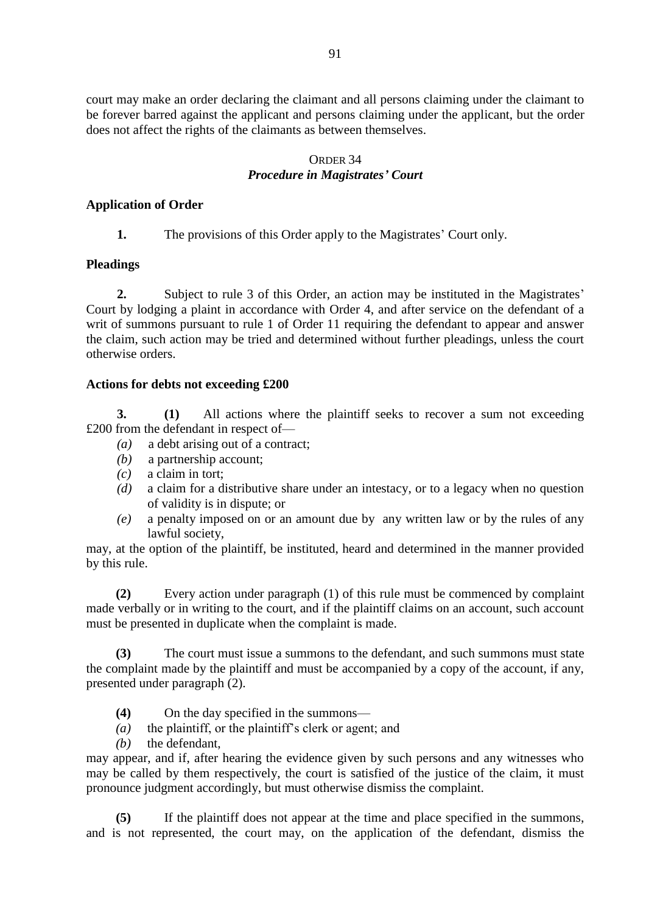court may make an order declaring the claimant and all persons claiming under the claimant to be forever barred against the applicant and persons claiming under the applicant, but the order does not affect the rights of the claimants as between themselves.

## ORDER 34
### *Procedure in Magistrates' Court*

**Application of Order**

**1.** The provisions of this Order apply to the Magistrates' Court only.

**Pleadings**

**2.** Subject to rule 3 of this Order, an action may be instituted in the Magistrates' Court by lodging a plaint in accordance with Order 4, and after service on the defendant of a writ of summons pursuant to rule 1 of Order 11 requiring the defendant to appear and answer the claim, such action may be tried and determined without further pleadings, unless the court otherwise orders.

**Actions for debts not exceeding £200**

**3.** **(1)** All actions where the plaintiff seeks to recover a sum not exceeding £200 from the defendant in respect of—

*(a)* a debt arising out of a contract;
*(b)* a partnership account;
*(c)* a claim in tort;
*(d)* a claim for a distributive share under an intestacy, or to a legacy when no question of validity is in dispute; or
*(e)* a penalty imposed on or an amount due by any written law or by the rules of any lawful society,

may, at the option of the plaintiff, be instituted, heard and determined in the manner provided by this rule.

**(2)** Every action under paragraph (1) of this rule must be commenced by complaint made verbally or in writing to the court, and if the plaintiff claims on an account, such account must be presented in duplicate when the complaint is made.

**(3)** The court must issue a summons to the defendant, and such summons must state the complaint made by the plaintiff and must be accompanied by a copy of the account, if any, presented under paragraph (2).

**(4)** On the day specified in the summons—

*(a)* the plaintiff, or the plaintiff's clerk or agent; and
*(b)* the defendant,

may appear, and if, after hearing the evidence given by such persons and any witnesses who may be called by them respectively, the court is satisfied of the justice of the claim, it must pronounce judgment accordingly, but must otherwise dismiss the complaint.

**(5)** If the plaintiff does not appear at the time and place specified in the summons, and is not represented, the court may, on the application of the defendant, dismiss the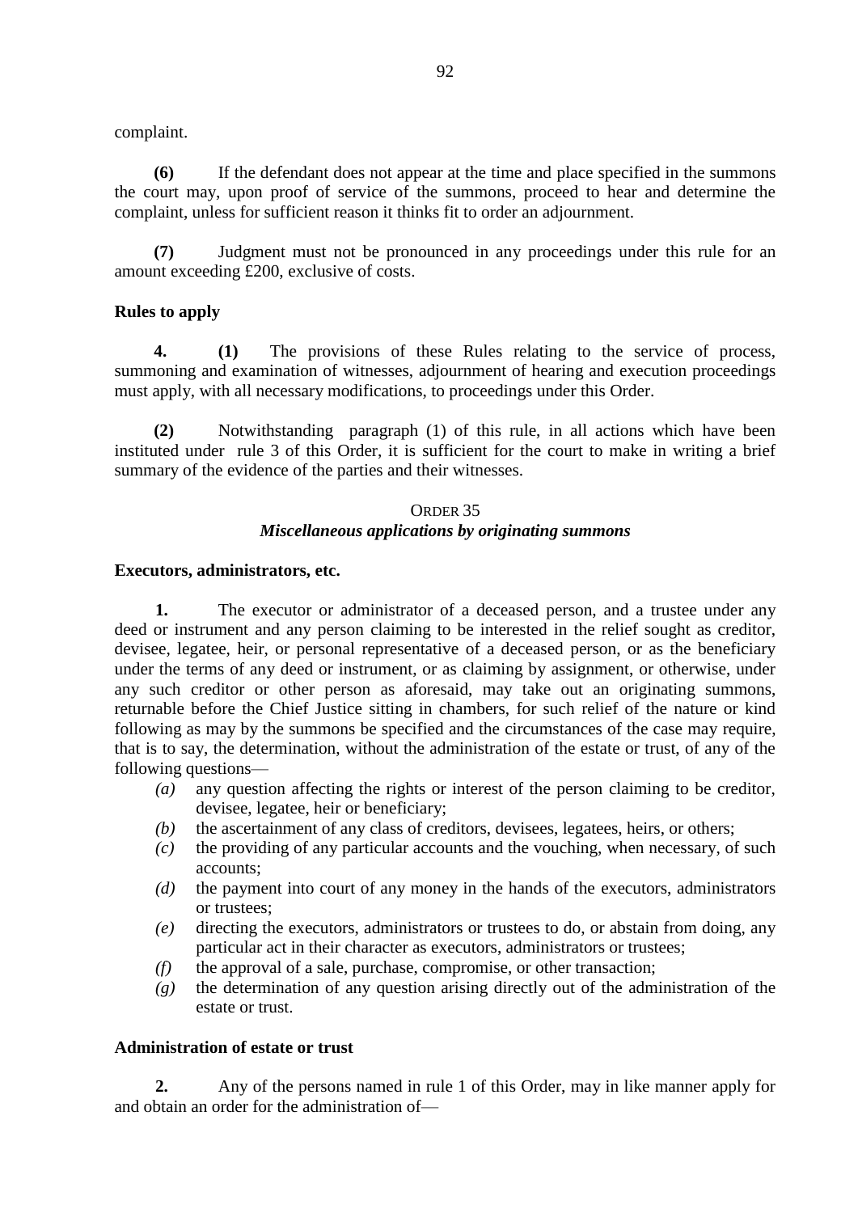complaint.

**(6)** If the defendant does not appear at the time and place specified in the summons the court may, upon proof of service of the summons, proceed to hear and determine the complaint, unless for sufficient reason it thinks fit to order an adjournment.

**(7)** Judgment must not be pronounced in any proceedings under this rule for an amount exceeding £200, exclusive of costs.

**Rules to apply**

**4. (1)** The provisions of these Rules relating to the service of process, summoning and examination of witnesses, adjournment of hearing and execution proceedings must apply, with all necessary modifications, to proceedings under this Order.

**(2)** Notwithstanding paragraph (1) of this rule, in all actions which have been instituted under rule 3 of this Order, it is sufficient for the court to make in writing a brief summary of the evidence of the parties and their witnesses.

## ORDER 35
### *Miscellaneous applications by originating summons*

**Executors, administrators, etc.**

**1.** The executor or administrator of a deceased person, and a trustee under any deed or instrument and any person claiming to be interested in the relief sought as creditor, devisee, legatee, heir, or personal representative of a deceased person, or as the beneficiary under the terms of any deed or instrument, or as claiming by assignment, or otherwise, under any such creditor or other person as aforesaid, may take out an originating summons, returnable before the Chief Justice sitting in chambers, for such relief of the nature or kind following as may by the summons be specified and the circumstances of the case may require, that is to say, the determination, without the administration of the estate or trust, of any of the following questions—

*(a)* any question affecting the rights or interest of the person claiming to be creditor, devisee, legatee, heir or beneficiary;
*(b)* the ascertainment of any class of creditors, devisees, legatees, heirs, or others;
*(c)* the providing of any particular accounts and the vouching, when necessary, of such accounts;
*(d)* the payment into court of any money in the hands of the executors, administrators or trustees;
*(e)* directing the executors, administrators or trustees to do, or abstain from doing, any particular act in their character as executors, administrators or trustees;
*(f)* the approval of a sale, purchase, compromise, or other transaction;
*(g)* the determination of any question arising directly out of the administration of the estate or trust.

**Administration of estate or trust**

**2.** Any of the persons named in rule 1 of this Order, may in like manner apply for and obtain an order for the administration of—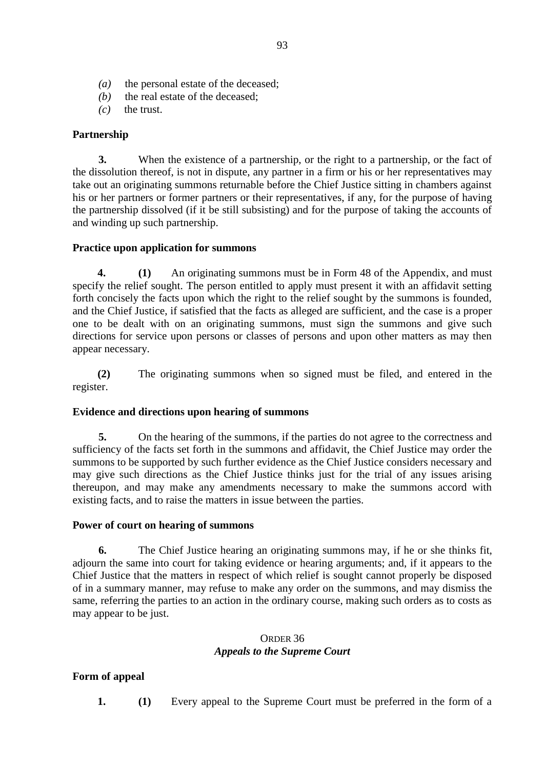*(a)* the personal estate of the deceased;
*(b)* the real estate of the deceased;
*(c)* the trust.

**Partnership**

**3.** When the existence of a partnership, or the right to a partnership, or the fact of the dissolution thereof, is not in dispute, any partner in a firm or his or her representatives may take out an originating summons returnable before the Chief Justice sitting in chambers against his or her partners or former partners or their representatives, if any, for the purpose of having the partnership dissolved (if it be still subsisting) and for the purpose of taking the accounts of and winding up such partnership.

**Practice upon application for summons**

**4.** **(1)** An originating summons must be in Form 48 of the Appendix, and must specify the relief sought. The person entitled to apply must present it with an affidavit setting forth concisely the facts upon which the right to the relief sought by the summons is founded, and the Chief Justice, if satisfied that the facts as alleged are sufficient, and the case is a proper one to be dealt with on an originating summons, must sign the summons and give such directions for service upon persons or classes of persons and upon other matters as may then appear necessary.

**(2)** The originating summons when so signed must be filed, and entered in the register.

**Evidence and directions upon hearing of summons**

**5.** On the hearing of the summons, if the parties do not agree to the correctness and sufficiency of the facts set forth in the summons and affidavit, the Chief Justice may order the summons to be supported by such further evidence as the Chief Justice considers necessary and may give such directions as the Chief Justice thinks just for the trial of any issues arising thereupon, and may make any amendments necessary to make the summons accord with existing facts, and to raise the matters in issue between the parties.

**Power of court on hearing of summons**

**6.** The Chief Justice hearing an originating summons may, if he or she thinks fit, adjourn the same into court for taking evidence or hearing arguments; and, if it appears to the Chief Justice that the matters in respect of which relief is sought cannot properly be disposed of in a summary manner, may refuse to make any order on the summons, and may dismiss the same, referring the parties to an action in the ordinary course, making such orders as to costs as may appear to be just.

## ORDER 36
### *Appeals to the Supreme Court*

**Form of appeal**

**1.** **(1)** Every appeal to the Supreme Court must be preferred in the form of a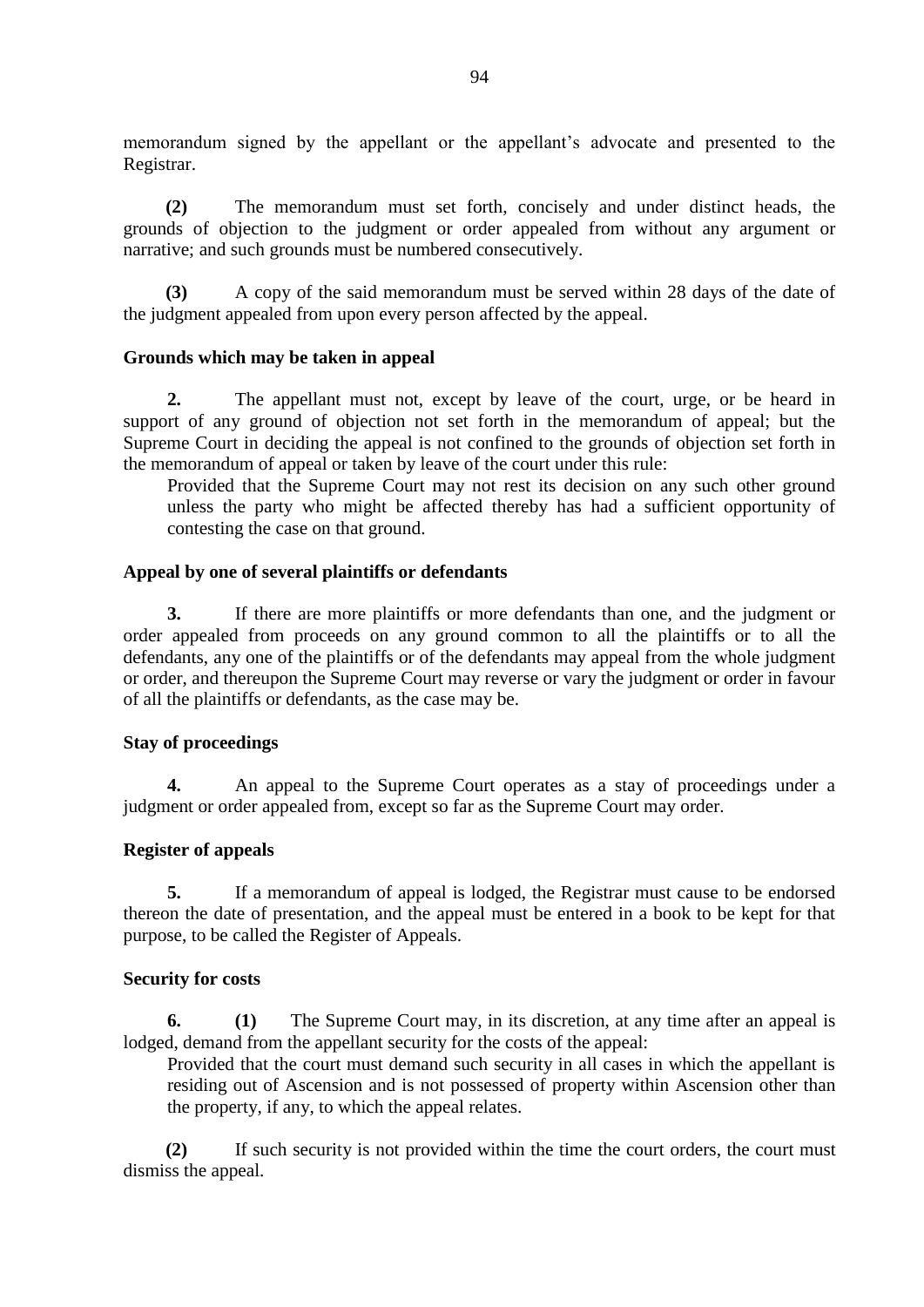memorandum signed by the appellant or the appellant's advocate and presented to the Registrar.

**(2)** The memorandum must set forth, concisely and under distinct heads, the grounds of objection to the judgment or order appealed from without any argument or narrative; and such grounds must be numbered consecutively.

**(3)** A copy of the said memorandum must be served within 28 days of the date of the judgment appealed from upon every person affected by the appeal.

**Grounds which may be taken in appeal**

**2.** The appellant must not, except by leave of the court, urge, or be heard in support of any ground of objection not set forth in the memorandum of appeal; but the Supreme Court in deciding the appeal is not confined to the grounds of objection set forth in the memorandum of appeal or taken by leave of the court under this rule:

Provided that the Supreme Court may not rest its decision on any such other ground unless the party who might be affected thereby has had a sufficient opportunity of contesting the case on that ground.

**Appeal by one of several plaintiffs or defendants**

**3.** If there are more plaintiffs or more defendants than one, and the judgment or order appealed from proceeds on any ground common to all the plaintiffs or to all the defendants, any one of the plaintiffs or of the defendants may appeal from the whole judgment or order, and thereupon the Supreme Court may reverse or vary the judgment or order in favour of all the plaintiffs or defendants, as the case may be.

**Stay of proceedings**

**4.** An appeal to the Supreme Court operates as a stay of proceedings under a judgment or order appealed from, except so far as the Supreme Court may order.

**Register of appeals**

**5.** If a memorandum of appeal is lodged, the Registrar must cause to be endorsed thereon the date of presentation, and the appeal must be entered in a book to be kept for that purpose, to be called the Register of Appeals.

**Security for costs**

**6.** **(1)** The Supreme Court may, in its discretion, at any time after an appeal is lodged, demand from the appellant security for the costs of the appeal:

Provided that the court must demand such security in all cases in which the appellant is residing out of Ascension and is not possessed of property within Ascension other than the property, if any, to which the appeal relates.

**(2)** If such security is not provided within the time the court orders, the court must dismiss the appeal.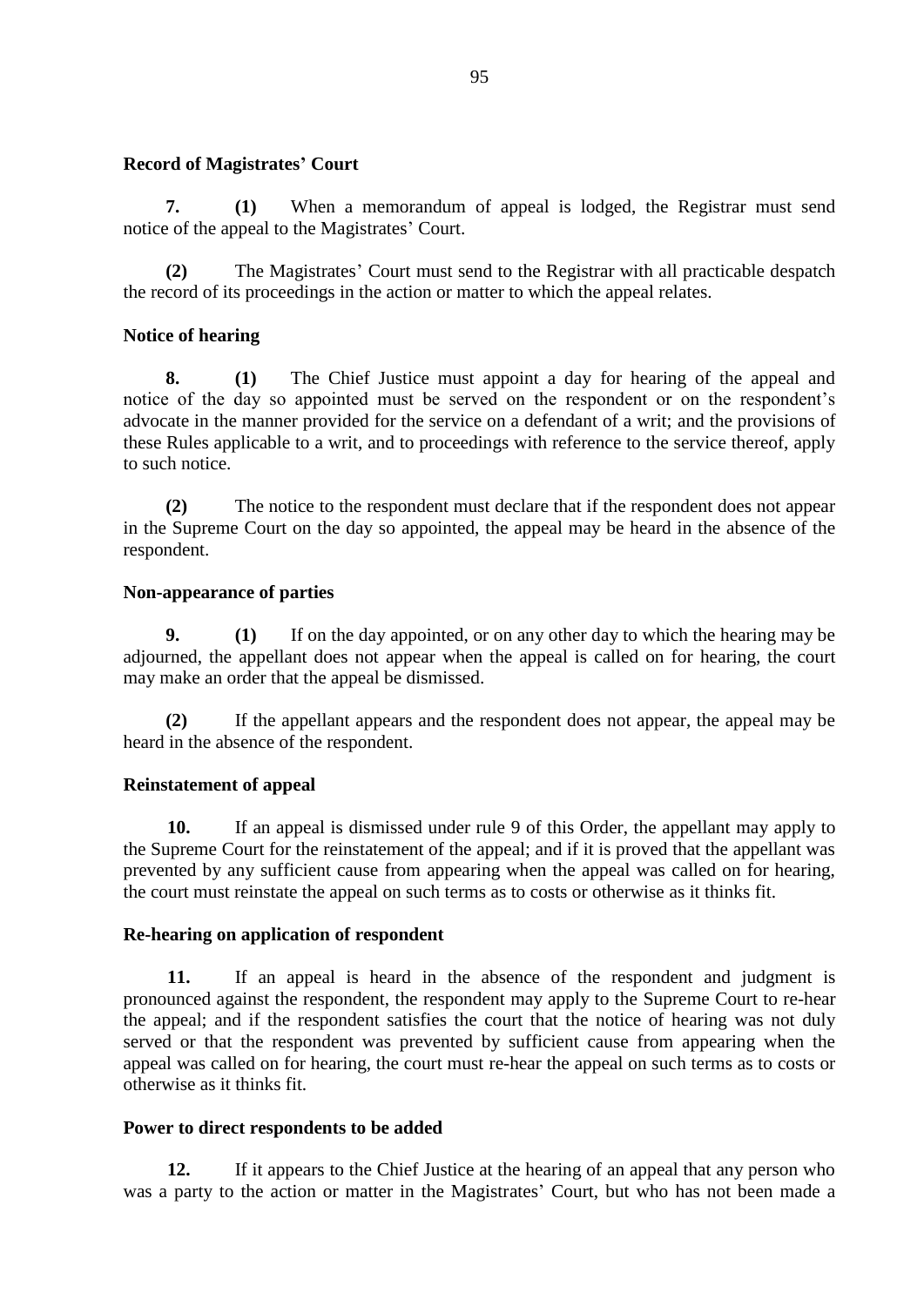**Record of Magistrates' Court**

**7.** **(1)** When a memorandum of appeal is lodged, the Registrar must send notice of the appeal to the Magistrates' Court.

**(2)** The Magistrates' Court must send to the Registrar with all practicable despatch the record of its proceedings in the action or matter to which the appeal relates.

**Notice of hearing**

**8.** **(1)** The Chief Justice must appoint a day for hearing of the appeal and notice of the day so appointed must be served on the respondent or on the respondent's advocate in the manner provided for the service on a defendant of a writ; and the provisions of these Rules applicable to a writ, and to proceedings with reference to the service thereof, apply to such notice.

**(2)** The notice to the respondent must declare that if the respondent does not appear in the Supreme Court on the day so appointed, the appeal may be heard in the absence of the respondent.

**Non-appearance of parties**

**9.** **(1)** If on the day appointed, or on any other day to which the hearing may be adjourned, the appellant does not appear when the appeal is called on for hearing, the court may make an order that the appeal be dismissed.

**(2)** If the appellant appears and the respondent does not appear, the appeal may be heard in the absence of the respondent.

**Reinstatement of appeal**

**10.** If an appeal is dismissed under rule 9 of this Order, the appellant may apply to the Supreme Court for the reinstatement of the appeal; and if it is proved that the appellant was prevented by any sufficient cause from appearing when the appeal was called on for hearing, the court must reinstate the appeal on such terms as to costs or otherwise as it thinks fit.

**Re-hearing on application of respondent**

**11.** If an appeal is heard in the absence of the respondent and judgment is pronounced against the respondent, the respondent may apply to the Supreme Court to re-hear the appeal; and if the respondent satisfies the court that the notice of hearing was not duly served or that the respondent was prevented by sufficient cause from appearing when the appeal was called on for hearing, the court must re-hear the appeal on such terms as to costs or otherwise as it thinks fit.

**Power to direct respondents to be added**

**12.** If it appears to the Chief Justice at the hearing of an appeal that any person who was a party to the action or matter in the Magistrates' Court, but who has not been made a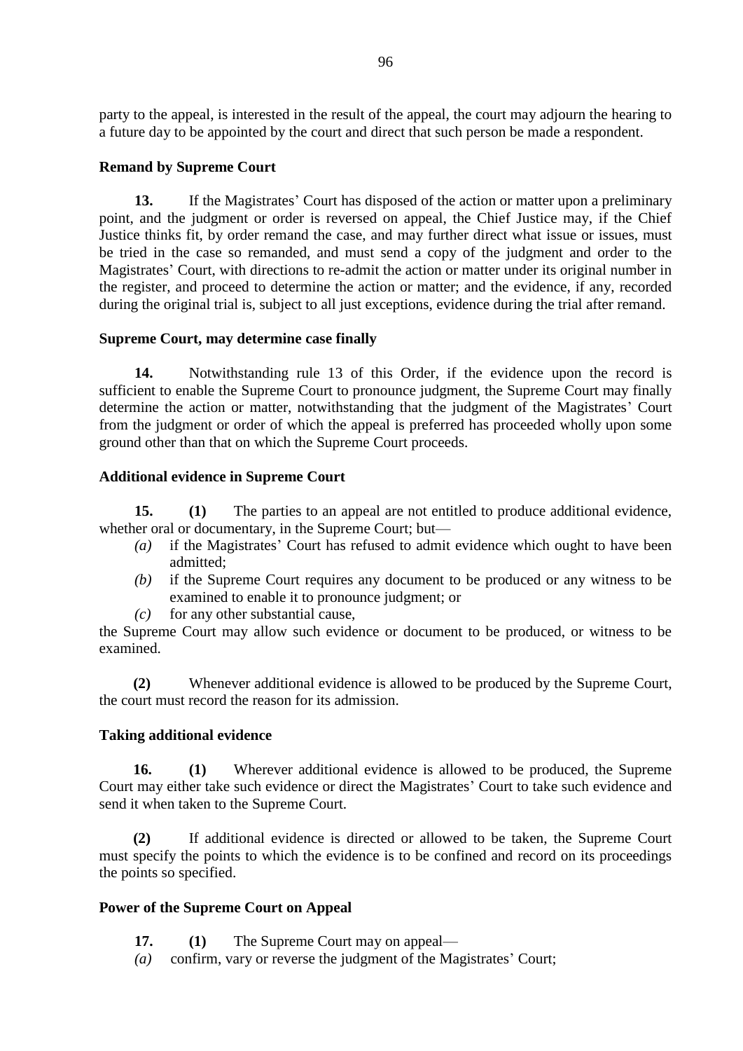party to the appeal, is interested in the result of the appeal, the court may adjourn the hearing to a future day to be appointed by the court and direct that such person be made a respondent.

**Remand by Supreme Court**

**13.** If the Magistrates' Court has disposed of the action or matter upon a preliminary point, and the judgment or order is reversed on appeal, the Chief Justice may, if the Chief Justice thinks fit, by order remand the case, and may further direct what issue or issues, must be tried in the case so remanded, and must send a copy of the judgment and order to the Magistrates' Court, with directions to re-admit the action or matter under its original number in the register, and proceed to determine the action or matter; and the evidence, if any, recorded during the original trial is, subject to all just exceptions, evidence during the trial after remand.

**Supreme Court, may determine case finally**

**14.** Notwithstanding rule 13 of this Order, if the evidence upon the record is sufficient to enable the Supreme Court to pronounce judgment, the Supreme Court may finally determine the action or matter, notwithstanding that the judgment of the Magistrates' Court from the judgment or order of which the appeal is preferred has proceeded wholly upon some ground other than that on which the Supreme Court proceeds.

**Additional evidence in Supreme Court**

**15. (1)** The parties to an appeal are not entitled to produce additional evidence, whether oral or documentary, in the Supreme Court; but—

*(a)* if the Magistrates' Court has refused to admit evidence which ought to have been admitted;

*(b)* if the Supreme Court requires any document to be produced or any witness to be examined to enable it to pronounce judgment; or

*(c)* for any other substantial cause,

the Supreme Court may allow such evidence or document to be produced, or witness to be examined.

**(2)** Whenever additional evidence is allowed to be produced by the Supreme Court, the court must record the reason for its admission.

**Taking additional evidence**

**16. (1)** Wherever additional evidence is allowed to be produced, the Supreme Court may either take such evidence or direct the Magistrates' Court to take such evidence and send it when taken to the Supreme Court.

**(2)** If additional evidence is directed or allowed to be taken, the Supreme Court must specify the points to which the evidence is to be confined and record on its proceedings the points so specified.

**Power of the Supreme Court on Appeal**

**17. (1)** The Supreme Court may on appeal—

*(a)* confirm, vary or reverse the judgment of the Magistrates' Court;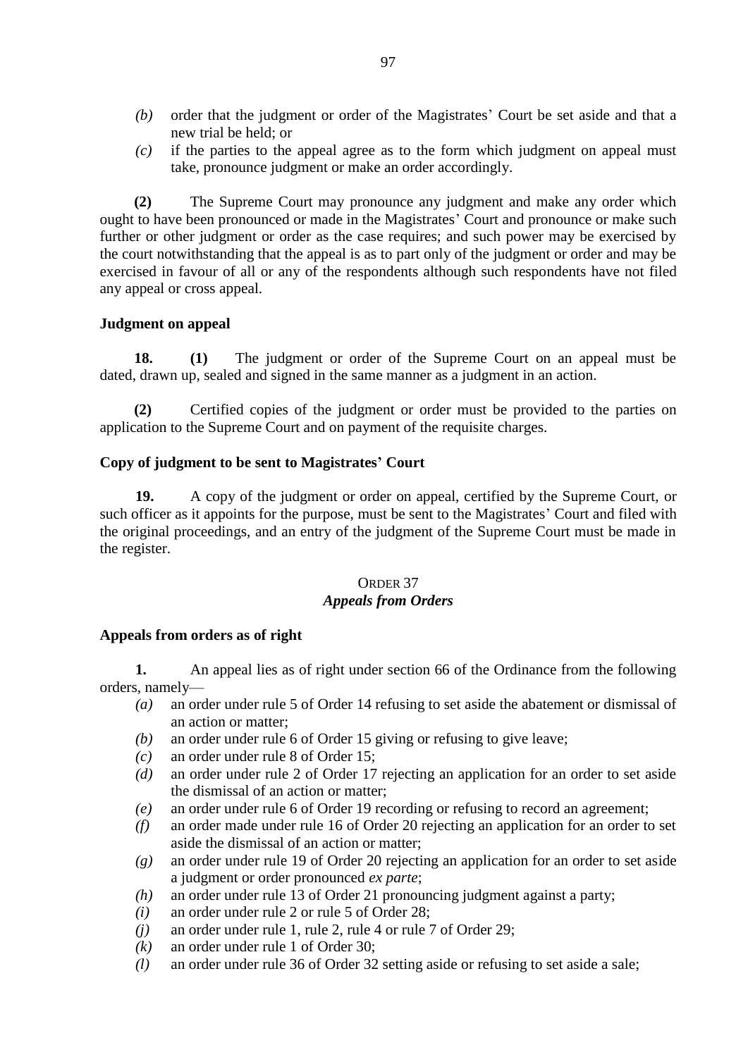- *(b)* order that the judgment or order of the Magistrates' Court be set aside and that a new trial be held; or
- *(c)* if the parties to the appeal agree as to the form which judgment on appeal must take, pronounce judgment or make an order accordingly.

**(2)** The Supreme Court may pronounce any judgment and make any order which ought to have been pronounced or made in the Magistrates' Court and pronounce or make such further or other judgment or order as the case requires; and such power may be exercised by the court notwithstanding that the appeal is as to part only of the judgment or order and may be exercised in favour of all or any of the respondents although such respondents have not filed any appeal or cross appeal.

**Judgment on appeal**

**18.** **(1)** The judgment or order of the Supreme Court on an appeal must be dated, drawn up, sealed and signed in the same manner as a judgment in an action.

**(2)** Certified copies of the judgment or order must be provided to the parties on application to the Supreme Court and on payment of the requisite charges.

**Copy of judgment to be sent to Magistrates' Court**

**19.** A copy of the judgment or order on appeal, certified by the Supreme Court, or such officer as it appoints for the purpose, must be sent to the Magistrates' Court and filed with the original proceedings, and an entry of the judgment of the Supreme Court must be made in the register.

## ORDER 37
## *Appeals from Orders*

**Appeals from orders as of right**

**1.** An appeal lies as of right under section 66 of the Ordinance from the following orders, namely—

- *(a)* an order under rule 5 of Order 14 refusing to set aside the abatement or dismissal of an action or matter;
- *(b)* an order under rule 6 of Order 15 giving or refusing to give leave;
- *(c)* an order under rule 8 of Order 15;
- *(d)* an order under rule 2 of Order 17 rejecting an application for an order to set aside the dismissal of an action or matter;
- *(e)* an order under rule 6 of Order 19 recording or refusing to record an agreement;
- *(f)* an order made under rule 16 of Order 20 rejecting an application for an order to set aside the dismissal of an action or matter;
- *(g)* an order under rule 19 of Order 20 rejecting an application for an order to set aside a judgment or order pronounced *ex parte*;
- *(h)* an order under rule 13 of Order 21 pronouncing judgment against a party;
- *(i)* an order under rule 2 or rule 5 of Order 28;
- *(j)* an order under rule 1, rule 2, rule 4 or rule 7 of Order 29;
- *(k)* an order under rule 1 of Order 30;
- *(l)* an order under rule 36 of Order 32 setting aside or refusing to set aside a sale;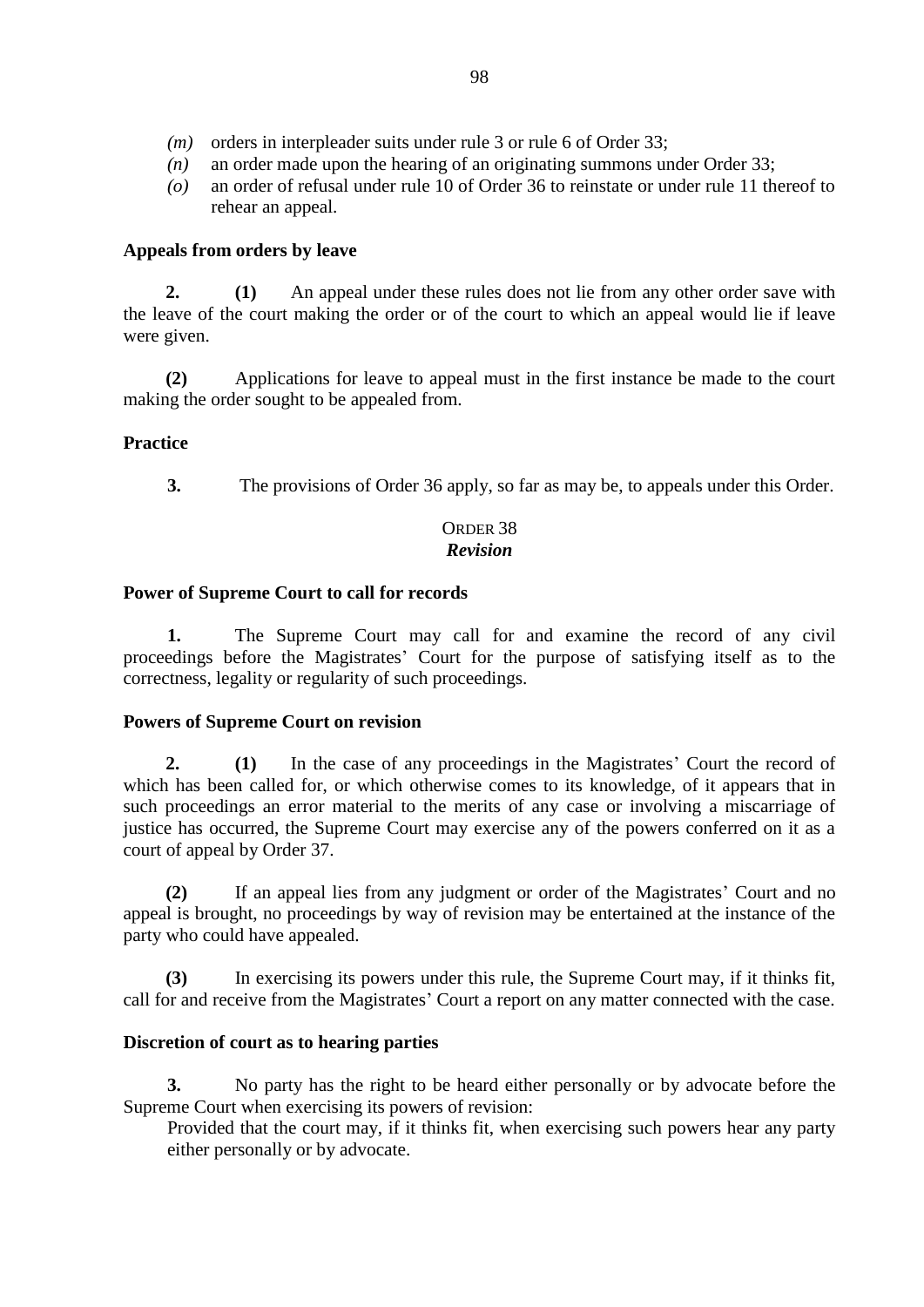- *(m)* orders in interpleader suits under rule 3 or rule 6 of Order 33;
- *(n)* an order made upon the hearing of an originating summons under Order 33;
- *(o)* an order of refusal under rule 10 of Order 36 to reinstate or under rule 11 thereof to rehear an appeal.

**Appeals from orders by leave**

**2.** **(1)** An appeal under these rules does not lie from any other order save with the leave of the court making the order or of the court to which an appeal would lie if leave were given.

**(2)** Applications for leave to appeal must in the first instance be made to the court making the order sought to be appealed from.

**Practice**

**3.** The provisions of Order 36 apply, so far as may be, to appeals under this Order.

## ORDER 38
## *Revision*

**Power of Supreme Court to call for records**

**1.** The Supreme Court may call for and examine the record of any civil proceedings before the Magistrates' Court for the purpose of satisfying itself as to the correctness, legality or regularity of such proceedings.

**Powers of Supreme Court on revision**

**2.** **(1)** In the case of any proceedings in the Magistrates' Court the record of which has been called for, or which otherwise comes to its knowledge, of it appears that in such proceedings an error material to the merits of any case or involving a miscarriage of justice has occurred, the Supreme Court may exercise any of the powers conferred on it as a court of appeal by Order 37.

**(2)** If an appeal lies from any judgment or order of the Magistrates' Court and no appeal is brought, no proceedings by way of revision may be entertained at the instance of the party who could have appealed.

**(3)** In exercising its powers under this rule, the Supreme Court may, if it thinks fit, call for and receive from the Magistrates' Court a report on any matter connected with the case.

**Discretion of court as to hearing parties**

**3.** No party has the right to be heard either personally or by advocate before the Supreme Court when exercising its powers of revision:

Provided that the court may, if it thinks fit, when exercising such powers hear any party either personally or by advocate.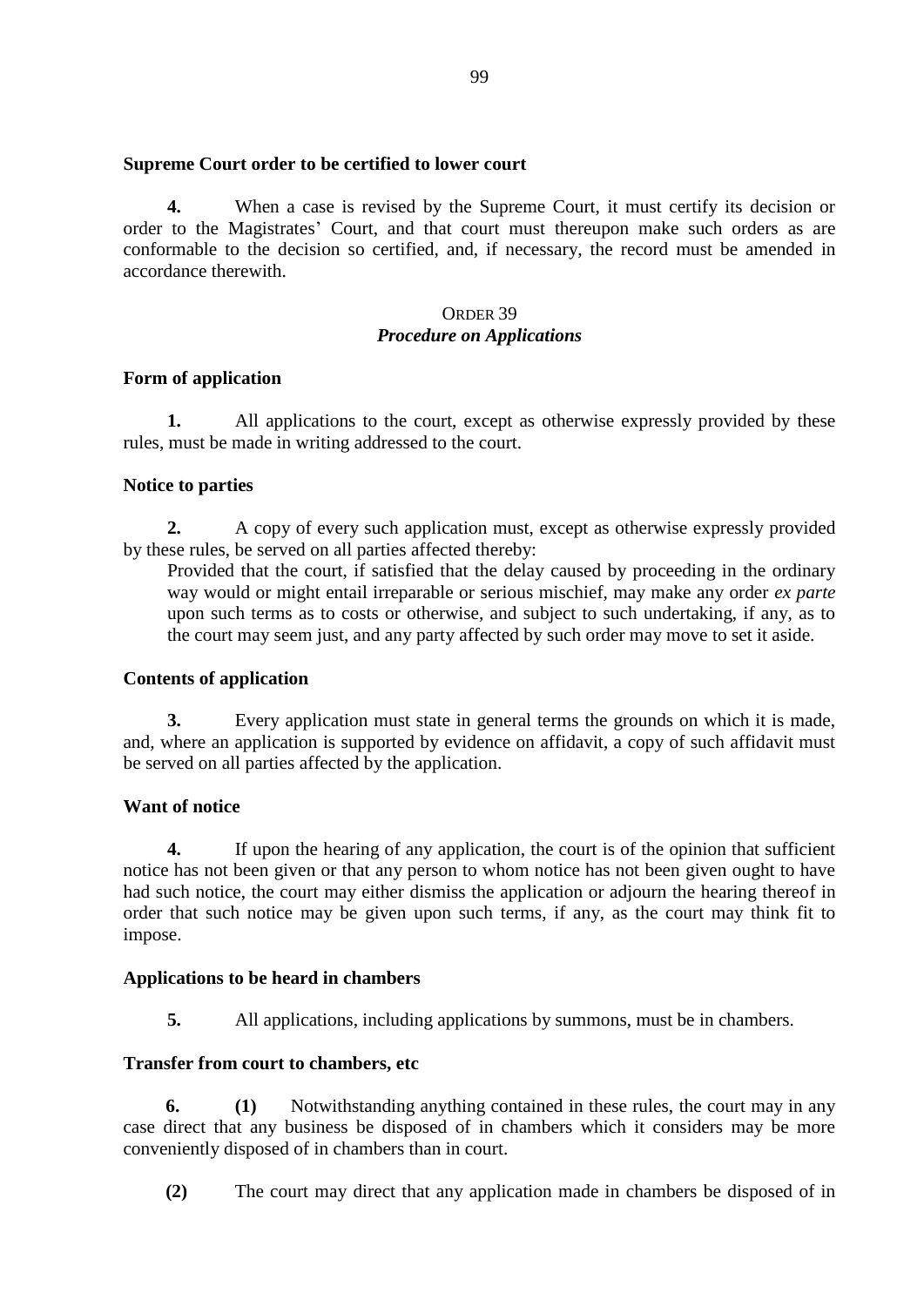**Supreme Court order to be certified to lower court**

**4.** When a case is revised by the Supreme Court, it must certify its decision or order to the Magistrates' Court, and that court must thereupon make such orders as are conformable to the decision so certified, and, if necessary, the record must be amended in accordance therewith.

## ORDER 39
## *Procedure on Applications*

**Form of application**

**1.** All applications to the court, except as otherwise expressly provided by these rules, must be made in writing addressed to the court.

**Notice to parties**

**2.** A copy of every such application must, except as otherwise expressly provided by these rules, be served on all parties affected thereby:

Provided that the court, if satisfied that the delay caused by proceeding in the ordinary way would or might entail irreparable or serious mischief, may make any order *ex parte* upon such terms as to costs or otherwise, and subject to such undertaking, if any, as to the court may seem just, and any party affected by such order may move to set it aside.

**Contents of application**

**3.** Every application must state in general terms the grounds on which it is made, and, where an application is supported by evidence on affidavit, a copy of such affidavit must be served on all parties affected by the application.

**Want of notice**

**4.** If upon the hearing of any application, the court is of the opinion that sufficient notice has not been given or that any person to whom notice has not been given ought to have had such notice, the court may either dismiss the application or adjourn the hearing thereof in order that such notice may be given upon such terms, if any, as the court may think fit to impose.

**Applications to be heard in chambers**

**5.** All applications, including applications by summons, must be in chambers.

**Transfer from court to chambers, etc**

**6.** **(1)** Notwithstanding anything contained in these rules, the court may in any case direct that any business be disposed of in chambers which it considers may be more conveniently disposed of in chambers than in court.

**(2)** The court may direct that any application made in chambers be disposed of in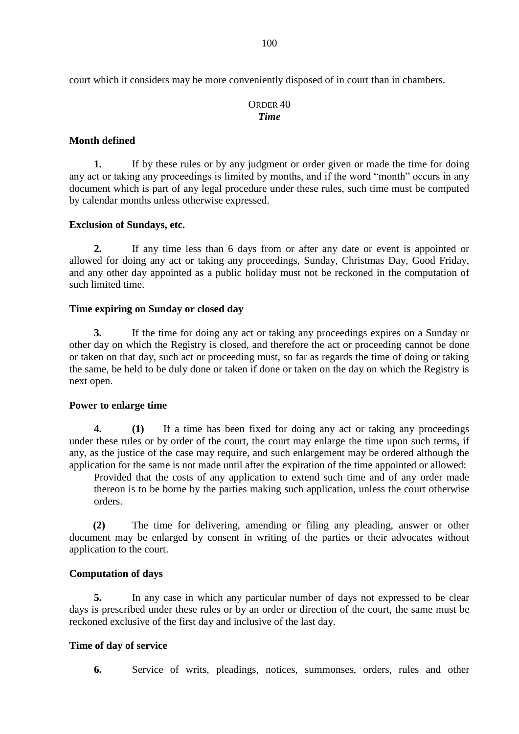court which it considers may be more conveniently disposed of in court than in chambers.

## ORDER 40
### *Time*

**Month defined**

**1.** If by these rules or by any judgment or order given or made the time for doing any act or taking any proceedings is limited by months, and if the word "month" occurs in any document which is part of any legal procedure under these rules, such time must be computed by calendar months unless otherwise expressed.

**Exclusion of Sundays, etc.**

**2.** If any time less than 6 days from or after any date or event is appointed or allowed for doing any act or taking any proceedings, Sunday, Christmas Day, Good Friday, and any other day appointed as a public holiday must not be reckoned in the computation of such limited time.

**Time expiring on Sunday or closed day**

**3.** If the time for doing any act or taking any proceedings expires on a Sunday or other day on which the Registry is closed, and therefore the act or proceeding cannot be done or taken on that day, such act or proceeding must, so far as regards the time of doing or taking the same, be held to be duly done or taken if done or taken on the day on which the Registry is next open.

**Power to enlarge time**

**4.** **(1)** If a time has been fixed for doing any act or taking any proceedings under these rules or by order of the court, the court may enlarge the time upon such terms, if any, as the justice of the case may require, and such enlargement may be ordered although the application for the same is not made until after the expiration of the time appointed or allowed:

Provided that the costs of any application to extend such time and of any order made thereon is to be borne by the parties making such application, unless the court otherwise orders.

**(2)** The time for delivering, amending or filing any pleading, answer or other document may be enlarged by consent in writing of the parties or their advocates without application to the court.

**Computation of days**

**5.** In any case in which any particular number of days not expressed to be clear days is prescribed under these rules or by an order or direction of the court, the same must be reckoned exclusive of the first day and inclusive of the last day.

**Time of day of service**

**6.** Service of writs, pleadings, notices, summonses, orders, rules and other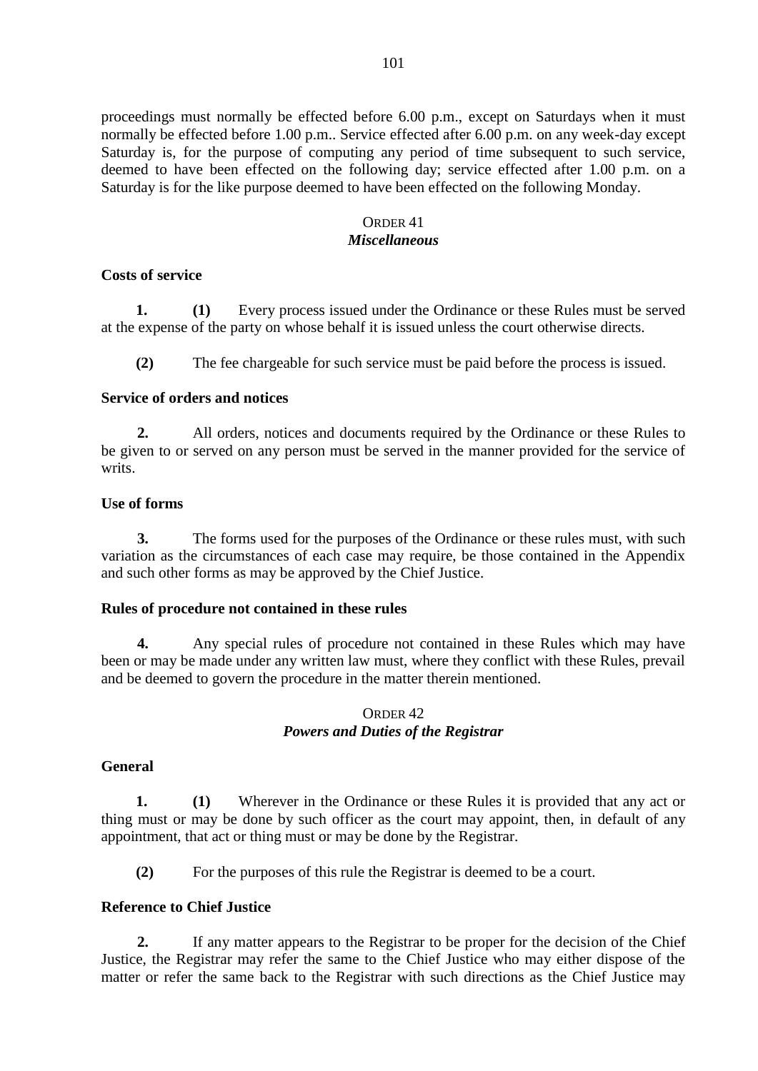proceedings must normally be effected before 6.00 p.m., except on Saturdays when it must normally be effected before 1.00 p.m.. Service effected after 6.00 p.m. on any week-day except Saturday is, for the purpose of computing any period of time subsequent to such service, deemed to have been effected on the following day; service effected after 1.00 p.m. on a Saturday is for the like purpose deemed to have been effected on the following Monday.

## ORDER 41
## *Miscellaneous*

**Costs of service**

**1.** **(1)** Every process issued under the Ordinance or these Rules must be served at the expense of the party on whose behalf it is issued unless the court otherwise directs.

**(2)** The fee chargeable for such service must be paid before the process is issued.

**Service of orders and notices**

**2.** All orders, notices and documents required by the Ordinance or these Rules to be given to or served on any person must be served in the manner provided for the service of writs.

**Use of forms**

**3.** The forms used for the purposes of the Ordinance or these rules must, with such variation as the circumstances of each case may require, be those contained in the Appendix and such other forms as may be approved by the Chief Justice.

**Rules of procedure not contained in these rules**

**4.** Any special rules of procedure not contained in these Rules which may have been or may be made under any written law must, where they conflict with these Rules, prevail and be deemed to govern the procedure in the matter therein mentioned.

## ORDER 42
## *Powers and Duties of the Registrar*

**General**

**1.** **(1)** Wherever in the Ordinance or these Rules it is provided that any act or thing must or may be done by such officer as the court may appoint, then, in default of any appointment, that act or thing must or may be done by the Registrar.

**(2)** For the purposes of this rule the Registrar is deemed to be a court.

**Reference to Chief Justice**

**2.** If any matter appears to the Registrar to be proper for the decision of the Chief Justice, the Registrar may refer the same to the Chief Justice who may either dispose of the matter or refer the same back to the Registrar with such directions as the Chief Justice may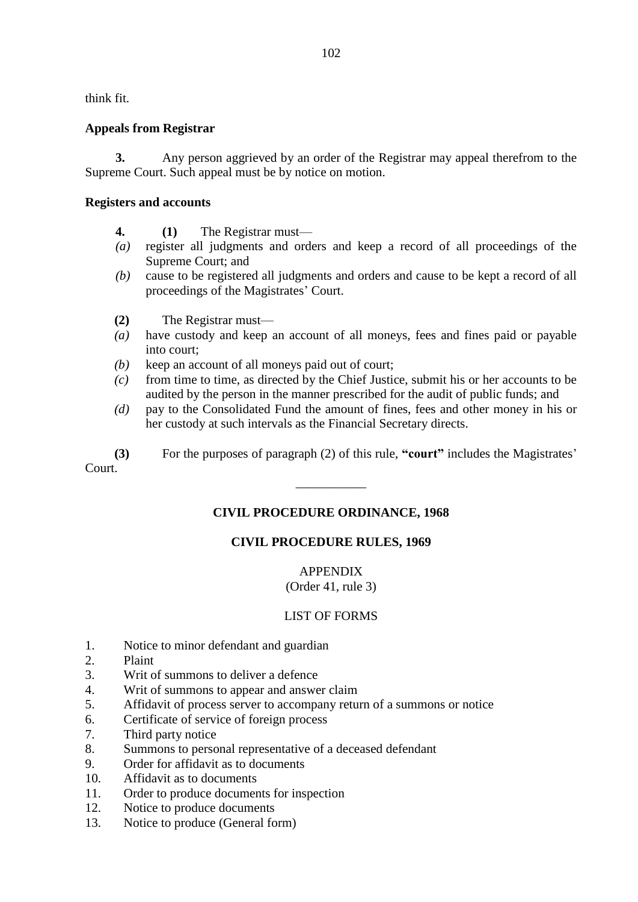think fit.

**Appeals from Registrar**

**3.** Any person aggrieved by an order of the Registrar may appeal therefrom to the Supreme Court. Such appeal must be by notice on motion.

**Registers and accounts**

**4.** **(1)** The Registrar must—

*(a)* register all judgments and orders and keep a record of all proceedings of the Supreme Court; and

*(b)* cause to be registered all judgments and orders and cause to be kept a record of all proceedings of the Magistrates' Court.

**(2)** The Registrar must—

*(a)* have custody and keep an account of all moneys, fees and fines paid or payable into court;

*(b)* keep an account of all moneys paid out of court;

*(c)* from time to time, as directed by the Chief Justice, submit his or her accounts to be audited by the person in the manner prescribed for the audit of public funds; and

*(d)* pay to the Consolidated Fund the amount of fines, fees and other money in his or her custody at such intervals as the Financial Secretary directs.

**(3)** For the purposes of paragraph (2) of this rule, **"court"** includes the Magistrates' Court.

---

**CIVIL PROCEDURE ORDINANCE, 1968**

**CIVIL PROCEDURE RULES, 1969**

APPENDIX
(Order 41, rule 3)

LIST OF FORMS

1. Notice to minor defendant and guardian
2. Plaint
3. Writ of summons to deliver a defence
4. Writ of summons to appear and answer claim
5. Affidavit of process server to accompany return of a summons or notice
6. Certificate of service of foreign process
7. Third party notice
8. Summons to personal representative of a deceased defendant
9. Order for affidavit as to documents
10. Affidavit as to documents
11. Order to produce documents for inspection
12. Notice to produce documents
13. Notice to produce (General form)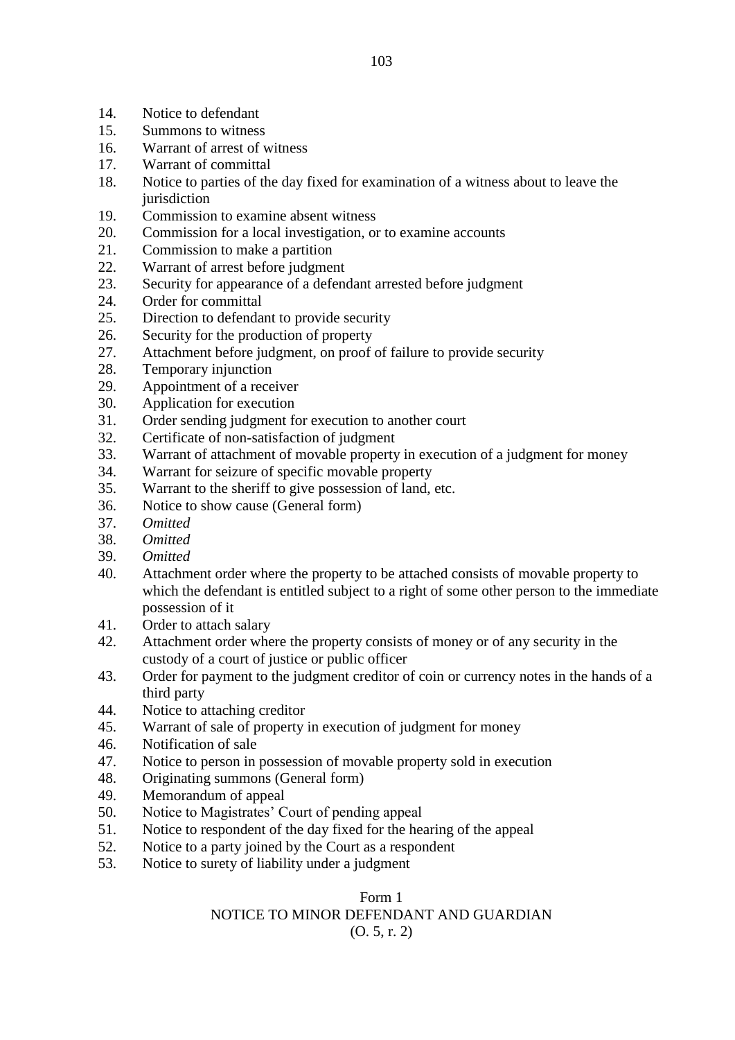14. Notice to defendant
15. Summons to witness
16. Warrant of arrest of witness
17. Warrant of committal
18. Notice to parties of the day fixed for examination of a witness about to leave the jurisdiction
19. Commission to examine absent witness
20. Commission for a local investigation, or to examine accounts
21. Commission to make a partition
22. Warrant of arrest before judgment
23. Security for appearance of a defendant arrested before judgment
24. Order for committal
25. Direction to defendant to provide security
26. Security for the production of property
27. Attachment before judgment, on proof of failure to provide security
28. Temporary injunction
29. Appointment of a receiver
30. Application for execution
31. Order sending judgment for execution to another court
32. Certificate of non-satisfaction of judgment
33. Warrant of attachment of movable property in execution of a judgment for money
34. Warrant for seizure of specific movable property
35. Warrant to the sheriff to give possession of land, etc.
36. Notice to show cause (General form)
37. *Omitted*
38. *Omitted*
39. *Omitted*
40. Attachment order where the property to be attached consists of movable property to which the defendant is entitled subject to a right of some other person to the immediate possession of it
41. Order to attach salary
42. Attachment order where the property consists of money or of any security in the custody of a court of justice or public officer
43. Order for payment to the judgment creditor of coin or currency notes in the hands of a third party
44. Notice to attaching creditor
45. Warrant of sale of property in execution of judgment for money
46. Notification of sale
47. Notice to person in possession of movable property sold in execution
48. Originating summons (General form)
49. Memorandum of appeal
50. Notice to Magistrates' Court of pending appeal
51. Notice to respondent of the day fixed for the hearing of the appeal
52. Notice to a party joined by the Court as a respondent
53. Notice to surety of liability under a judgment

Form 1

NOTICE TO MINOR DEFENDANT AND GUARDIAN

(O. 5, r. 2)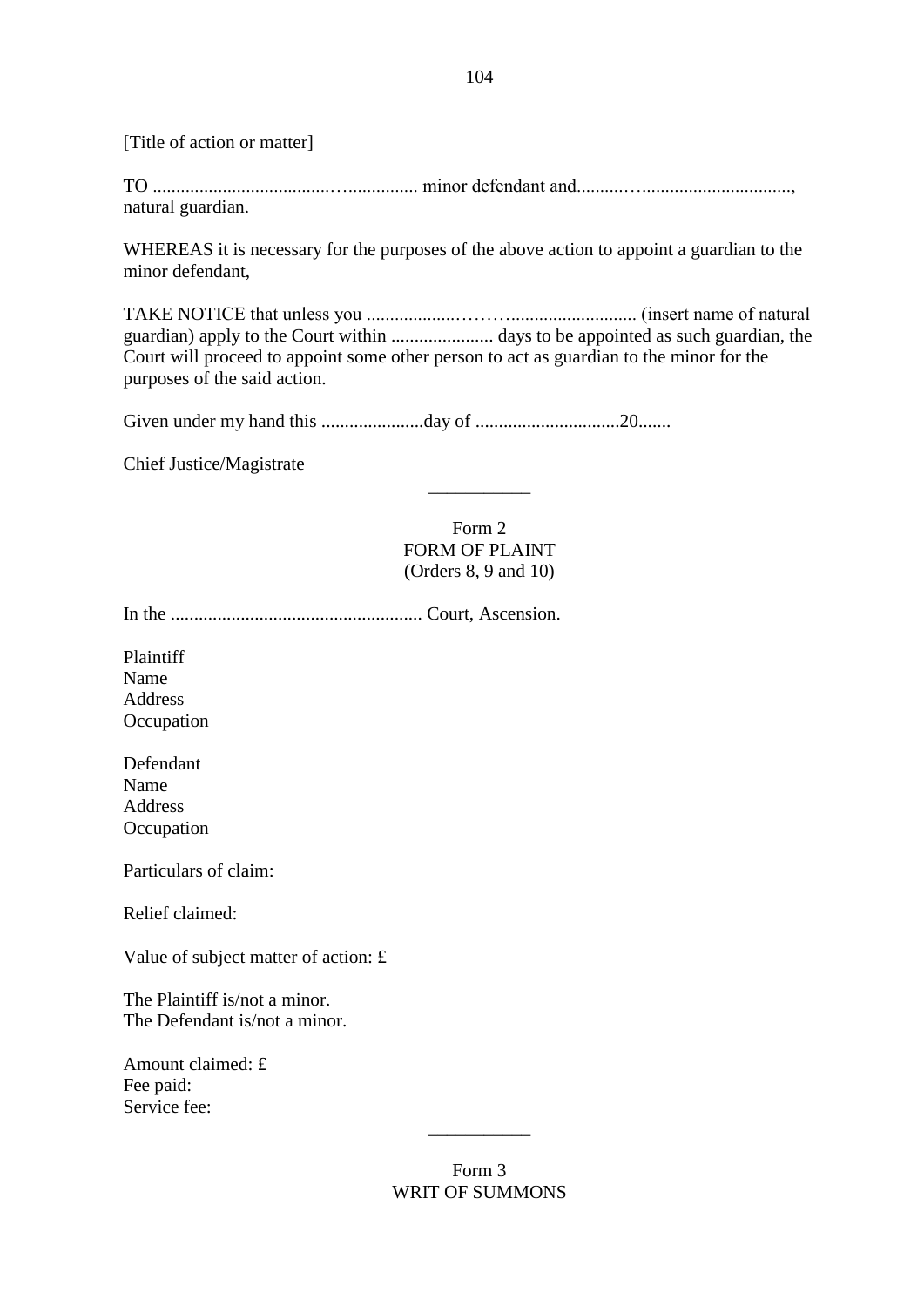[Title of action or matter]

TO ...................................….............. minor defendant and..........…..............................., natural guardian.

WHEREAS it is necessary for the purposes of the above action to appoint a guardian to the minor defendant,

TAKE NOTICE that unless you ...................……........................... (insert name of natural guardian) apply to the Court within ...................... days to be appointed as such guardian, the Court will proceed to appoint some other person to act as guardian to the minor for the purposes of the said action.

Given under my hand this ......................day of ...............................20.......

Chief Justice/Magistrate

___________

Form 2
FORM OF PLAINT
(Orders 8, 9 and 10)

In the ...................................................... Court, Ascension.

Plaintiff
Name
Address
Occupation

Defendant
Name
Address
Occupation

Particulars of claim:

Relief claimed:

Value of subject matter of action: £

The Plaintiff is/not a minor.
The Defendant is/not a minor.

Amount claimed: £
Fee paid:
Service fee:

___________

Form 3
WRIT OF SUMMONS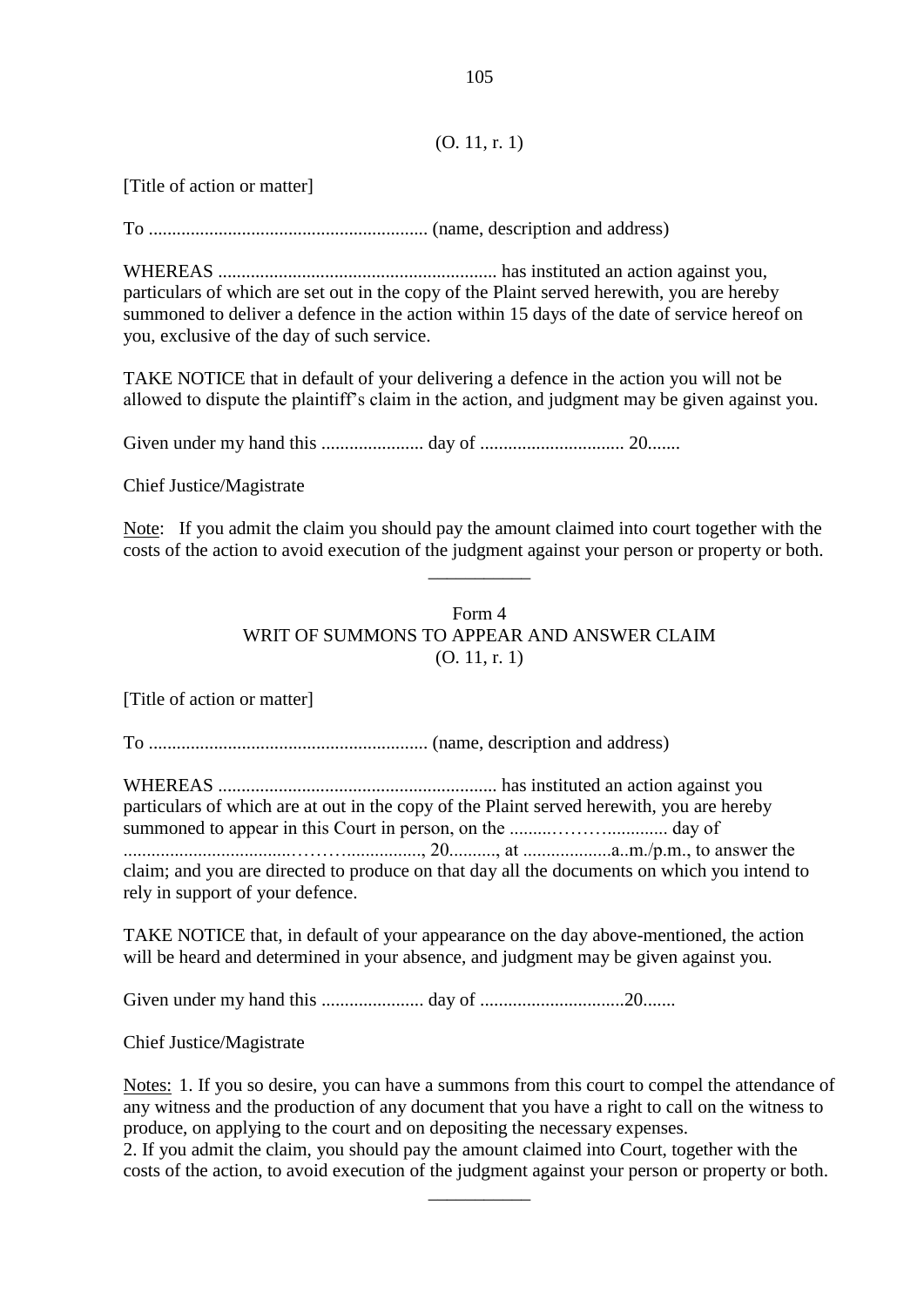(O. 11, r. 1)

[Title of action or matter]

To ............................................................ (name, description and address)

WHEREAS ............................................................ has instituted an action against you, particulars of which are set out in the copy of the Plaint served herewith, you are hereby summoned to deliver a defence in the action within 15 days of the date of service hereof on you, exclusive of the day of such service.

TAKE NOTICE that in default of your delivering a defence in the action you will not be allowed to dispute the plaintiff's claim in the action, and judgment may be given against you.

Given under my hand this ...................... day of ............................... 20.......

Chief Justice/Magistrate

Note: If you admit the claim you should pay the amount claimed into court together with the costs of the action to avoid execution of the judgment against your person or property or both.

---

Form 4
## WRIT OF SUMMONS TO APPEAR AND ANSWER CLAIM
(O. 11, r. 1)

[Title of action or matter]

To ............................................................ (name, description and address)

WHEREAS ............................................................ has instituted an action against you particulars of which are at out in the copy of the Plaint served herewith, you are hereby summoned to appear in this Court in person, on the .........………............. day of ...................................……….................., 20.........., at ...................a..m./p.m., to answer the claim; and you are directed to produce on that day all the documents on which you intend to rely in support of your defence.

TAKE NOTICE that, in default of your appearance on the day above-mentioned, the action will be heard and determined in your absence, and judgment may be given against you.

Given under my hand this ...................... day of ...............................20.......

Chief Justice/Magistrate

Notes: 1. If you so desire, you can have a summons from this court to compel the attendance of any witness and the production of any document that you have a right to call on the witness to produce, on applying to the court and on depositing the necessary expenses.
2. If you admit the claim, you should pay the amount claimed into Court, together with the costs of the action, to avoid execution of the judgment against your person or property or both.

---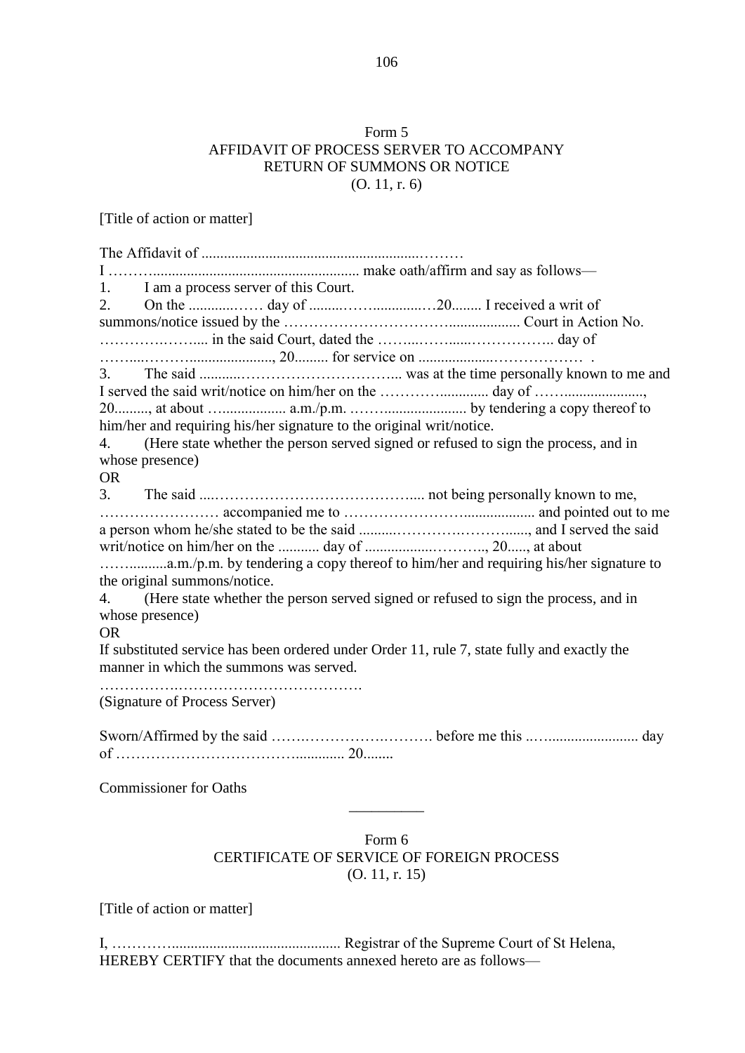Form 5
AFFIDAVIT OF PROCESS SERVER TO ACCOMPANY
RETURN OF SUMMONS OR NOTICE
(O. 11, r. 6)

[Title of action or matter]

The Affidavit of ........................................................………

I ………....................................................... make oath/affirm and say as follows—

1. I am a process server of this Court.

2. On the ...........…… day of ........………..............…20........ I received a writ of summons/notice issued by the …………………………….................. Court in Action No. ……………….….... in the said Court, dated the ……...……......…………….. day of ……....……….........................., 20......... for service on ...................………………  .

3. The said ...........………………………….... was at the time personally known to me and I served the said writ/notice on him/her on the ………….............. day of ……....................., 20........., at about ….................. a.m./p.m. ……….................... by tendering a copy thereof to him/her and requiring his/her signature to the original writ/notice.

4. (Here state whether the person served signed or refused to sign the process, and in whose presence)

OR

3. The said ....…………………………………..... not being personally known to me, …………………… accompanied me to …………………….................. and pointed out to me a person whom he/she stated to be the said .........…………..……......, and I served the said writ/notice on him/her on the ........... day of ..................………., 20....., at about …….........a.m./p.m. by tendering a copy thereof to him/her and requiring his/her signature to the original summons/notice.

4. (Here state whether the person served signed or refused to sign the process, and in whose presence)

OR

If substituted service has been ordered under Order 11, rule 7, state fully and exactly the manner in which the summons was served.

…………….……………………………….
(Signature of Process Server)

Sworn/Affirmed by the said …….……………….………. before me this ..…......................... day of ………………………………............ 20........

Commissioner for Oaths

---

Form 6
CERTIFICATE OF SERVICE OF FOREIGN PROCESS
(O. 11, r. 15)

[Title of action or matter]

I, ………............................................. Registrar of the Supreme Court of St Helena, HEREBY CERTIFY that the documents annexed hereto are as follows—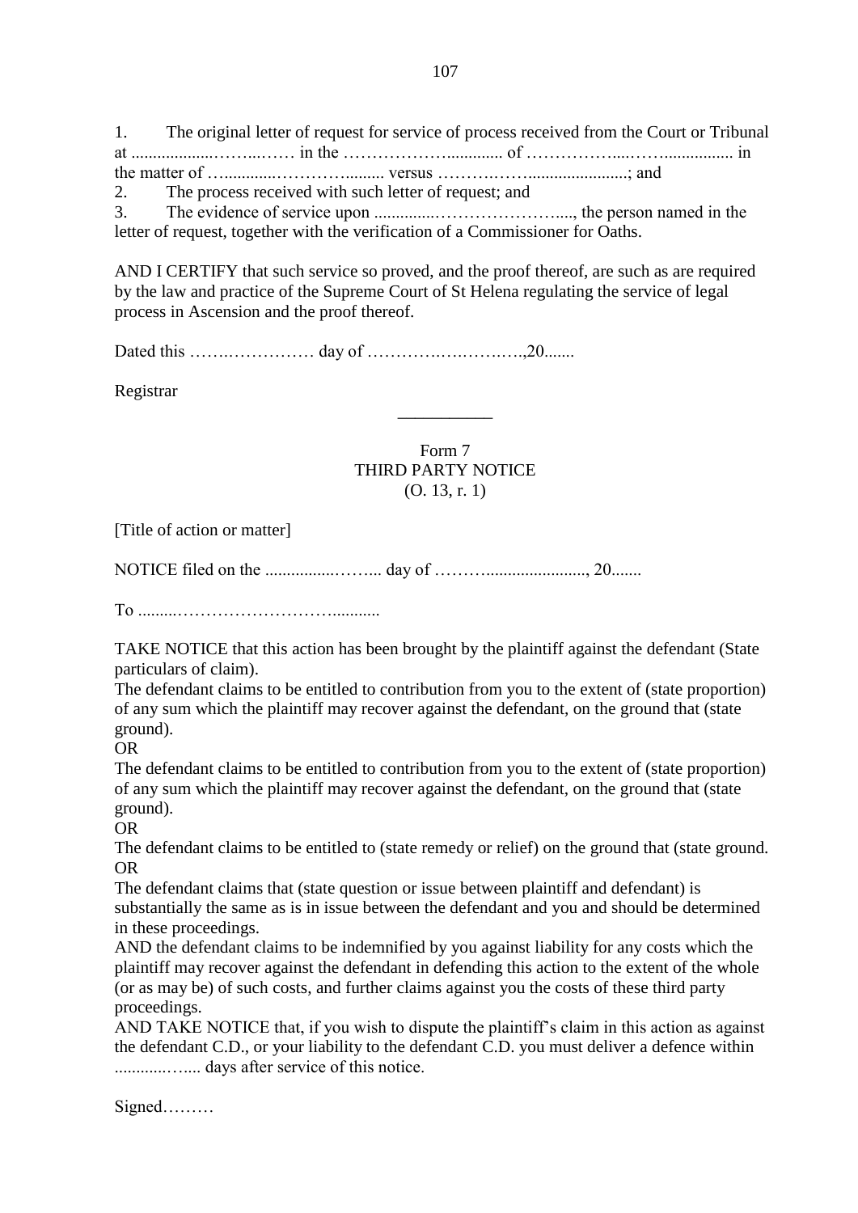1. The original letter of request for service of process received from the Court or Tribunal at ...................……...…… in the ……………….............. of ……………....……................ in the matter of …............………….......... versus ……….……........................; and
2. The process received with such letter of request; and
3. The evidence of service upon ..............…………………...., the person named in the letter of request, together with the verification of a Commissioner for Oaths.

AND I CERTIFY that such service so proved, and the proof thereof, are such as are required by the law and practice of the Supreme Court of St Helena regulating the service of legal process in Ascension and the proof thereof.

Dated this …….…………… day of ………….….…….….,20.......

Registrar

---

Form 7
THIRD PARTY NOTICE
(O. 13, r. 1)

[Title of action or matter]

NOTICE filed on the ................……... day of ………......................., 20.......

To .........…………………………...........

TAKE NOTICE that this action has been brought by the plaintiff against the defendant (State particulars of claim).
The defendant claims to be entitled to contribution from you to the extent of (state proportion) of any sum which the plaintiff may recover against the defendant, on the ground that (state ground).
OR
The defendant claims to be entitled to contribution from you to the extent of (state proportion) of any sum which the plaintiff may recover against the defendant, on the ground that (state ground).
OR
The defendant claims to be entitled to (state remedy or relief) on the ground that (state ground.
OR
The defendant claims that (state question or issue between plaintiff and defendant) is substantially the same as is in issue between the defendant and you and should be determined in these proceedings.
AND the defendant claims to be indemnified by you against liability for any costs which the plaintiff may recover against the defendant in defending this action to the extent of the whole (or as may be) of such costs, and further claims against you the costs of these third party proceedings.
AND TAKE NOTICE that, if you wish to dispute the plaintiff's claim in this action as against the defendant C.D., or your liability to the defendant C.D. you must deliver a defence within ............…..... days after service of this notice.

Signed………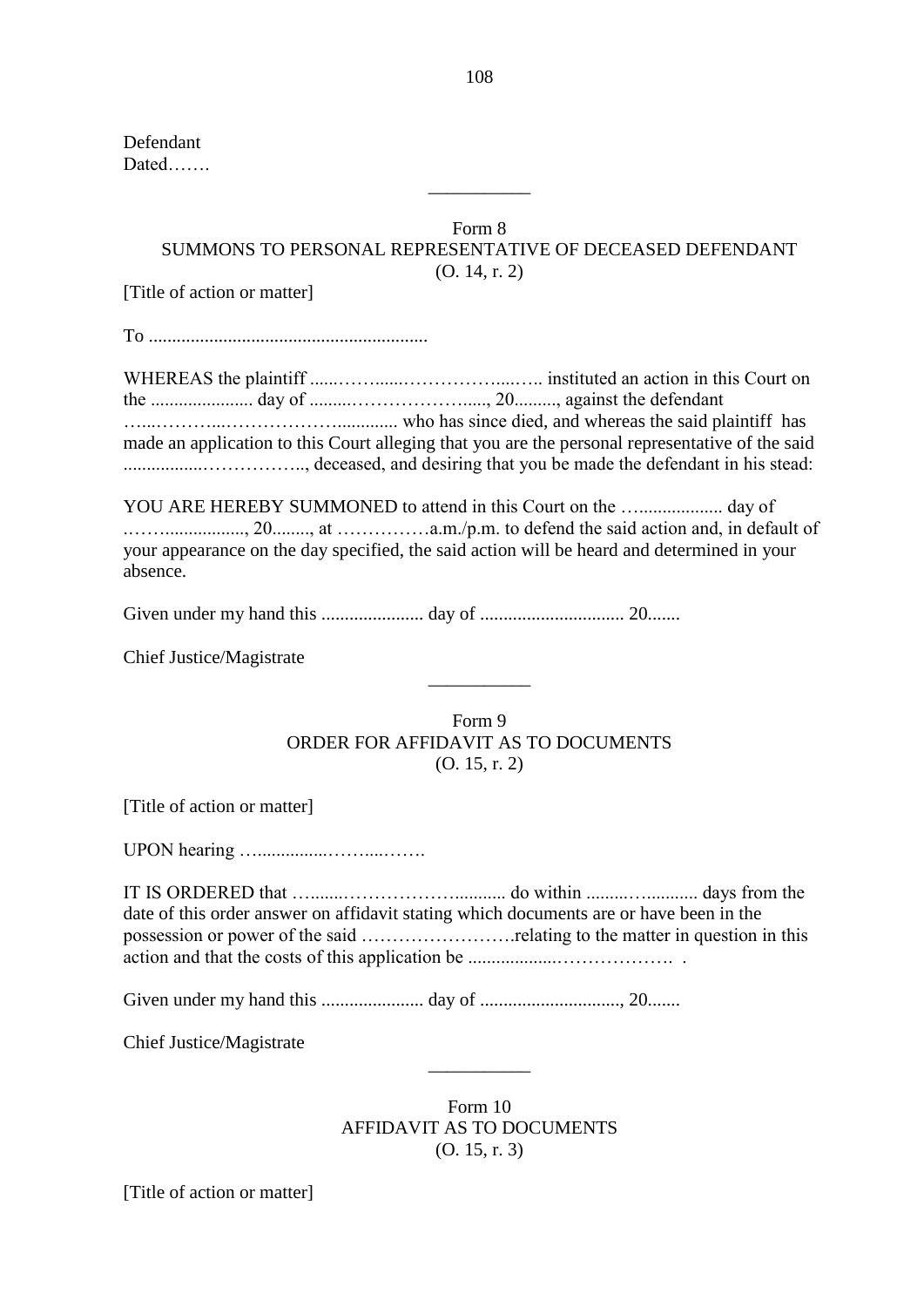Defendant
Dated…….

---

Form 8
SUMMONS TO PERSONAL REPRESENTATIVE OF DECEASED DEFENDANT
(O. 14, r. 2)

[Title of action or matter]

To ............................................................

WHEREAS the plaintiff ......……......……………....….. instituted an action in this Court on the ...................... day of .........…………………....., 20........., against the defendant …...………...……………….............. who has since died, and whereas the said plaintiff has made an application to this Court alleging that you are the personal representative of the said ................…………….., deceased, and desiring that you be made the defendant in his stead:

YOU ARE HEREBY SUMMONED to attend in this Court on the …................... day of ..……................., 20........, at ……………a.m./p.m. to defend the said action and, in default of your appearance on the day specified, the said action will be heard and determined in your absence.

Given under my hand this ...................... day of ............................... 20.......

Chief Justice/Magistrate

---

Form 9
ORDER FOR AFFIDAVIT AS TO DOCUMENTS
(O. 15, r. 2)

[Title of action or matter]

UPON hearing …..............……...…….

IT IS ORDERED that …......……………….......... do within .........…......... days from the date of this order answer on affidavit stating which documents are or have been in the possession or power of the said …………………….relating to the matter in question in this action and that the costs of this application be ..................………………. .

Given under my hand this ...................... day of .............................., 20.......

Chief Justice/Magistrate

---

Form 10
AFFIDAVIT AS TO DOCUMENTS
(O. 15, r. 3)

[Title of action or matter]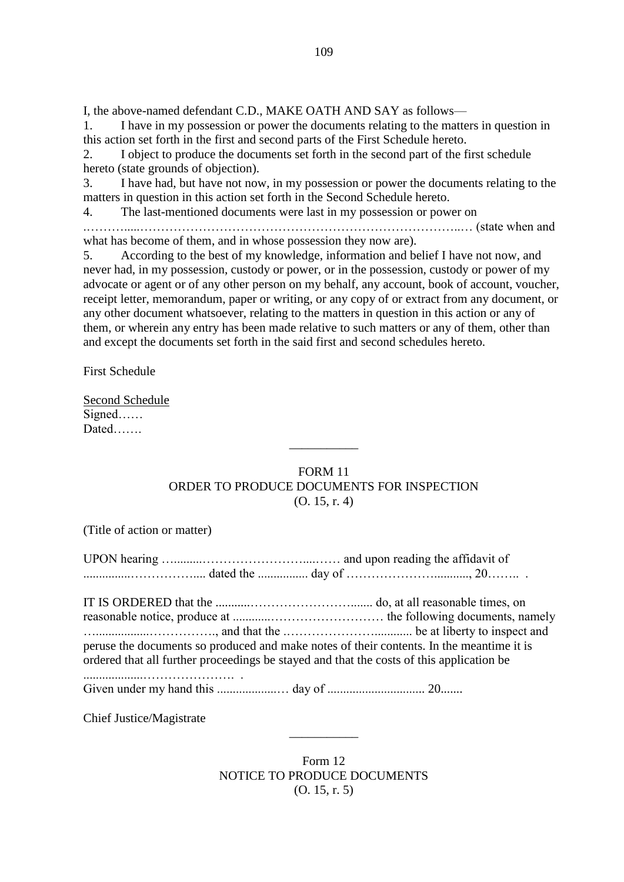I, the above-named defendant C.D., MAKE OATH AND SAY as follows—

1. I have in my possession or power the documents relating to the matters in question in this action set forth in the first and second parts of the First Schedule hereto.
2. I object to produce the documents set forth in the second part of the first schedule hereto (state grounds of objection).
3. I have had, but have not now, in my possession or power the documents relating to the matters in question in this action set forth in the Second Schedule hereto.
4. The last-mentioned documents were last in my possession or power on ………....……………………………………………………………………..… (state when and what has become of them, and in whose possession they now are).
5. According to the best of my knowledge, information and belief I have not now, and never had, in my possession, custody or power, or in the possession, custody or power of my advocate or agent or of any other person on my behalf, any account, book of account, voucher, receipt letter, memorandum, paper or writing, or any copy of or extract from any document, or any other document whatsoever, relating to the matters in question in this action or any of them, or wherein any entry has been made relative to such matters or any of them, other than and except the documents set forth in the said first and second schedules hereto.

First Schedule

Second Schedule

Signed……

Dated…….

---

FORM 11

ORDER TO PRODUCE DOCUMENTS FOR INSPECTION

(O. 15, r. 4)

(Title of action or matter)

UPON hearing …..........……………………....…… and upon reading the affidavit of ...............…………….... dated the ................ day of …………………..........., 20…….. .

IT IS ORDERED that the ...........……………………....... do, at all reasonable times, on reasonable notice, produce at ............……………………… the following documents, namely …...................……………., and that the .…………………............ be at liberty to inspect and peruse the documents so produced and make notes of their contents. In the meantime it is ordered that all further proceedings be stayed and that the costs of this application be ...................…………………. .

Given under my hand this ....................… day of .............................. 20.......

Chief Justice/Magistrate

---

Form 12

NOTICE TO PRODUCE DOCUMENTS

(O. 15, r. 5)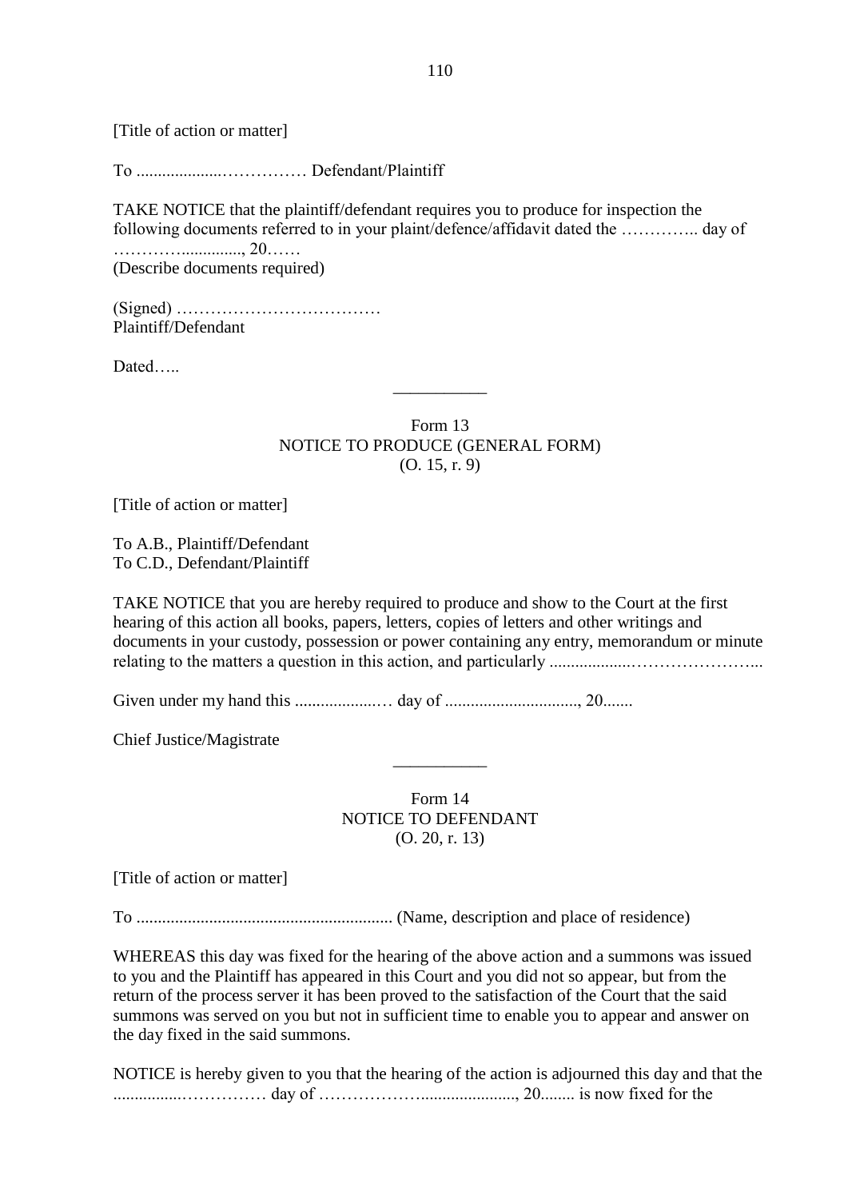[Title of action or matter]

To ...................…………… Defendant/Plaintiff

TAKE NOTICE that the plaintiff/defendant requires you to produce for inspection the following documents referred to in your plaint/defence/affidavit dated the ………….. day of ………….............., 20……
(Describe documents required)

(Signed) ………………………………
Plaintiff/Defendant

Dated…..

---

Form 13
NOTICE TO PRODUCE (GENERAL FORM)
(O. 15, r. 9)

[Title of action or matter]

To A.B., Plaintiff/Defendant
To C.D., Defendant/Plaintiff

TAKE NOTICE that you are hereby required to produce and show to the Court at the first hearing of this action all books, papers, letters, copies of letters and other writings and documents in your custody, possession or power containing any entry, memorandum or minute relating to the matters a question in this action, and particularly ..................…………………...

Given under my hand this ...................… day of .............................., 20.......

Chief Justice/Magistrate

---

Form 14
NOTICE TO DEFENDANT
(O. 20, r. 13)

[Title of action or matter]

To ........................................................... (Name, description and place of residence)

WHEREAS this day was fixed for the hearing of the above action and a summons was issued to you and the Plaintiff has appeared in this Court and you did not so appear, but from the return of the process server it has been proved to the satisfaction of the Court that the said summons was served on you but not in sufficient time to enable you to appear and answer on the day fixed in the said summons.

NOTICE is hereby given to you that the hearing of the action is adjourned this day and that the ...............…………… day of ………………....................., 20........ is now fixed for the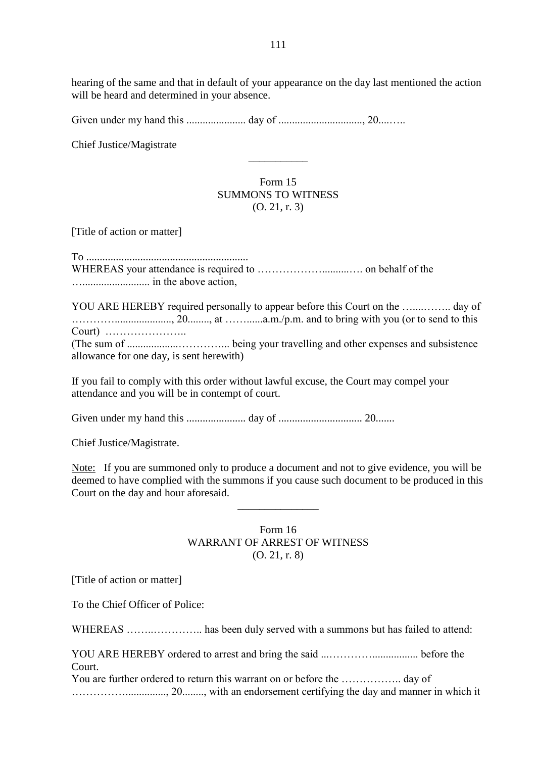hearing of the same and that in default of your appearance on the day last mentioned the action will be heard and determined in your absence.

Given under my hand this ...................... day of ..............................., 20....…..

Chief Justice/Magistrate

---

## Form 15
## SUMMONS TO WITNESS
## (O. 21, r. 3)

[Title of action or matter]

To ............................................................
WHEREAS your attendance is required to ……………….........…. on behalf of the ….......................... in the above action,

YOU ARE HEREBY required personally to appear before this Court on the …...…….. day of …………..................., 20........, at ……......a.m./p.m. and to bring with you (or to send to this Court) …………………..
(The sum of ..................…………... being your travelling and other expenses and subsistence allowance for one day, is sent herewith)

If you fail to comply with this order without lawful excuse, the Court may compel your attendance and you will be in contempt of court.

Given under my hand this ...................... day of .............................. 20.......

Chief Justice/Magistrate.

Note: If you are summoned only to produce a document and not to give evidence, you will be deemed to have complied with the summons if you cause such document to be produced in this Court on the day and hour aforesaid.

---

## Form 16
## WARRANT OF ARREST OF WITNESS
## (O. 21, r. 8)

[Title of action or matter]

To the Chief Officer of Police:

WHEREAS ……..………….. has been duly served with a summons but has failed to attend:

YOU ARE HEREBY ordered to arrest and bring the said ...…………................. before the Court.
You are further ordered to return this warrant on or before the …………….. day of ……………..............., 20........, with an endorsement certifying the day and manner in which it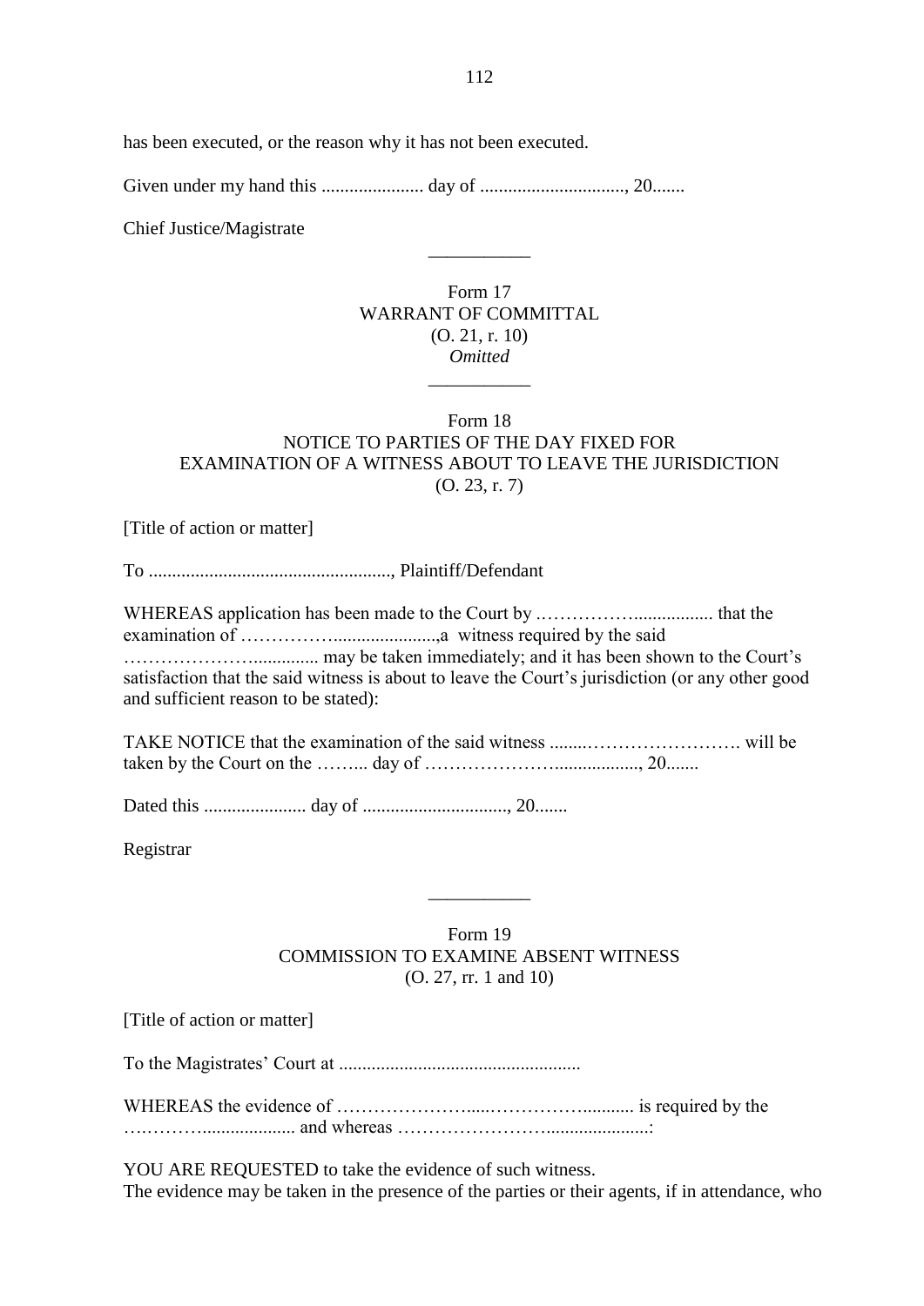has been executed, or the reason why it has not been executed.

Given under my hand this ...................... day of ..............................., 20.......

Chief Justice/Magistrate

---

Form 17
WARRANT OF COMMITTAL
(O. 21, r. 10)
*Omitted*

---

Form 18
NOTICE TO PARTIES OF THE DAY FIXED FOR EXAMINATION OF A WITNESS ABOUT TO LEAVE THE JURISDICTION
(O. 23, r. 7)

[Title of action or matter]

To ...................................................., Plaintiff/Defendant

WHEREAS application has been made to the Court by ……………….................. that the examination of ……………......................,a witness required by the said …………………............... may be taken immediately; and it has been shown to the Court's satisfaction that the said witness is about to leave the Court's jurisdiction (or any other good and sufficient reason to be stated):

TAKE NOTICE that the examination of the said witness ........……………………. will be taken by the Court on the ……... day of …………………................., 20.......

Dated this ...................... day of ..............................., 20.......

Registrar

---

Form 19
COMMISSION TO EXAMINE ABSENT WITNESS
(O. 27, rr. 1 and 10)

[Title of action or matter]

To the Magistrates' Court at ...................................................

WHEREAS the evidence of ………………….....…………….......... is required by the ….………................... and whereas ……………………......................:

YOU ARE REQUESTED to take the evidence of such witness.
The evidence may be taken in the presence of the parties or their agents, if in attendance, who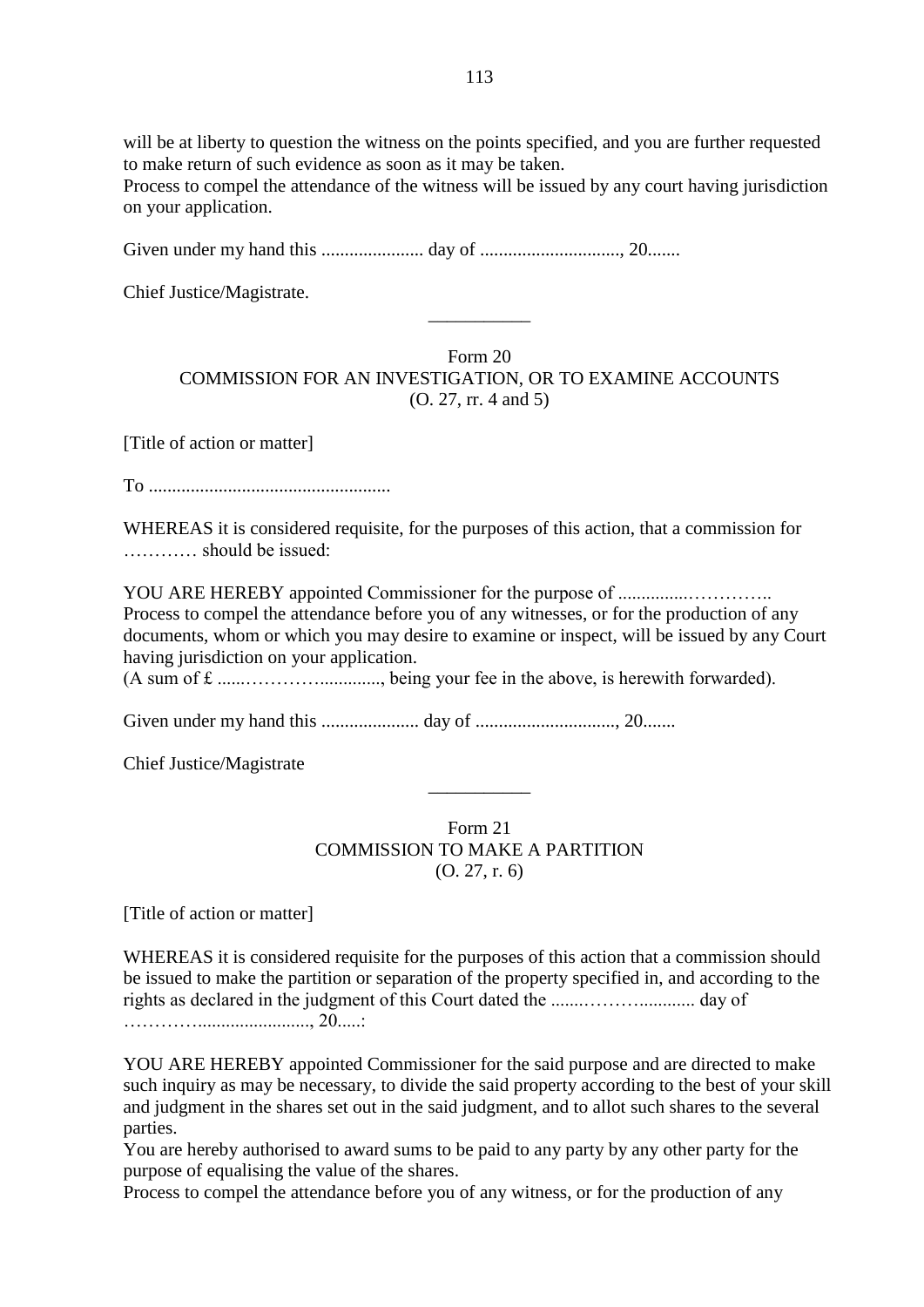will be at liberty to question the witness on the points specified, and you are further requested to make return of such evidence as soon as it may be taken.
Process to compel the attendance of the witness will be issued by any court having jurisdiction on your application.

Given under my hand this ...................... day of .............................., 20.......

Chief Justice/Magistrate.

---

Form 20
COMMISSION FOR AN INVESTIGATION, OR TO EXAMINE ACCOUNTS
(O. 27, rr. 4 and 5)

[Title of action or matter]

To ....................................................

WHEREAS it is considered requisite, for the purposes of this action, that a commission for ………… should be issued:

YOU ARE HEREBY appointed Commissioner for the purpose of ...............…………..
Process to compel the attendance before you of any witnesses, or for the production of any documents, whom or which you may desire to examine or inspect, will be issued by any Court having jurisdiction on your application.
(A sum of £ ......………….............., being your fee in the above, is herewith forwarded).

Given under my hand this ..................... day of .............................., 20.......

Chief Justice/Magistrate

---

Form 21
COMMISSION TO MAKE A PARTITION
(O. 27, r. 6)

[Title of action or matter]

WHEREAS it is considered requisite for the purposes of this action that a commission should be issued to make the partition or separation of the property specified in, and according to the rights as declared in the judgment of this Court dated the .......………............ day of ………….........................., 20.....:

YOU ARE HEREBY appointed Commissioner for the said purpose and are directed to make such inquiry as may be necessary, to divide the said property according to the best of your skill and judgment in the shares set out in the said judgment, and to allot such shares to the several parties.
You are hereby authorised to award sums to be paid to any party by any other party for the purpose of equalising the value of the shares.
Process to compel the attendance before you of any witness, or for the production of any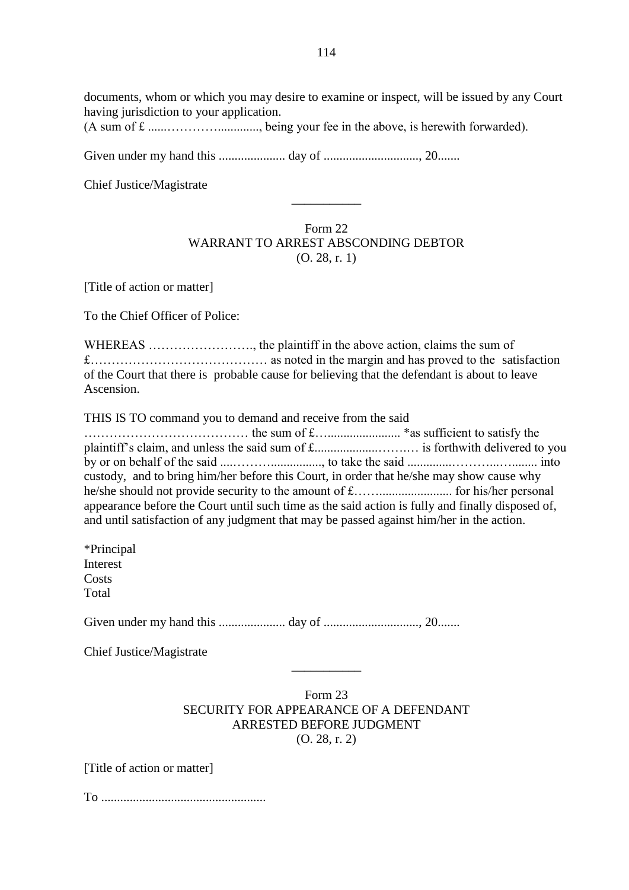documents, whom or which you may desire to examine or inspect, will be issued by any Court having jurisdiction to your application.

(A sum of £ ......…………............., being your fee in the above, is herewith forwarded).

Given under my hand this ..................... day of .............................., 20.......

Chief Justice/Magistrate

\_\_\_\_\_\_\_\_\_\_\_

Form 22
WARRANT TO ARREST ABSCONDING DEBTOR
(O. 28, r. 1)

[Title of action or matter]

To the Chief Officer of Police:

WHEREAS ……………………., the plaintiff in the above action, claims the sum of £…………………………………… as noted in the margin and has proved to the satisfaction of the Court that there is probable cause for believing that the defendant is about to leave Ascension.

THIS IS TO command you to demand and receive from the said ………………………………… the sum of £…...................... *as sufficient to satisfy the plaintiff's claim, and unless the said sum of £..................……… is forthwith delivered to you by or on behalf of the said ....………................, to take the said .............………...…........ into custody, and to bring him/her before this Court, in order that he/she may show cause why he/she should not provide security to the amount of £……...................... for his/her personal appearance before the Court until such time as the said action is fully and finally disposed of, and until satisfaction of any judgment that may be passed against him/her in the action.

*Principal
Interest
Costs
Total

Given under my hand this ..................... day of .............................., 20.......

Chief Justice/Magistrate

\_\_\_\_\_\_\_\_\_\_\_

Form 23
SECURITY FOR APPEARANCE OF A DEFENDANT
ARRESTED BEFORE JUDGMENT
(O. 28, r. 2)

[Title of action or matter]

To ...................................................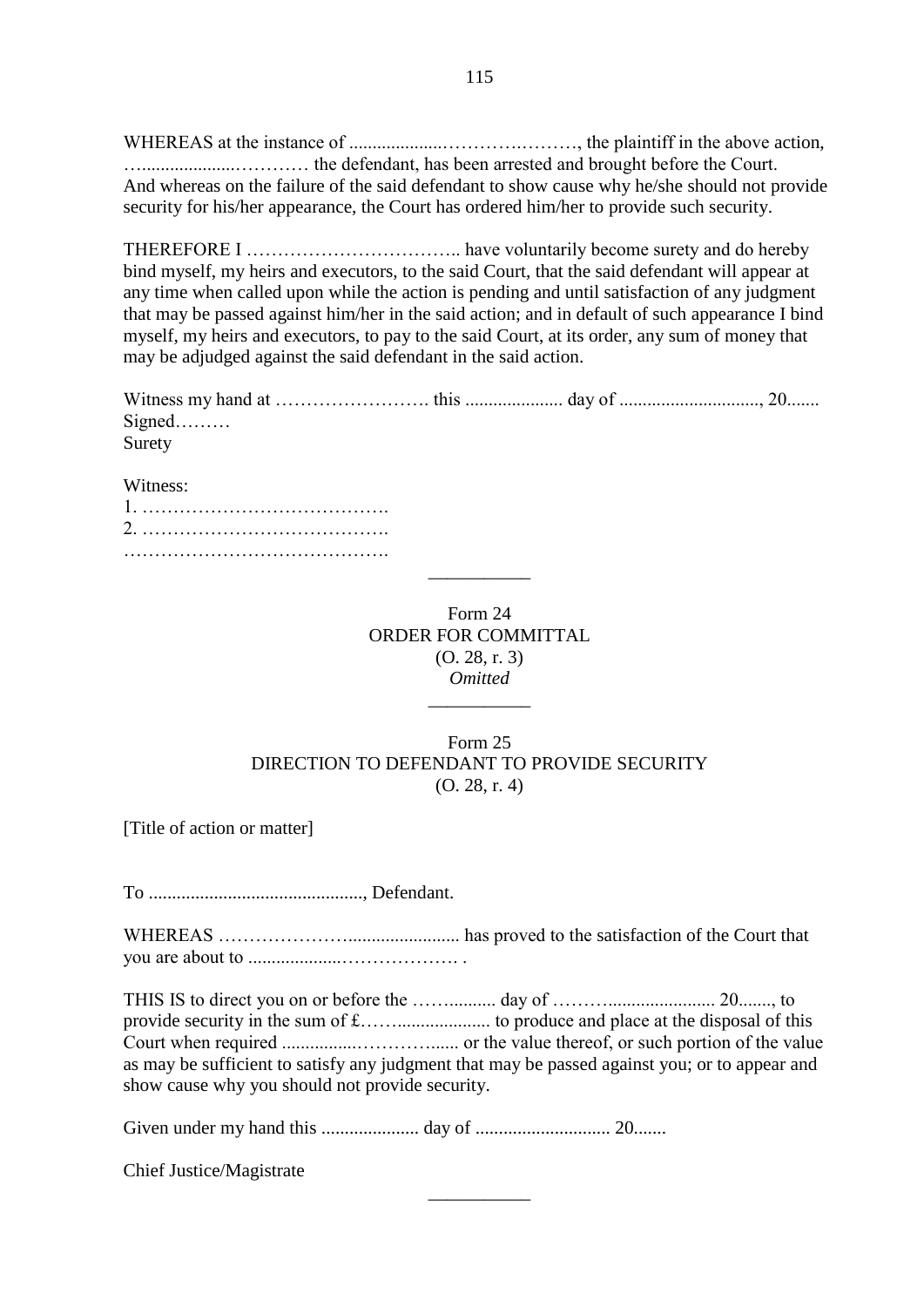WHEREAS at the instance of ...................……………………, the plaintiff in the above action, ….................………… the defendant, has been arrested and brought before the Court. And whereas on the failure of the said defendant to show cause why he/she should not provide security for his/her appearance, the Court has ordered him/her to provide such security.

THEREFORE I …………………………….. have voluntarily become surety and do hereby bind myself, my heirs and executors, to the said Court, that the said defendant will appear at any time when called upon while the action is pending and until satisfaction of any judgment that may be passed against him/her in the said action; and in default of such appearance I bind myself, my heirs and executors, to pay to the said Court, at its order, any sum of money that may be adjudged against the said defendant in the said action.

Witness my hand at ……………………. this .................... day of ............................., 20.......
Signed………
Surety

Witness:
1. ………………………………….
2. ………………………………….
…………………………………….

---

Form 24
ORDER FOR COMMITTAL
(O. 28, r. 3)
*Omitted*

---

Form 25
DIRECTION TO DEFENDANT TO PROVIDE SECURITY
(O. 28, r. 4)

[Title of action or matter]

To .............................................., Defendant.

WHEREAS …………………....................... has proved to the satisfaction of the Court that you are about to ...................………………. .

THIS IS to direct you on or before the ……......... day of ………...................... 20......., to provide security in the sum of £……................... to produce and place at the disposal of this Court when required ...............…………...... or the value thereof, or such portion of the value as may be sufficient to satisfy any judgment that may be passed against you; or to appear and show cause why you should not provide security.

Given under my hand this .................... day of ............................ 20.......

Chief Justice/Magistrate

---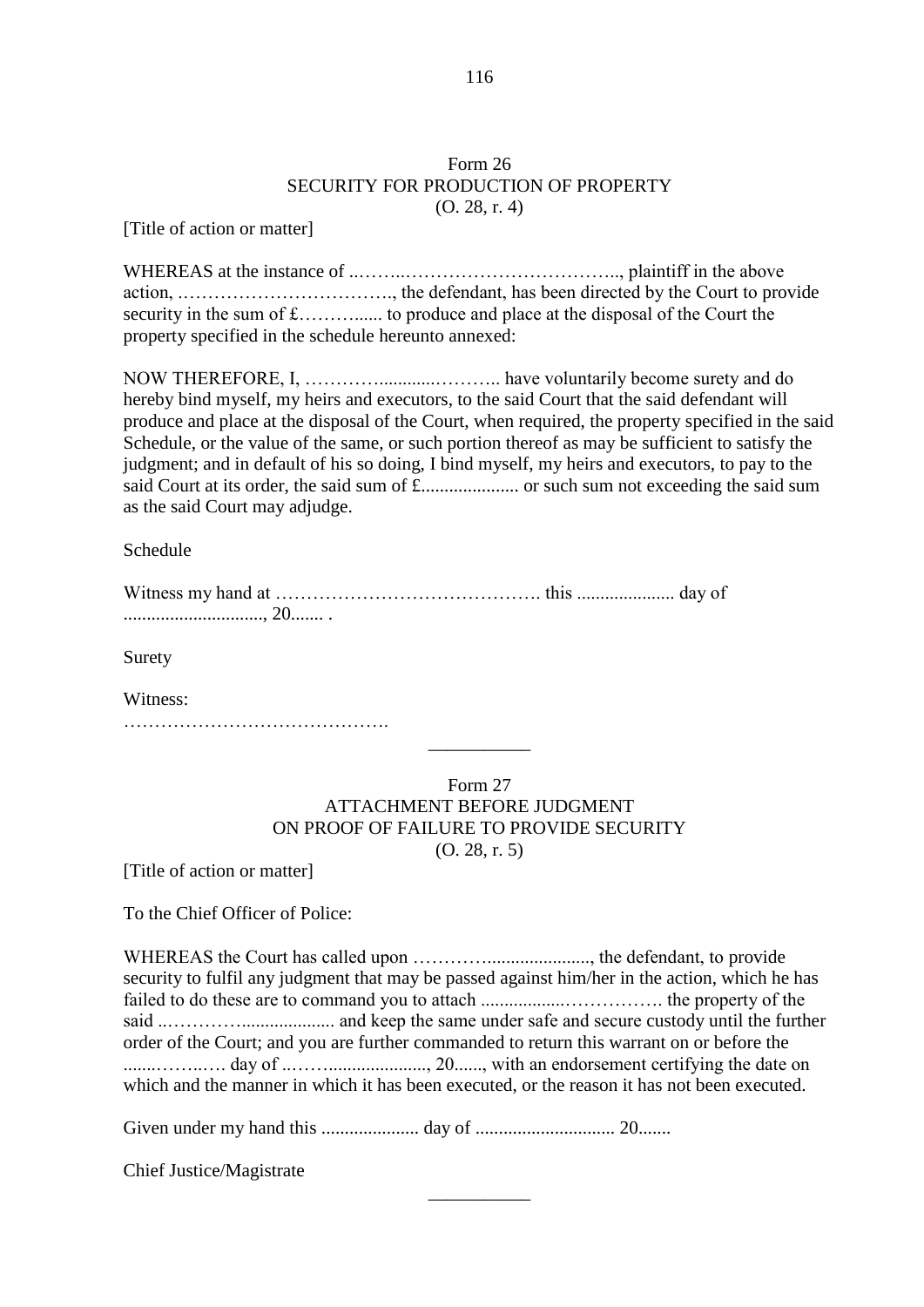## Form 26
## SECURITY FOR PRODUCTION OF PROPERTY
(O. 28, r. 4)

[Title of action or matter]

WHEREAS at the instance of ..……..…………………………….., plaintiff in the above action, …………………………….., the defendant, has been directed by the Court to provide security in the sum of £………...... to produce and place at the disposal of the Court the property specified in the schedule hereunto annexed:

NOW THEREFORE, I, ………….............……….. have voluntarily become surety and do hereby bind myself, my heirs and executors, to the said Court that the said defendant will produce and place at the disposal of the Court, when required, the property specified in the said Schedule, or the value of the same, or such portion thereof as may be sufficient to satisfy the judgment; and in default of his so doing, I bind myself, my heirs and executors, to pay to the said Court at its order, the said sum of £..................... or such sum not exceeding the said sum as the said Court may adjudge.

Schedule

Witness my hand at ……………………………………. this ..................... day of .............................., 20....... .

Surety

Witness:
…………………………………….

___________

## Form 27
## ATTACHMENT BEFORE JUDGMENT
## ON PROOF OF FAILURE TO PROVIDE SECURITY
(O. 28, r. 5)

[Title of action or matter]

To the Chief Officer of Police:

WHEREAS the Court has called upon ……………......................, the defendant, to provide security to fulfil any judgment that may be passed against him/her in the action, which he has failed to do these are to command you to attach ..................……………. the property of the said ..…………..................... and keep the same under safe and secure custody until the further order of the Court; and you are further commanded to return this warrant on or before the .......……..…. day of ..……....................., 20......, with an endorsement certifying the date on which and the manner in which it has been executed, or the reason it has not been executed.

Given under my hand this ..................... day of .............................. 20.......

Chief Justice/Magistrate

___________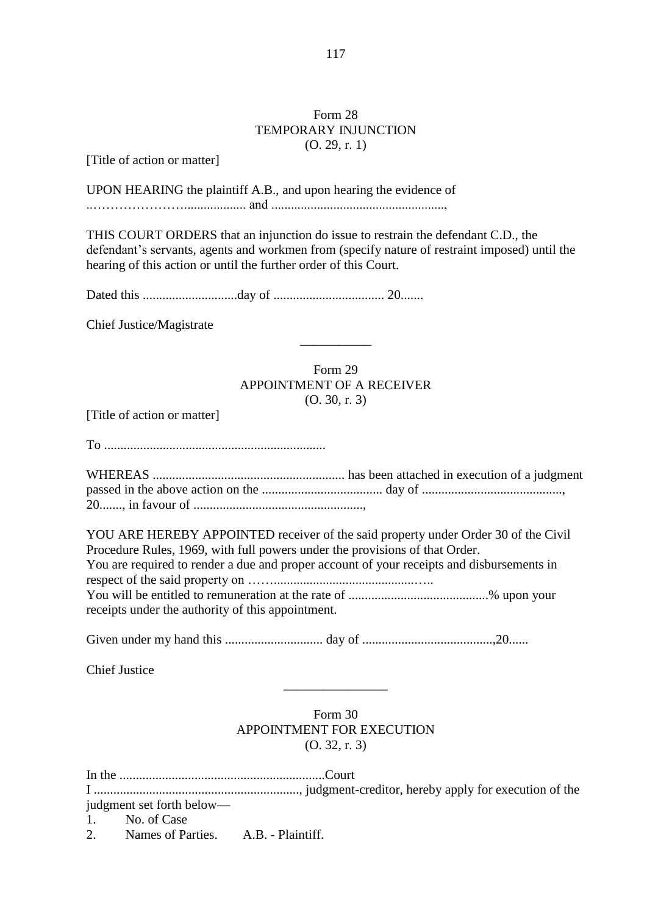Form 28
TEMPORARY INJUNCTION
(O. 29, r. 1)

[Title of action or matter]

UPON HEARING the plaintiff A.B., and upon hearing the evidence of ..………………….................. and .....................................................,

THIS COURT ORDERS that an injunction do issue to restrain the defendant C.D., the defendant's servants, agents and workmen from (specify nature of restraint imposed) until the hearing of this action or until the further order of this Court.

Dated this ............................day of .................................. 20.......

Chief Justice/Magistrate

---

Form 29
APPOINTMENT OF A RECEIVER
(O. 30, r. 3)

[Title of action or matter]

To ...................................................................

WHEREAS ........................................................... has been attached in execution of a judgment passed in the above action on the ..................................... day of ..........................................., 20......., in favour of ....................................................,

YOU ARE HEREBY APPOINTED receiver of the said property under Order 30 of the Civil Procedure Rules, 1969, with full powers under the provisions of that Order.
You are required to render a due and proper account of your receipts and disbursements in respect of the said property on ……..............................................…..
You will be entitled to remuneration at the rate of ...........................................% upon your receipts under the authority of this appointment.

Given under my hand this .............................. day of ........................................,20......

Chief Justice

---

Form 30
APPOINTMENT FOR EXECUTION
(O. 32, r. 3)

In the ...............................................................Court
I ..............................................................., judgment-creditor, hereby apply for execution of the judgment set forth below—

1. No. of Case
2. Names of Parties. A.B. - Plaintiff.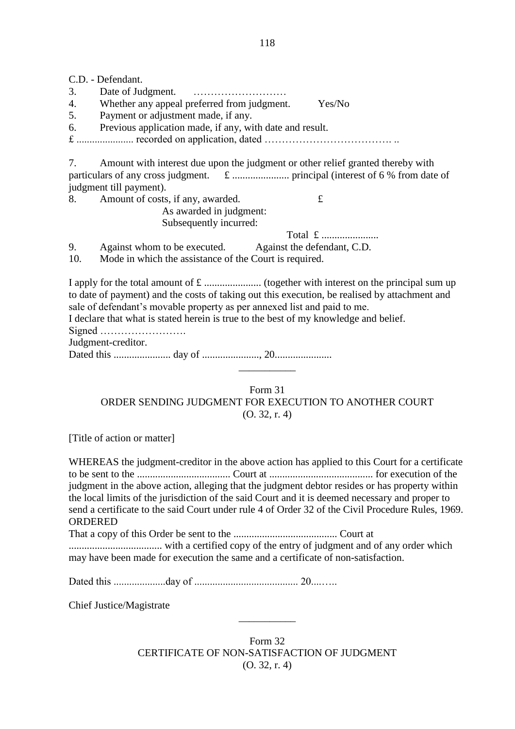C.D. - Defendant.

3. Date of Judgment. ………………………
4. Whether any appeal preferred from judgment. Yes/No
5. Payment or adjustment made, if any.
6. Previous application made, if any, with date and result.

£ ...................... recorded on application, dated ………………………………. ..

7. Amount with interest due upon the judgment or other relief granted thereby with particulars of any cross judgment. £ ...................... principal (interest of 6 % from date of judgment till payment).
8. Amount of costs, if any, awarded. £

   As awarded in judgment:

   Subsequently incurred:

   Total £ ......................
9. Against whom to be executed. Against the defendant, C.D.
10. Mode in which the assistance of the Court is required.

I apply for the total amount of £ ...................... (together with interest on the principal sum up to date of payment) and the costs of taking out this execution, be realised by attachment and sale of defendant's movable property as per annexed list and paid to me.

I declare that what is stated herein is true to the best of my knowledge and belief.

Signed …………………….

Judgment-creditor.

Dated this ...................... day of ......................, 20......................

---

Form 31

## ORDER SENDING JUDGMENT FOR EXECUTION TO ANOTHER COURT

(O. 32, r. 4)

[Title of action or matter]

WHEREAS the judgment-creditor in the above action has applied to this Court for a certificate to be sent to the .................................... Court at ........................................ for execution of the judgment in the above action, alleging that the judgment debtor resides or has property within the local limits of the jurisdiction of the said Court and it is deemed necessary and proper to send a certificate to the said Court under rule 4 of Order 32 of the Civil Procedure Rules, 1969.

ORDERED

That a copy of this Order be sent to the ........................................ Court at .................................... with a certified copy of the entry of judgment and of any order which may have been made for execution the same and a certificate of non-satisfaction.

Dated this ....................day of ........................................ 20....…..

Chief Justice/Magistrate

---

Form 32

## CERTIFICATE OF NON-SATISFACTION OF JUDGMENT

(O. 32, r. 4)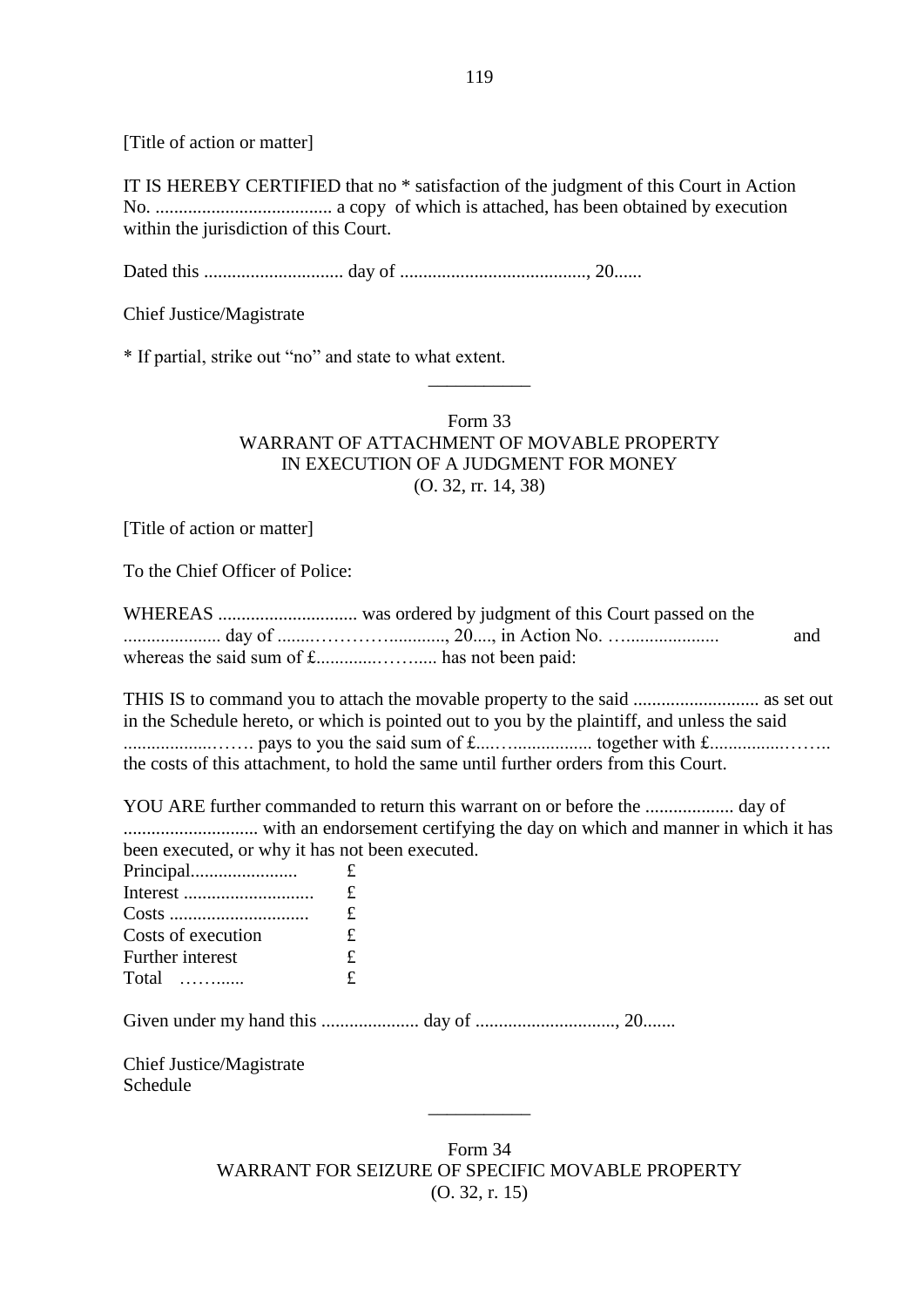[Title of action or matter]

IT IS HEREBY CERTIFIED that no * satisfaction of the judgment of this Court in Action No. ...................................... a copy of which is attached, has been obtained by execution within the jurisdiction of this Court.

Dated this .............................. day of ........................................, 20......

Chief Justice/Magistrate

* If partial, strike out "no" and state to what extent.

___________

Form 33
WARRANT OF ATTACHMENT OF MOVABLE PROPERTY
IN EXECUTION OF A JUDGMENT FOR MONEY
(O. 32, rr. 14, 38)

[Title of action or matter]

To the Chief Officer of Police:

WHEREAS .............................. was ordered by judgment of this Court passed on the ..................... day of .......…………..........., 20...., in Action No. …..................... and whereas the said sum of £.............………..... has not been paid:

THIS IS to command you to attach the movable property to the said ........................... as set out in the Schedule hereto, or which is pointed out to you by the plaintiff, and unless the said ...................……. pays to you the said sum of £....….................. together with £................…….. the costs of this attachment, to hold the same until further orders from this Court.

YOU ARE further commanded to return this warrant on or before the ................... day of ............................. with an endorsement certifying the day on which and manner in which it has been executed, or why it has not been executed.

| | |
|---|---|
| Principal....................... | £ |
| Interest ............................ | £ |
| Costs .............................. | £ |
| Costs of execution | £ |
| Further interest | £ |
| Total ……..... | £ |

Given under my hand this ..................... day of .............................., 20.......

Chief Justice/Magistrate
Schedule

___________

Form 34
WARRANT FOR SEIZURE OF SPECIFIC MOVABLE PROPERTY
(O. 32, r. 15)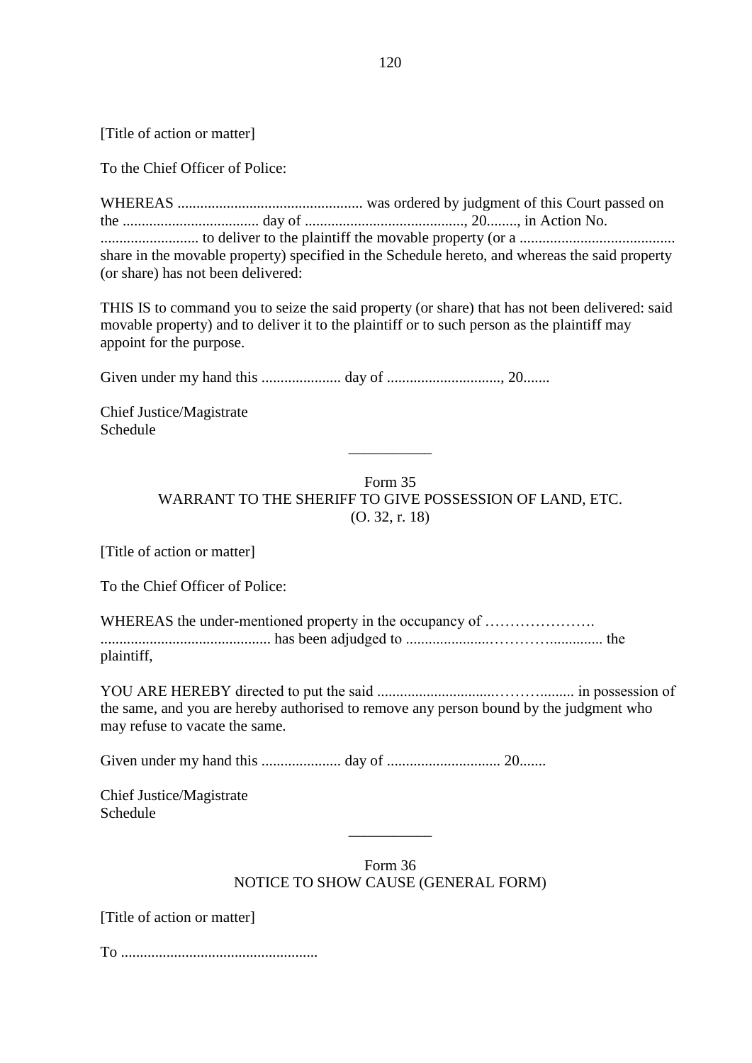[Title of action or matter]

To the Chief Officer of Police:

WHEREAS ................................................. was ordered by judgment of this Court passed on the .................................... day of .........................................., 20........, in Action No. .......................... to deliver to the plaintiff the movable property (or a ......................................... share in the movable property) specified in the Schedule hereto, and whereas the said property (or share) has not been delivered:

THIS IS to command you to seize the said property (or share) that has not been delivered: said movable property) and to deliver it to the plaintiff or to such person as the plaintiff may appoint for the purpose.

Given under my hand this ..................... day of .............................., 20.......

Chief Justice/Magistrate
Schedule

---

Form 35
WARRANT TO THE SHERIFF TO GIVE POSSESSION OF LAND, ETC.
(O. 32, r. 18)

[Title of action or matter]

To the Chief Officer of Police:

WHEREAS the under-mentioned property in the occupancy of ………………….
............................................. has been adjudged to ......................………….............. the plaintiff,

YOU ARE HEREBY directed to put the said .................................……......... in possession of the same, and you are hereby authorised to remove any person bound by the judgment who may refuse to vacate the same.

Given under my hand this ..................... day of .............................. 20.......

Chief Justice/Magistrate
Schedule

---

Form 36
NOTICE TO SHOW CAUSE (GENERAL FORM)

[Title of action or matter]

To ....................................................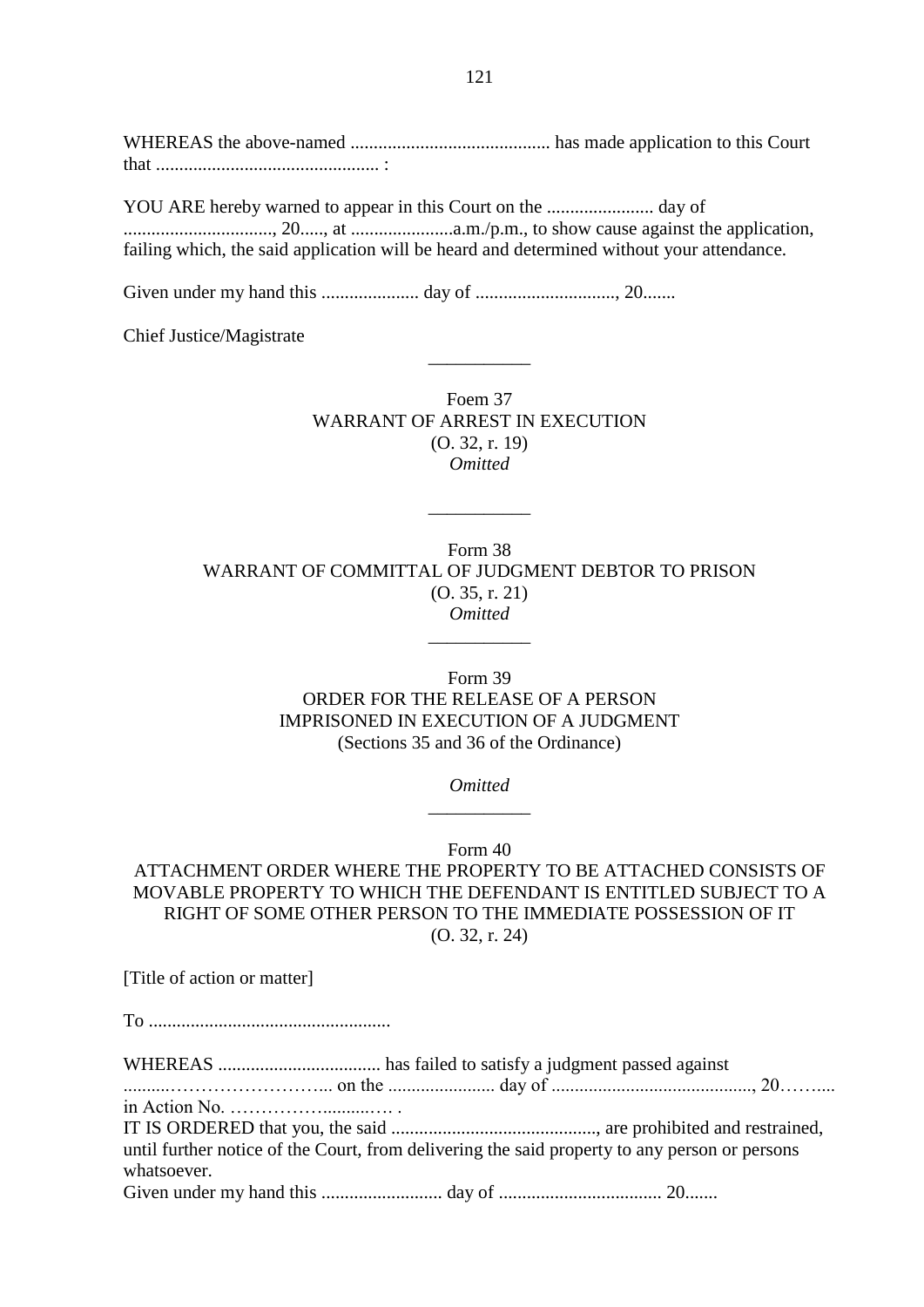WHEREAS the above-named ........................................... has made application to this Court that ................................................ :

YOU ARE hereby warned to appear in this Court on the ....................... day of ................................, 20....., at ......................a.m./p.m., to show cause against the application, failing which, the said application will be heard and determined without your attendance.

Given under my hand this ..................... day of .............................., 20.......

Chief Justice/Magistrate

___________

Foem 37
WARRANT OF ARREST IN EXECUTION
(O. 32, r. 19)
*Omitted*

___________

Form 38
WARRANT OF COMMITTAL OF JUDGMENT DEBTOR TO PRISON
(O. 35, r. 21)
*Omitted*

___________

Form 39
ORDER FOR THE RELEASE OF A PERSON IMPRISONED IN EXECUTION OF A JUDGMENT
(Sections 35 and 36 of the Ordinance)

*Omitted*

___________

Form 40
ATTACHMENT ORDER WHERE THE PROPERTY TO BE ATTACHED CONSISTS OF MOVABLE PROPERTY TO WHICH THE DEFENDANT IS ENTITLED SUBJECT TO A RIGHT OF SOME OTHER PERSON TO THE IMMEDIATE POSSESSION OF IT
(O. 32, r. 24)

[Title of action or matter]

To ....................................................

WHEREAS ................................... has failed to satisfy a judgment passed against ..........……………………... on the ....................... day of ..........................................., 20……....
in Action No. ……………..........…. .
IT IS ORDERED that you, the said ............................................, are prohibited and restrained, until further notice of the Court, from delivering the said property to any person or persons whatsoever.
Given under my hand this .......................... day of .................................. 20.......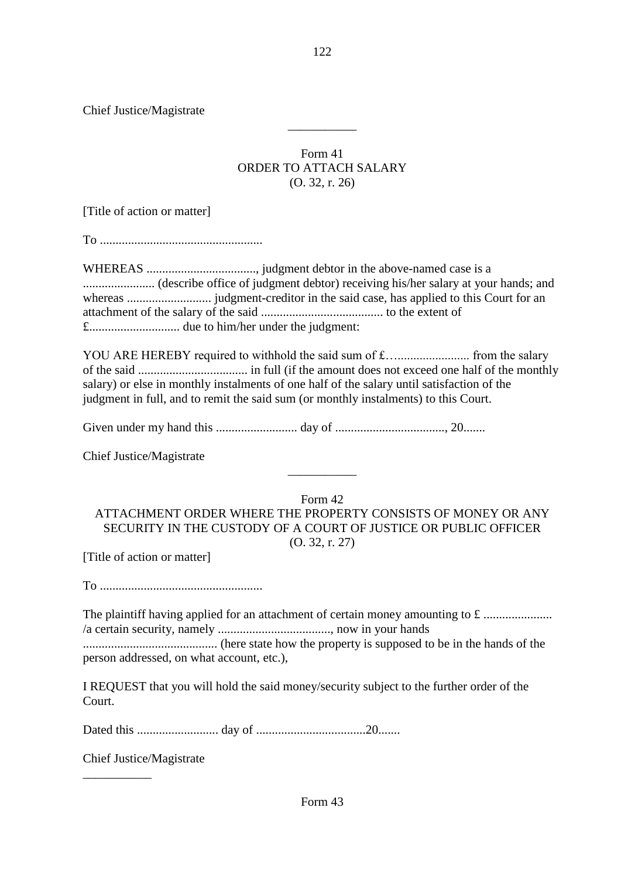Chief Justice/Magistrate

---

## Form 41
## ORDER TO ATTACH SALARY
(O. 32, r. 26)

[Title of action or matter]

To ....................................................

WHEREAS ..................................., judgment debtor in the above-named case is a ....................... (describe office of judgment debtor) receiving his/her salary at your hands; and whereas ........................... judgment-creditor in the said case, has applied to this Court for an attachment of the salary of the said ....................................... to the extent of £............................. due to him/her under the judgment:

YOU ARE HEREBY required to withhold the said sum of £…........................ from the salary of the said ................................... in full (if the amount does not exceed one half of the monthly salary) or else in monthly instalments of one half of the salary until satisfaction of the judgment in full, and to remit the said sum (or monthly instalments) to this Court.

Given under my hand this .......................... day of ..................................., 20.......

Chief Justice/Magistrate

---

## Form 42
## ATTACHMENT ORDER WHERE THE PROPERTY CONSISTS OF MONEY OR ANY SECURITY IN THE CUSTODY OF A COURT OF JUSTICE OR PUBLIC OFFICER
(O. 32, r. 27)

[Title of action or matter]

To ....................................................

The plaintiff having applied for an attachment of certain money amounting to £ ...................... /a certain security, namely ....................................., now in your hands ........................................... (here state how the property is supposed to be in the hands of the person addressed, on what account, etc.),

I REQUEST that you will hold the said money/security subject to the further order of the Court.

Dated this .......................... day of ..................................20.......

Chief Justice/Magistrate

---

## Form 43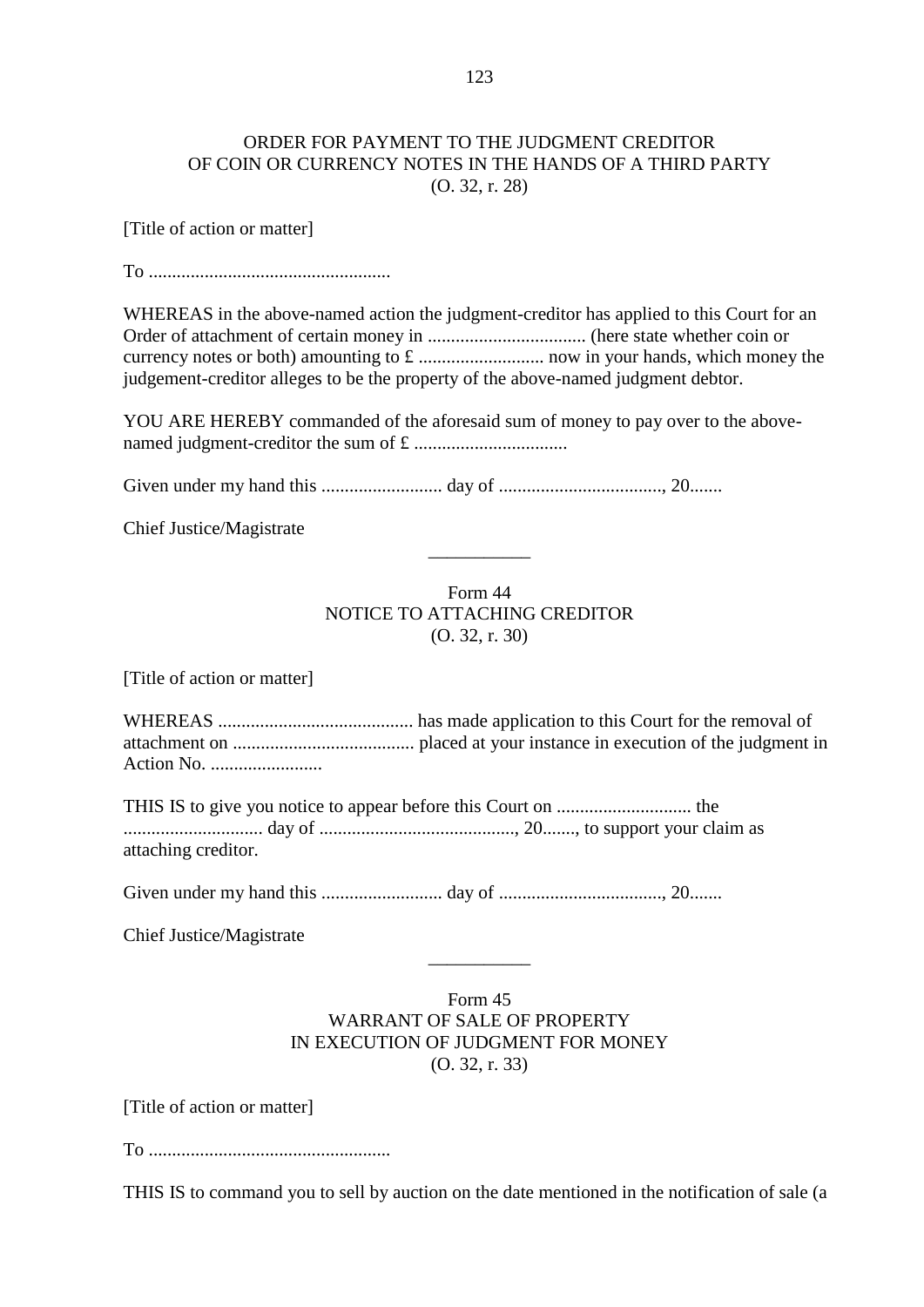ORDER FOR PAYMENT TO THE JUDGMENT CREDITOR
OF COIN OR CURRENCY NOTES IN THE HANDS OF A THIRD PARTY
(O. 32, r. 28)

[Title of action or matter]

To ....................................................

WHEREAS in the above-named action the judgment-creditor has applied to this Court for an Order of attachment of certain money in .................................. (here state whether coin or currency notes or both) amounting to £ ........................... now in your hands, which money the judgement-creditor alleges to be the property of the above-named judgment debtor.

YOU ARE HEREBY commanded of the aforesaid sum of money to pay over to the above-named judgment-creditor the sum of £ .................................

Given under my hand this .......................... day of ..................................., 20.......

Chief Justice/Magistrate

___________

## Form 44
## NOTICE TO ATTACHING CREDITOR
(O. 32, r. 30)

[Title of action or matter]

WHEREAS .......................................... has made application to this Court for the removal of attachment on ....................................... placed at your instance in execution of the judgment in Action No. ........................

THIS IS to give you notice to appear before this Court on ............................. the ............................. day of .........................................., 20......., to support your claim as attaching creditor.

Given under my hand this .......................... day of ..................................., 20.......

Chief Justice/Magistrate

___________

## Form 45
## WARRANT OF SALE OF PROPERTY IN EXECUTION OF JUDGMENT FOR MONEY
(O. 32, r. 33)

[Title of action or matter]

To ....................................................

THIS IS to command you to sell by auction on the date mentioned in the notification of sale (a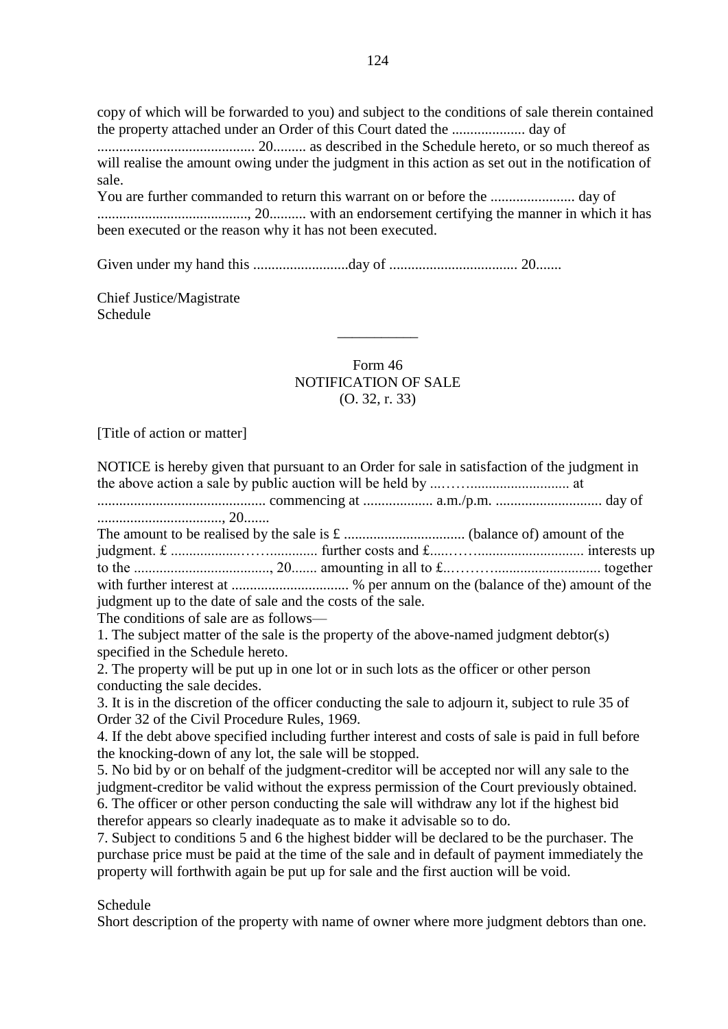copy of which will be forwarded to you) and subject to the conditions of sale therein contained the property attached under an Order of this Court dated the .................... day of ........................................... 20......... as described in the Schedule hereto, or so much thereof as will realise the amount owing under the judgment in this action as set out in the notification of sale.

You are further commanded to return this warrant on or before the ....................... day of ........................................., 20.......... with an endorsement certifying the manner in which it has been executed or the reason why it has not been executed.

Given under my hand this ..........................day of ................................... 20.......

Chief Justice/Magistrate
Schedule

---

## Form 46
## NOTIFICATION OF SALE
## (O. 32, r. 33)

[Title of action or matter]

NOTICE is hereby given that pursuant to an Order for sale in satisfaction of the judgment in the above action a sale by public auction will be held by ...……........................... at ............................................. commencing at ................... a.m./p.m. ............................. day of .................................., 20.......

The amount to be realised by the sale is £ ................................. (balance of) amount of the judgment. £ ...................…….............. further costs and £.....…….............................. interests up to the ....................................., 20....... amounting in all to £..……….............................. together with further interest at ................................ % per annum on the (balance of the) amount of the judgment up to the date of sale and the costs of the sale.

The conditions of sale are as follows—

1. The subject matter of the sale is the property of the above-named judgment debtor(s) specified in the Schedule hereto.
2. The property will be put up in one lot or in such lots as the officer or other person conducting the sale decides.
3. It is in the discretion of the officer conducting the sale to adjourn it, subject to rule 35 of Order 32 of the Civil Procedure Rules, 1969.
4. If the debt above specified including further interest and costs of sale is paid in full before the knocking-down of any lot, the sale will be stopped.
5. No bid by or on behalf of the judgment-creditor will be accepted nor will any sale to the judgment-creditor be valid without the express permission of the Court previously obtained.
6. The officer or other person conducting the sale will withdraw any lot if the highest bid therefor appears so clearly inadequate as to make it advisable so to do.
7. Subject to conditions 5 and 6 the highest bidder will be declared to be the purchaser. The purchase price must be paid at the time of the sale and in default of payment immediately the property will forthwith again be put up for sale and the first auction will be void.

Schedule

Short description of the property with name of owner where more judgment debtors than one.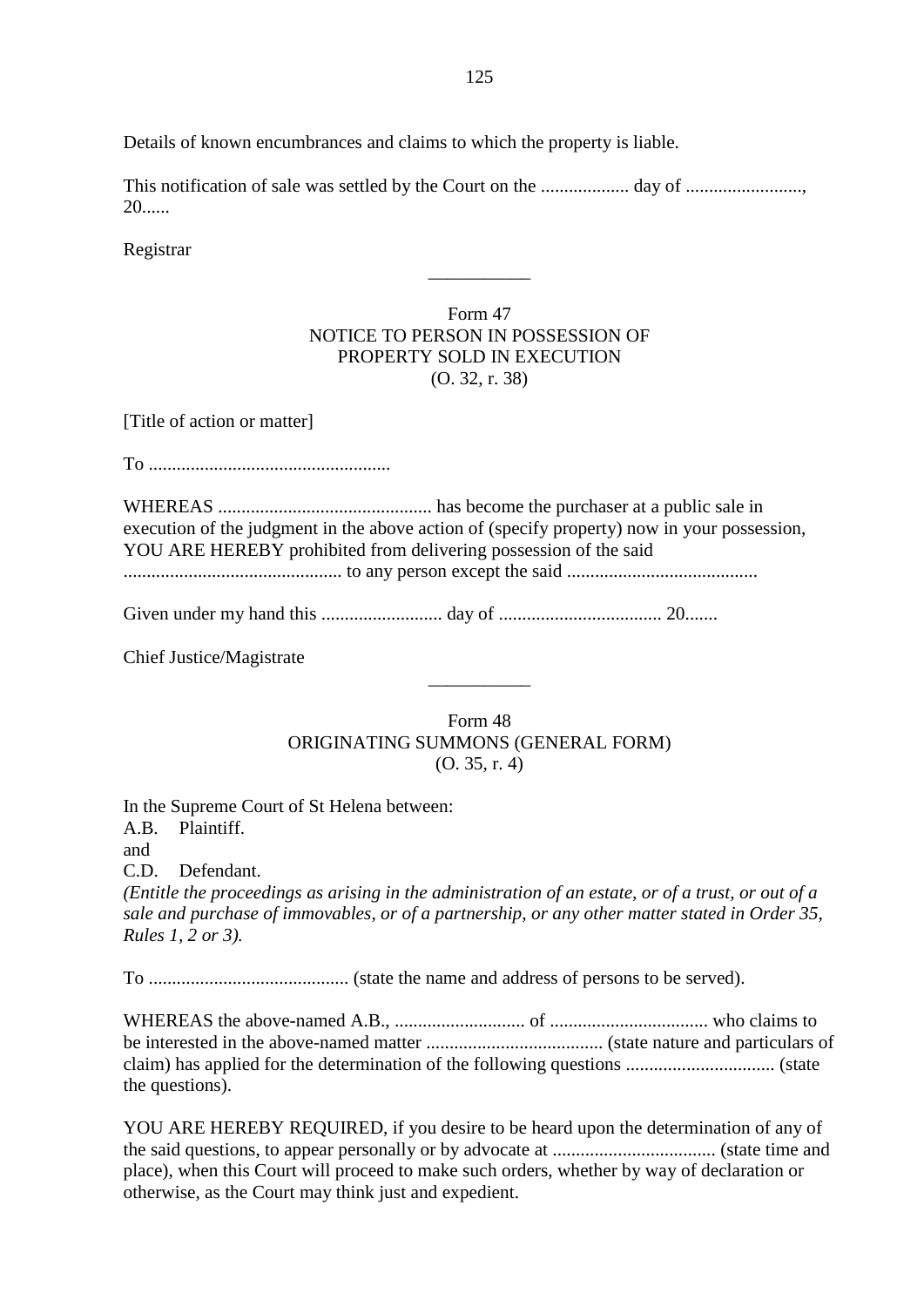Details of known encumbrances and claims to which the property is liable.

This notification of sale was settled by the Court on the ................... day of ........................., 20......

Registrar

___________

Form 47
NOTICE TO PERSON IN POSSESSION OF
PROPERTY SOLD IN EXECUTION
(O. 32, r. 38)

[Title of action or matter]

To ....................................................

WHEREAS .............................................. has become the purchaser at a public sale in execution of the judgment in the above action of (specify property) now in your possession, YOU ARE HEREBY prohibited from delivering possession of the said ............................................... to any person except the said .........................................

Given under my hand this .......................... day of ................................... 20.......

Chief Justice/Magistrate

___________

Form 48
ORIGINATING SUMMONS (GENERAL FORM)
(O. 35, r. 4)

In the Supreme Court of St Helena between:
A.B. Plaintiff.
and
C.D. Defendant.
*(Entitle the proceedings as arising in the administration of an estate, or of a trust, or out of a sale and purchase of immovables, or of a partnership, or any other matter stated in Order 35, Rules 1, 2 or 3).*

To ........................................... (state the name and address of persons to be served).

WHEREAS the above-named A.B., ............................ of .................................. who claims to be interested in the above-named matter ...................................... (state nature and particulars of claim) has applied for the determination of the following questions ................................ (state the questions).

YOU ARE HEREBY REQUIRED, if you desire to be heard upon the determination of any of the said questions, to appear personally or by advocate at ................................... (state time and place), when this Court will proceed to make such orders, whether by way of declaration or otherwise, as the Court may think just and expedient.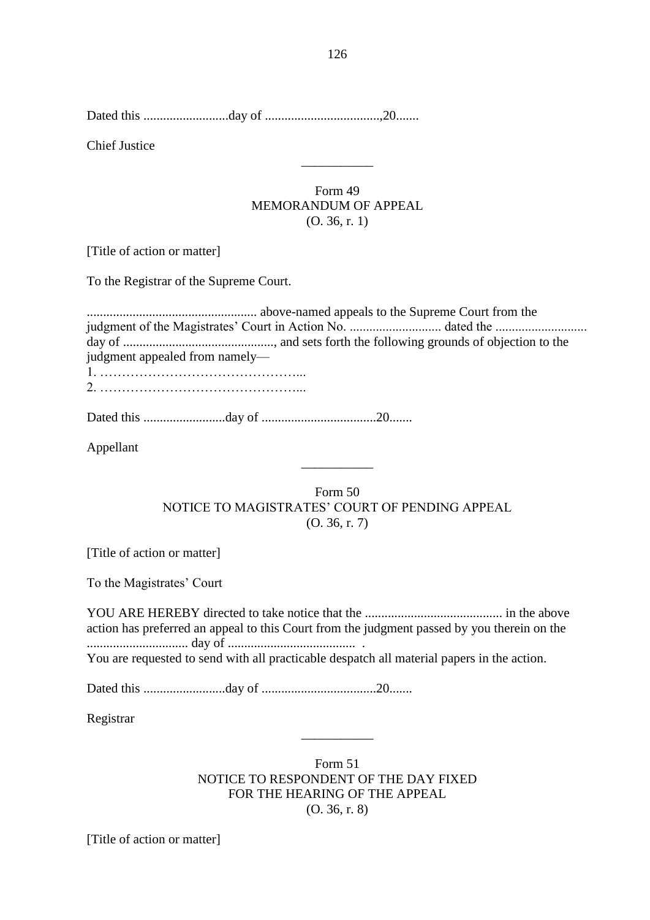Dated this ..........................day of ...................................,20.......

Chief Justice

___________

Form 49
MEMORANDUM OF APPEAL
(O. 36, r. 1)

[Title of action or matter]

To the Registrar of the Supreme Court.

.................................................... above-named appeals to the Supreme Court from the judgment of the Magistrates' Court in Action No. ............................ dated the ............................ day of .............................................., and sets forth the following grounds of objection to the judgment appealed from namely—
1. ………………………………………...
2. ………………………………………...

Dated this .........................day of ...................................20.......

Appellant

___________

Form 50
NOTICE TO MAGISTRATES' COURT OF PENDING APPEAL
(O. 36, r. 7)

[Title of action or matter]

To the Magistrates' Court

YOU ARE HEREBY directed to take notice that the .......................................... in the above action has preferred an appeal to this Court from the judgment passed by you therein on the ............................... day of ....................................... .
You are requested to send with all practicable despatch all material papers in the action.

Dated this .........................day of ...................................20.......

Registrar

___________

Form 51
NOTICE TO RESPONDENT OF THE DAY FIXED
FOR THE HEARING OF THE APPEAL
(O. 36, r. 8)

[Title of action or matter]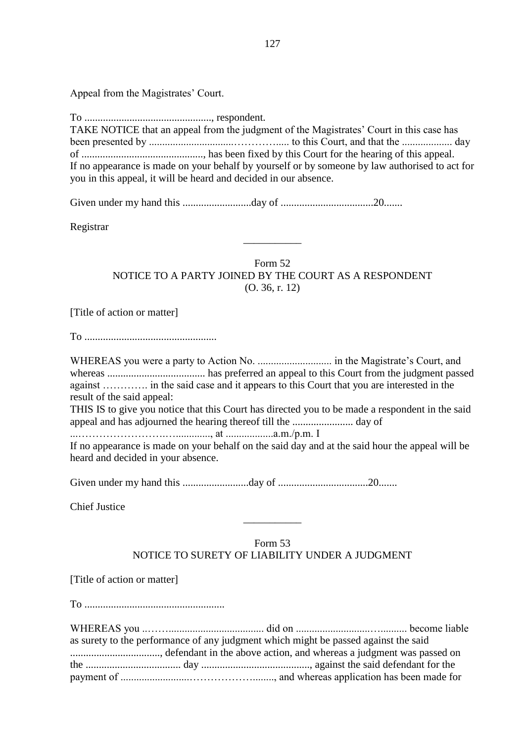Appeal from the Magistrates' Court.

To ................................................, respondent.
TAKE NOTICE that an appeal from the judgment of the Magistrates' Court in this case has been presented by ................................…………..... to this Court, and that the ................... day of .............................................., has been fixed by this Court for the hearing of this appeal. If no appearance is made on your behalf by yourself or by someone by law authorised to act for you in this appeal, it will be heard and decided in our absence.

Given under my hand this ..........................day of ...................................20.......

Registrar

___________

Form 52
NOTICE TO A PARTY JOINED BY THE COURT AS A RESPONDENT
(O. 36, r. 12)

[Title of action or matter]

To ..................................................

WHEREAS you were a party to Action No. ............................ in the Magistrate's Court, and whereas .................................... has preferred an appeal to this Court from the judgment passed against …………. in the said case and it appears to this Court that you are interested in the result of the said appeal:
THIS IS to give you notice that this Court has directed you to be made a respondent in the said appeal and has adjourned the hearing thereof till the ....................... day of ...………………………..............., at ..................a.m./p.m. I
If no appearance is made on your behalf on the said day and at the said hour the appeal will be heard and decided in your absence.

Given under my hand this .........................day of ..................................20.......

Chief Justice

___________

Form 53
NOTICE TO SURETY OF LIABILITY UNDER A JUDGMENT

[Title of action or matter]

To ....................................................

WHEREAS you ..……..................................... did on ...........................…........... become liable as surety to the performance of any judgment which might be passed against the said .................................., defendant in the above action, and whereas a judgment was passed on the .................................... day ........................................., against the said defendant for the payment of ..........................…………………........, and whereas application has been made for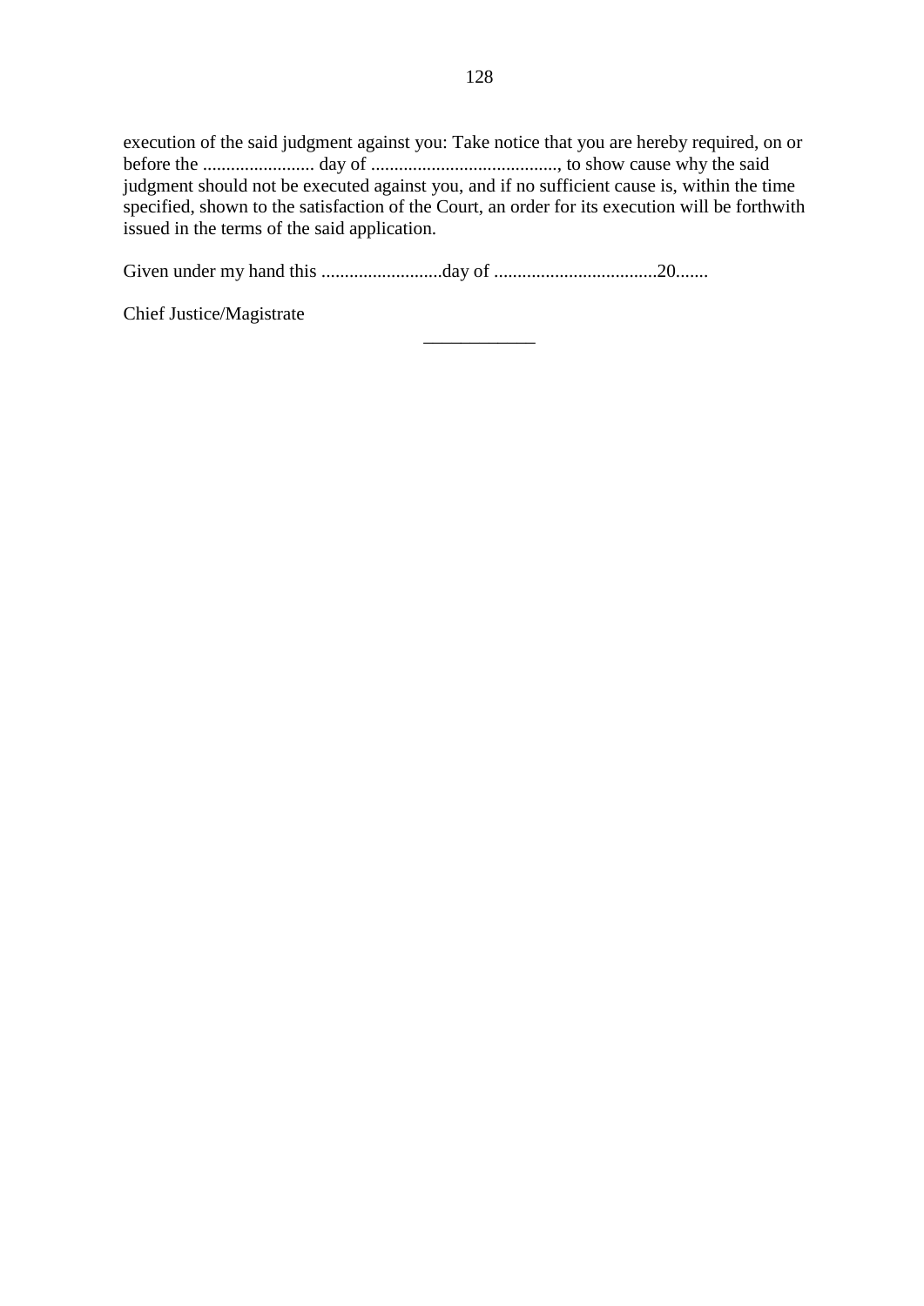execution of the said judgment against you: Take notice that you are hereby required, on or before the ........................ day of ........................................, to show cause why the said judgment should not be executed against you, and if no sufficient cause is, within the time specified, shown to the satisfaction of the Court, an order for its execution will be forthwith issued in the terms of the said application.

Given under my hand this ..........................day of ...................................20.......

Chief Justice/Magistrate

\_\_\_\_\_\_\_\_\_\_\_\_